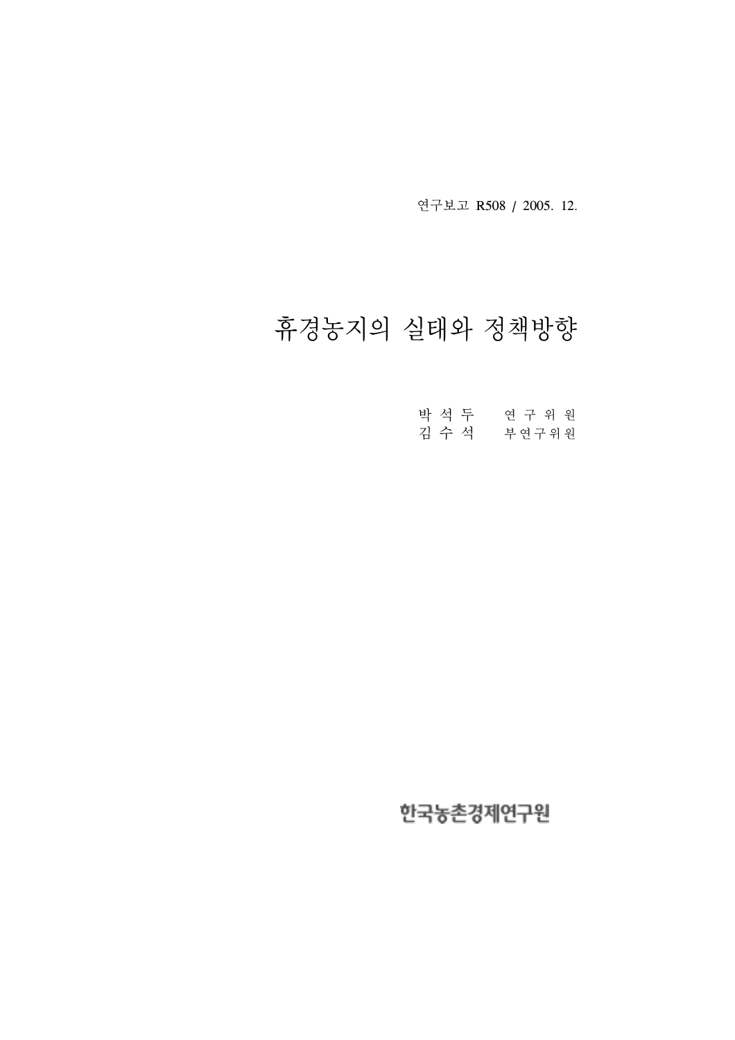연구보고 R508 / 2005. 12.

# 휴경농지의 실태와 정책방향

박 석 두 연 구 위 원
김 수 석 부 연 구 위 원

한국농촌경제연구원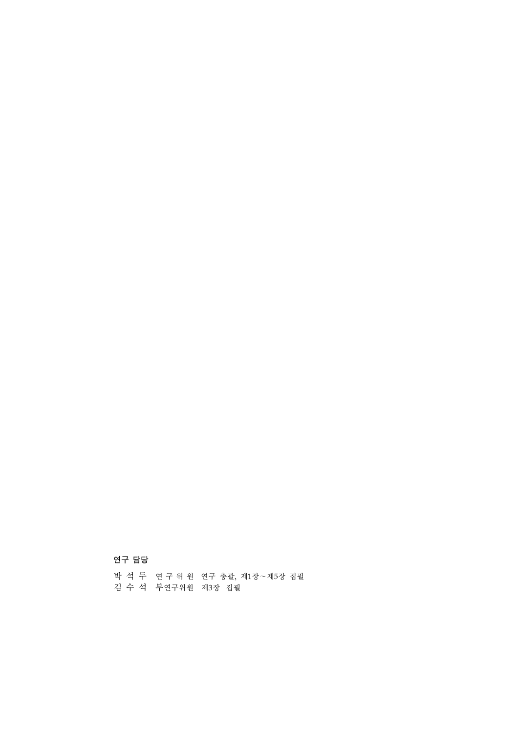**연구 담당**

박 석 두 연 구 위 원 연구 총괄, 제1장~제5장 집필
김 수 석 부연구위원 제3장 집필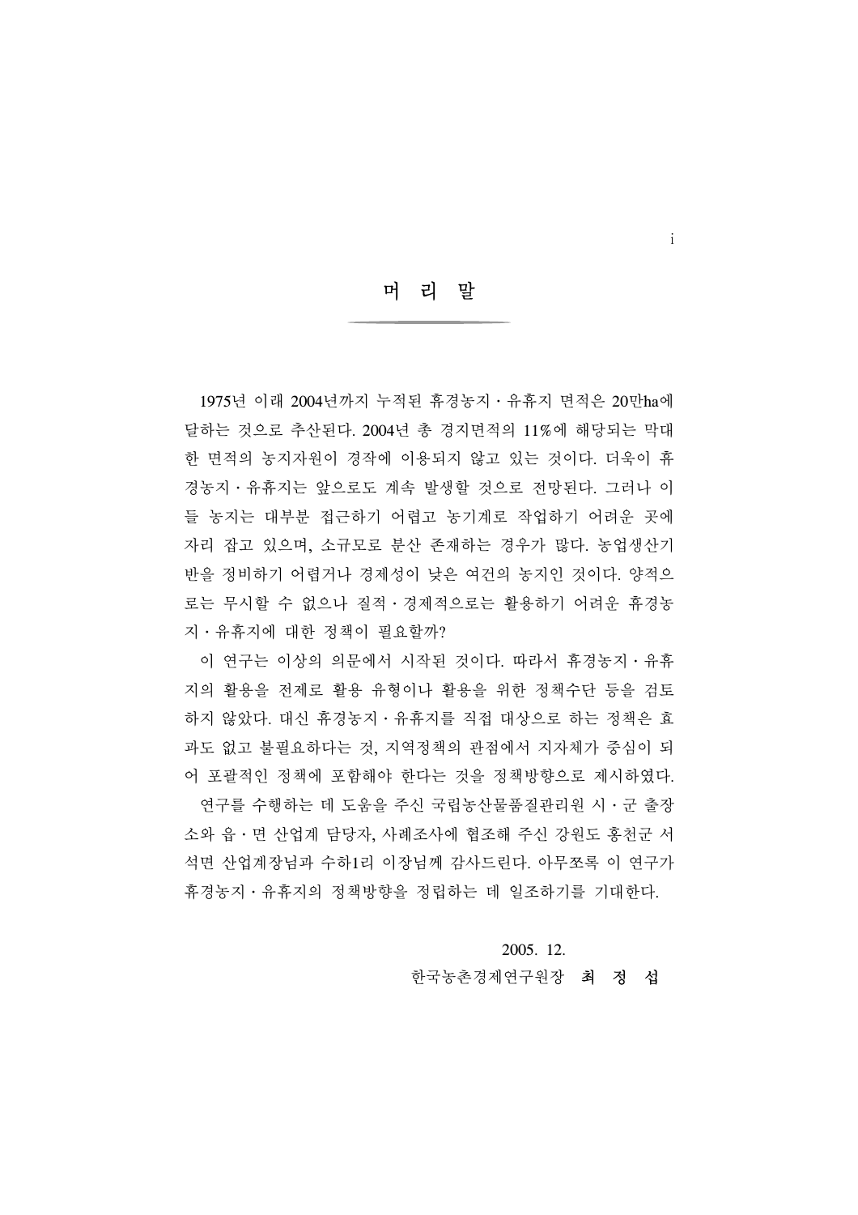# 머 리 말

1975년 이래 2004년까지 누적된 휴경농지·유휴지 면적은 20만ha에 달하는 것으로 추산된다. 2004년 총 경지면적의 11%에 해당되는 막대한 면적의 농지자원이 경작에 이용되지 않고 있는 것이다. 더욱이 휴경농지·유휴지는 앞으로도 계속 발생할 것으로 전망된다. 그러나 이들 농지는 대부분 접근하기 어렵고 농기계로 작업하기 어려운 곳에 자리 잡고 있으며, 소규모로 분산 존재하는 경우가 많다. 농업생산기반을 정비하기 어렵거나 경제성이 낮은 여건의 농지인 것이다. 양적으로는 무시할 수 없으나 질적·경제적으로는 활용하기 어려운 휴경농지·유휴지에 대한 정책이 필요할까?

이 연구는 이상의 의문에서 시작된 것이다. 따라서 휴경농지·유휴지의 활용을 전제로 활용 유형이나 활용을 위한 정책수단 등을 검토하지 않았다. 대신 휴경농지·유휴지를 직접 대상으로 하는 정책은 효과도 없고 불필요하다는 것, 지역정책의 관점에서 지자체가 중심이 되어 포괄적인 정책에 포함해야 한다는 것을 정책방향으로 제시하였다.

연구를 수행하는 데 도움을 주신 국립농산물품질관리원 시·군 출장소와 읍·면 산업계 담당자, 사례조사에 협조해 주신 강원도 홍천군 서석면 산업계장님과 수하1리 이장님께 감사드린다. 아무쪼록 이 연구가 휴경농지·유휴지의 정책방향을 정립하는 데 일조하기를 기대한다.

2005. 12.

한국농촌경제연구원장 **최 정 섭**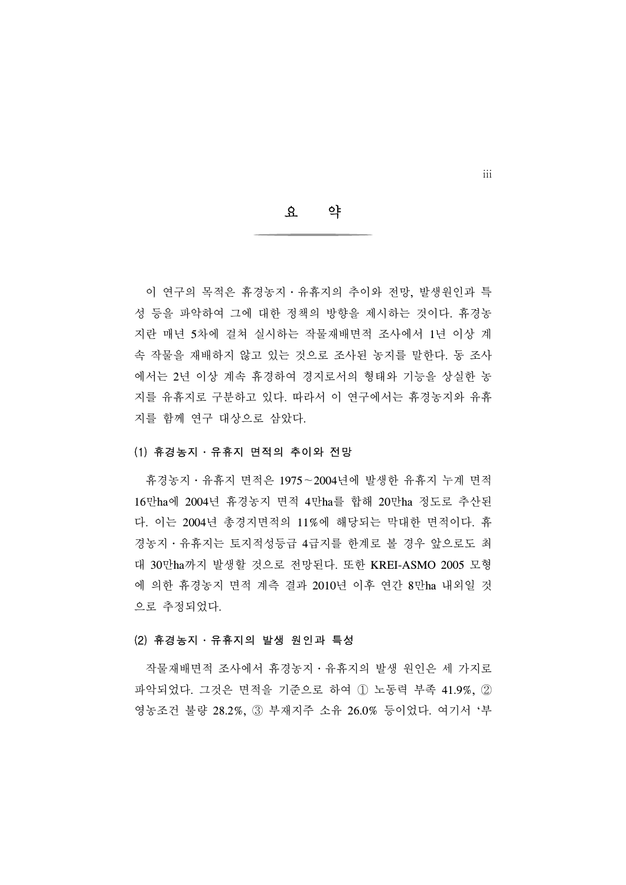# 요 약

이 연구의 목적은 휴경농지·유휴지의 추이와 전망, 발생원인과 특성 등을 파악하여 그에 대한 정책의 방향을 제시하는 것이다. 휴경농지란 매년 5차에 걸쳐 실시하는 작물재배면적 조사에서 1년 이상 계속 작물을 재배하지 않고 있는 것으로 조사된 농지를 말한다. 동 조사에서는 2년 이상 계속 휴경하여 경지로서의 형태와 기능을 상실한 농지를 유휴지로 구분하고 있다. 따라서 이 연구에서는 휴경농지와 유휴지를 함께 연구 대상으로 삼았다.

### (1) 휴경농지·유휴지 면적의 추이와 전망

휴경농지·유휴지 면적은 1975~2004년에 발생한 유휴지 누계 면적 16만ha에 2004년 휴경농지 면적 4만ha를 합해 20만ha 정도로 추산된다. 이는 2004년 총경지면적의 11%에 해당되는 막대한 면적이다. 휴경농지·유휴지는 토지적성등급 4급지를 한계로 볼 경우 앞으로도 최대 30만ha까지 발생할 것으로 전망된다. 또한 KREI-ASMO 2005 모형에 의한 휴경농지 면적 계측 결과 2010년 이후 연간 8만ha 내외일 것으로 추정되었다.

### (2) 휴경농지·유휴지의 발생 원인과 특성

작물재배면적 조사에서 휴경농지·유휴지의 발생 원인은 세 가지로 파악되었다. 그것은 면적을 기준으로 하여 ① 노동력 부족 41.9%, ② 영농조건 불량 28.2%, ③ 부재지주 소유 26.0% 등이었다. 여기서 '부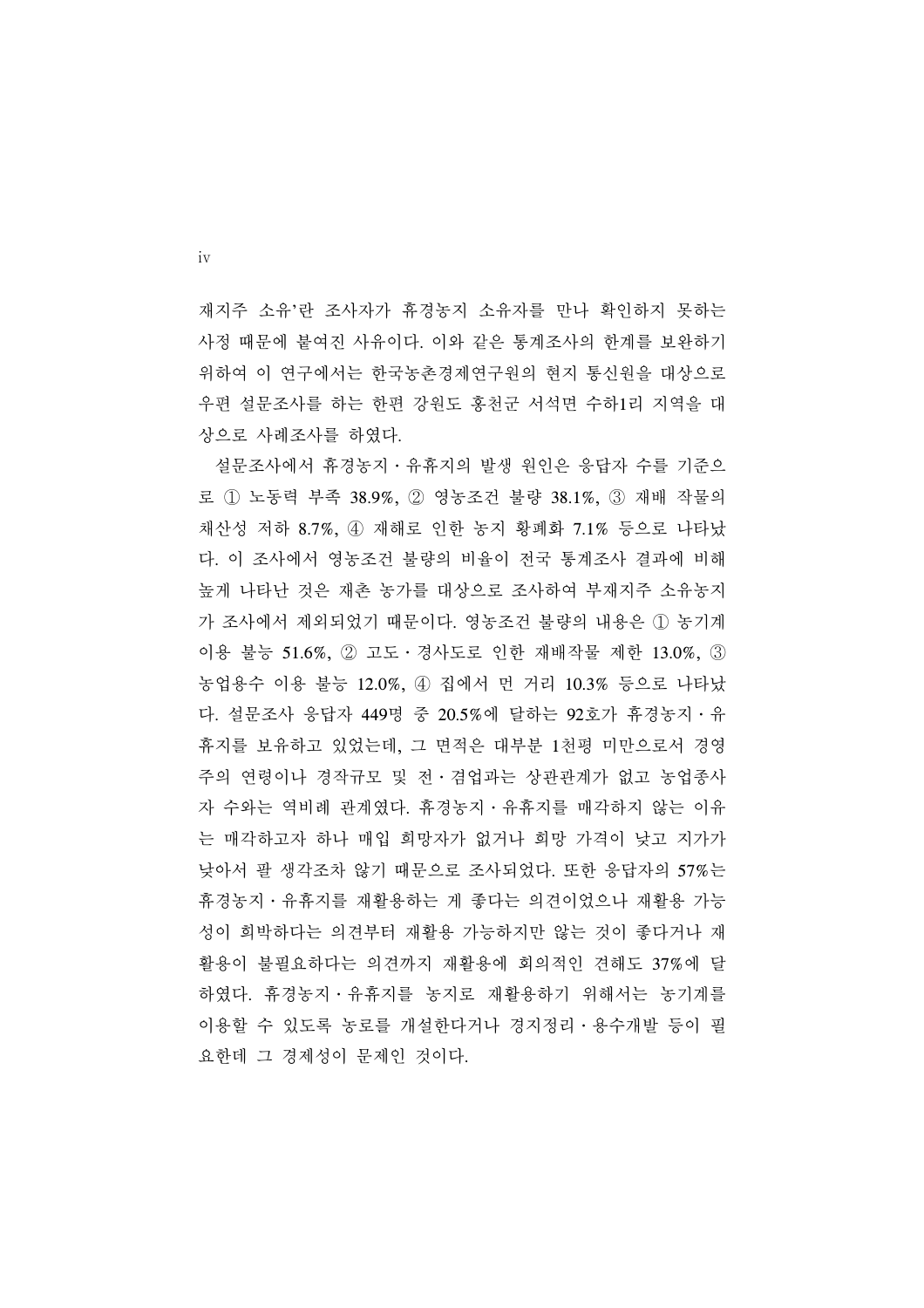재지주 소유'란 조사자가 휴경농지 소유자를 만나 확인하지 못하는 사정 때문에 붙여진 사유이다. 이와 같은 통계조사의 한계를 보완하기 위하여 이 연구에서는 한국농촌경제연구원의 현지 통신원을 대상으로 우편 설문조사를 하는 한편 강원도 홍천군 서석면 수하1리 지역을 대상으로 사례조사를 하였다.

설문조사에서 휴경농지·유휴지의 발생 원인은 응답자 수를 기준으로 ① 노동력 부족 38.9%, ② 영농조건 불량 38.1%, ③ 재배 작물의 채산성 저하 8.7%, ④ 재해로 인한 농지 황폐화 7.1% 등으로 나타났다. 이 조사에서 영농조건 불량의 비율이 전국 통계조사 결과에 비해 높게 나타난 것은 재촌 농가를 대상으로 조사하여 부재지주 소유농지가 조사에서 제외되었기 때문이다. 영농조건 불량의 내용은 ① 농기계 이용 불능 51.6%, ② 고도·경사도로 인한 재배작물 제한 13.0%, ③ 농업용수 이용 불능 12.0%, ④ 집에서 먼 거리 10.3% 등으로 나타났다. 설문조사 응답자 449명 중 20.5%에 달하는 92호가 휴경농지·유휴지를 보유하고 있었는데, 그 면적은 대부분 1천평 미만으로서 경영주의 연령이나 경작규모 및 전·겸업과는 상관관계가 없고 농업종사자 수와는 역비례 관계였다. 휴경농지·유휴지를 매각하지 않는 이유는 매각하고자 하나 매입 희망자가 없거나 희망 가격이 낮고 지가가 낮아서 팔 생각조차 않기 때문으로 조사되었다. 또한 응답자의 57%는 휴경농지·유휴지를 재활용하는 게 좋다는 의견이었으나 재활용 가능성이 희박하다는 의견부터 재활용 가능하지만 않는 것이 좋다거나 재활용이 불필요하다는 의견까지 재활용에 회의적인 견해도 37%에 달하였다. 휴경농지·유휴지를 농지로 재활용하기 위해서는 농기계를 이용할 수 있도록 농로를 개설한다거나 경지정리·용수개발 등이 필요한데 그 경제성이 문제인 것이다.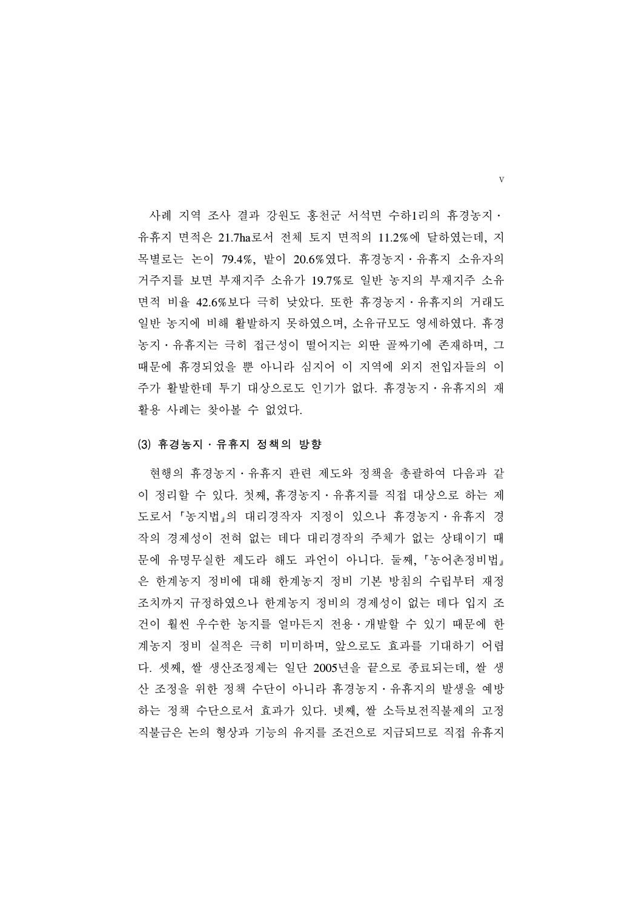사례 지역 조사 결과 강원도 홍천군 서석면 수하1리의 휴경농지·유휴지 면적은 21.7ha로서 전체 토지 면적의 11.2%에 달하였는데, 지목별로는 논이 79.4%, 밭이 20.6%였다. 휴경농지·유휴지 소유자의 거주지를 보면 부재지주 소유가 19.7%로 일반 농지의 부재지주 소유 면적 비율 42.6%보다 극히 낮았다. 또한 휴경농지·유휴지의 거래도 일반 농지에 비해 활발하지 못하였으며, 소유규모도 영세하였다. 휴경농지·유휴지는 극히 접근성이 떨어지는 외딴 골짜기에 존재하며, 그 때문에 휴경되었을 뿐 아니라 심지어 이 지역에 외지 전입자들의 이주가 활발한데 투기 대상으로도 인기가 없다. 휴경농지·유휴지의 재활용 사례는 찾아볼 수 없었다.

### (3) 휴경농지·유휴지 정책의 방향

현행의 휴경농지·유휴지 관련 제도와 정책을 총괄하여 다음과 같이 정리할 수 있다. 첫째, 휴경농지·유휴지를 직접 대상으로 하는 제도로서 「농지법」의 대리경작자 지정이 있으나 휴경농지·유휴지 경작의 경제성이 전혀 없는 데다 대리경작의 주체가 없는 상태이기 때문에 유명무실한 제도라 해도 과언이 아니다. 둘째, 「농어촌정비법」은 한계농지 정비에 대해 한계농지 정비 기본 방침의 수립부터 재정 조치까지 규정하였으나 한계농지 정비의 경제성이 없는 데다 입지 조건이 훨씬 우수한 농지를 얼마든지 전용·개발할 수 있기 때문에 한계농지 정비 실적은 극히 미미하며, 앞으로도 효과를 기대하기 어렵다. 셋째, 쌀 생산조정제는 일단 2005년을 끝으로 종료되는데, 쌀 생산 조정을 위한 정책 수단이 아니라 휴경농지·유휴지의 발생을 예방하는 정책 수단으로서 효과가 있다. 넷째, 쌀 소득보전직불제의 고정직불금은 논의 형상과 기능의 유지를 조건으로 지급되므로 직접 유휴지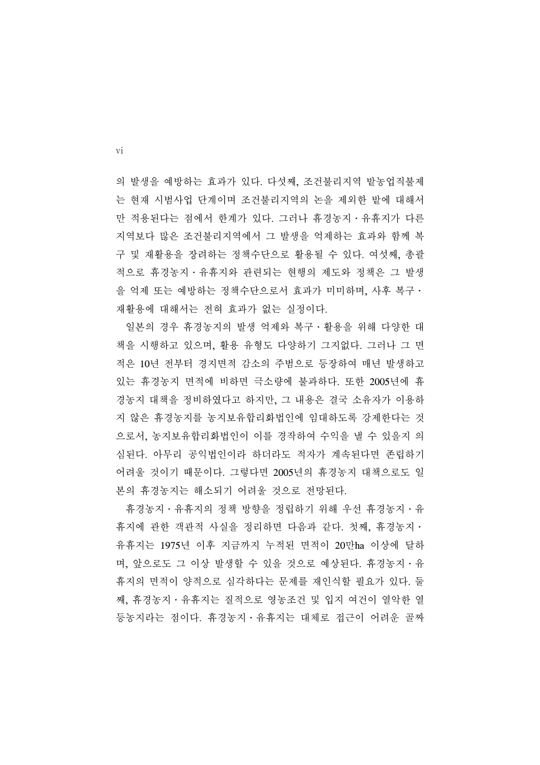의 발생을 예방하는 효과가 있다. 다섯째, 조건불리지역 밭농업직불제는 현재 시범사업 단계이며 조건불리지역의 논을 제외한 밭에 대해서만 적용된다는 점에서 한계가 있다. 그러나 휴경농지·유휴지가 다른 지역보다 많은 조건불리지역에서 그 발생을 억제하는 효과와 함께 복구 및 재활용을 장려하는 정책수단으로 활용될 수 있다. 여섯째, 총괄적으로 휴경농지·유휴지와 관련되는 현행의 제도와 정책은 그 발생을 억제 또는 예방하는 정책수단으로서 효과가 미미하며, 사후 복구·재활용에 대해서는 전혀 효과가 없는 실정이다.

일본의 경우 휴경농지의 발생 억제와 복구·활용을 위해 다양한 대책을 시행하고 있으며, 활용 유형도 다양하기 그지없다. 그러나 그 면적은 10년 전부터 경지면적 감소의 주범으로 등장하여 매년 발생하고 있는 휴경농지 면적에 비하면 극소량에 불과하다. 또한 2005년에 휴경농지 대책을 정비하였다고 하지만, 그 내용은 결국 소유자가 이용하지 않은 휴경농지를 농지보유합리화법인에 임대하도록 강제한다는 것으로서, 농지보유합리화법인이 이를 경작하여 수익을 낼 수 있을지 의심된다. 아무리 공익법인이라 하더라도 적자가 계속된다면 존립하기 어려울 것이기 때문이다. 그렇다면 2005년의 휴경농지 대책으로도 일본의 휴경농지는 해소되기 어려울 것으로 전망된다.

휴경농지·유휴지의 정책 방향을 정립하기 위해 우선 휴경농지·유휴지에 관한 객관적 사실을 정리하면 다음과 같다. 첫째, 휴경농지·유휴지는 1975년 이후 지금까지 누적된 면적이 20만ha 이상에 달하며, 앞으로도 그 이상 발생할 수 있을 것으로 예상된다. 휴경농지·유휴지의 면적이 양적으로 심각하다는 문제를 재인식할 필요가 있다. 둘째, 휴경농지·유휴지는 질적으로 영농조건 및 입지 여건이 열악한 열등농지라는 점이다. 휴경농지·유휴지는 대체로 접근이 어려운 골짜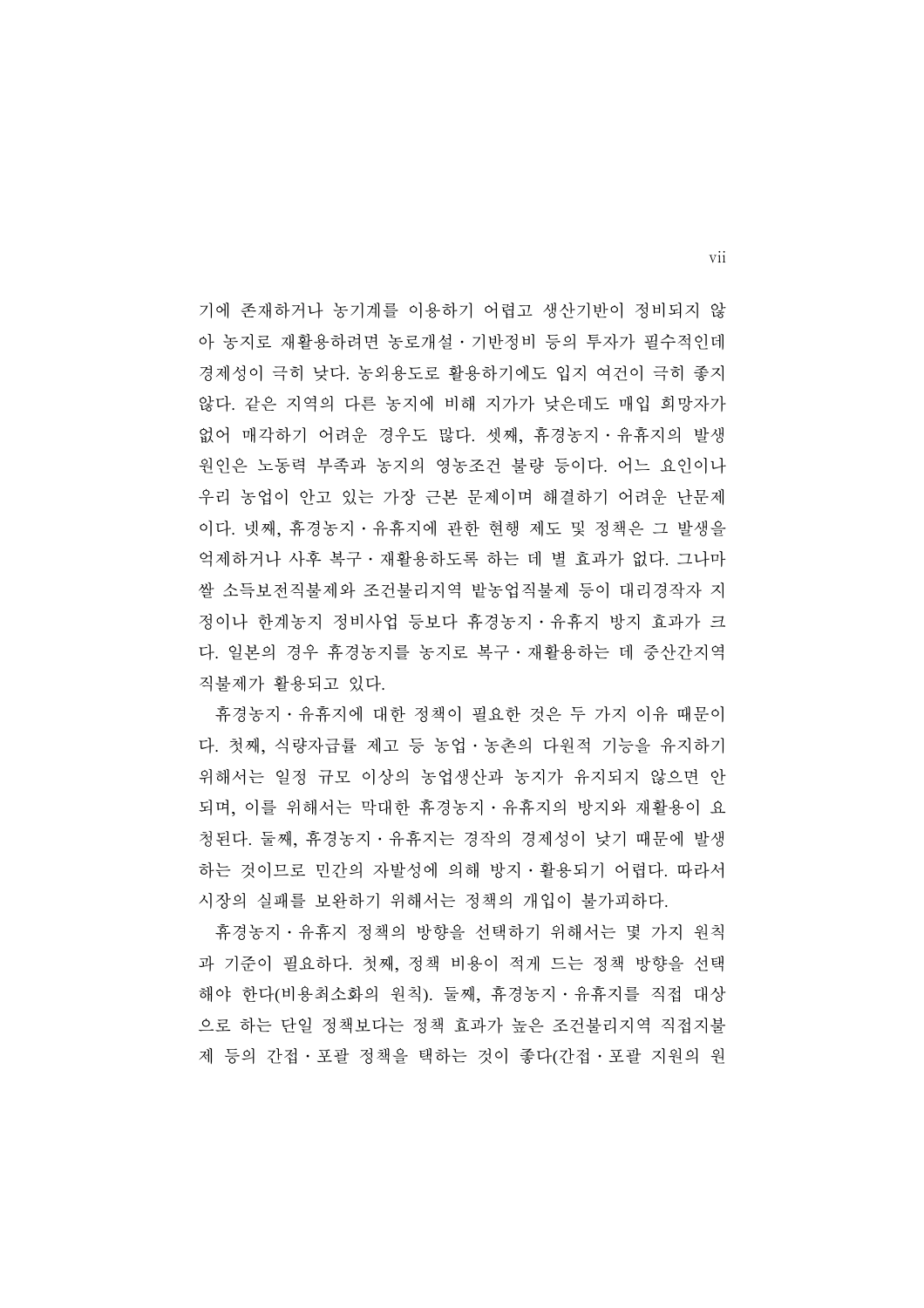기에 존재하거나 농기계를 이용하기 어렵고 생산기반이 정비되지 않아 농지로 재활용하려면 농로개설・기반정비 등의 투자가 필수적인데 경제성이 극히 낮다. 농외용도로 활용하기에도 입지 여건이 극히 좋지 않다. 같은 지역의 다른 농지에 비해 지가가 낮은데도 매입 희망자가 없어 매각하기 어려운 경우도 많다. 셋째, 휴경농지・유휴지의 발생 원인은 노동력 부족과 농지의 영농조건 불량 등이다. 어느 요인이나 우리 농업이 안고 있는 가장 근본 문제이며 해결하기 어려운 난문제이다. 넷째, 휴경농지・유휴지에 관한 현행 제도 및 정책은 그 발생을 억제하거나 사후 복구・재활용하도록 하는 데 별 효과가 없다. 그나마 쌀 소득보전직불제와 조건불리지역 밭농업직불제 등이 대리경작자 지정이나 한계농지 정비사업 등보다 휴경농지・유휴지 방지 효과가 크다. 일본의 경우 휴경농지를 농지로 복구・재활용하는 데 중산간지역 직불제가 활용되고 있다.

휴경농지・유휴지에 대한 정책이 필요한 것은 두 가지 이유 때문이다. 첫째, 식량자급률 제고 등 농업・농촌의 다원적 기능을 유지하기 위해서는 일정 규모 이상의 농업생산과 농지가 유지되지 않으면 안 되며, 이를 위해서는 막대한 휴경농지・유휴지의 방지와 재활용이 요청된다. 둘째, 휴경농지・유휴지는 경작의 경제성이 낮기 때문에 발생하는 것이므로 민간의 자발성에 의해 방지・활용되기 어렵다. 따라서 시장의 실패를 보완하기 위해서는 정책의 개입이 불가피하다.

휴경농지・유휴지 정책의 방향을 선택하기 위해서는 몇 가지 원칙과 기준이 필요하다. 첫째, 정책 비용이 적게 드는 정책 방향을 선택해야 한다(비용최소화의 원칙). 둘째, 휴경농지・유휴지를 직접 대상으로 하는 단일 정책보다는 정책 효과가 높은 조건불리지역 직접지불제 등의 간접・포괄 정책을 택하는 것이 좋다(간접・포괄 지원의 원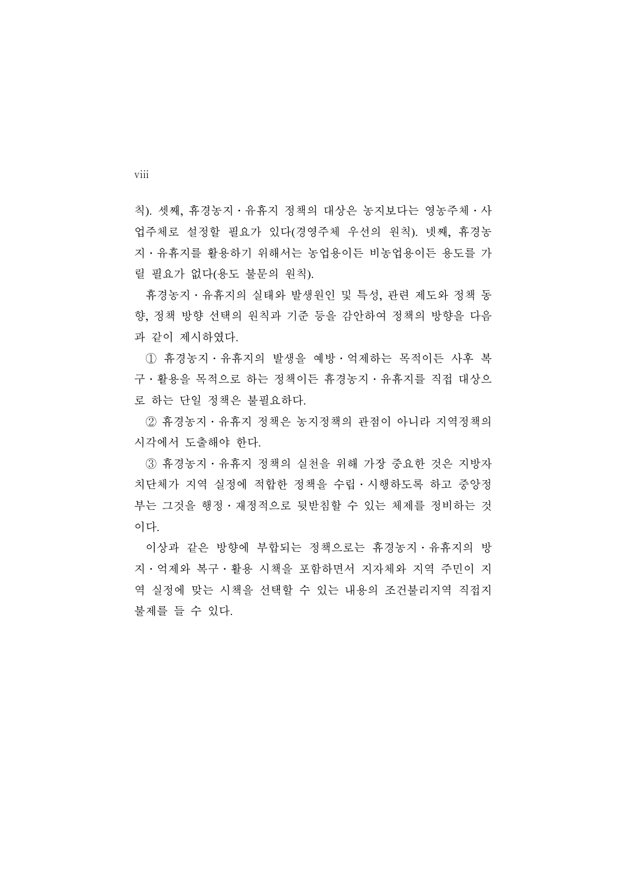칙). 셋째, 휴경농지·유휴지 정책의 대상은 농지보다는 영농주체·사업주체로 설정할 필요가 있다(경영주체 우선의 원칙). 넷째, 휴경농지·유휴지를 활용하기 위해서는 농업용이든 비농업용이든 용도를 가릴 필요가 없다(용도 불문의 원칙).

휴경농지·유휴지의 실태와 발생원인 및 특성, 관련 제도와 정책 동향, 정책 방향 선택의 원칙과 기준 등을 감안하여 정책의 방향을 다음과 같이 제시하였다.

① 휴경농지·유휴지의 발생을 예방·억제하는 목적이든 사후 복구·활용을 목적으로 하는 정책이든 휴경농지·유휴지를 직접 대상으로 하는 단일 정책은 불필요하다.

② 휴경농지·유휴지 정책은 농지정책의 관점이 아니라 지역정책의 시각에서 도출해야 한다.

③ 휴경농지·유휴지 정책의 실천을 위해 가장 중요한 것은 지방자치단체가 지역 실정에 적합한 정책을 수립·시행하도록 하고 중앙정부는 그것을 행정·재정적으로 뒷받침할 수 있는 체제를 정비하는 것이다.

이상과 같은 방향에 부합되는 정책으로는 휴경농지·유휴지의 방지·억제와 복구·활용 시책을 포함하면서 지자체와 지역 주민이 지역 실정에 맞는 시책을 선택할 수 있는 내용의 조건불리지역 직접지불제를 들 수 있다.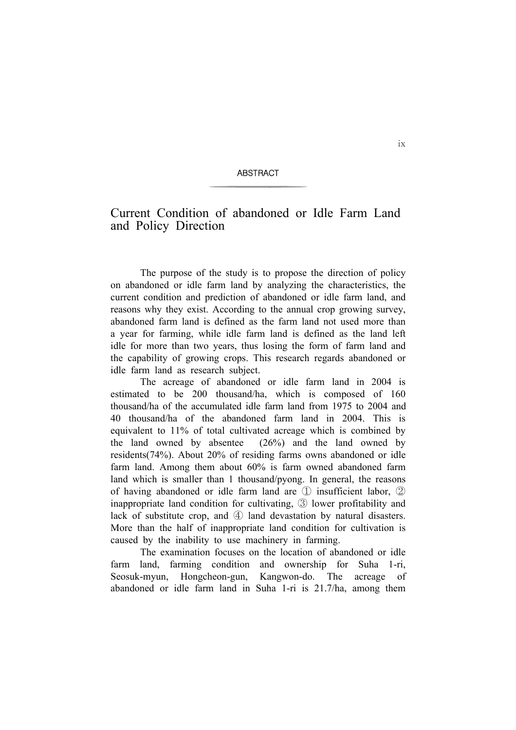ABSTRACT

# Current Condition of abandoned or Idle Farm Land and Policy Direction

The purpose of the study is to propose the direction of policy on abandoned or idle farm land by analyzing the characteristics, the current condition and prediction of abandoned or idle farm land, and reasons why they exist. According to the annual crop growing survey, abandoned farm land is defined as the farm land not used more than a year for farming, while idle farm land is defined as the land left idle for more than two years, thus losing the form of farm land and the capability of growing crops. This research regards abandoned or idle farm land as research subject.

The acreage of abandoned or idle farm land in 2004 is estimated to be 200 thousand/ha, which is composed of 160 thousand/ha of the accumulated idle farm land from 1975 to 2004 and 40 thousand/ha of the abandoned farm land in 2004. This is equivalent to 11% of total cultivated acreage which is combined by the land owned by absentee (26%) and the land owned by residents(74%). About 20% of residing farms owns abandoned or idle farm land. Among them about 60% is farm owned abandoned farm land which is smaller than 1 thousand/pyong. In general, the reasons of having abandoned or idle farm land are ① insufficient labor, ② inappropriate land condition for cultivating, ③ lower profitability and lack of substitute crop, and ④ land devastation by natural disasters. More than the half of inappropriate land condition for cultivation is caused by the inability to use machinery in farming.

The examination focuses on the location of abandoned or idle farm land, farming condition and ownership for Suha 1-ri, Seosuk-myun, Hongcheon-gun, Kangwon-do. The acreage of abandoned or idle farm land in Suha 1-ri is 21.7/ha, among them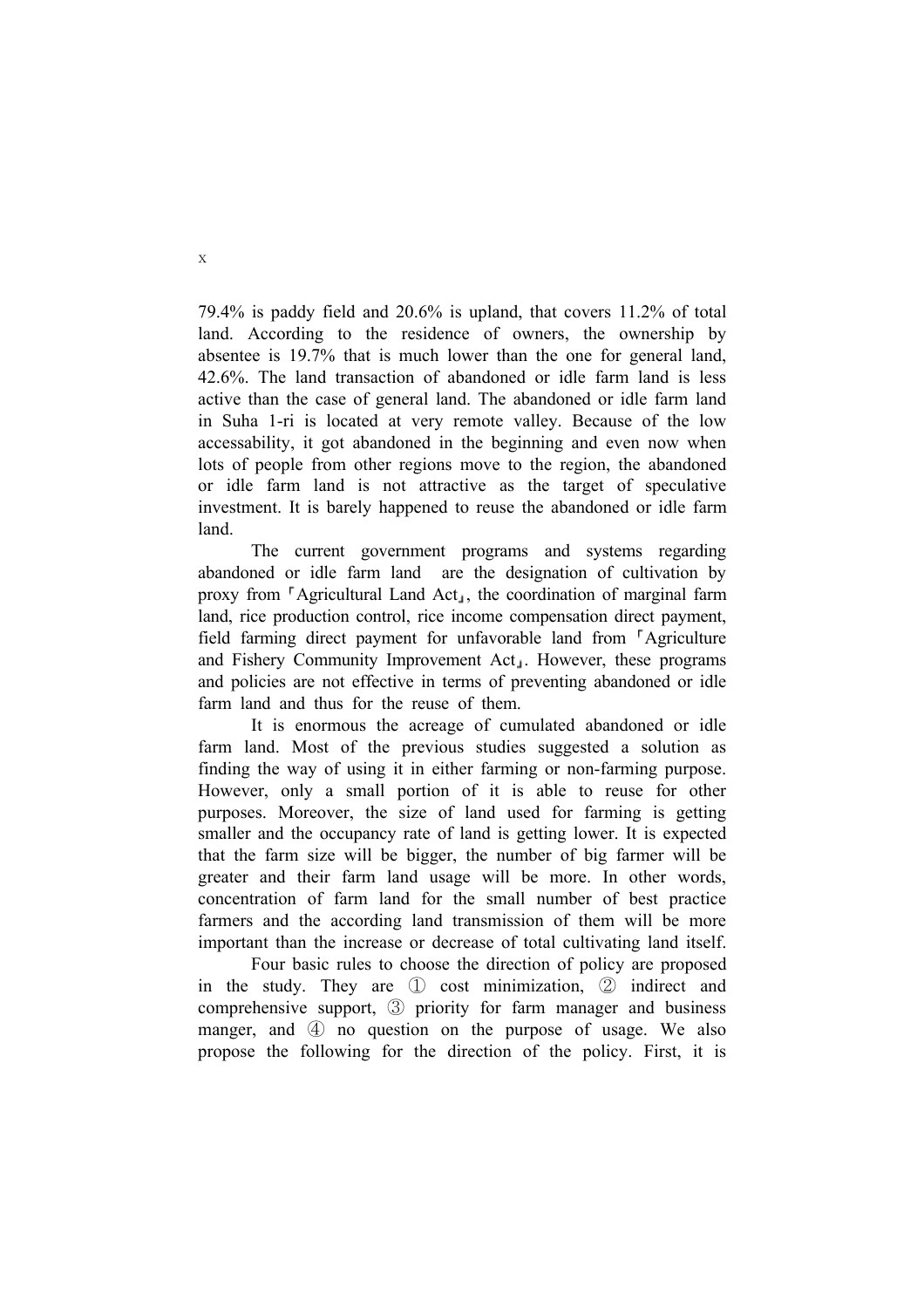79.4% is paddy field and 20.6% is upland, that covers 11.2% of total land. According to the residence of owners, the ownership by absentee is 19.7% that is much lower than the one for general land, 42.6%. The land transaction of abandoned or idle farm land is less active than the case of general land. The abandoned or idle farm land in Suha 1-ri is located at very remote valley. Because of the low accessability, it got abandoned in the beginning and even now when lots of people from other regions move to the region, the abandoned or idle farm land is not attractive as the target of speculative investment. It is barely happened to reuse the abandoned or idle farm land.

The current government programs and systems regarding abandoned or idle farm land are the designation of cultivation by proxy from 「Agricultural Land Act」, the coordination of marginal farm land, rice production control, rice income compensation direct payment, field farming direct payment for unfavorable land from 「Agriculture and Fishery Community Improvement Act」. However, these programs and policies are not effective in terms of preventing abandoned or idle farm land and thus for the reuse of them.

It is enormous the acreage of cumulated abandoned or idle farm land. Most of the previous studies suggested a solution as finding the way of using it in either farming or non-farming purpose. However, only a small portion of it is able to reuse for other purposes. Moreover, the size of land used for farming is getting smaller and the occupancy rate of land is getting lower. It is expected that the farm size will be bigger, the number of big farmer will be greater and their farm land usage will be more. In other words, concentration of farm land for the small number of best practice farmers and the according land transmission of them will be more important than the increase or decrease of total cultivating land itself.

Four basic rules to choose the direction of policy are proposed in the study. They are ① cost minimization, ② indirect and comprehensive support, ③ priority for farm manager and business manger, and ④ no question on the purpose of usage. We also propose the following for the direction of the policy. First, it is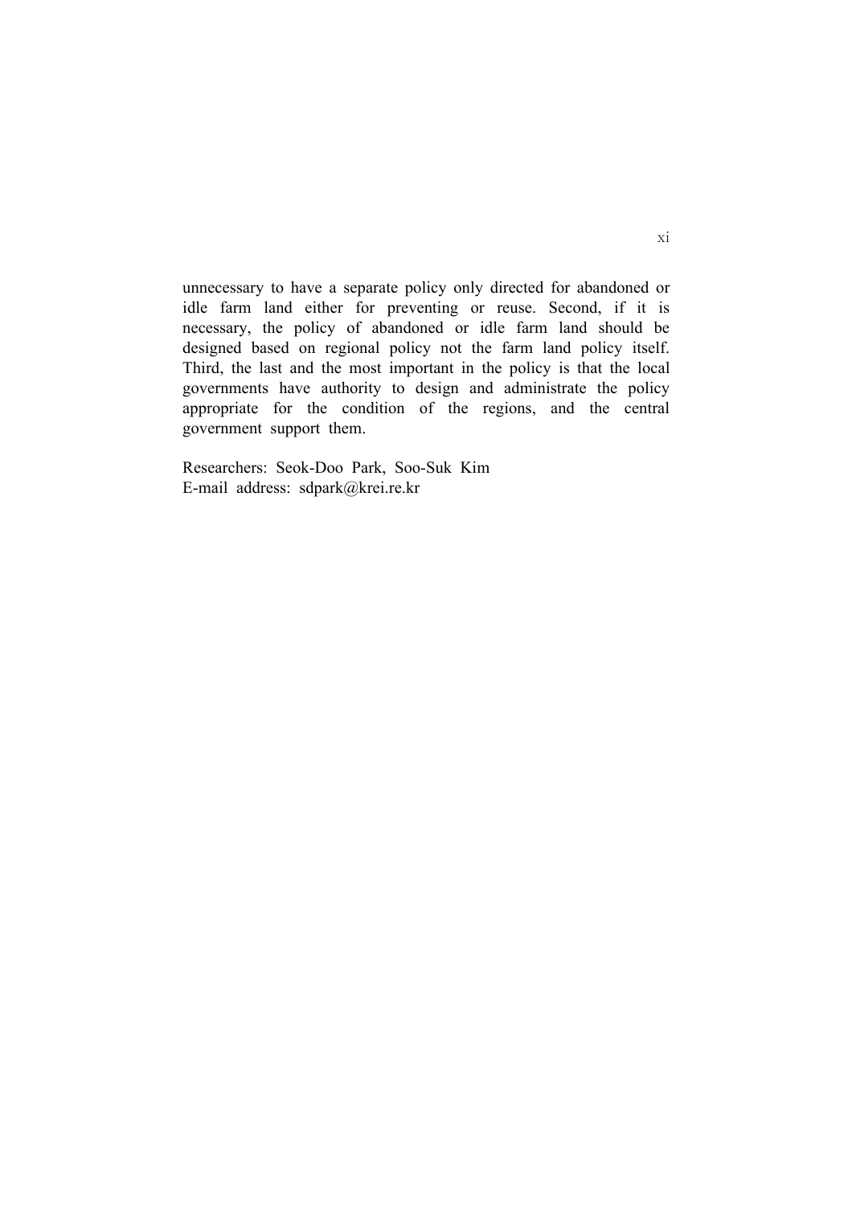unnecessary to have a separate policy only directed for abandoned or idle farm land either for preventing or reuse. Second, if it is necessary, the policy of abandoned or idle farm land should be designed based on regional policy not the farm land policy itself. Third, the last and the most important in the policy is that the local governments have authority to design and administrate the policy appropriate for the condition of the regions, and the central government support them.

Researchers: Seok-Doo Park, Soo-Suk Kim
E-mail address: sdpark@krei.re.kr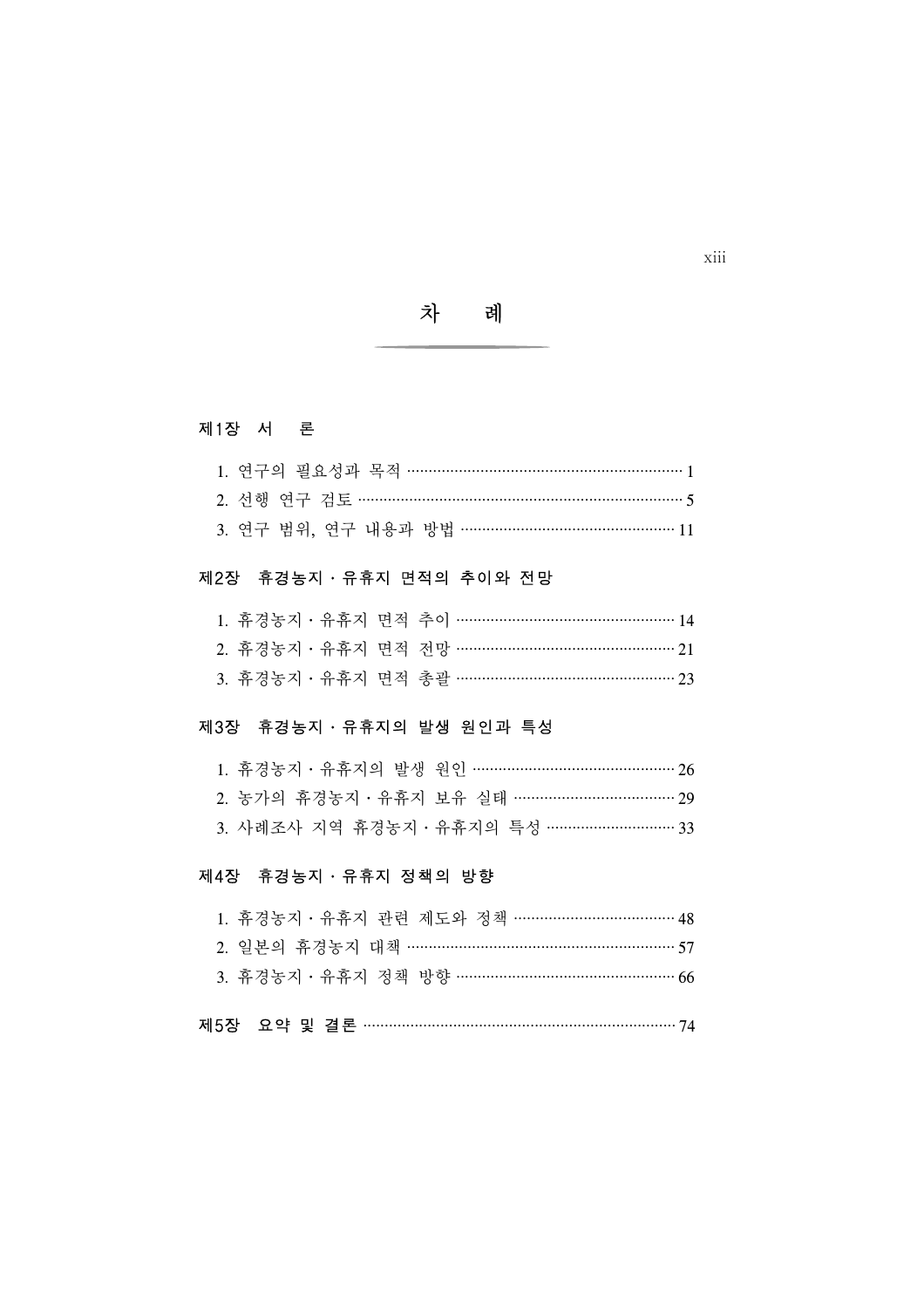# 차　　례

## 제1장　서　　론

1. 연구의 필요성과 목적 ··· 1
2. 선행 연구 검토 ··· 5
3. 연구 범위, 연구 내용과 방법 ··· 11

## 제2장　휴경농지 · 유휴지 면적의 추이와 전망

1. 휴경농지 · 유휴지 면적 추이 ··· 14
2. 휴경농지 · 유휴지 면적 전망 ··· 21
3. 휴경농지 · 유휴지 면적 총괄 ··· 23

## 제3장　휴경농지 · 유휴지의 발생 원인과 특성

1. 휴경농지 · 유휴지의 발생 원인 ··· 26
2. 농가의 휴경농지 · 유휴지 보유 실태 ··· 29
3. 사례조사 지역 휴경농지 · 유휴지의 특성 ··· 33

## 제4장　휴경농지 · 유휴지 정책의 방향

1. 휴경농지 · 유휴지 관련 제도와 정책 ··· 48
2. 일본의 휴경농지 대책 ··· 57
3. 휴경농지 · 유휴지 정책 방향 ··· 66

## 제5장　요약 및 결론 ··· 74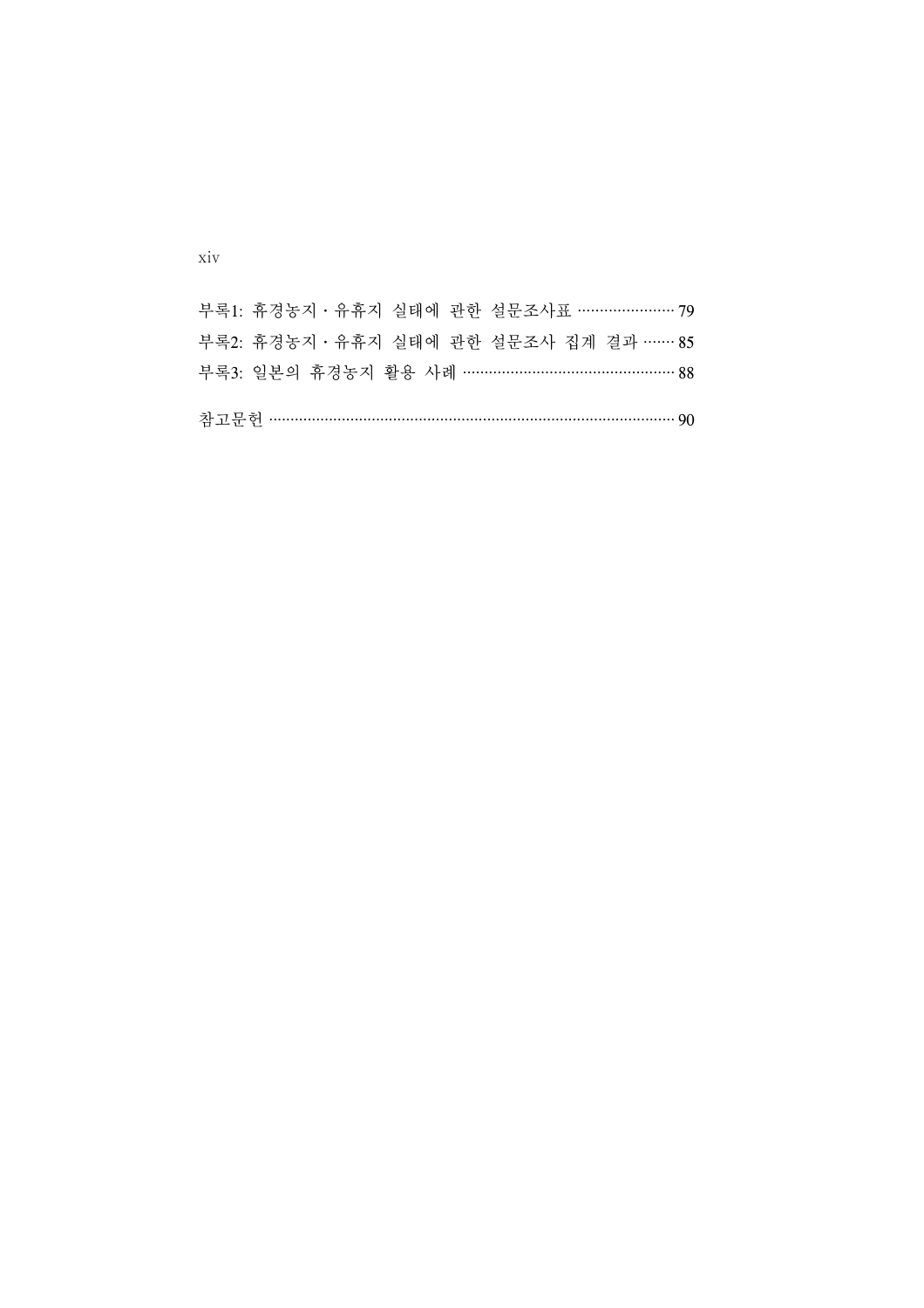부록1: 휴경농지·유휴지 실태에 관한 설문조사표 ...................... 79

부록2: 휴경농지·유휴지 실태에 관한 설문조사 집계 결과 ....... 85

부록3: 일본의 휴경농지 활용 사례 ................................................ 88

참고문헌 ........................................................................................... 90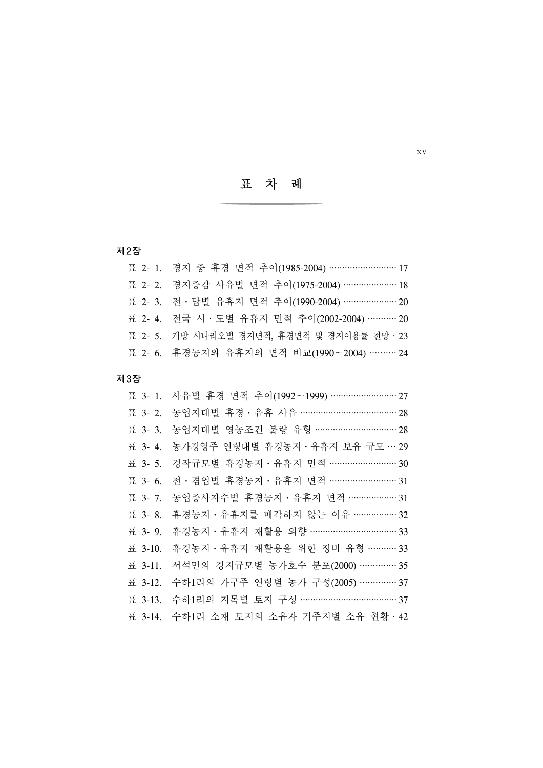# 표 차 례

## 제2장

- 표 2- 1. 경지 중 휴경 면적 추이(1985-2004) ·························· 17
- 표 2- 2. 경지증감 사유별 면적 추이(1975-2004) ····················· 18
- 표 2- 3. 전 · 답별 유휴지 면적 추이(1990-2004) ····················· 20
- 표 2- 4. 전국 시 · 도별 유휴지 면적 추이(2002-2004) ··········· 20
- 표 2- 5. 개방 시나리오별 경지면적, 휴경면적 및 경지이용률 전망 · 23
- 표 2- 6. 휴경농지와 유휴지의 면적 비교(1990~2004) ·········· 24

## 제3장

- 표 3- 1. 사유별 휴경 면적 추이(1992~1999) ·························· 27
- 표 3- 2. 농업지대별 휴경 · 유휴 사유 ······································ 28
- 표 3- 3. 농업지대별 영농조건 불량 유형 ································ 28
- 표 3- 4. 농가경영주 연령대별 휴경농지 · 유휴지 보유 규모 ··· 29
- 표 3- 5. 경작규모별 휴경농지 · 유휴지 면적 ·························· 30
- 표 3- 6. 전 · 겸업별 휴경농지 · 유휴지 면적 ·························· 31
- 표 3- 7. 농업종사자수별 휴경농지 · 유휴지 면적 ··················· 31
- 표 3- 8. 휴경농지 · 유휴지를 매각하지 않는 이유 ················· 32
- 표 3- 9. 휴경농지 · 유휴지 재활용 의향 ································· 33
- 표 3-10. 휴경농지 · 유휴지 재활용을 위한 정비 유형 ··········· 33
- 표 3-11. 서석면의 경지규모별 농가호수 분포(2000) ·············· 35
- 표 3-12. 수하1리의 가구주 연령별 농가 구성(2005) ·············· 37
- 표 3-13. 수하1리의 지목별 토지 구성 ······································ 37
- 표 3-14. 수하1리 소재 토지의 소유자 거주지별 소유 현황 · 42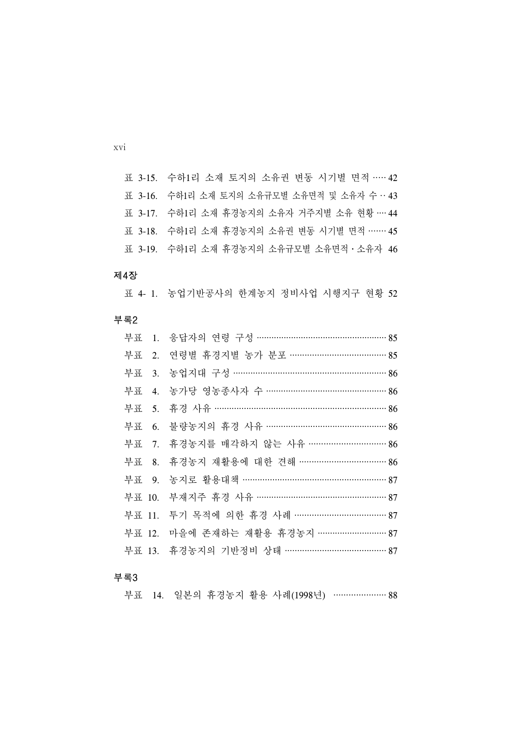표 3-15. 수하1리 소재 토지의 소유권 변동 시기별 면적 ····· 42

표 3-16. 수하1리 소재 토지의 소유규모별 소유면적 및 소유자 수 ·· 43

표 3-17. 수하1리 소재 휴경농지의 소유자 거주지별 소유 현황 ···· 44

표 3-18. 수하1리 소재 휴경농지의 소유권 변동 시기별 면적 ······· 45

표 3-19. 수하1리 소재 휴경농지의 소유규모별 소유면적 · 소유자 46

## 제4장

표 4- 1. 농업기반공사의 한계농지 정비사업 시행지구 현황 52

## 부록2

부표 1. 응답자의 연령 구성 ······················································ 85

부표 2. 연령별 휴경지별 농가 분포 ········································ 85

부표 3. 농업지대 구성 ······························································ 86

부표 4. 농가당 영농종사자 수 ················································· 86

부표 5. 휴경 사유 ······································································ 86

부표 6. 불량농지의 휴경 사유 ················································ 86

부표 7. 휴경농지를 매각하지 않는 사유 ································ 86

부표 8. 휴경농지 재활용에 대한 견해 ··································· 86

부표 9. 농지로 활용대책 ·························································· 87

부표 10. 부재지주 휴경 사유 ··················································· 87

부표 11. 투기 목적에 의한 휴경 사례 ···································· 87

부표 12. 마을에 존재하는 재활용 휴경농지 ··························· 87

부표 13. 휴경농지의 기반정비 상태 ········································ 87

## 부록3

부표 14. 일본의 휴경농지 활용 사례(1998년) ····················· 88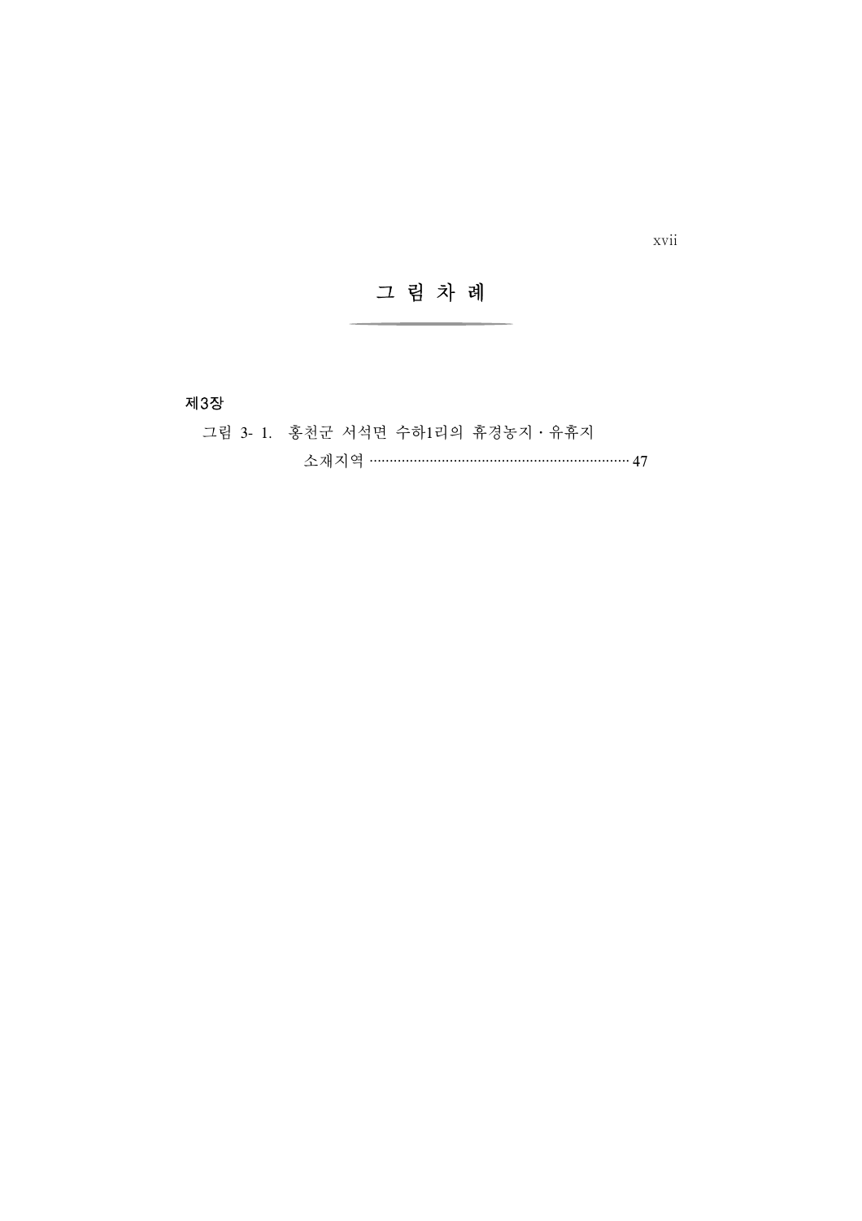# 그 림 차 례

**제3장**

그림 3- 1. 홍천군 서석면 수하1리의 휴경농지 · 유휴지 소재지역 ································································· 47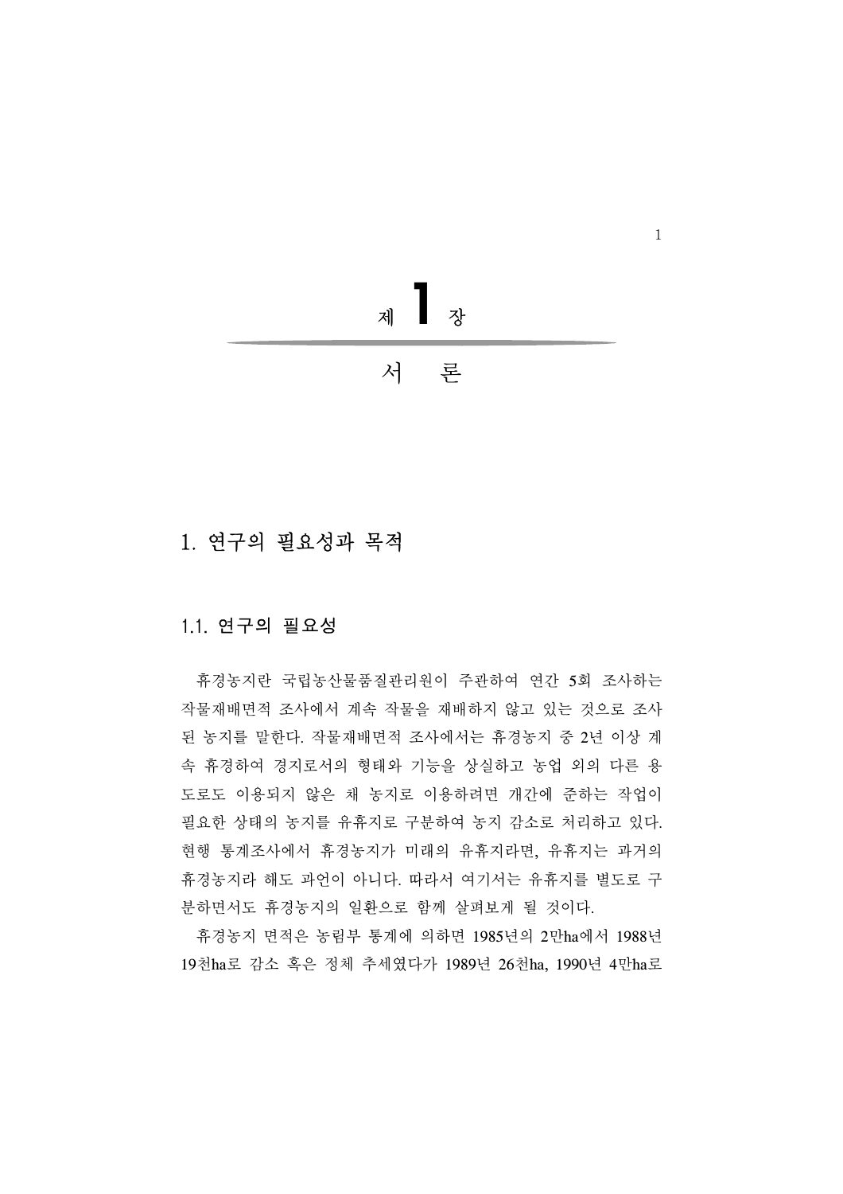# 제 1 장

# 서 론

## 1. 연구의 필요성과 목적

### 1.1. 연구의 필요성

휴경농지란 국립농산물품질관리원이 주관하여 연간 5회 조사하는 작물재배면적 조사에서 계속 작물을 재배하지 않고 있는 것으로 조사된 농지를 말한다. 작물재배면적 조사에서는 휴경농지 중 2년 이상 계속 휴경하여 경지로서의 형태와 기능을 상실하고 농업 외의 다른 용도로도 이용되지 않은 채 농지로 이용하려면 개간에 준하는 작업이 필요한 상태의 농지를 유휴지로 구분하여 농지 감소로 처리하고 있다. 현행 통계조사에서 휴경농지가 미래의 유휴지라면, 유휴지는 과거의 휴경농지라 해도 과언이 아니다. 따라서 여기서는 유휴지를 별도로 구분하면서도 휴경농지의 일환으로 함께 살펴보게 될 것이다.

휴경농지 면적은 농림부 통계에 의하면 1985년의 2만ha에서 1988년 19천ha로 감소 혹은 정체 추세였다가 1989년 26천ha, 1990년 4만ha로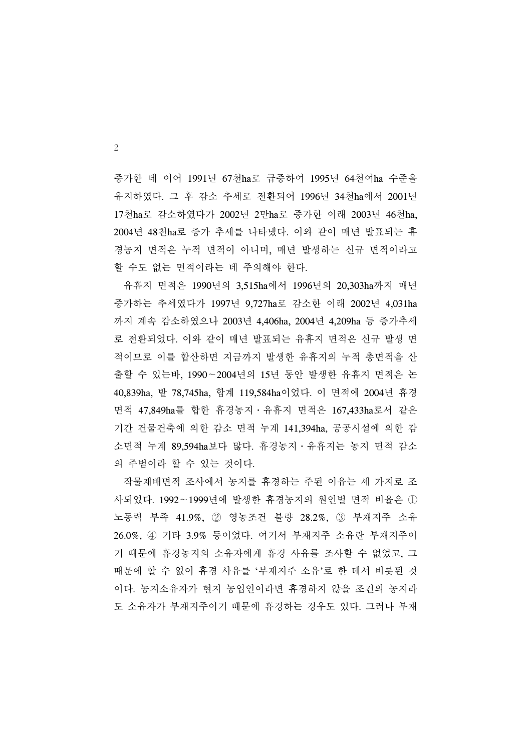증가한 데 이어 1991년 67천ha로 급증하여 1995년 64천여ha 수준을 유지하였다. 그 후 감소 추세로 전환되어 1996년 34천ha에서 2001년 17천ha로 감소하였다가 2002년 2만ha로 증가한 이래 2003년 46천ha, 2004년 48천ha로 증가 추세를 나타냈다. 이와 같이 매년 발표되는 휴경농지 면적은 누적 면적이 아니며, 매년 발생하는 신규 면적이라고 할 수도 없는 면적이라는 데 주의해야 한다.

유휴지 면적은 1990년의 3,515ha에서 1996년의 20,303ha까지 매년 증가하는 추세였다가 1997년 9,727ha로 감소한 이래 2002년 4,031ha까지 계속 감소하였으나 2003년 4,406ha, 2004년 4,209ha 등 증가추세로 전환되었다. 이와 같이 매년 발표되는 유휴지 면적은 신규 발생 면적이므로 이를 합산하면 지금까지 발생한 유휴지의 누적 총면적을 산출할 수 있는바, 1990~2004년의 15년 동안 발생한 유휴지 면적은 논 40,839ha, 밭 78,745ha, 합계 119,584ha이었다. 이 면적에 2004년 휴경면적 47,849ha를 합한 휴경농지·유휴지 면적은 167,433ha로서 같은 기간 건물건축에 의한 감소 면적 누계 141,394ha, 공공시설에 의한 감소면적 누계 89,594ha보다 많다. 휴경농지·유휴지는 농지 면적 감소의 주범이라 할 수 있는 것이다.

작물재배면적 조사에서 농지를 휴경하는 주된 이유는 세 가지로 조사되었다. 1992~1999년에 발생한 휴경농지의 원인별 면적 비율은 ① 노동력 부족 41.9%, ② 영농조건 불량 28.2%, ③ 부재지주 소유 26.0%, ④ 기타 3.9% 등이었다. 여기서 부재지주 소유란 부재지주이기 때문에 휴경농지의 소유자에게 휴경 사유를 조사할 수 없었고, 그 때문에 할 수 없이 휴경 사유를 '부재지주 소유'로 한 데서 비롯된 것이다. 농지소유자가 현지 농업인이라면 휴경하지 않을 조건의 농지라도 소유자가 부재지주이기 때문에 휴경하는 경우도 있다. 그러나 부재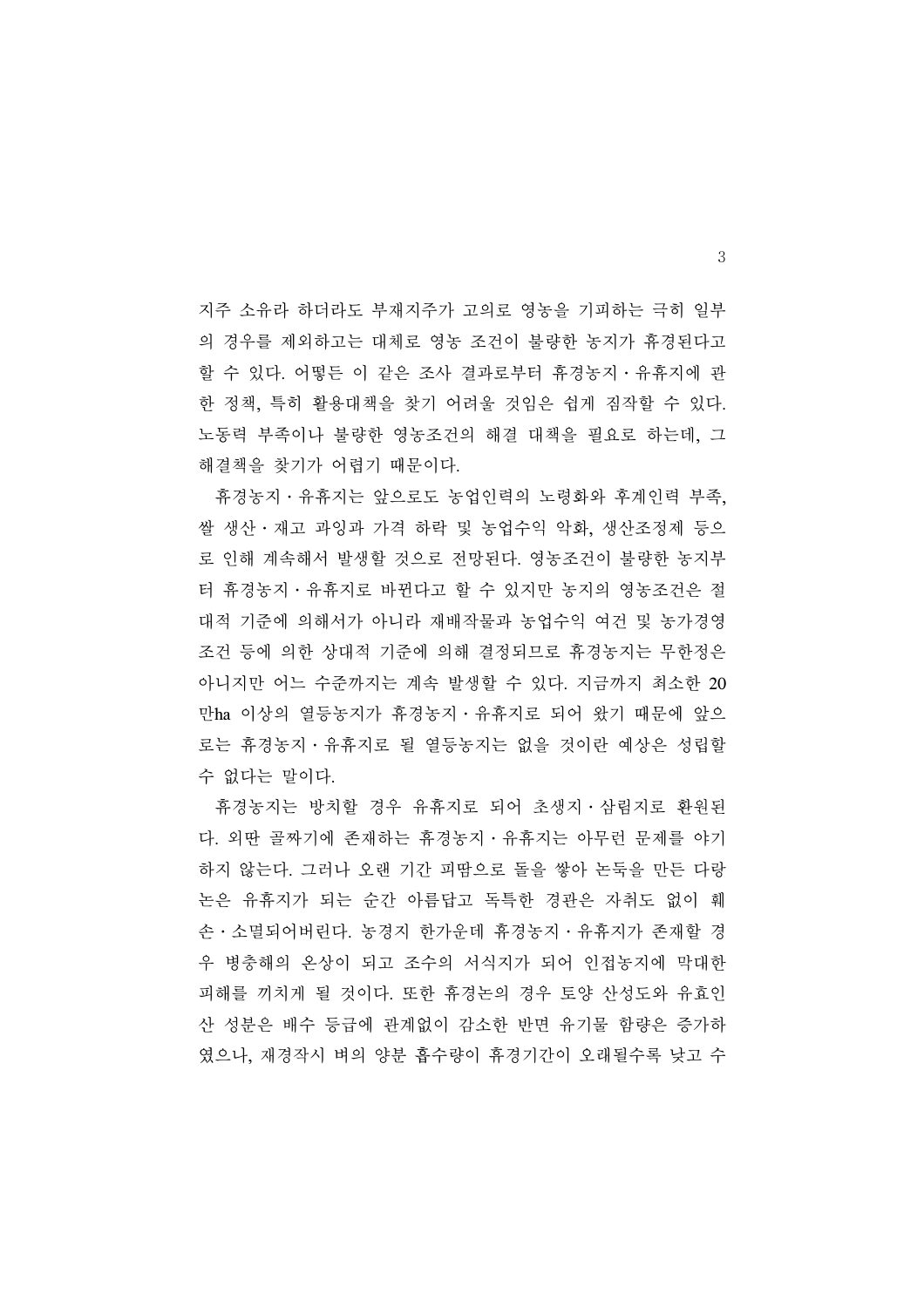지주 소유라 하더라도 부재지주가 고의로 영농을 기피하는 극히 일부의 경우를 제외하고는 대체로 영농 조건이 불량한 농지가 휴경된다고 할 수 있다. 어떻든 이 같은 조사 결과로부터 휴경농지·유휴지에 관한 정책, 특히 활용대책을 찾기 어려울 것임은 쉽게 짐작할 수 있다. 노동력 부족이나 불량한 영농조건의 해결 대책을 필요로 하는데, 그 해결책을 찾기가 어렵기 때문이다.

휴경농지·유휴지는 앞으로도 농업인력의 노령화와 후계인력 부족, 쌀 생산·재고 과잉과 가격 하락 및 농업수익 악화, 생산조정제 등으로 인해 계속해서 발생할 것으로 전망된다. 영농조건이 불량한 농지부터 휴경농지·유휴지로 바뀐다고 할 수 있지만 농지의 영농조건은 절대적 기준에 의해서가 아니라 재배작물과 농업수익 여건 및 농가경영 조건 등에 의한 상대적 기준에 의해 결정되므로 휴경농지는 무한정은 아니지만 어느 수준까지는 계속 발생할 수 있다. 지금까지 최소한 20만ha 이상의 열등농지가 휴경농지·유휴지로 되어 왔기 때문에 앞으로는 휴경농지·유휴지로 될 열등농지는 없을 것이란 예상은 성립할 수 없다는 말이다.

휴경농지는 방치할 경우 유휴지로 되어 초생지·삼림지로 환원된다. 외딴 골짜기에 존재하는 휴경농지·유휴지는 아무런 문제를 야기하지 않는다. 그러나 오랜 기간 피땀으로 돌을 쌓아 논둑을 만든 다랑논은 유휴지가 되는 순간 아름답고 독특한 경관은 자취도 없이 훼손·소멸되어버린다. 농경지 한가운데 휴경농지·유휴지가 존재할 경우 병충해의 온상이 되고 조수의 서식지가 되어 인접농지에 막대한 피해를 끼치게 될 것이다. 또한 휴경논의 경우 토양 산성도와 유효인산 성분은 배수 등급에 관계없이 감소한 반면 유기물 함량은 증가하였으나, 재경작시 벼의 양분 흡수량이 휴경기간이 오래될수록 낮고 수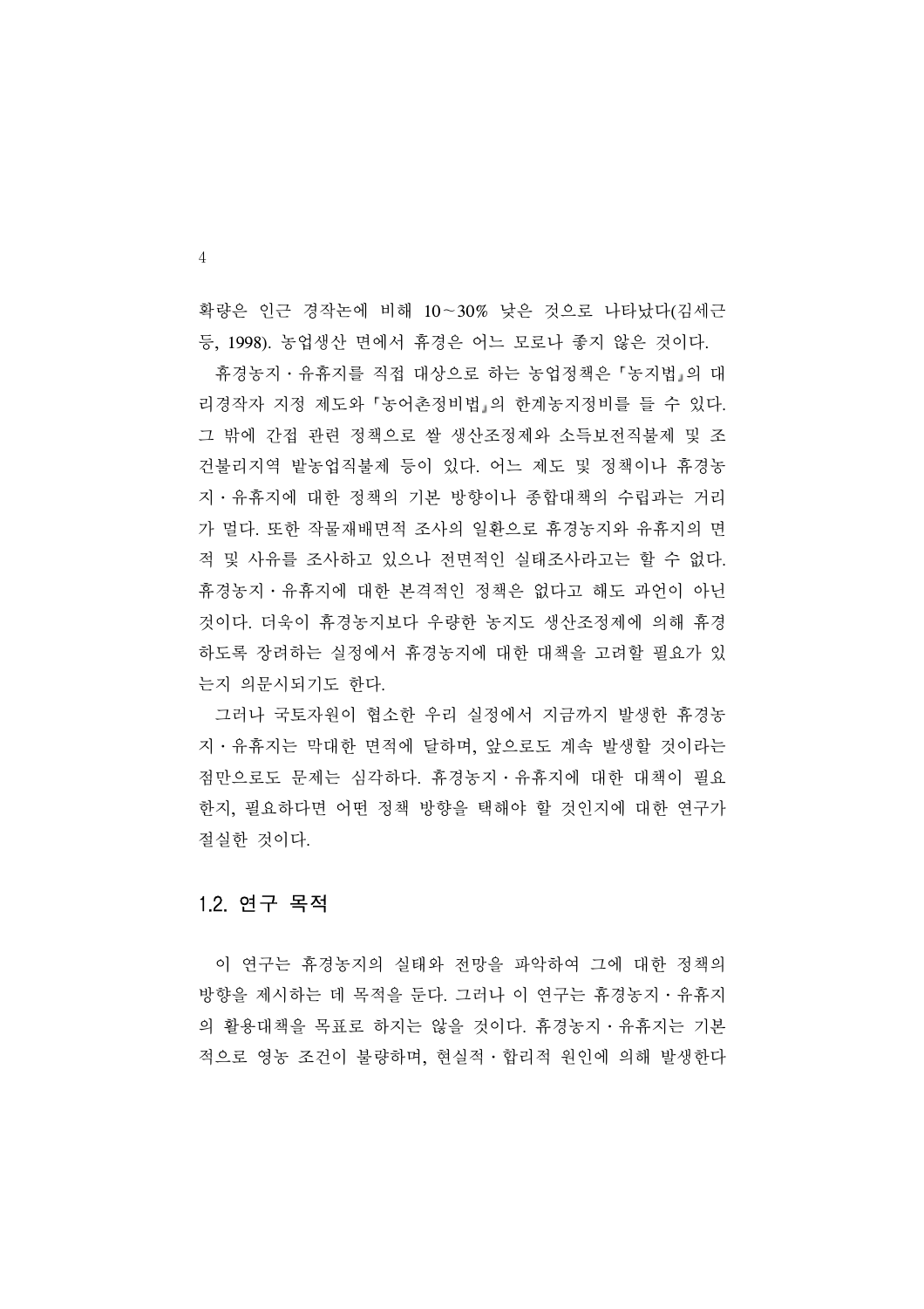확량은 인근 경작논에 비해 10~30% 낮은 것으로 나타났다(김세근 등, 1998). 농업생산 면에서 휴경은 어느 모로나 좋지 않은 것이다.

휴경농지·유휴지를 직접 대상으로 하는 농업정책은 「농지법」의 대리경작자 지정 제도와 「농어촌정비법」의 한계농지정비를 들 수 있다. 그 밖에 간접 관련 정책으로 쌀 생산조정제와 소득보전직불제 및 조건불리지역 밭농업직불제 등이 있다. 어느 제도 및 정책이나 휴경농지·유휴지에 대한 정책의 기본 방향이나 종합대책의 수립과는 거리가 멀다. 또한 작물재배면적 조사의 일환으로 휴경농지와 유휴지의 면적 및 사유를 조사하고 있으나 전면적인 실태조사라고는 할 수 없다. 휴경농지·유휴지에 대한 본격적인 정책은 없다고 해도 과언이 아닌 것이다. 더욱이 휴경농지보다 우량한 농지도 생산조정제에 의해 휴경하도록 장려하는 실정에서 휴경농지에 대한 대책을 고려할 필요가 있는지 의문시되기도 한다.

그러나 국토자원이 협소한 우리 실정에서 지금까지 발생한 휴경농지·유휴지는 막대한 면적에 달하며, 앞으로도 계속 발생할 것이라는 점만으로도 문제는 심각하다. 휴경농지·유휴지에 대한 대책이 필요한지, 필요하다면 어떤 정책 방향을 택해야 할 것인지에 대한 연구가 절실한 것이다.

## 1.2. 연구 목적

이 연구는 휴경농지의 실태와 전망을 파악하여 그에 대한 정책의 방향을 제시하는 데 목적을 둔다. 그러나 이 연구는 휴경농지·유휴지의 활용대책을 목표로 하지는 않을 것이다. 휴경농지·유휴지는 기본적으로 영농 조건이 불량하며, 현실적·합리적 원인에 의해 발생한다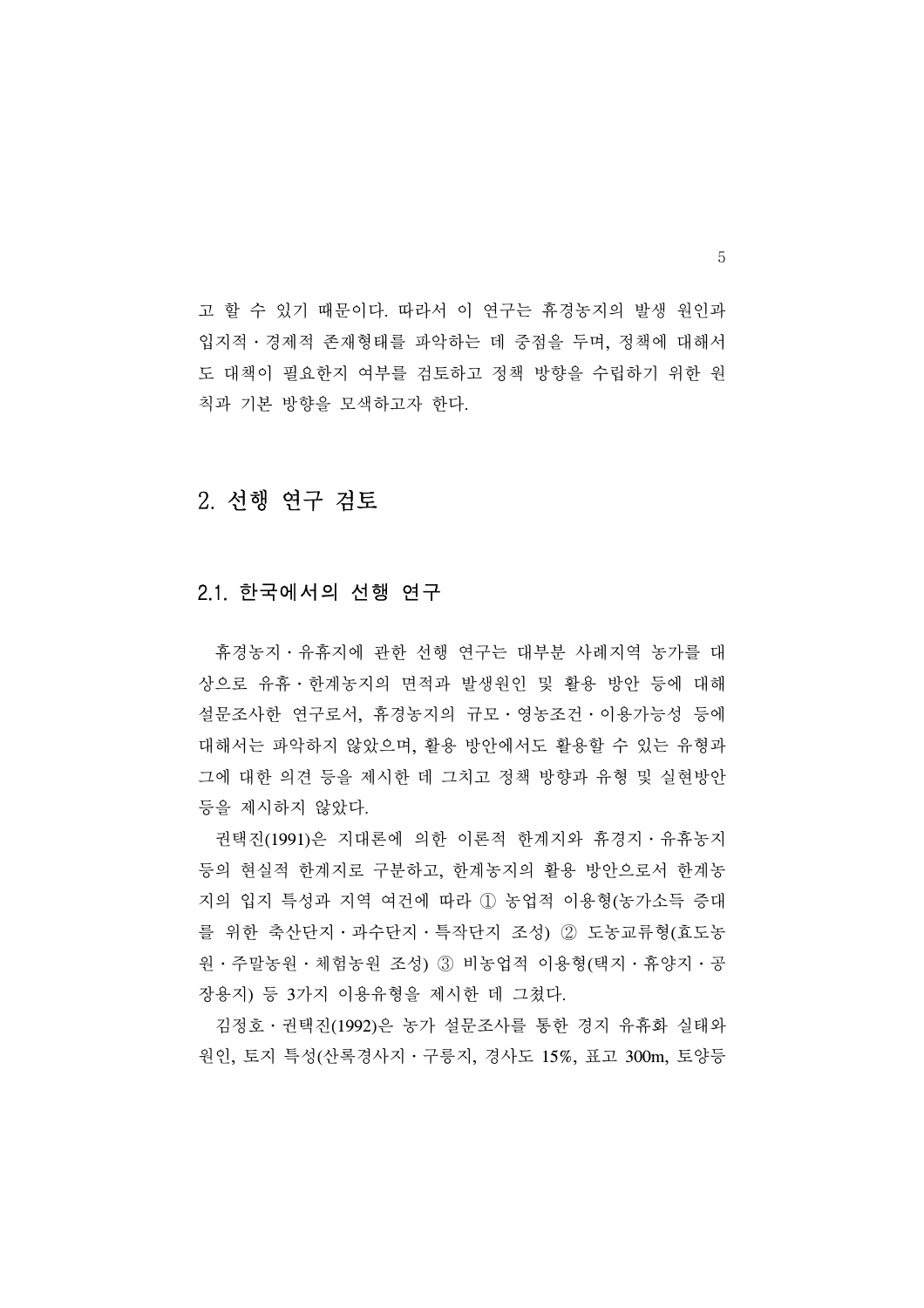고 할 수 있기 때문이다. 따라서 이 연구는 휴경농지의 발생 원인과 입지적·경제적 존재형태를 파악하는 데 중점을 두며, 정책에 대해서도 대책이 필요한지 여부를 검토하고 정책 방향을 수립하기 위한 원칙과 기본 방향을 모색하고자 한다.

## 2. 선행 연구 검토

### 2.1. 한국에서의 선행 연구

휴경농지·유휴지에 관한 선행 연구는 대부분 사례지역 농가를 대상으로 유휴·한계농지의 면적과 발생원인 및 활용 방안 등에 대해 설문조사한 연구로서, 휴경농지의 규모·영농조건·이용가능성 등에 대해서는 파악하지 않았으며, 활용 방안에서도 활용할 수 있는 유형과 그에 대한 의견 등을 제시한 데 그치고 정책 방향과 유형 및 실현방안 등을 제시하지 않았다.

권택진(1991)은 지대론에 의한 이론적 한계지와 휴경지·유휴농지 등의 현실적 한계지로 구분하고, 한계농지의 활용 방안으로서 한계농지의 입지 특성과 지역 여건에 따라 ① 농업적 이용형(농가소득 증대를 위한 축산단지·과수단지·특작단지 조성) ② 도농교류형(효도농원·주말농원·체험농원 조성) ③ 비농업적 이용형(택지·휴양지·공장용지) 등 3가지 이용유형을 제시한 데 그쳤다.

김정호·권택진(1992)은 농가 설문조사를 통한 경지 유휴화 실태와 원인, 토지 특성(산록경사지·구릉지, 경사도 15%, 표고 300m, 토양등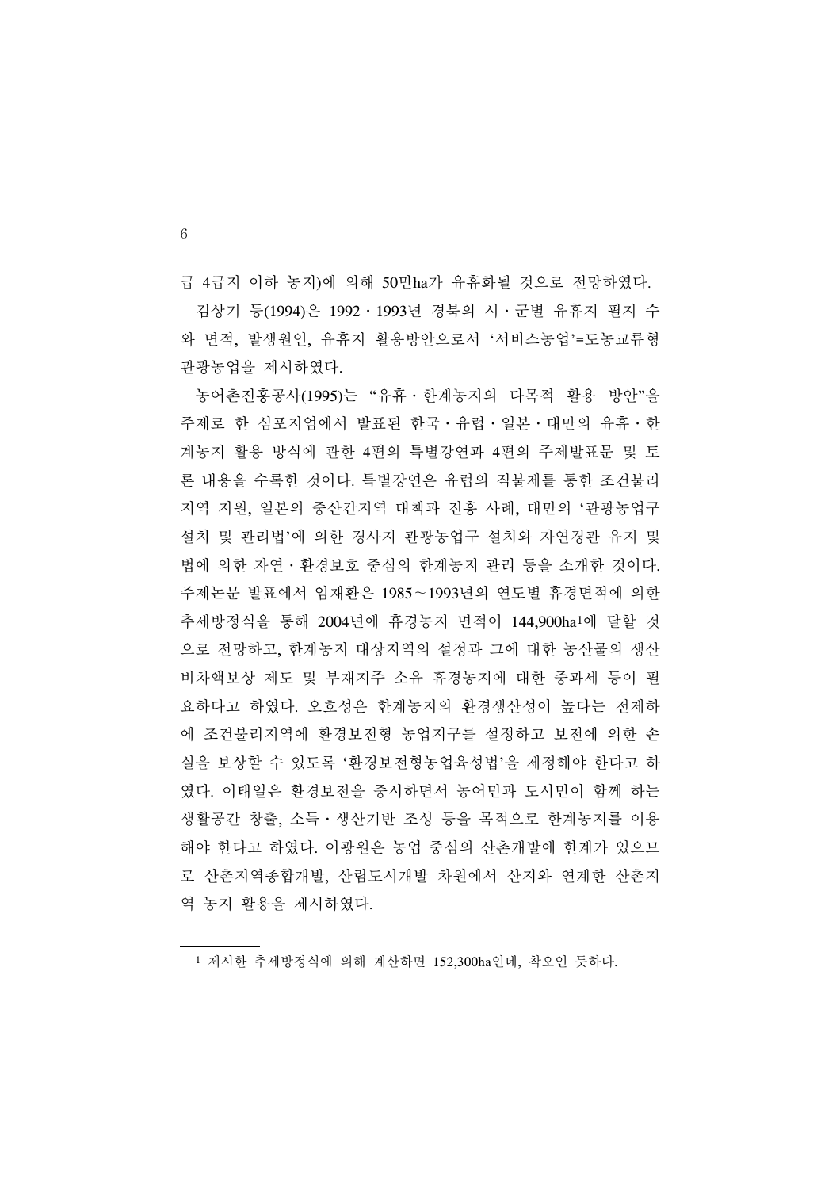급 4급지 이하 농지)에 의해 50만ha가 유휴화될 것으로 전망하였다.

김상기 등(1994)은 1992 · 1993년 경북의 시 · 군별 유휴지 필지 수와 면적, 발생원인, 유휴지 활용방안으로서 '서비스농업'=도농교류형 관광농업을 제시하였다.

농어촌진흥공사(1995)는 "유휴 · 한계농지의 다목적 활용 방안"을 주제로 한 심포지엄에서 발표된 한국 · 유럽 · 일본 · 대만의 유휴 · 한계농지 활용 방식에 관한 4편의 특별강연과 4편의 주제발표문 및 토론 내용을 수록한 것이다. 특별강연은 유럽의 직불제를 통한 조건불리지역 지원, 일본의 중산간지역 대책과 진흥 사례, 대만의 '관광농업구 설치 및 관리법'에 의한 경사지 관광농업구 설치와 자연경관 유지 및 법에 의한 자연 · 환경보호 중심의 한계농지 관리 등을 소개한 것이다. 주제논문 발표에서 임재환은 1985~1993년의 연도별 휴경면적에 의한 추세방정식을 통해 2004년에 휴경농지 면적이 144,900ha[1]에 달할 것으로 전망하고, 한계농지 대상지역의 설정과 그에 대한 농산물의 생산비차액보상 제도 및 부재지주 소유 휴경농지에 대한 중과세 등이 필요하다고 하였다. 오호성은 한계농지의 환경생산성이 높다는 전제하에 조건불리지역에 환경보전형 농업지구를 설정하고 보전에 의한 손실을 보상할 수 있도록 '환경보전형농업육성법'을 제정해야 한다고 하였다. 이태일은 환경보전을 중시하면서 농어민과 도시민이 함께 하는 생활공간 창출, 소득 · 생산기반 조성 등을 목적으로 한계농지를 이용해야 한다고 하였다. 이광원은 농업 중심의 산촌개발에 한계가 있으므로 산촌지역종합개발, 산림도시개발 차원에서 산지와 연계한 산촌지역 농지 활용을 제시하였다.

---

[1] 제시한 추세방정식에 의해 계산하면 152,300ha인데, 착오인 듯하다.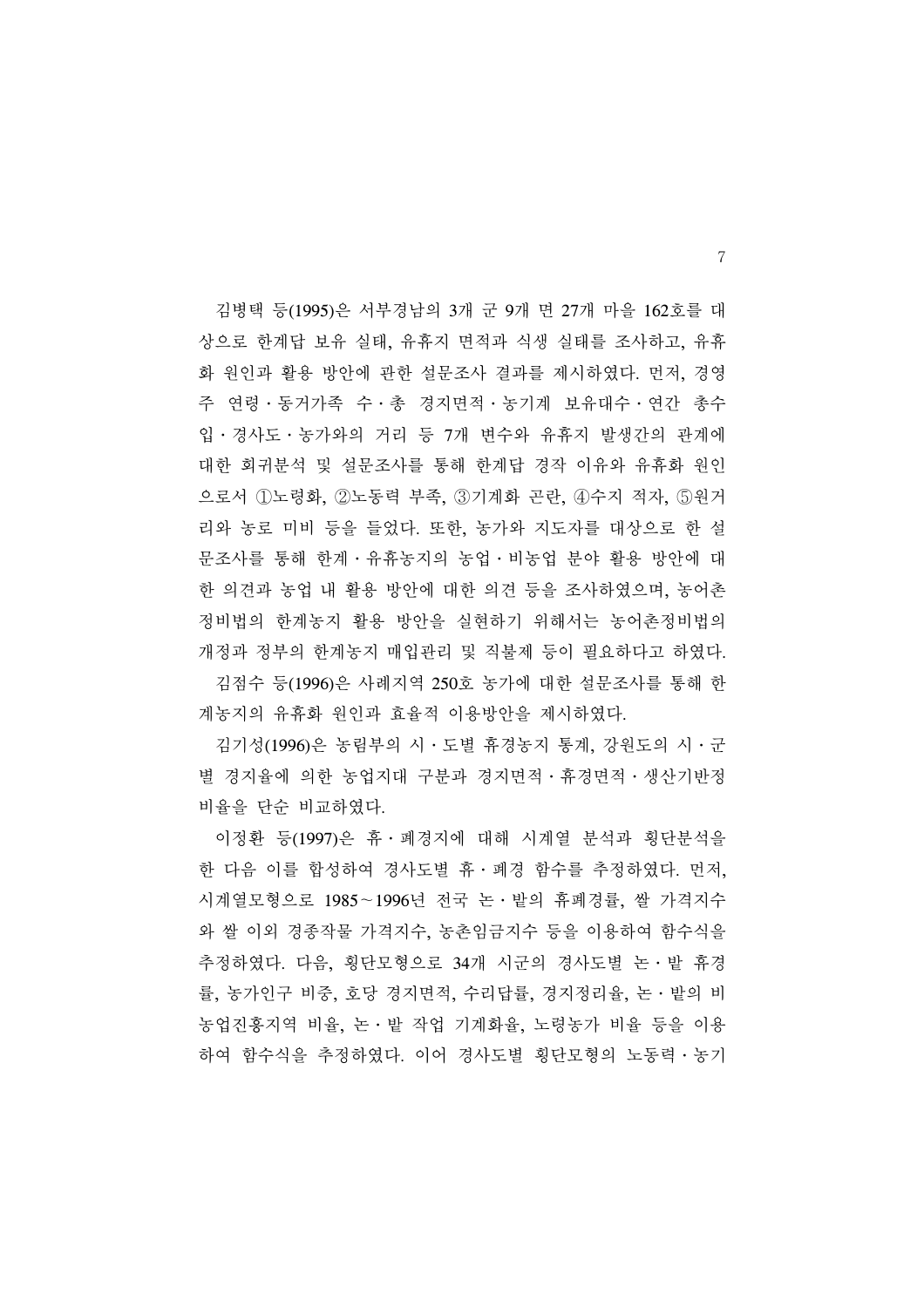김병택 등(1995)은 서부경남의 3개 군 9개 면 27개 마을 162호를 대상으로 한계답 보유 실태, 유휴지 면적과 식생 실태를 조사하고, 유휴화 원인과 활용 방안에 관한 설문조사 결과를 제시하였다. 먼저, 경영주 연령·동거가족 수·총 경지면적·농기계 보유대수·연간 총수입·경사도·농가와의 거리 등 7개 변수와 유휴지 발생간의 관계에 대한 회귀분석 및 설문조사를 통해 한계답 경작 이유와 유휴화 원인으로서 ①노령화, ②노동력 부족, ③기계화 곤란, ④수지 적자, ⑤원거리와 농로 미비 등을 들었다. 또한, 농가와 지도자를 대상으로 한 설문조사를 통해 한계·유휴농지의 농업·비농업 분야 활용 방안에 대한 의견과 농업 내 활용 방안에 대한 의견 등을 조사하였으며, 농어촌정비법의 한계농지 활용 방안을 실현하기 위해서는 농어촌정비법의 개정과 정부의 한계농지 매입관리 및 직불제 등이 필요하다고 하였다.

김점수 등(1996)은 사례지역 250호 농가에 대한 설문조사를 통해 한계농지의 유휴화 원인과 효율적 이용방안을 제시하였다.

김기성(1996)은 농림부의 시·도별 휴경농지 통계, 강원도의 시·군별 경지율에 의한 농업지대 구분과 경지면적·휴경면적·생산기반정비율을 단순 비교하였다.

이정환 등(1997)은 휴·폐경지에 대해 시계열 분석과 횡단분석을 한 다음 이를 합성하여 경사도별 휴·폐경 함수를 추정하였다. 먼저, 시계열모형으로 1985~1996년 전국 논·밭의 휴폐경률, 쌀 가격지수와 쌀 이외 경종작물 가격지수, 농촌임금지수 등을 이용하여 함수식을 추정하였다. 다음, 횡단모형으로 34개 시군의 경사도별 논·밭 휴경률, 농가인구 비중, 호당 경지면적, 수리답률, 경지정리율, 논·밭의 비농업진흥지역 비율, 논·밭 작업 기계화율, 노령농가 비율 등을 이용하여 함수식을 추정하였다. 이어 경사도별 횡단모형의 노동력·농기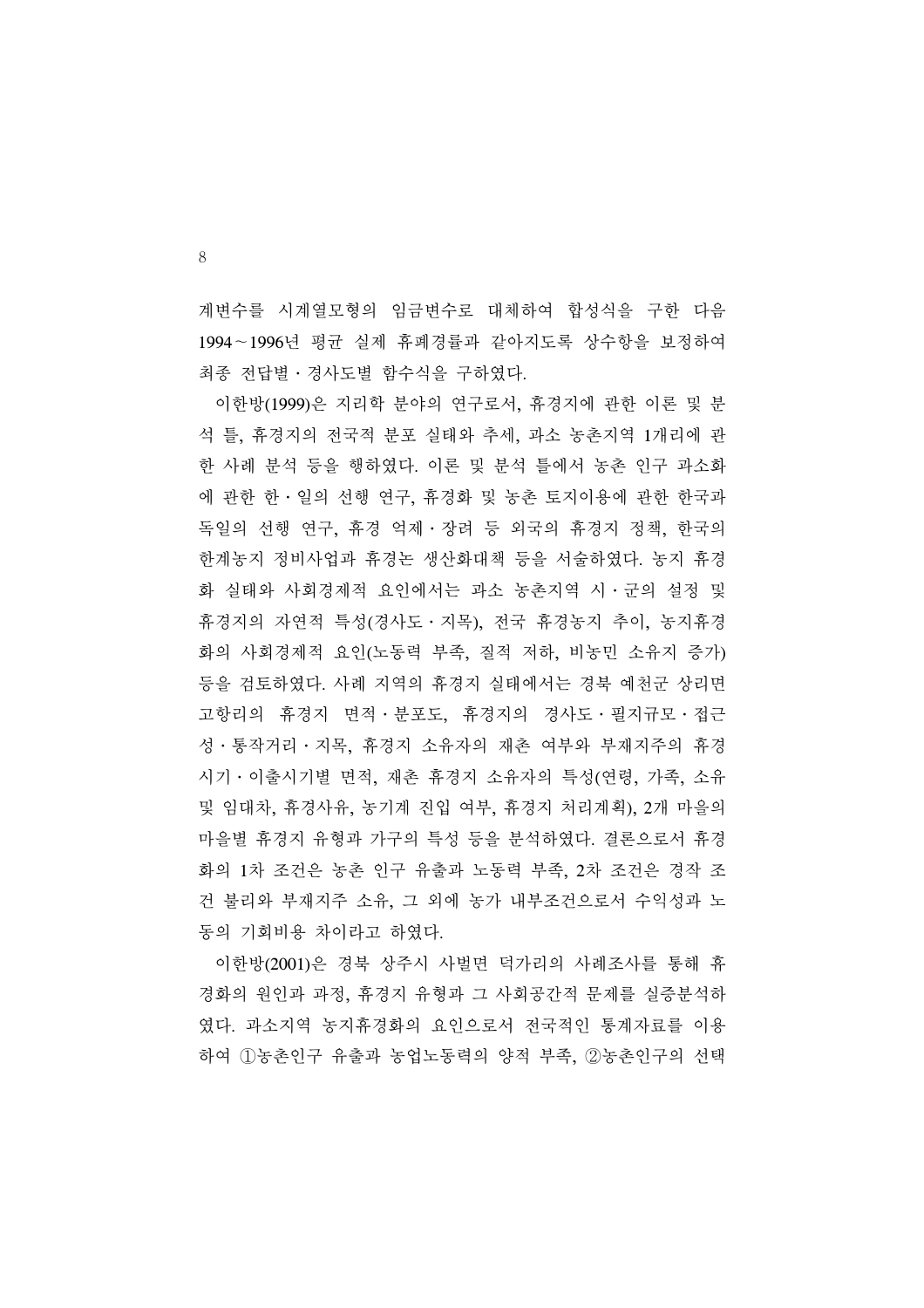계변수를 시계열모형의 임금변수로 대체하여 합성식을 구한 다음 1994～1996년 평균 실제 휴폐경률과 같아지도록 상수항을 보정하여 최종 전답별·경사도별 함수식을 구하였다.

이한방(1999)은 지리학 분야의 연구로서, 휴경지에 관한 이론 및 분석 틀, 휴경지의 전국적 분포 실태와 추세, 과소 농촌지역 1개리에 관한 사례 분석 등을 행하였다. 이론 및 분석 틀에서 농촌 인구 과소화에 관한 한·일의 선행 연구, 휴경화 및 농촌 토지이용에 관한 한국과 독일의 선행 연구, 휴경 억제·장려 등 외국의 휴경지 정책, 한국의 한계농지 정비사업과 휴경논 생산화대책 등을 서술하였다. 농지 휴경화 실태와 사회경제적 요인에서는 과소 농촌지역 시·군의 설정 및 휴경지의 자연적 특성(경사도·지목), 전국 휴경농지 추이, 농지휴경화의 사회경제적 요인(노동력 부족, 질적 저하, 비농민 소유지 증가) 등을 검토하였다. 사례 지역의 휴경지 실태에서는 경북 예천군 상리면 고항리의 휴경지 면적·분포도, 휴경지의 경사도·필지규모·접근성·통작거리·지목, 휴경지 소유자의 재촌 여부와 부재지주의 휴경시기·이출시기별 면적, 재촌 휴경지 소유자의 특성(연령, 가족, 소유 및 임대차, 휴경사유, 농기계 진입 여부, 휴경지 처리계획), 2개 마을의 마을별 휴경지 유형과 가구의 특성 등을 분석하였다. 결론으로서 휴경화의 1차 조건은 농촌 인구 유출과 노동력 부족, 2차 조건은 경작 조건 불리와 부재지주 소유, 그 외에 농가 내부조건으로서 수익성과 노동의 기회비용 차이라고 하였다.

이한방(2001)은 경북 상주시 사벌면 덕가리의 사례조사를 통해 휴경화의 원인과 과정, 휴경지 유형과 그 사회공간적 문제를 실증분석하였다. 과소지역 농지휴경화의 요인으로서 전국적인 통계자료를 이용하여 ①농촌인구 유출과 농업노동력의 양적 부족, ②농촌인구의 선택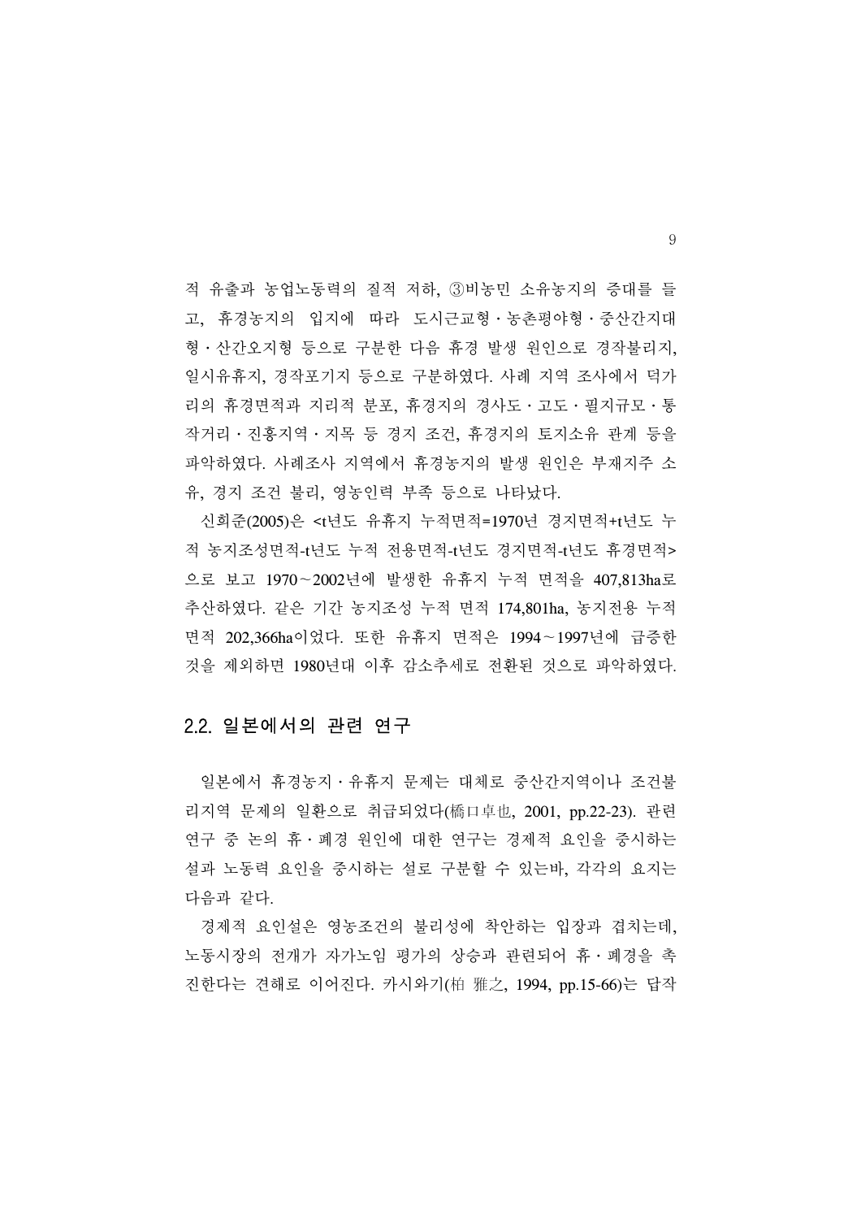적 유출과 농업노동력의 질적 저하, ③비농민 소유농지의 증대를 들고, 휴경농지의 입지에 따라 도시근교형・농촌평야형・중산간지대형・산간오지형 등으로 구분한 다음 휴경 발생 원인으로 경작불리지, 일시유휴지, 경작포기지 등으로 구분하였다. 사례 지역 조사에서 덕가리의 휴경면적과 지리적 분포, 휴경지의 경사도・고도・필지규모・통작거리・진흥지역・지목 등 경지 조건, 휴경지의 토지소유 관계 등을 파악하였다. 사례조사 지역에서 휴경농지의 발생 원인은 부재지주 소유, 경지 조건 불리, 영농인력 부족 등으로 나타났다.

신회준(2005)은 <t년도 유휴지 누적면적=1970년 경지면적+t년도 누적 농지조성면적-t년도 누적 전용면적-t년도 경지면적-t년도 휴경면적>으로 보고 1970~2002년에 발생한 유휴지 누적 면적을 407,813ha로 추산하였다. 같은 기간 농지조성 누적 면적 174,801ha, 농지전용 누적 면적 202,366ha이었다. 또한 유휴지 면적은 1994~1997년에 급증한 것을 제외하면 1980년대 이후 감소추세로 전환된 것으로 파악하였다.

## 2.2. 일본에서의 관련 연구

일본에서 휴경농지・유휴지 문제는 대체로 중산간지역이나 조건불리지역 문제의 일환으로 취급되었다(橋口卓也, 2001, pp.22-23). 관련 연구 중 논의 휴・폐경 원인에 대한 연구는 경제적 요인을 중시하는 설과 노동력 요인을 중시하는 설로 구분할 수 있는바, 각각의 요지는 다음과 같다.

경제적 요인설은 영농조건의 불리성에 착안하는 입장과 겹치는데, 노동시장의 전개가 자가노임 평가의 상승과 관련되어 휴・폐경을 촉진한다는 견해로 이어진다. 카시와기(柏 雅之, 1994, pp.15-66)는 답작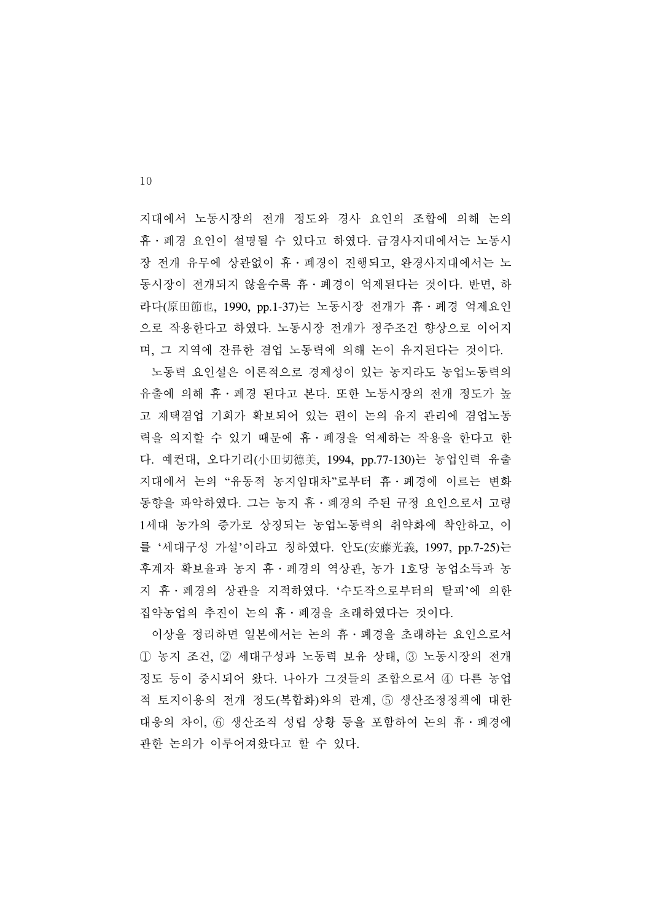지대에서 노동시장의 전개 정도와 경사 요인의 조합에 의해 논의 휴・폐경 요인이 설명될 수 있다고 하였다. 급경사지대에서는 노동시장 전개 유무에 상관없이 휴・폐경이 진행되고, 완경사지대에서는 노동시장이 전개되지 않을수록 휴・폐경이 억제된다는 것이다. 반면, 하라다(原田節也, 1990, pp.1-37)는 노동시장 전개가 휴・폐경 억제요인으로 작용한다고 하였다. 노동시장 전개가 정주조건 향상으로 이어지며, 그 지역에 잔류한 겸업 노동력에 의해 논이 유지된다는 것이다.

노동력 요인설은 이론적으로 경제성이 있는 농지라도 농업노동력의 유출에 의해 휴・폐경 된다고 본다. 또한 노동시장의 전개 정도가 높고 재택겸업 기회가 확보되어 있는 편이 논의 유지 관리에 겸업노동력을 의지할 수 있기 때문에 휴・폐경을 억제하는 작용을 한다고 한다. 예컨대, 오다기리(小田切德美, 1994, pp.77-130)는 농업인력 유출지대에서 논의 "유동적 농지임대차"로부터 휴・폐경에 이르는 변화동향을 파악하였다. 그는 농지 휴・폐경의 주된 규정 요인으로서 고령 1세대 농가의 증가로 상징되는 농업노동력의 취약화에 착안하고, 이를 '세대구성 가설'이라고 칭하였다. 안도(安藤光義, 1997, pp.7-25)는 후계자 확보율과 농지 휴・폐경의 역상관, 농가 1호당 농업소득과 농지 휴・폐경의 상관을 지적하였다. '수도작으로부터의 탈피'에 의한 집약농업의 추진이 논의 휴・폐경을 초래하였다는 것이다.

이상을 정리하면 일본에서는 논의 휴・폐경을 초래하는 요인으로서 ① 농지 조건, ② 세대구성과 노동력 보유 상태, ③ 노동시장의 전개 정도 등이 중시되어 왔다. 나아가 그것들의 조합으로서 ④ 다른 농업적 토지이용의 전개 정도(복합화)와의 관계, ⑤ 생산조정정책에 대한 대응의 차이, ⑥ 생산조직 성립 상황 등을 포함하여 논의 휴・폐경에 관한 논의가 이루어져왔다고 할 수 있다.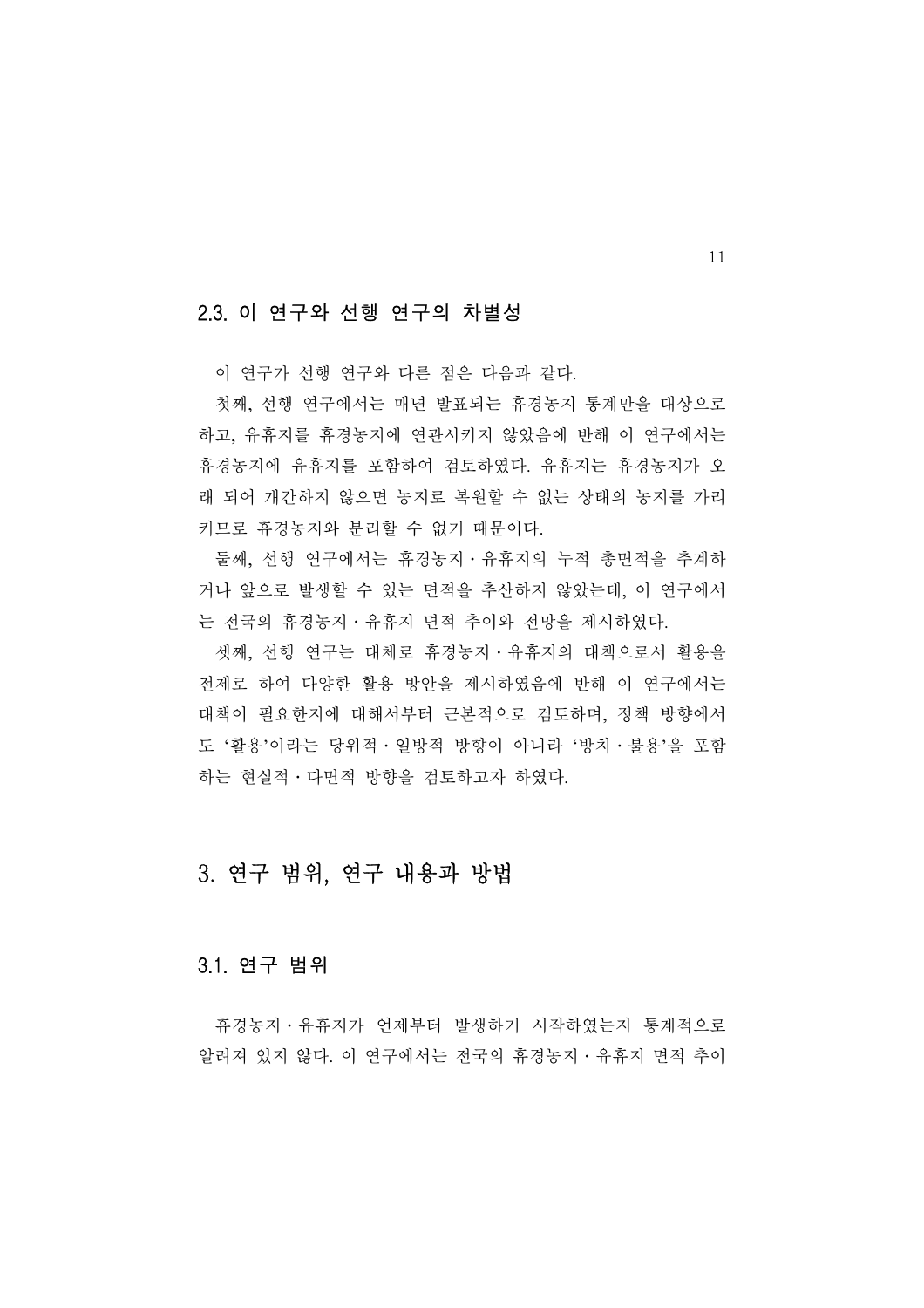### 2.3. 이 연구와 선행 연구의 차별성

이 연구가 선행 연구와 다른 점은 다음과 같다.

첫째, 선행 연구에서는 매년 발표되는 휴경농지 통계만을 대상으로 하고, 유휴지를 휴경농지에 연관시키지 않았음에 반해 이 연구에서는 휴경농지에 유휴지를 포함하여 검토하였다. 유휴지는 휴경농지가 오래 되어 개간하지 않으면 농지로 복원할 수 없는 상태의 농지를 가리키므로 휴경농지와 분리할 수 없기 때문이다.

둘째, 선행 연구에서는 휴경농지·유휴지의 누적 총면적을 추계하거나 앞으로 발생할 수 있는 면적을 추산하지 않았는데, 이 연구에서는 전국의 휴경농지·유휴지 면적 추이와 전망을 제시하였다.

셋째, 선행 연구는 대체로 휴경농지·유휴지의 대책으로서 활용을 전제로 하여 다양한 활용 방안을 제시하였음에 반해 이 연구에서는 대책이 필요한지에 대해서부터 근본적으로 검토하며, 정책 방향에서도 '활용'이라는 당위적·일방적 방향이 아니라 '방치·불용'을 포함하는 현실적·다면적 방향을 검토하고자 하였다.

## 3. 연구 범위, 연구 내용과 방법

### 3.1. 연구 범위

휴경농지·유휴지가 언제부터 발생하기 시작하였는지 통계적으로 알려져 있지 않다. 이 연구에서는 전국의 휴경농지·유휴지 면적 추이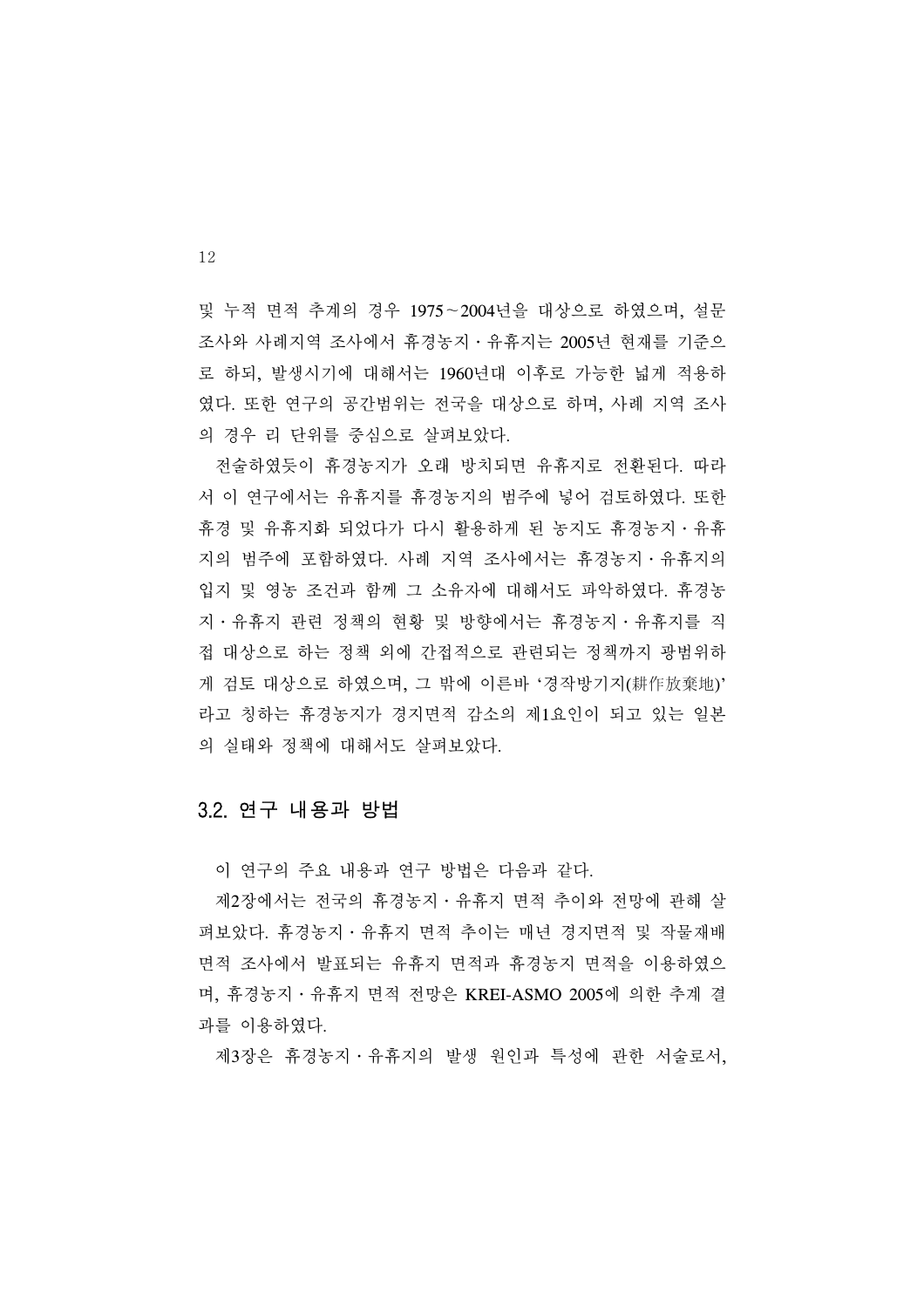및 누적 면적 추계의 경우 1975~2004년을 대상으로 하였으며, 설문 조사와 사례지역 조사에서 휴경농지·유휴지는 2005년 현재를 기준으로 하되, 발생시기에 대해서는 1960년대 이후로 가능한 넓게 적용하였다. 또한 연구의 공간범위는 전국을 대상으로 하며, 사례 지역 조사의 경우 리 단위를 중심으로 살펴보았다.

전술하였듯이 휴경농지가 오래 방치되면 유휴지로 전환된다. 따라서 이 연구에서는 유휴지를 휴경농지의 범주에 넣어 검토하였다. 또한 휴경 및 유휴지화 되었다가 다시 활용하게 된 농지도 휴경농지·유휴지의 범주에 포함하였다. 사례 지역 조사에서는 휴경농지·유휴지의 입지 및 영농 조건과 함께 그 소유자에 대해서도 파악하였다. 휴경농지·유휴지 관련 정책의 현황 및 방향에서는 휴경농지·유휴지를 직접 대상으로 하는 정책 외에 간접적으로 관련되는 정책까지 광범위하게 검토 대상으로 하였으며, 그 밖에 이른바 '경작방기지(耕作放棄地)'라고 칭하는 휴경농지가 경지면적 감소의 제1요인이 되고 있는 일본의 실태와 정책에 대해서도 살펴보았다.

## 3.2. 연구 내용과 방법

이 연구의 주요 내용과 연구 방법은 다음과 같다.

제2장에서는 전국의 휴경농지·유휴지 면적 추이와 전망에 관해 살펴보았다. 휴경농지·유휴지 면적 추이는 매년 경지면적 및 작물재배면적 조사에서 발표되는 유휴지 면적과 휴경농지 면적을 이용하였으며, 휴경농지·유휴지 면적 전망은 KREI-ASMO 2005에 의한 추계 결과를 이용하였다.

제3장은 휴경농지·유휴지의 발생 원인과 특성에 관한 서술로서,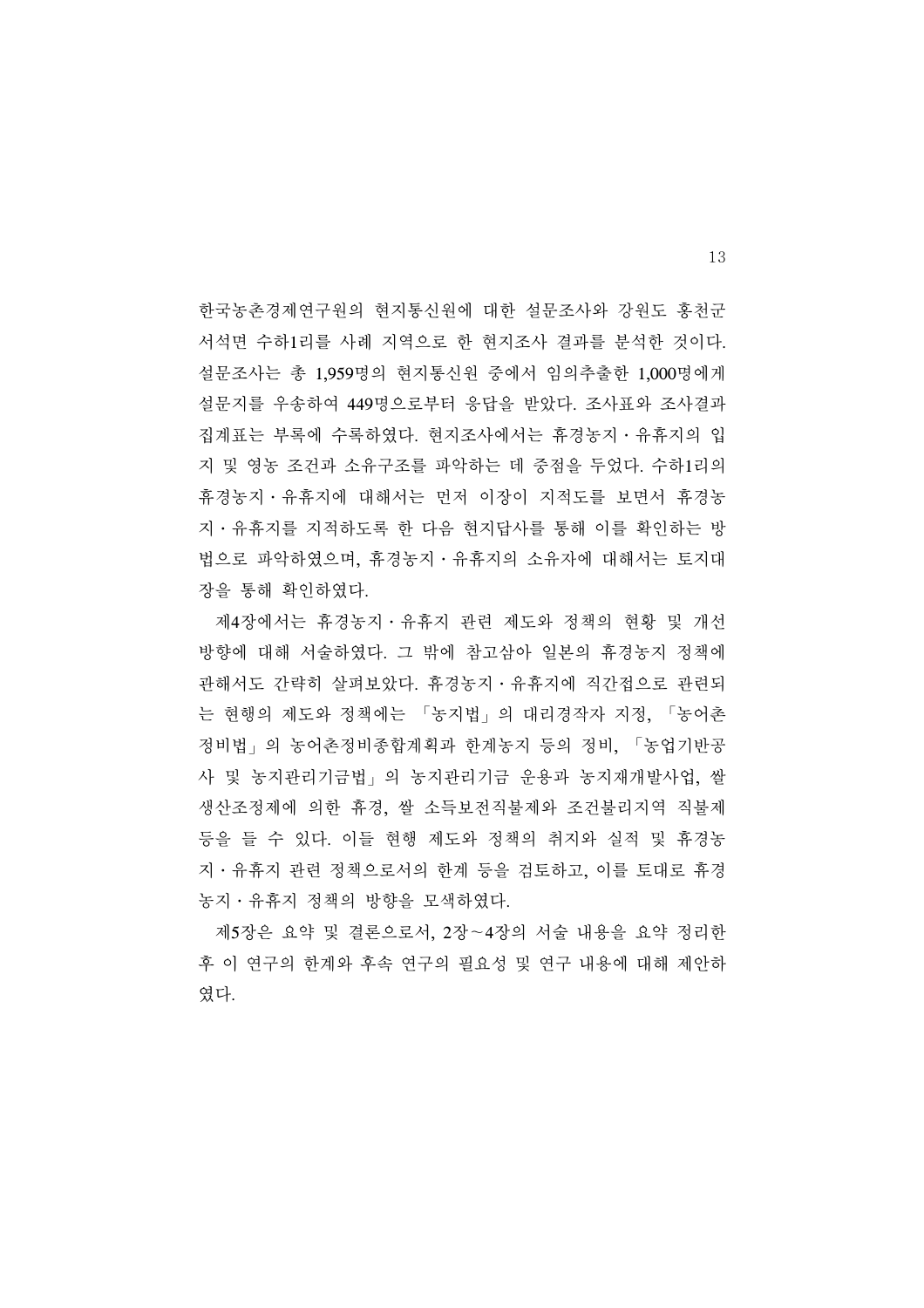한국농촌경제연구원의 현지통신원에 대한 설문조사와 강원도 홍천군 서석면 수하1리를 사례 지역으로 한 현지조사 결과를 분석한 것이다. 설문조사는 총 1,959명의 현지통신원 중에서 임의추출한 1,000명에게 설문지를 우송하여 449명으로부터 응답을 받았다. 조사표와 조사결과 집계표는 부록에 수록하였다. 현지조사에서는 휴경농지·유휴지의 입지 및 영농 조건과 소유구조를 파악하는 데 중점을 두었다. 수하1리의 휴경농지·유휴지에 대해서는 먼저 이장이 지적도를 보면서 휴경농지·유휴지를 지적하도록 한 다음 현지답사를 통해 이를 확인하는 방법으로 파악하였으며, 휴경농지·유휴지의 소유자에 대해서는 토지대장을 통해 확인하였다.

제4장에서는 휴경농지·유휴지 관련 제도와 정책의 현황 및 개선 방향에 대해 서술하였다. 그 밖에 참고삼아 일본의 휴경농지 정책에 관해서도 간략히 살펴보았다. 휴경농지·유휴지에 직간접으로 관련되는 현행의 제도와 정책에는 「농지법」의 대리경작자 지정, 「농어촌정비법」의 농어촌정비종합계획과 한계농지 등의 정비, 「농업기반공사 및 농지관리기금법」의 농지관리기금 운용과 농지재개발사업, 쌀 생산조정제에 의한 휴경, 쌀 소득보전직불제와 조건불리지역 직불제 등을 들 수 있다. 이들 현행 제도와 정책의 취지와 실적 및 휴경농지·유휴지 관련 정책으로서의 한계 등을 검토하고, 이를 토대로 휴경농지·유휴지 정책의 방향을 모색하였다.

제5장은 요약 및 결론으로서, 2장~4장의 서술 내용을 요약 정리한 후 이 연구의 한계와 후속 연구의 필요성 및 연구 내용에 대해 제안하였다.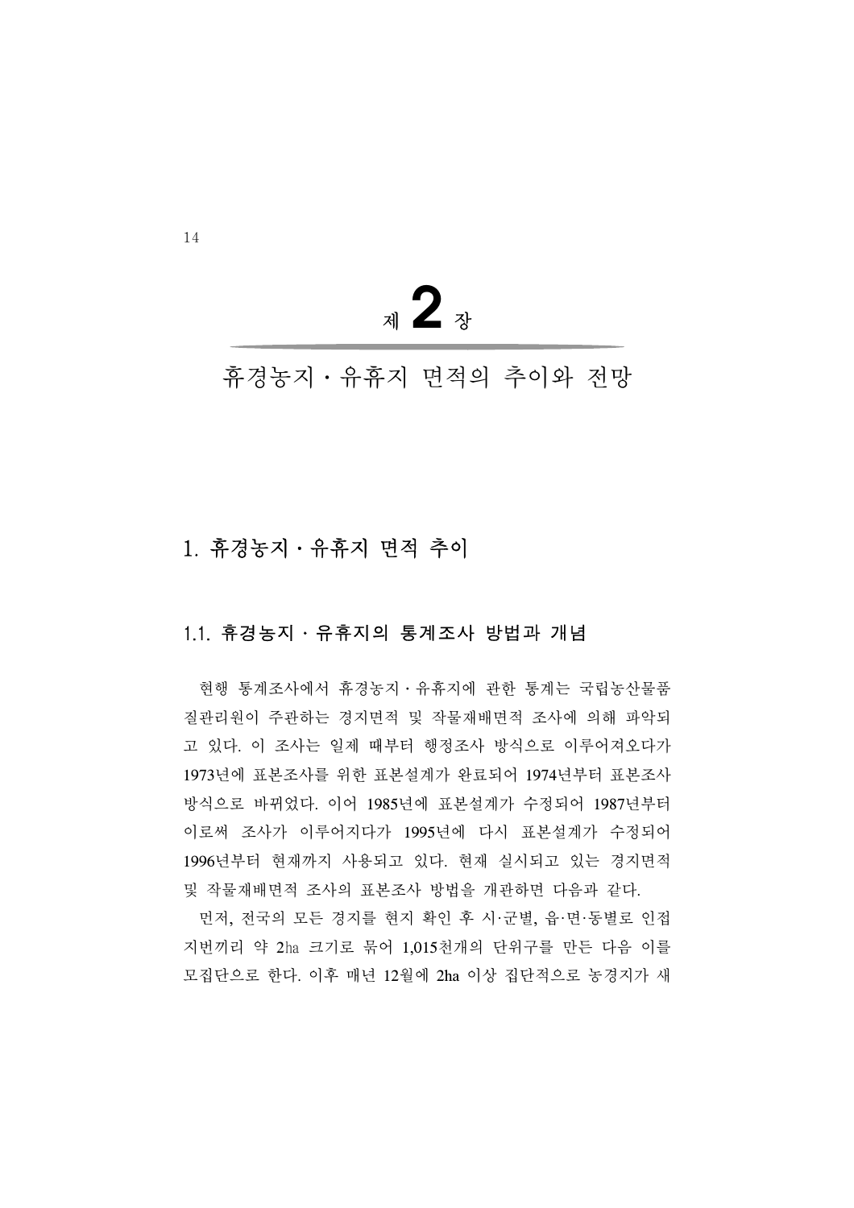# 제 2 장

# 휴경농지 · 유휴지 면적의 추이와 전망

## 1. 휴경농지 · 유휴지 면적 추이

### 1.1. 휴경농지 · 유휴지의 통계조사 방법과 개념

현행 통계조사에서 휴경농지 · 유휴지에 관한 통계는 국립농산물품질관리원이 주관하는 경지면적 및 작물재배면적 조사에 의해 파악되고 있다. 이 조사는 일제 때부터 행정조사 방식으로 이루어져오다가 1973년에 표본조사를 위한 표본설계가 완료되어 1974년부터 표본조사 방식으로 바뀌었다. 이어 1985년에 표본설계가 수정되어 1987년부터 이로써 조사가 이루어지다가 1995년에 다시 표본설계가 수정되어 1996년부터 현재까지 사용되고 있다. 현재 실시되고 있는 경지면적 및 작물재배면적 조사의 표본조사 방법을 개관하면 다음과 같다.

먼저, 전국의 모든 경지를 현지 확인 후 시·군별, 읍·면·동별로 인접 지번끼리 약 2㏊ 크기로 묶어 1,015천개의 단위구를 만든 다음 이를 모집단으로 한다. 이후 매년 12월에 2ha 이상 집단적으로 농경지가 새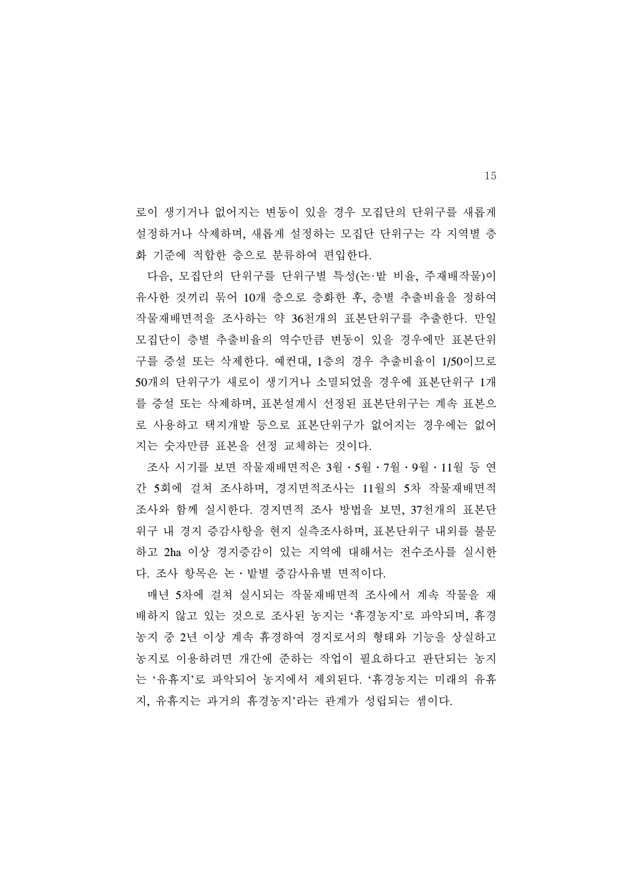로이 생기거나 없어지는 변동이 있을 경우 모집단의 단위구를 새롭게 설정하거나 삭제하며, 새롭게 설정하는 모집단 단위구는 각 지역별 층화 기준에 적합한 층으로 분류하여 편입한다.

다음, 모집단의 단위구를 단위구별 특성(논·밭 비율, 주재배작물)이 유사한 것끼리 묶어 10개 층으로 층화한 후, 층별 추출비율을 정하여 작물재배면적을 조사하는 약 36천개의 표본단위구를 추출한다. 만일 모집단이 층별 추출비율의 역수만큼 변동이 있을 경우에만 표본단위구를 증설 또는 삭제한다. 예컨대, 1층의 경우 추출비율이 1/50이므로 50개의 단위구가 새로이 생기거나 소멸되었을 경우에 표본단위구 1개를 증설 또는 삭제하며, 표본설계시 선정된 표본단위구는 계속 표본으로 사용하고 택지개발 등으로 표본단위구가 없어지는 경우에는 없어지는 숫자만큼 표본을 선정 교체하는 것이다.

조사 시기를 보면 작물재배면적은 3월 · 5월 · 7월 · 9월 · 11월 등 연간 5회에 걸쳐 조사하며, 경지면적조사는 11월의 5차 작물재배면적 조사와 함께 실시한다. 경지면적 조사 방법을 보면, 37천개의 표본단위구 내 경지 증감사항을 현지 실측조사하며, 표본단위구 내외를 불문하고 2ha 이상 경지증감이 있는 지역에 대해서는 전수조사를 실시한다. 조사 항목은 논 · 밭별 증감사유별 면적이다.

매년 5차에 걸쳐 실시되는 작물재배면적 조사에서 계속 작물을 재배하지 않고 있는 것으로 조사된 농지는 '휴경농지'로 파악되며, 휴경농지 중 2년 이상 계속 휴경하여 경지로서의 형태와 기능을 상실하고 농지로 이용하려면 개간에 준하는 작업이 필요하다고 판단되는 농지는 '유휴지'로 파악되어 농지에서 제외된다. '휴경농지는 미래의 유휴지, 유휴지는 과거의 휴경농지'라는 관계가 성립되는 셈이다.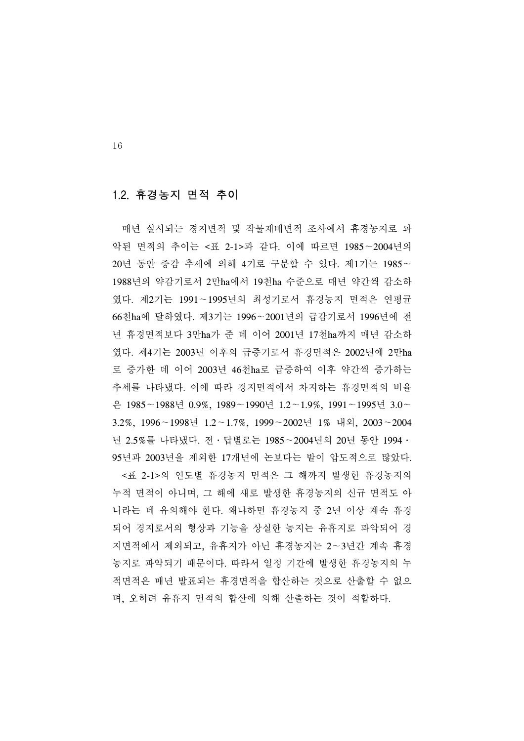### 1.2. 휴경농지 면적 추이

매년 실시되는 경지면적 및 작물재배면적 조사에서 휴경농지로 파악된 면적의 추이는 <표 2-1>과 같다. 이에 따르면 1985~2004년의 20년 동안 증감 추세에 의해 4기로 구분할 수 있다. 제1기는 1985~1988년의 약감기로서 2만ha에서 19천ha 수준으로 매년 약간씩 감소하였다. 제2기는 1991~1995년의 최성기로서 휴경농지 면적은 연평균 66천ha에 달하였다. 제3기는 1996~2001년의 급감기로서 1996년에 전년 휴경면적보다 3만ha가 준 데 이어 2001년 17천ha까지 매년 감소하였다. 제4기는 2003년 이후의 급증기로서 휴경면적은 2002년에 2만ha로 증가한 데 이어 2003년 46천ha로 급증하여 이후 약간씩 증가하는 추세를 나타냈다. 이에 따라 경지면적에서 차지하는 휴경면적의 비율은 1985~1988년 0.9%, 1989~1990년 1.2~1.9%, 1991~1995년 3.0~3.2%, 1996~1998년 1.2~1.7%, 1999~2002년 1% 내외, 2003~2004년 2.5%를 나타냈다. 전·답별로는 1985~2004년의 20년 동안 1994·95년과 2003년을 제외한 17개년에 논보다는 밭이 압도적으로 많았다.

<표 2-1>의 연도별 휴경농지 면적은 그 해까지 발생한 휴경농지의 누적 면적이 아니며, 그 해에 새로 발생한 휴경농지의 신규 면적도 아니라는 데 유의해야 한다. 왜냐하면 휴경농지 중 2년 이상 계속 휴경되어 경지로서의 형상과 기능을 상실한 농지는 유휴지로 파악되어 경지면적에서 제외되고, 유휴지가 아닌 휴경농지는 2~3년간 계속 휴경농지로 파악되기 때문이다. 따라서 일정 기간에 발생한 휴경농지의 누적면적은 매년 발표되는 휴경면적을 합산하는 것으로 산출할 수 없으며, 오히려 유휴지 면적의 합산에 의해 산출하는 것이 적합하다.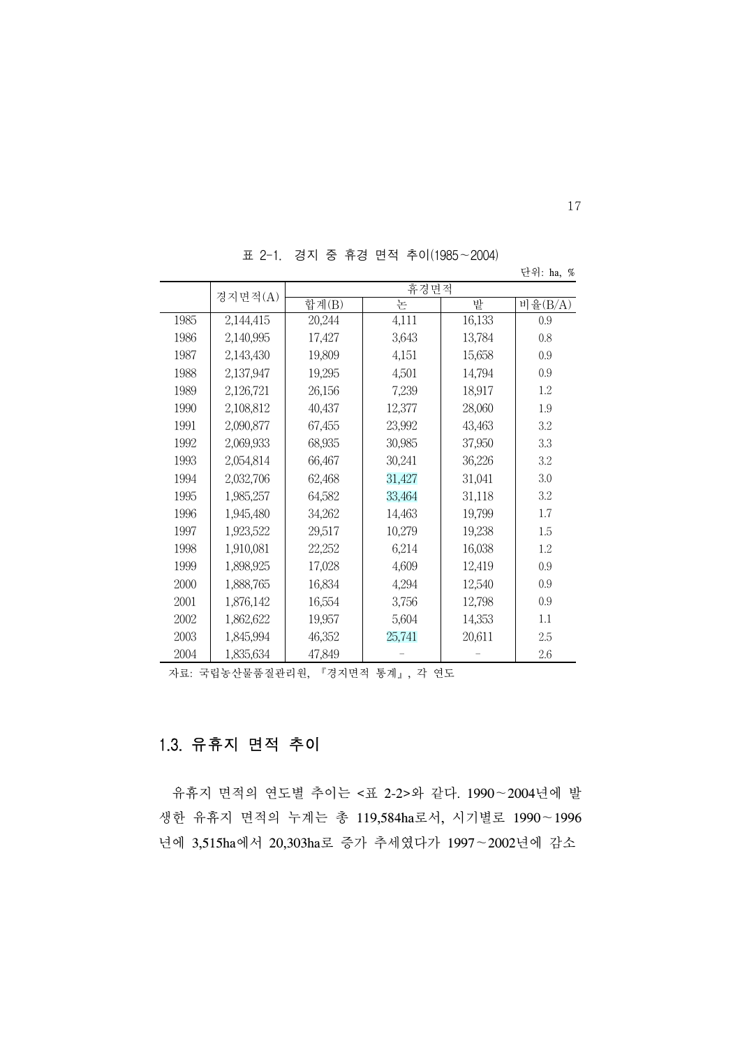표 2-1. 경지 중 휴경 면적 추이(1985~2004)

단위: ha, %

| | 경지면적(A) | 휴경면적 | | | |
|---|---|---|---|---|---|
| | | 합계(B) | 논 | 밭 | 비율(B/A) |
| 1985 | 2,144,415 | 20,244 | 4,111 | 16,133 | 0.9 |
| 1986 | 2,140,995 | 17,427 | 3,643 | 13,784 | 0.8 |
| 1987 | 2,143,430 | 19,809 | 4,151 | 15,658 | 0.9 |
| 1988 | 2,137,947 | 19,295 | 4,501 | 14,794 | 0.9 |
| 1989 | 2,126,721 | 26,156 | 7,239 | 18,917 | 1.2 |
| 1990 | 2,108,812 | 40,437 | 12,377 | 28,060 | 1.9 |
| 1991 | 2,090,877 | 67,455 | 23,992 | 43,463 | 3.2 |
| 1992 | 2,069,933 | 68,935 | 30,985 | 37,950 | 3.3 |
| 1993 | 2,054,814 | 66,467 | 30,241 | 36,226 | 3.2 |
| 1994 | 2,032,706 | 62,468 | 31,427 | 31,041 | 3.0 |
| 1995 | 1,985,257 | 64,582 | 33,464 | 31,118 | 3.2 |
| 1996 | 1,945,480 | 34,262 | 14,463 | 19,799 | 1.7 |
| 1997 | 1,923,522 | 29,517 | 10,279 | 19,238 | 1.5 |
| 1998 | 1,910,081 | 22,252 | 6,214 | 16,038 | 1.2 |
| 1999 | 1,898,925 | 17,028 | 4,609 | 12,419 | 0.9 |
| 2000 | 1,888,765 | 16,834 | 4,294 | 12,540 | 0.9 |
| 2001 | 1,876,142 | 16,554 | 3,756 | 12,798 | 0.9 |
| 2002 | 1,862,622 | 19,957 | 5,604 | 14,353 | 1.1 |
| 2003 | 1,845,994 | 46,352 | 25,741 | 20,611 | 2.5 |
| 2004 | 1,835,634 | 47,849 | - | - | 2.6 |

자료: 국립농산물품질관리원, 『경지면적 통계』, 각 연도

## 1.3. 유휴지 면적 추이

유휴지 면적의 연도별 추이는 <표 2-2>와 같다. 1990~2004년에 발생한 유휴지 면적의 누계는 총 119,584ha로서, 시기별로 1990~1996년에 3,515ha에서 20,303ha로 증가 추세였다가 1997~2002년에 감소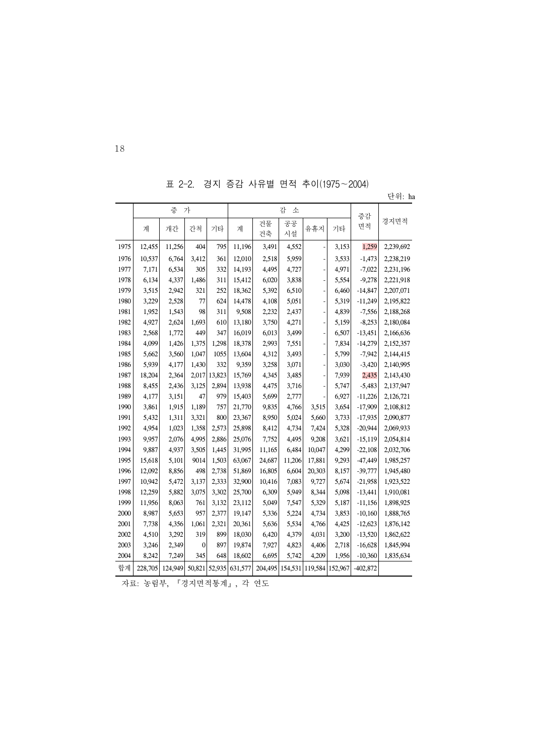표 2-2. 경지 증감 사유별 면적 추이(1975～2004)

단위: ha

| | 증 가 | | | | 감 소 | | | | | 증감 면적 | 경지면적 |
|---|---|---|---|---|---|---|---|---|---|---|---|
| | 계 | 개간 | 간척 | 기타 | 계 | 건물 건축 | 공공 시설 | 유휴지 | 기타 | | |
| 1975 | 12,455 | 11,256 | 404 | 795 | 11,196 | 3,491 | 4,552 | - | 3,153 | 1,259 | 2,239,692 |
| 1976 | 10,537 | 6,764 | 3,412 | 361 | 12,010 | 2,518 | 5,959 | - | 3,533 | -1,473 | 2,238,219 |
| 1977 | 7,171 | 6,534 | 305 | 332 | 14,193 | 4,495 | 4,727 | - | 4,971 | -7,022 | 2,231,196 |
| 1978 | 6,134 | 4,337 | 1,486 | 311 | 15,412 | 6,020 | 3,838 | - | 5,554 | -9,278 | 2,221,918 |
| 1979 | 3,515 | 2,942 | 321 | 252 | 18,362 | 5,392 | 6,510 | - | 6,460 | -14,847 | 2,207,071 |
| 1980 | 3,229 | 2,528 | 77 | 624 | 14,478 | 4,108 | 5,051 | - | 5,319 | -11,249 | 2,195,822 |
| 1981 | 1,952 | 1,543 | 98 | 311 | 9,508 | 2,232 | 2,437 | - | 4,839 | -7,556 | 2,188,268 |
| 1982 | 4,927 | 2,624 | 1,693 | 610 | 13,180 | 3,750 | 4,271 | - | 5,159 | -8,253 | 2,180,084 |
| 1983 | 2,568 | 1,772 | 449 | 347 | 16,019 | 6,013 | 3,499 | - | 6,507 | -13,451 | 2,166,636 |
| 1984 | 4,099 | 1,426 | 1,375 | 1,298 | 18,378 | 2,993 | 7,551 | - | 7,834 | -14,279 | 2,152,357 |
| 1985 | 5,662 | 3,560 | 1,047 | 1055 | 13,604 | 4,312 | 3,493 | - | 5,799 | -7,942 | 2,144,415 |
| 1986 | 5,939 | 4,177 | 1,430 | 332 | 9,359 | 3,258 | 3,071 | - | 3,030 | -3,420 | 2,140,995 |
| 1987 | 18,204 | 2,364 | 2,017 | 13,823 | 15,769 | 4,345 | 3,485 | - | 7,939 | 2,435 | 2,143,430 |
| 1988 | 8,455 | 2,436 | 3,125 | 2,894 | 13,938 | 4,475 | 3,716 | - | 5,747 | -5,483 | 2,137,947 |
| 1989 | 4,177 | 3,151 | 47 | 979 | 15,403 | 5,699 | 2,777 | - | 6,927 | -11,226 | 2,126,721 |
| 1990 | 3,861 | 1,915 | 1,189 | 757 | 21,770 | 9,835 | 4,766 | 3,515 | 3,654 | -17,909 | 2,108,812 |
| 1991 | 5,432 | 1,311 | 3,321 | 800 | 23,367 | 8,950 | 5,024 | 5,660 | 3,733 | -17,935 | 2,090,877 |
| 1992 | 4,954 | 1,023 | 1,358 | 2,573 | 25,898 | 8,412 | 4,734 | 7,424 | 5,328 | -20,944 | 2,069,933 |
| 1993 | 9,957 | 2,076 | 4,995 | 2,886 | 25,076 | 7,752 | 4,495 | 9,208 | 3,621 | -15,119 | 2,054,814 |
| 1994 | 9,887 | 4,937 | 3,505 | 1,445 | 31,995 | 11,165 | 6,484 | 10,047 | 4,299 | -22,108 | 2,032,706 |
| 1995 | 15,618 | 5,101 | 9014 | 1,503 | 63,067 | 24,687 | 11,206 | 17,881 | 9,293 | -47,449 | 1,985,257 |
| 1996 | 12,092 | 8,856 | 498 | 2,738 | 51,869 | 16,805 | 6,604 | 20,303 | 8,157 | -39,777 | 1,945,480 |
| 1997 | 10,942 | 5,472 | 3,137 | 2,333 | 32,900 | 10,416 | 7,083 | 9,727 | 5,674 | -21,958 | 1,923,522 |
| 1998 | 12,259 | 5,882 | 3,075 | 3,302 | 25,700 | 6,309 | 5,949 | 8,344 | 5,098 | -13,441 | 1,910,081 |
| 1999 | 11,956 | 8,063 | 761 | 3,132 | 23,112 | 5,049 | 7,547 | 5,329 | 5,187 | -11,156 | 1,898,925 |
| 2000 | 8,987 | 5,653 | 957 | 2,377 | 19,147 | 5,336 | 5,224 | 4,734 | 3,853 | -10,160 | 1,888,765 |
| 2001 | 7,738 | 4,356 | 1,061 | 2,321 | 20,361 | 5,636 | 5,534 | 4,766 | 4,425 | -12,623 | 1,876,142 |
| 2002 | 4,510 | 3,292 | 319 | 899 | 18,030 | 6,420 | 4,379 | 4,031 | 3,200 | -13,520 | 1,862,622 |
| 2003 | 3,246 | 2,349 | 0 | 897 | 19,874 | 7,927 | 4,823 | 4,406 | 2,718 | -16,628 | 1,845,994 |
| 2004 | 8,242 | 7,249 | 345 | 648 | 18,602 | 6,695 | 5,742 | 4,209 | 1,956 | -10,360 | 1,835,634 |
| 합계 | 228,705 | 124,949 | 50,821 | 52,935 | 631,577 | 204,495 | 154,531 | 119,584 | 152,967 | -402,872 | |

자료: 농림부, 『경지면적통계』, 각 연도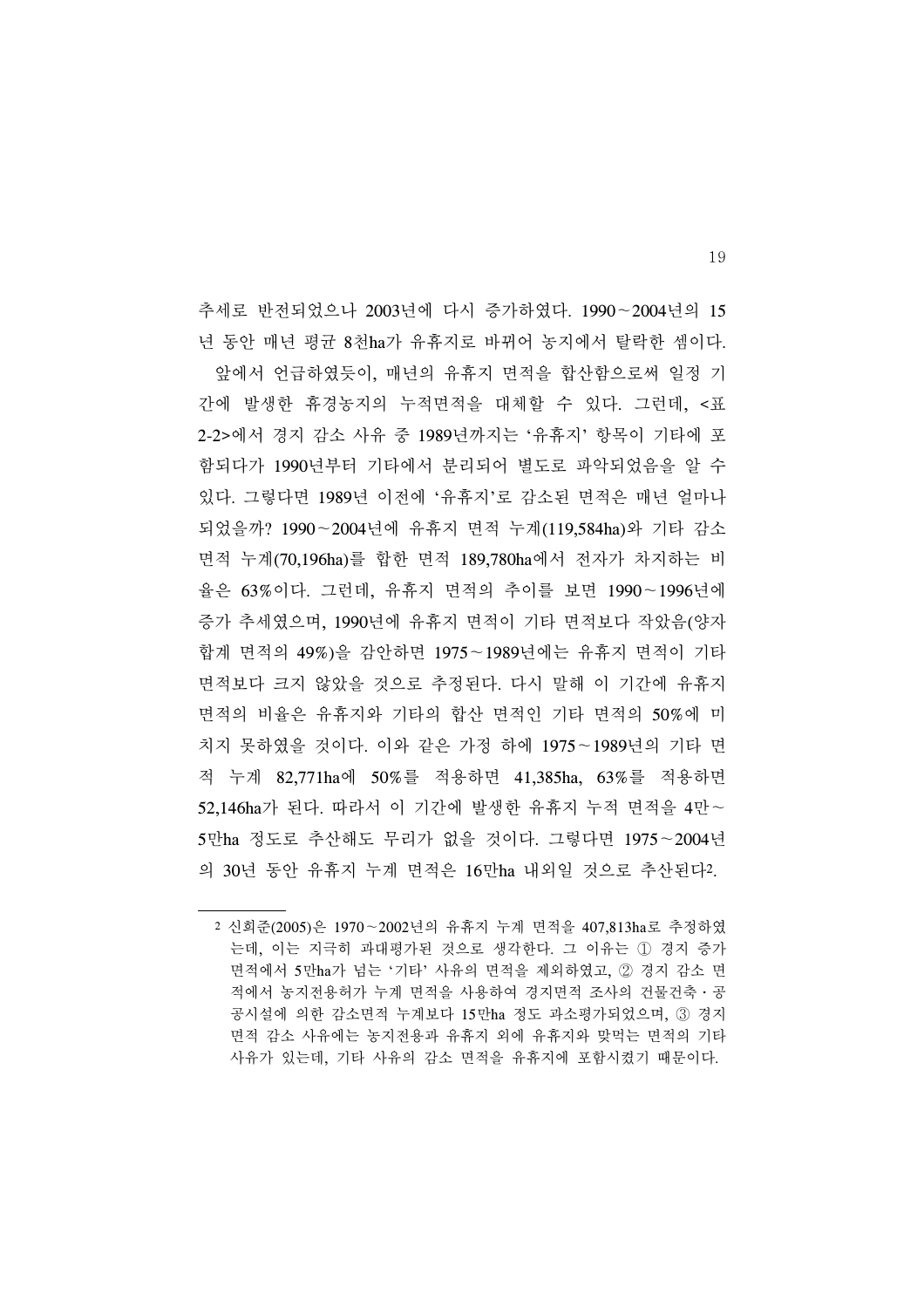추세로 반전되었으나 2003년에 다시 증가하였다. 1990~2004년의 15년 동안 매년 평균 8천ha가 유휴지로 바뀌어 농지에서 탈락한 셈이다.

앞에서 언급하였듯이, 매년의 유휴지 면적을 합산함으로써 일정 기간에 발생한 휴경농지의 누적면적을 대체할 수 있다. 그런데, <표 2-2>에서 경지 감소 사유 중 1989년까지는 '유휴지' 항목이 기타에 포함되다가 1990년부터 기타에서 분리되어 별도로 파악되었음을 알 수 있다. 그렇다면 1989년 이전에 '유휴지'로 감소된 면적은 매년 얼마나 되었을까? 1990~2004년에 유휴지 면적 누계(119,584ha)와 기타 감소 면적 누계(70,196ha)를 합한 면적 189,780ha에서 전자가 차지하는 비율은 63%이다. 그런데, 유휴지 면적의 추이를 보면 1990~1996년에 증가 추세였으며, 1990년에 유휴지 면적이 기타 면적보다 작았음(양자 합계 면적의 49%)을 감안하면 1975~1989년에는 유휴지 면적이 기타 면적보다 크지 않았을 것으로 추정된다. 다시 말해 이 기간에 유휴지 면적의 비율은 유휴지와 기타의 합산 면적인 기타 면적의 50%에 미치지 못하였을 것이다. 이와 같은 가정 하에 1975~1989년의 기타 면적 누계 82,771ha에 50%를 적용하면 41,385ha, 63%를 적용하면 52,146ha가 된다. 따라서 이 기간에 발생한 유휴지 누적 면적을 4만~5만ha 정도로 추산해도 무리가 없을 것이다. 그렇다면 1975~2004년의 30년 동안 유휴지 누계 면적은 16만ha 내외일 것으로 추산된다[2].

---

[2] 신희준(2005)은 1970~2002년의 유휴지 누계 면적을 407,813ha로 추정하였는데, 이는 지극히 과대평가된 것으로 생각한다. 그 이유는 ① 경지 증가 면적에서 5만ha가 넘는 '기타' 사유의 면적을 제외하였고, ② 경지 감소 면적에서 농지전용허가 누계 면적을 사용하여 경지면적 조사의 건물건축・공공시설에 의한 감소면적 누계보다 15만ha 정도 과소평가되었으며, ③ 경지 면적 감소 사유에는 농지전용과 유휴지 외에 유휴지와 맞먹는 면적의 기타 사유가 있는데, 기타 사유의 감소 면적을 유휴지에 포함시켰기 때문이다.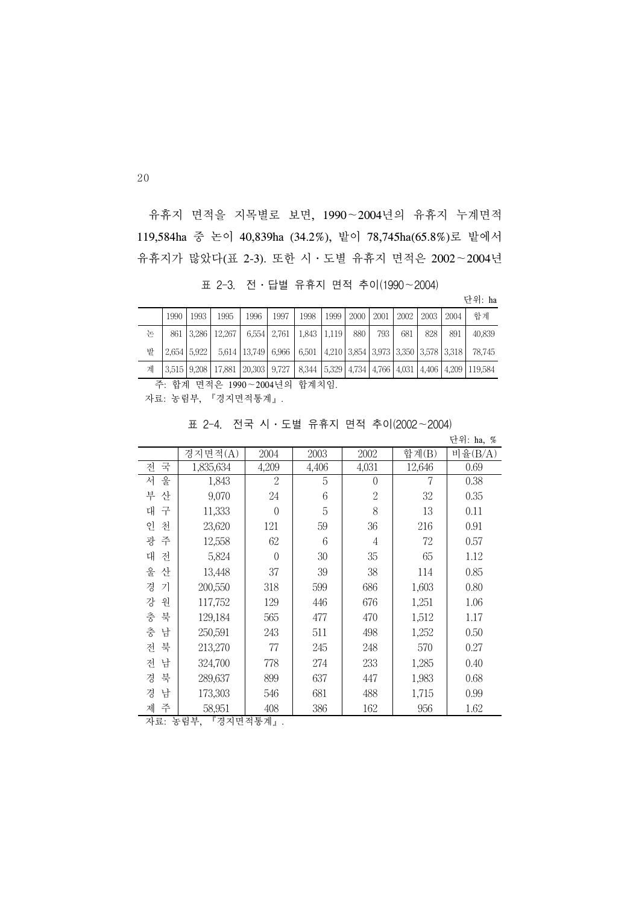유휴지 면적을 지목별로 보면, 1990~2004년의 유휴지 누계면적 119,584ha 중 논이 40,839ha (34.2%), 밭이 78,745ha(65.8%)로 밭에서 유휴지가 많았다(표 2-3). 또한 시・도별 유휴지 면적은 2002~2004년

표 2-3. 전・답별 유휴지 면적 추이(1990~2004)

단위: ha

| | 1990 | 1993 | 1995 | 1996 | 1997 | 1998 | 1999 | 2000 | 2001 | 2002 | 2003 | 2004 | 합계 |
|---|---|---|---|---|---|---|---|---|---|---|---|---|---|
| 논 | 861 | 3,286 | 12,267 | 6,554 | 2,761 | 1,843 | 1,119 | 880 | 793 | 681 | 828 | 891 | 40,839 |
| 밭 | 2,654 | 5,922 | 5,614 | 13,749 | 6,966 | 6,501 | 4,210 | 3,854 | 3,973 | 3,350 | 3,578 | 3,318 | 78,745 |
| 계 | 3,515 | 9,208 | 17,881 | 20,303 | 9,727 | 8,344 | 5,329 | 4,734 | 4,766 | 4,031 | 4,406 | 4,209 | 119,584 |

주: 합계 면적은 1990~2004년의 합계치임.

자료: 농림부, 『경지면적통계』.

표 2-4. 전국 시・도별 유휴지 면적 추이(2002~2004)

단위: ha, %

| | 경지면적(A) | 2004 | 2003 | 2002 | 합계(B) | 비율(B/A) |
|---|---|---|---|---|---|---|
| 전 국 | 1,835,634 | 4,209 | 4,406 | 4,031 | 12,646 | 0.69 |
| 서 울 | 1,843 | 2 | 5 | 0 | 7 | 0.38 |
| 부 산 | 9,070 | 24 | 6 | 2 | 32 | 0.35 |
| 대 구 | 11,333 | 0 | 5 | 8 | 13 | 0.11 |
| 인 천 | 23,620 | 121 | 59 | 36 | 216 | 0.91 |
| 광 주 | 12,558 | 62 | 6 | 4 | 72 | 0.57 |
| 대 전 | 5,824 | 0 | 30 | 35 | 65 | 1.12 |
| 울 산 | 13,448 | 37 | 39 | 38 | 114 | 0.85 |
| 경 기 | 200,550 | 318 | 599 | 686 | 1,603 | 0.80 |
| 강 원 | 117,752 | 129 | 446 | 676 | 1,251 | 1.06 |
| 충 북 | 129,184 | 565 | 477 | 470 | 1,512 | 1.17 |
| 충 남 | 250,591 | 243 | 511 | 498 | 1,252 | 0.50 |
| 전 북 | 213,270 | 77 | 245 | 248 | 570 | 0.27 |
| 전 남 | 324,700 | 778 | 274 | 233 | 1,285 | 0.40 |
| 경 북 | 289,637 | 899 | 637 | 447 | 1,983 | 0.68 |
| 경 남 | 173,303 | 546 | 681 | 488 | 1,715 | 0.99 |
| 제 주 | 58,951 | 408 | 386 | 162 | 956 | 1.62 |

자료: 농림부, 『경지면적통계』.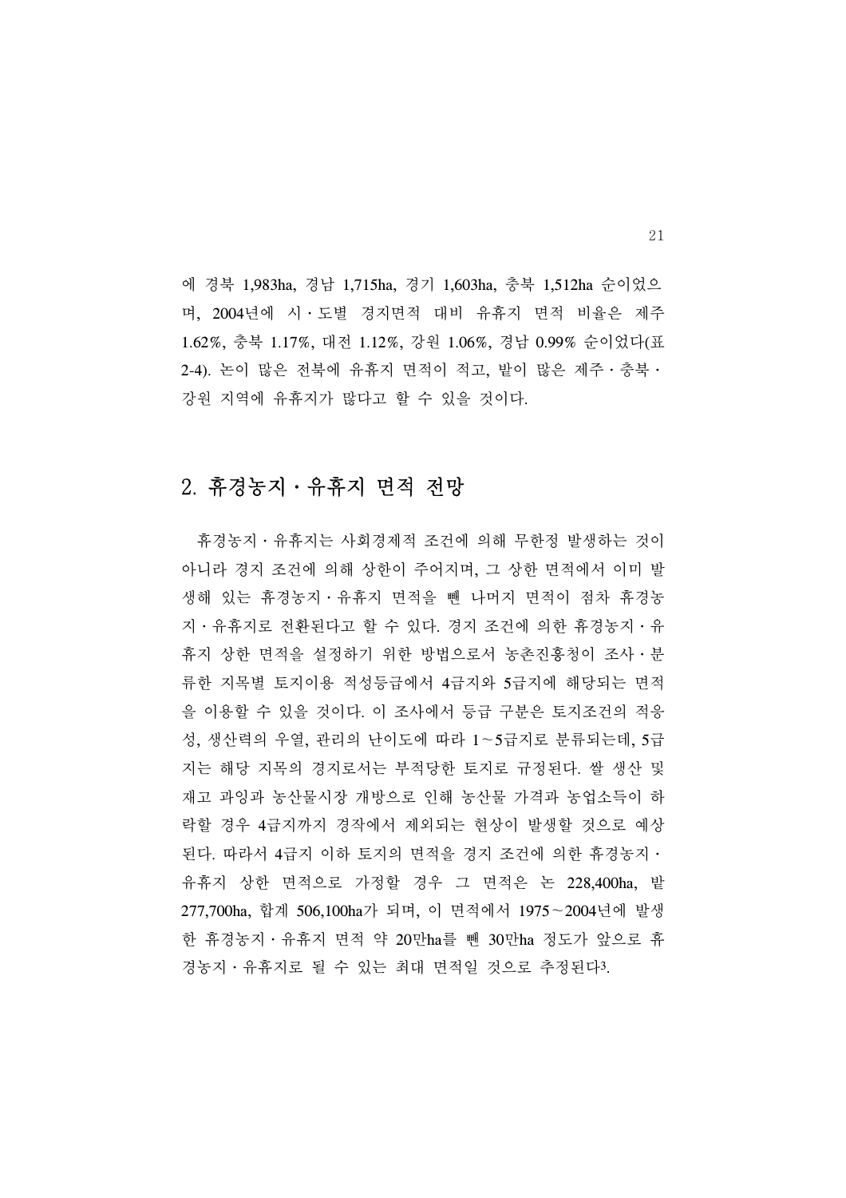에 경북 1,983ha, 경남 1,715ha, 경기 1,603ha, 충북 1,512ha 순이었으며, 2004년에 시·도별 경지면적 대비 유휴지 면적 비율은 제주 1.62%, 충북 1.17%, 대전 1.12%, 강원 1.06%, 경남 0.99% 순이었다(표 2-4). 논이 많은 전북에 유휴지 면적이 적고, 밭이 많은 제주·충북·강원 지역에 유휴지가 많다고 할 수 있을 것이다.

## 2. 휴경농지·유휴지 면적 전망

휴경농지·유휴지는 사회경제적 조건에 의해 무한정 발생하는 것이 아니라 경지 조건에 의해 상한이 주어지며, 그 상한 면적에서 이미 발생해 있는 휴경농지·유휴지 면적을 뺀 나머지 면적이 점차 휴경농지·유휴지로 전환된다고 할 수 있다. 경지 조건에 의한 휴경농지·유휴지 상한 면적을 설정하기 위한 방법으로서 농촌진흥청이 조사·분류한 지목별 토지이용 적성등급에서 4급지와 5급지에 해당되는 면적을 이용할 수 있을 것이다. 이 조사에서 등급 구분은 토지조건의 적응성, 생산력의 우열, 관리의 난이도에 따라 1~5급지로 분류되는데, 5급지는 해당 지목의 경지로서는 부적당한 토지로 규정된다. 쌀 생산 및 재고 과잉과 농산물시장 개방으로 인해 농산물 가격과 농업소득이 하락할 경우 4급지까지 경작에서 제외되는 현상이 발생할 것으로 예상된다. 따라서 4급지 이하 토지의 면적을 경지 조건에 의한 휴경농지·유휴지 상한 면적으로 가정할 경우 그 면적은 논 228,400ha, 밭 277,700ha, 합계 506,100ha가 되며, 이 면적에서 1975~2004년에 발생한 휴경농지·유휴지 면적 약 20만ha를 뺀 30만ha 정도가 앞으로 휴경농지·유휴지로 될 수 있는 최대 면적일 것으로 추정된다[3].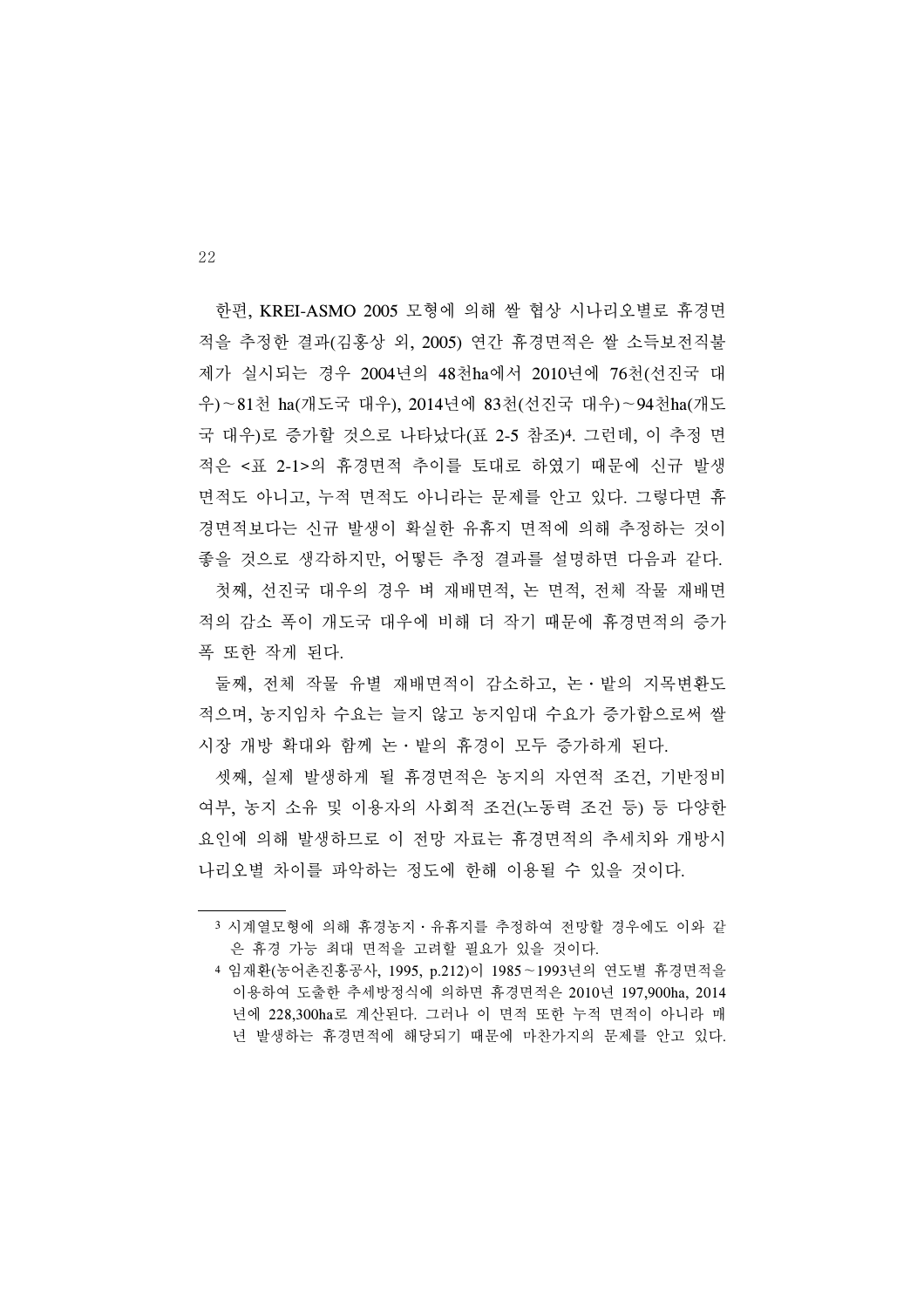한편, KREI-ASMO 2005 모형에 의해 쌀 협상 시나리오별로 휴경면적을 추정한 결과(김홍상 외, 2005) 연간 휴경면적은 쌀 소득보전직불제가 실시되는 경우 2004년의 48천ha에서 2010년에 76천(선진국 대우)~81천 ha(개도국 대우), 2014년에 83천(선진국 대우)~94천ha(개도국 대우)로 증가할 것으로 나타났다(표 2-5 참조)[4]. 그런데, 이 추정 면적은 <표 2-1>의 휴경면적 추이를 토대로 하였기 때문에 신규 발생 면적도 아니고, 누적 면적도 아니라는 문제를 안고 있다. 그렇다면 휴경면적보다는 신규 발생이 확실한 유휴지 면적에 의해 추정하는 것이 좋을 것으로 생각하지만, 어떻든 추정 결과를 설명하면 다음과 같다.

첫째, 선진국 대우의 경우 벼 재배면적, 논 면적, 전체 작물 재배면적의 감소 폭이 개도국 대우에 비해 더 작기 때문에 휴경면적의 증가 폭 또한 작게 된다.

둘째, 전체 작물 유별 재배면적이 감소하고, 논·밭의 지목변환도 적으며, 농지임차 수요는 늘지 않고 농지임대 수요가 증가함으로써 쌀 시장 개방 확대와 함께 논·밭의 휴경이 모두 증가하게 된다.

셋째, 실제 발생하게 될 휴경면적은 농지의 자연적 조건, 기반정비 여부, 농지 소유 및 이용자의 사회적 조건(노동력 조건 등) 등 다양한 요인에 의해 발생하므로 이 전망 자료는 휴경면적의 추세치와 개방시나리오별 차이를 파악하는 정도에 한해 이용될 수 있을 것이다.

---

[3] 시계열모형에 의해 휴경농지·유휴지를 추정하여 전망할 경우에도 이와 같은 휴경 가능 최대 면적을 고려할 필요가 있을 것이다.

[4] 임재환(농어촌진흥공사, 1995, p.212)이 1985~1993년의 연도별 휴경면적을 이용하여 도출한 추세방정식에 의하면 휴경면적은 2010년 197,900ha, 2014년에 228,300ha로 계산된다. 그러나 이 면적 또한 누적 면적이 아니라 매년 발생하는 휴경면적에 해당되기 때문에 마찬가지의 문제를 안고 있다.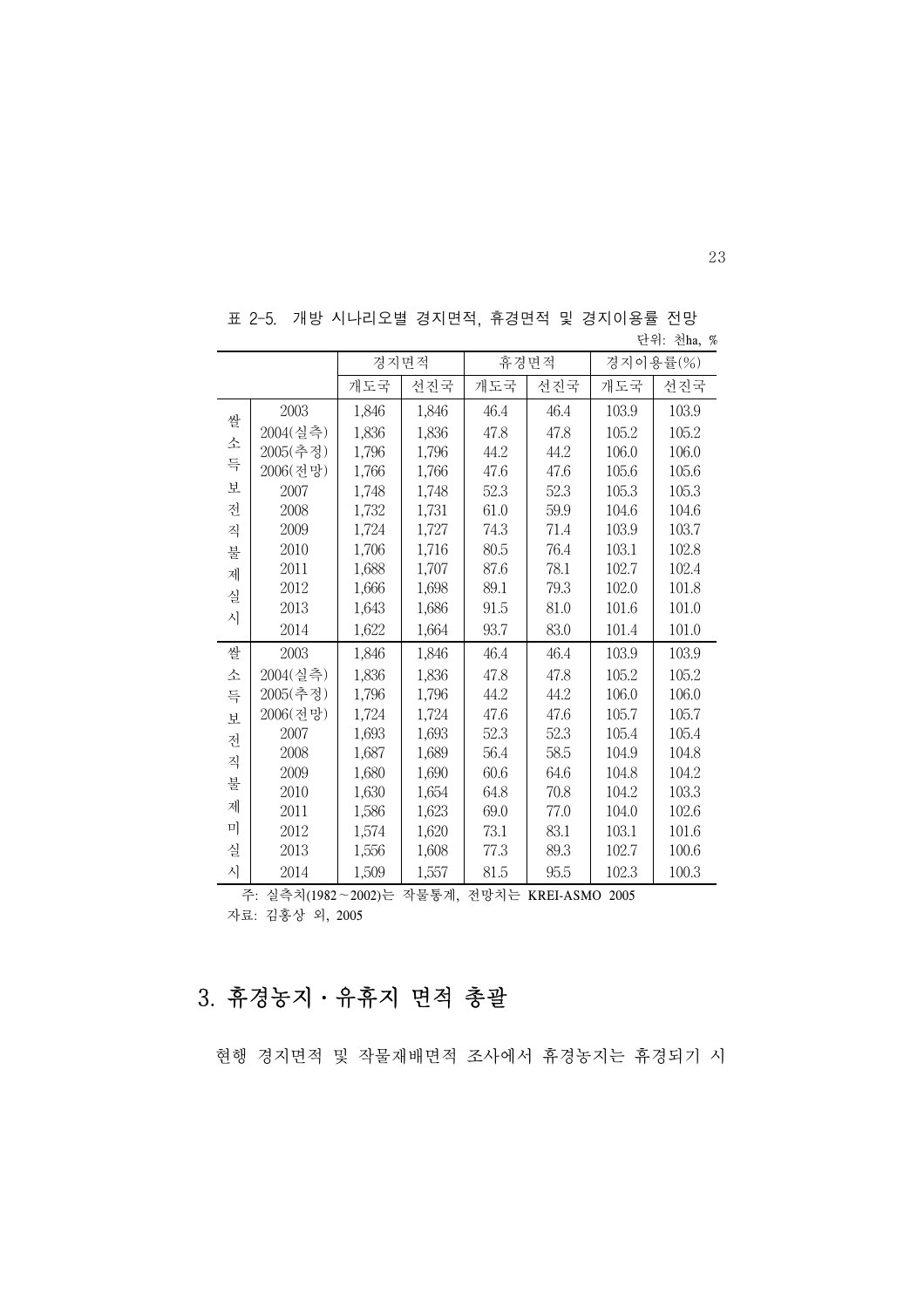표 2-5. 개방 시나리오별 경지면적, 휴경면적 및 경지이용률 전망

단위: 천ha, %

| | | 경지면적 | | 휴경면적 | | 경지이용률(%) | |
|---|---|---|---|---|---|---|---|
| | | 개도국 | 선진국 | 개도국 | 선진국 | 개도국 | 선진국 |
| 쌀소득보전직불제실시 | 2003 | 1,846 | 1,846 | 46.4 | 46.4 | 103.9 | 103.9 |
| | 2004(실측) | 1,836 | 1,836 | 47.8 | 47.8 | 105.2 | 105.2 |
| | 2005(추정) | 1,796 | 1,796 | 44.2 | 44.2 | 106.0 | 106.0 |
| | 2006(전망) | 1,766 | 1,766 | 47.6 | 47.6 | 105.6 | 105.6 |
| | 2007 | 1,748 | 1,748 | 52.3 | 52.3 | 105.3 | 105.3 |
| | 2008 | 1,732 | 1,731 | 61.0 | 59.9 | 104.6 | 104.6 |
| | 2009 | 1,724 | 1,727 | 74.3 | 71.4 | 103.9 | 103.7 |
| | 2010 | 1,706 | 1,716 | 80.5 | 76.4 | 103.1 | 102.8 |
| | 2011 | 1,688 | 1,707 | 87.6 | 78.1 | 102.7 | 102.4 |
| | 2012 | 1,666 | 1,698 | 89.1 | 79.3 | 102.0 | 101.8 |
| | 2013 | 1,643 | 1,686 | 91.5 | 81.0 | 101.6 | 101.0 |
| | 2014 | 1,622 | 1,664 | 93.7 | 83.0 | 101.4 | 101.0 |
| 쌀소득보전직불제미실시 | 2003 | 1,846 | 1,846 | 46.4 | 46.4 | 103.9 | 103.9 |
| | 2004(실측) | 1,836 | 1,836 | 47.8 | 47.8 | 105.2 | 105.2 |
| | 2005(추정) | 1,796 | 1,796 | 44.2 | 44.2 | 106.0 | 106.0 |
| | 2006(전망) | 1,724 | 1,724 | 47.6 | 47.6 | 105.7 | 105.7 |
| | 2007 | 1,693 | 1,693 | 52.3 | 52.3 | 105.4 | 105.4 |
| | 2008 | 1,687 | 1,689 | 56.4 | 58.5 | 104.9 | 104.8 |
| | 2009 | 1,680 | 1,690 | 60.6 | 64.6 | 104.8 | 104.2 |
| | 2010 | 1,630 | 1,654 | 64.8 | 70.8 | 104.2 | 103.3 |
| | 2011 | 1,586 | 1,623 | 69.0 | 77.0 | 104.0 | 102.6 |
| | 2012 | 1,574 | 1,620 | 73.1 | 83.1 | 103.1 | 101.6 |
| | 2013 | 1,556 | 1,608 | 77.3 | 89.3 | 102.7 | 100.6 |
| | 2014 | 1,509 | 1,557 | 81.5 | 95.5 | 102.3 | 100.3 |

주: 실측치(1982~2002)는 작물통계, 전망치는 KREI-ASMO 2005

자료: 김홍상 외, 2005

## 3. 휴경농지·유휴지 면적 총괄

현행 경지면적 및 작물재배면적 조사에서 휴경농지는 휴경되기 시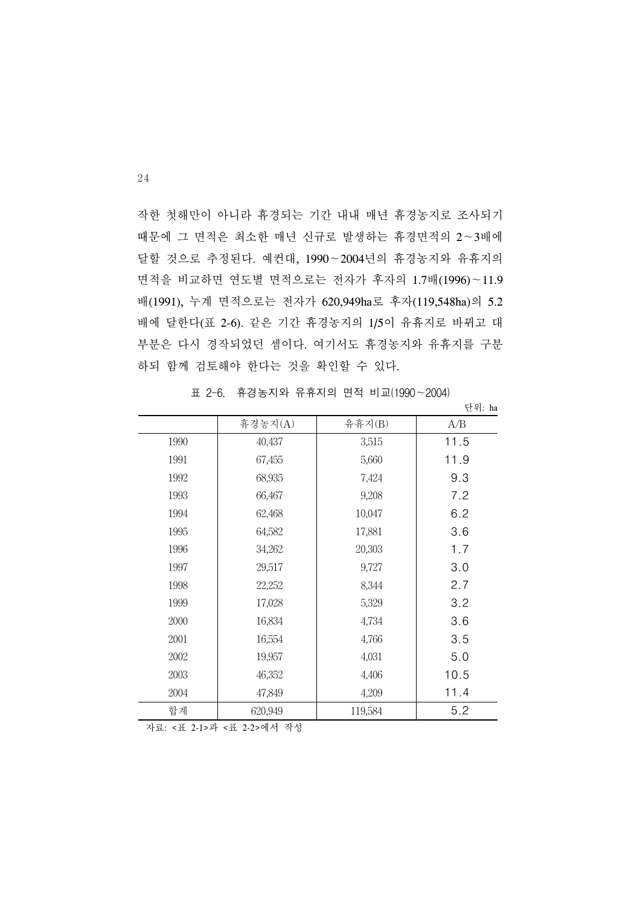작한 첫해만이 아니라 휴경되는 기간 내내 매년 휴경농지로 조사되기 때문에 그 면적은 최소한 매년 신규로 발생하는 휴경면적의 2～3배에 달할 것으로 추정된다. 예컨대, 1990～2004년의 휴경농지와 유휴지의 면적을 비교하면 연도별 면적으로는 전자가 후자의 1.7배(1996)～11.9배(1991), 누계 면적으로는 전자가 620,949ha로 후자(119,548ha)의 5.2배에 달한다(표 2-6). 같은 기간 휴경농지의 1/5이 유휴지로 바뀌고 대부분은 다시 경작되었던 셈이다. 여기서도 휴경농지와 유휴지를 구분하되 함께 검토해야 한다는 것을 확인할 수 있다.

표 2-6. 휴경농지와 유휴지의 면적 비교(1990～2004)

단위: ha

| | 휴경농지(A) | 유휴지(B) | A/B |
|---|---|---|---|
| 1990 | 40,437 | 3,515 | 11.5 |
| 1991 | 67,455 | 5,660 | 11.9 |
| 1992 | 68,935 | 7,424 | 9.3 |
| 1993 | 66,467 | 9,208 | 7.2 |
| 1994 | 62,468 | 10,047 | 6.2 |
| 1995 | 64,582 | 17,881 | 3.6 |
| 1996 | 34,262 | 20,303 | 1.7 |
| 1997 | 29,517 | 9,727 | 3.0 |
| 1998 | 22,252 | 8,344 | 2.7 |
| 1999 | 17,028 | 5,329 | 3.2 |
| 2000 | 16,834 | 4,734 | 3.6 |
| 2001 | 16,554 | 4,766 | 3.5 |
| 2002 | 19,957 | 4,031 | 5.0 |
| 2003 | 46,352 | 4,406 | 10.5 |
| 2004 | 47,849 | 4,209 | 11.4 |
| 합계 | 620,949 | 119,584 | 5.2 |

자료: <표 2-1>과 <표 2-2>에서 작성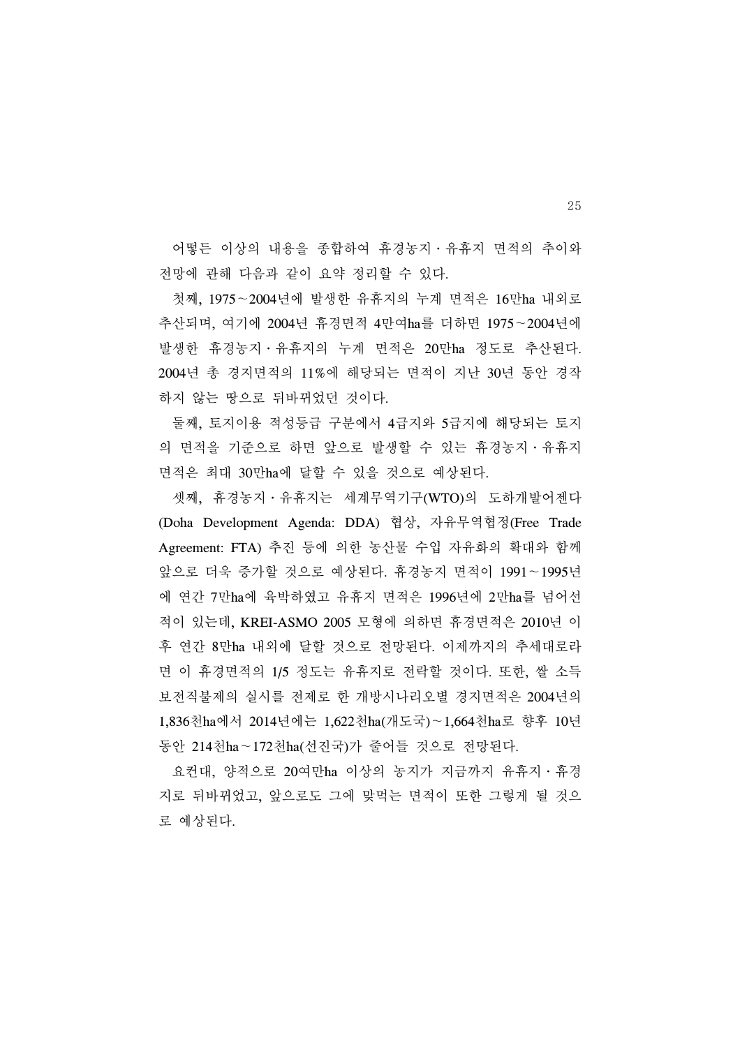어떻든 이상의 내용을 종합하여 휴경농지·유휴지 면적의 추이와 전망에 관해 다음과 같이 요약 정리할 수 있다.

첫째, 1975~2004년에 발생한 유휴지의 누계 면적은 16만ha 내외로 추산되며, 여기에 2004년 휴경면적 4만여ha를 더하면 1975~2004년에 발생한 휴경농지·유휴지의 누계 면적은 20만ha 정도로 추산된다. 2004년 총 경지면적의 11%에 해당되는 면적이 지난 30년 동안 경작하지 않는 땅으로 뒤바뀌었던 것이다.

둘째, 토지이용 적성등급 구분에서 4급지와 5급지에 해당되는 토지의 면적을 기준으로 하면 앞으로 발생할 수 있는 휴경농지·유휴지 면적은 최대 30만ha에 달할 수 있을 것으로 예상된다.

셋째, 휴경농지·유휴지는 세계무역기구(WTO)의 도하개발어젠다(Doha Development Agenda: DDA) 협상, 자유무역협정(Free Trade Agreement: FTA) 추진 등에 의한 농산물 수입 자유화의 확대와 함께 앞으로 더욱 증가할 것으로 예상된다. 휴경농지 면적이 1991~1995년에 연간 7만ha에 육박하였고 유휴지 면적은 1996년에 2만ha를 넘어선 적이 있는데, KREI-ASMO 2005 모형에 의하면 휴경면적은 2010년 이후 연간 8만ha 내외에 달할 것으로 전망된다. 이제까지의 추세대로라면 이 휴경면적의 1/5 정도는 유휴지로 전락할 것이다. 또한, 쌀 소득보전직불제의 실시를 전제로 한 개방시나리오별 경지면적은 2004년의 1,836천ha에서 2014년에는 1,622천ha(개도국)~1,664천ha로 향후 10년 동안 214천ha~172천ha(선진국)가 줄어들 것으로 전망된다.

요컨대, 양적으로 20여만ha 이상의 농지가 지금까지 유휴지·휴경지로 뒤바뀌었고, 앞으로도 그에 맞먹는 면적이 또한 그렇게 될 것으로 예상된다.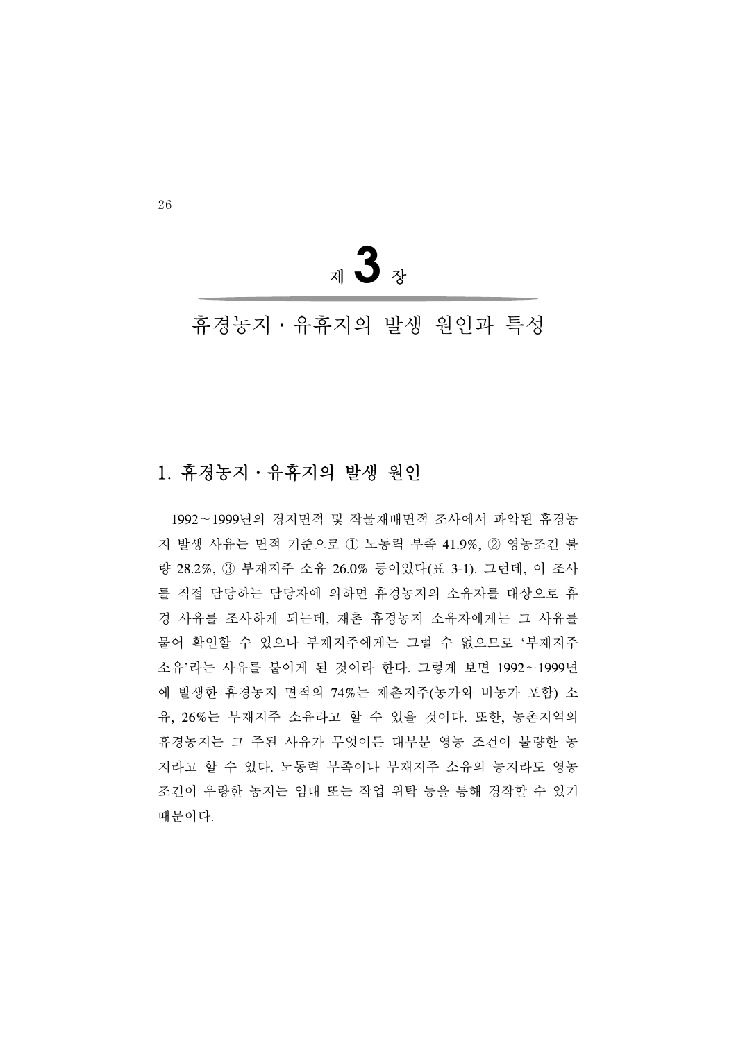# 제 3 장

# 휴경농지·유휴지의 발생 원인과 특성

## 1. 휴경농지·유휴지의 발생 원인

1992~1999년의 경지면적 및 작물재배면적 조사에서 파악된 휴경농지 발생 사유는 면적 기준으로 ① 노동력 부족 41.9%, ② 영농조건 불량 28.2%, ③ 부재지주 소유 26.0% 등이었다(표 3-1). 그런데, 이 조사를 직접 담당하는 담당자에 의하면 휴경농지의 소유자를 대상으로 휴경 사유를 조사하게 되는데, 재촌 휴경농지 소유자에게는 그 사유를 물어 확인할 수 있으나 부재지주에게는 그럴 수 없으므로 '부재지주 소유'라는 사유를 붙이게 된 것이라 한다. 그렇게 보면 1992~1999년에 발생한 휴경농지 면적의 74%는 재촌지주(농가와 비농가 포함) 소유, 26%는 부재지주 소유라고 할 수 있을 것이다. 또한, 농촌지역의 휴경농지는 그 주된 사유가 무엇이든 대부분 영농 조건이 불량한 농지라고 할 수 있다. 노동력 부족이나 부재지주 소유의 농지라도 영농조건이 우량한 농지는 임대 또는 작업 위탁 등을 통해 경작할 수 있기 때문이다.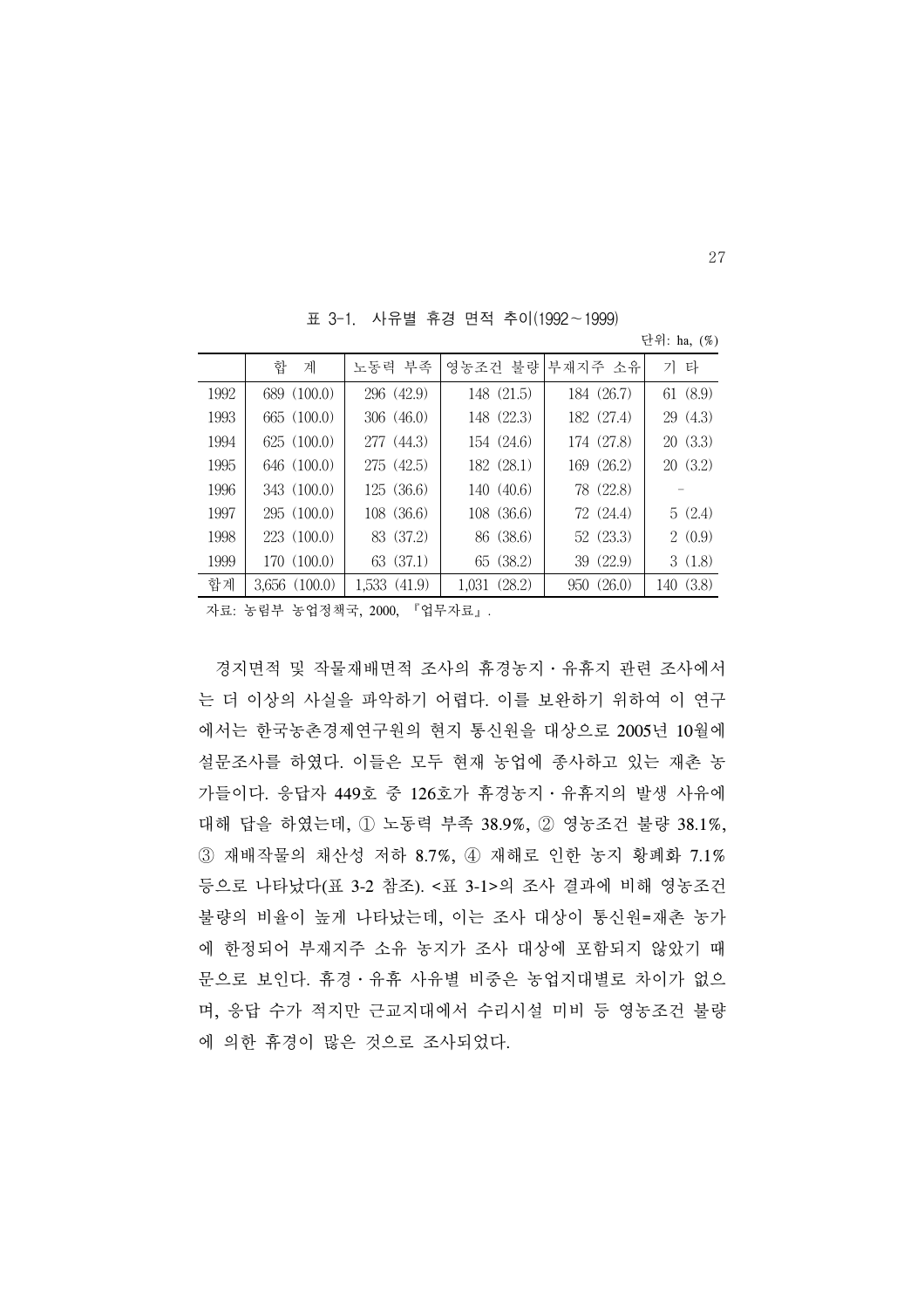표 3-1. 사유별 휴경 면적 추이(1992~1999)

단위: ha, (%)

| | 합 계 | 노동력 부족 | 영농조건 불량 | 부재지주 소유 | 기 타 |
|---|---|---|---|---|---|
| 1992 | 689 (100.0) | 296 (42.9) | 148 (21.5) | 184 (26.7) | 61 (8.9) |
| 1993 | 665 (100.0) | 306 (46.0) | 148 (22.3) | 182 (27.4) | 29 (4.3) |
| 1994 | 625 (100.0) | 277 (44.3) | 154 (24.6) | 174 (27.8) | 20 (3.3) |
| 1995 | 646 (100.0) | 275 (42.5) | 182 (28.1) | 169 (26.2) | 20 (3.2) |
| 1996 | 343 (100.0) | 125 (36.6) | 140 (40.6) | 78 (22.8) | - |
| 1997 | 295 (100.0) | 108 (36.6) | 108 (36.6) | 72 (24.4) | 5 (2.4) |
| 1998 | 223 (100.0) | 83 (37.2) | 86 (38.6) | 52 (23.3) | 2 (0.9) |
| 1999 | 170 (100.0) | 63 (37.1) | 65 (38.2) | 39 (22.9) | 3 (1.8) |
| 합계 | 3,656 (100.0) | 1,533 (41.9) | 1,031 (28.2) | 950 (26.0) | 140 (3.8) |

자료: 농림부 농업정책국, 2000, 『업무자료』.

경지면적 및 작물재배면적 조사의 휴경농지·유휴지 관련 조사에서는 더 이상의 사실을 파악하기 어렵다. 이를 보완하기 위하여 이 연구에서는 한국농촌경제연구원의 현지 통신원을 대상으로 2005년 10월에 설문조사를 하였다. 이들은 모두 현재 농업에 종사하고 있는 재촌 농가들이다. 응답자 449호 중 126호가 휴경농지·유휴지의 발생 사유에 대해 답을 하였는데, ① 노동력 부족 38.9%, ② 영농조건 불량 38.1%, ③ 재배작물의 채산성 저하 8.7%, ④ 재해로 인한 농지 황폐화 7.1% 등으로 나타났다(표 3-2 참조). <표 3-1>의 조사 결과에 비해 영농조건 불량의 비율이 높게 나타났는데, 이는 조사 대상이 통신원=재촌 농가에 한정되어 부재지주 소유 농지가 조사 대상에 포함되지 않았기 때문으로 보인다. 휴경·유휴 사유별 비중은 농업지대별로 차이가 없으며, 응답 수가 적지만 근교지대에서 수리시설 미비 등 영농조건 불량에 의한 휴경이 많은 것으로 조사되었다.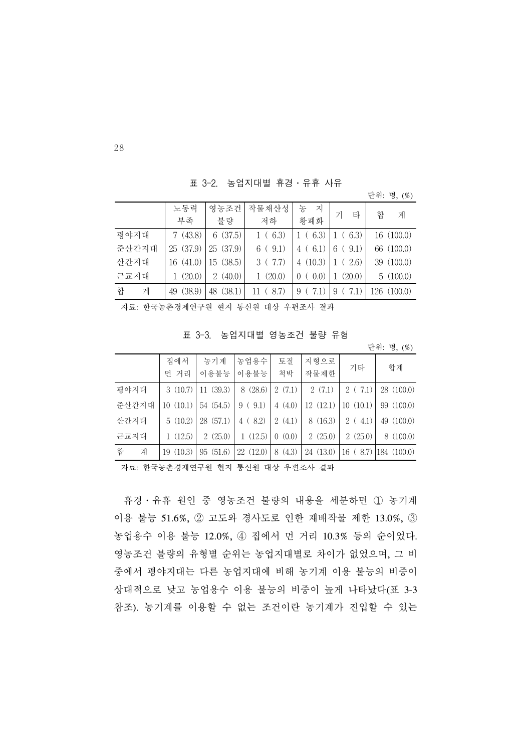표 3-2. 농업지대별 휴경・유휴 사유

단위: 명, (%)

| | 노동력 부족 | 영농조건 불량 | 작물채산성 저하 | 농 지 황폐화 | 기 타 | 합 계 |
|---|---|---|---|---|---|---|
| 평야지대 | 7 (43.8) | 6 (37.5) | 1 ( 6.3) | 1 ( 6.3) | 1 ( 6.3) | 16 (100.0) |
| 준산간지대 | 25 (37.9) | 25 (37.9) | 6 ( 9.1) | 4 ( 6.1) | 6 ( 9.1) | 66 (100.0) |
| 산간지대 | 16 (41.0) | 15 (38.5) | 3 ( 7.7) | 4 (10.3) | 1 ( 2.6) | 39 (100.0) |
| 근교지대 | 1 (20.0) | 2 (40.0) | 1 (20.0) | 0 ( 0.0) | 1 (20.0) | 5 (100.0) |
| 합 계 | 49 (38.9) | 48 (38.1) | 11 ( 8.7) | 9 ( 7.1) | 9 ( 7.1) | 126 (100.0) |

자료: 한국농촌경제연구원 현지 통신원 대상 우편조사 결과

표 3-3. 농업지대별 영농조건 불량 유형

단위: 명, (%)

| | 집에서 먼 거리 | 농기계 이용불능 | 농업용수 이용불능 | 토질 척박 | 지형으로 작물제한 | 기타 | 합계 |
|---|---|---|---|---|---|---|---|
| 평야지대 | 3 (10.7) | 11 (39.3) | 8 (28.6) | 2 (7.1) | 2 (7.1) | 2 ( 7.1) | 28 (100.0) |
| 준산간지대 | 10 (10.1) | 54 (54.5) | 9 ( 9.1) | 4 (4.0) | 12 (12.1) | 10 (10.1) | 99 (100.0) |
| 산간지대 | 5 (10.2) | 28 (57.1) | 4 ( 8.2) | 2 (4.1) | 8 (16.3) | 2 ( 4.1) | 49 (100.0) |
| 근교지대 | 1 (12.5) | 2 (25.0) | 1 (12.5) | 0 (0.0) | 2 (25.0) | 2 (25.0) | 8 (100.0) |
| 합 계 | 19 (10.3) | 95 (51.6) | 22 (12.0) | 8 (4.3) | 24 (13.0) | 16 ( 8.7) | 184 (100.0) |

자료: 한국농촌경제연구원 현지 통신원 대상 우편조사 결과

휴경・유휴 원인 중 영농조건 불량의 내용을 세분하면 ① 농기계 이용 불능 51.6%, ② 고도와 경사도로 인한 재배작물 제한 13.0%, ③ 농업용수 이용 불능 12.0%, ④ 집에서 먼 거리 10.3% 등의 순이었다. 영농조건 불량의 유형별 순위는 농업지대별로 차이가 없었으며, 그 비중에서 평야지대는 다른 농업지대에 비해 농기계 이용 불능의 비중이 상대적으로 낮고 농업용수 이용 불능의 비중이 높게 나타났다(표 3-3 참조). 농기계를 이용할 수 없는 조건이란 농기계가 진입할 수 있는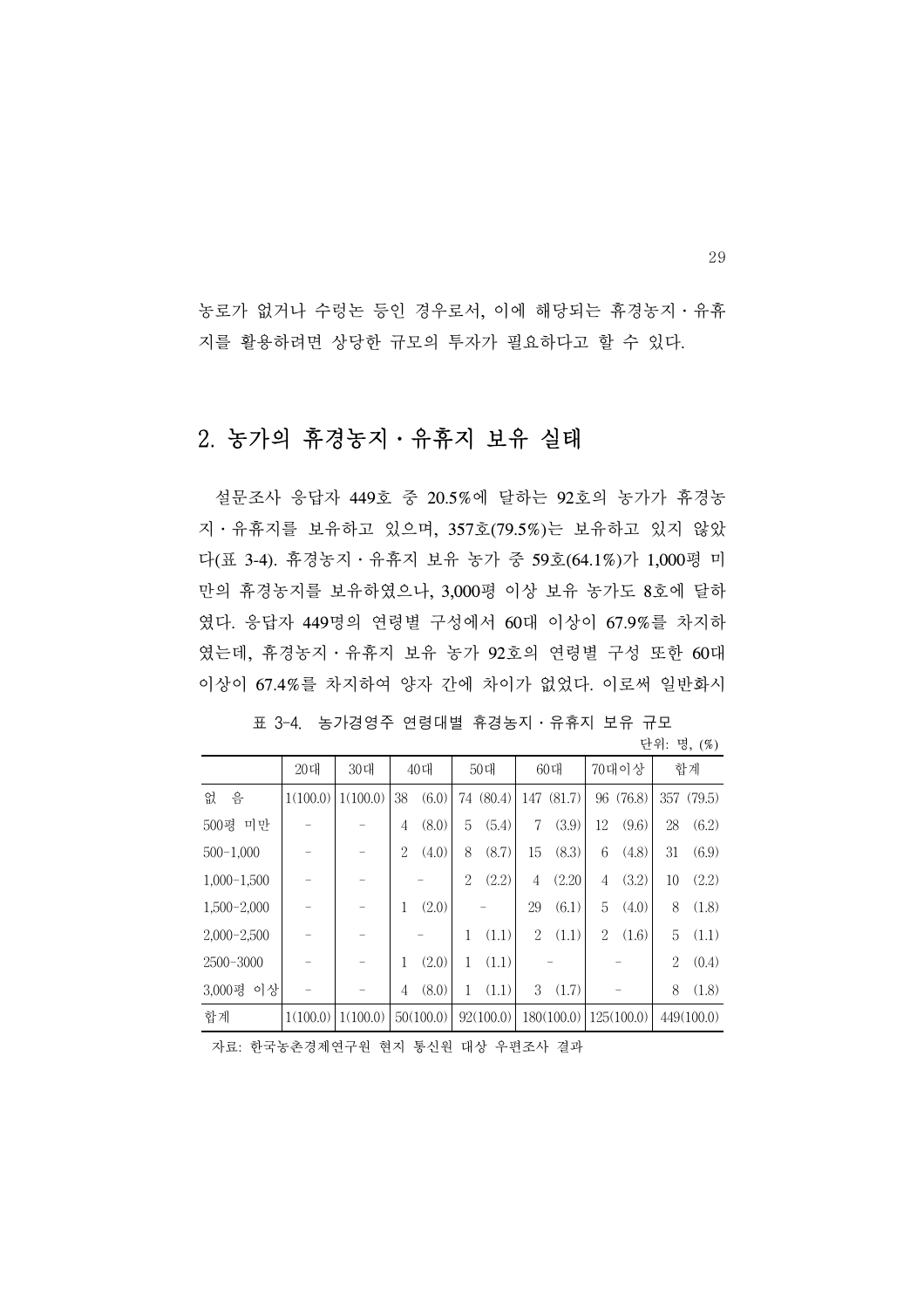농로가 없거나 수렁논 등인 경우로서, 이에 해당되는 휴경농지·유휴지를 활용하려면 상당한 규모의 투자가 필요하다고 할 수 있다.

## 2. 농가의 휴경농지·유휴지 보유 실태

설문조사 응답자 449호 중 20.5%에 달하는 92호의 농가가 휴경농지·유휴지를 보유하고 있으며, 357호(79.5%)는 보유하고 있지 않았다(표 3-4). 휴경농지·유휴지 보유 농가 중 59호(64.1%)가 1,000평 미만의 휴경농지를 보유하였으나, 3,000평 이상 보유 농가도 8호에 달하였다. 응답자 449명의 연령별 구성에서 60대 이상이 67.9%를 차지하였는데, 휴경농지·유휴지 보유 농가 92호의 연령별 구성 또한 60대 이상이 67.4%를 차지하여 양자 간에 차이가 없었다. 이로써 일반화시

표 3-4. 농가경영주 연령대별 휴경농지·유휴지 보유 규모

단위: 명, (%)

| | 20대 | 30대 | 40대 | 50대 | 60대 | 70대이상 | 합계 |
|---|---|---|---|---|---|---|---|
| 없 음 | 1(100.0) | 1(100.0) | 38 (6.0) | 74 (80.4) | 147 (81.7) | 96 (76.8) | 357 (79.5) |
| 500평 미만 | - | - | 4 (8.0) | 5 (5.4) | 7 (3.9) | 12 (9.6) | 28 (6.2) |
| 500-1,000 | - | - | 2 (4.0) | 8 (8.7) | 15 (8.3) | 6 (4.8) | 31 (6.9) |
| 1,000-1,500 | - | - | - | 2 (2.2) | 4 (2.20 | 4 (3.2) | 10 (2.2) |
| 1,500-2,000 | - | - | 1 (2.0) | - | 29 (6.1) | 5 (4.0) | 8 (1.8) |
| 2,000-2,500 | - | - | - | 1 (1.1) | 2 (1.1) | 2 (1.6) | 5 (1.1) |
| 2500-3000 | - | - | 1 (2.0) | 1 (1.1) | - | - | 2 (0.4) |
| 3,000평 이상 | - | - | 4 (8.0) | 1 (1.1) | 3 (1.7) | - | 8 (1.8) |
| 합계 | 1(100.0) | 1(100.0) | 50(100.0) | 92(100.0) | 180(100.0) | 125(100.0) | 449(100.0) |

자료: 한국농촌경제연구원 현지 통신원 대상 우편조사 결과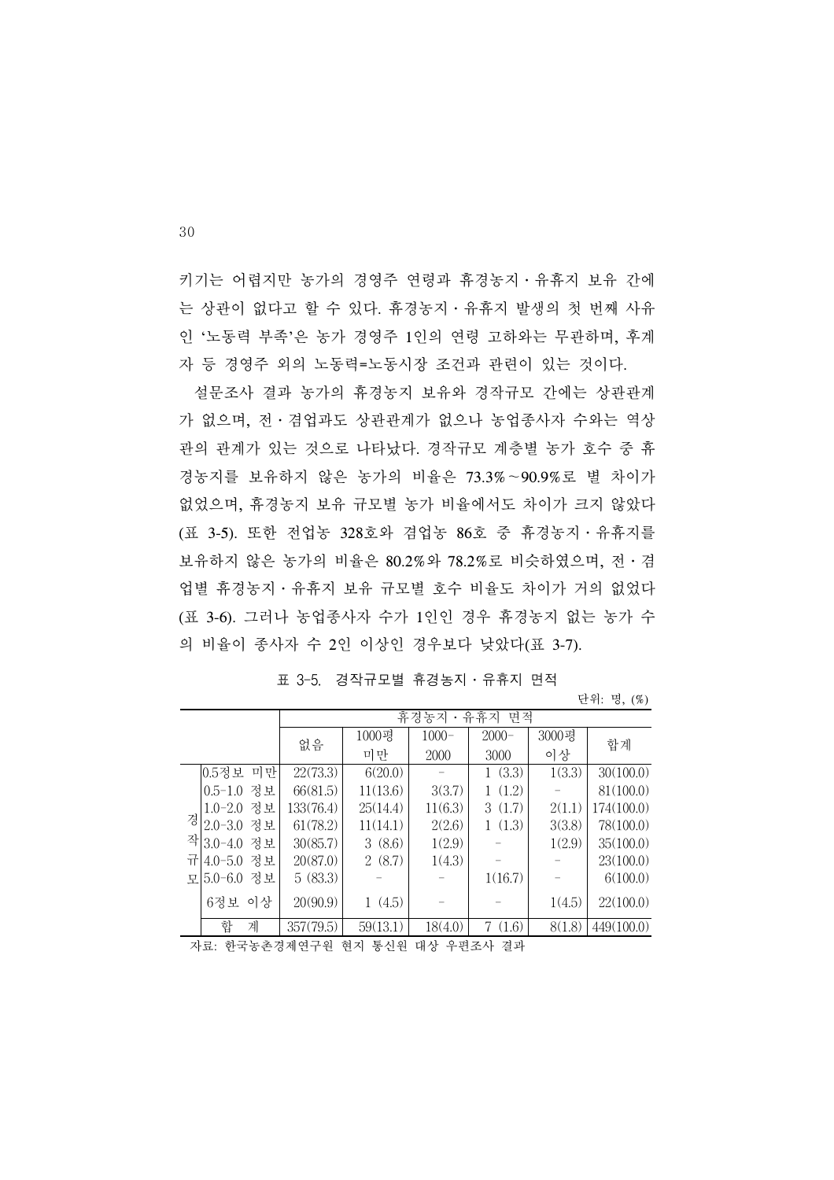키기는 어렵지만 농가의 경영주 연령과 휴경농지·유휴지 보유 간에는 상관이 없다고 할 수 있다. 휴경농지·유휴지 발생의 첫 번째 사유인 '노동력 부족'은 농가 경영주 1인의 연령 고하와는 무관하며, 후계자 등 경영주 외의 노동력=노동시장 조건과 관련이 있는 것이다.

설문조사 결과 농가의 휴경농지 보유와 경작규모 간에는 상관관계가 없으며, 전·겸업과도 상관관계가 없으나 농업종사자 수와는 역상관의 관계가 있는 것으로 나타났다. 경작규모 계층별 농가 호수 중 휴경농지를 보유하지 않은 농가의 비율은 73.3%~90.9%로 별 차이가 없었으며, 휴경농지 보유 규모별 농가 비율에서도 차이가 크지 않았다(표 3-5). 또한 전업농 328호와 겸업농 86호 중 휴경농지·유휴지를 보유하지 않은 농가의 비율은 80.2%와 78.2%로 비슷하였으며, 전·겸업별 휴경농지·유휴지 보유 규모별 호수 비율도 차이가 거의 없었다(표 3-6). 그러나 농업종사자 수가 1인인 경우 휴경농지 없는 농가 수의 비율이 종사자 수 2인 이상인 경우보다 낮았다(표 3-7).

표 3-5. 경작규모별 휴경농지·유휴지 면적

단위: 명, (%)

| | | 휴경농지·유휴지 면적 | | | | | |
|---|---|---|---|---|---|---|---|
| | | 없음 | 1000평 미만 | 1000-2000 | 2000-3000 | 3000평 이상 | 합계 |
| 경작규모 | 0.5정보 미만 | 22(73.3) | 6(20.0) | - | 1 (3.3) | 1(3.3) | 30(100.0) |
| | 0.5-1.0 정보 | 66(81.5) | 11(13.6) | 3(3.7) | 1 (1.2) | - | 81(100.0) |
| | 1.0-2.0 정보 | 133(76.4) | 25(14.4) | 11(6.3) | 3 (1.7) | 2(1.1) | 174(100.0) |
| | 2.0-3.0 정보 | 61(78.2) | 11(14.1) | 2(2.6) | 1 (1.3) | 3(3.8) | 78(100.0) |
| | 3.0-4.0 정보 | 30(85.7) | 3 (8.6) | 1(2.9) | - | 1(2.9) | 35(100.0) |
| | 4.0-5.0 정보 | 20(87.0) | 2 (8.7) | 1(4.3) | - | - | 23(100.0) |
| | 5.0-6.0 정보 | 5 (83.3) | - | - | 1(16.7) | - | 6(100.0) |
| | 6정보 이상 | 20(90.9) | 1 (4.5) | - | - | 1(4.5) | 22(100.0) |
| 합계 | | 357(79.5) | 59(13.1) | 18(4.0) | 7 (1.6) | 8(1.8) | 449(100.0) |

자료: 한국농촌경제연구원 현지 통신원 대상 우편조사 결과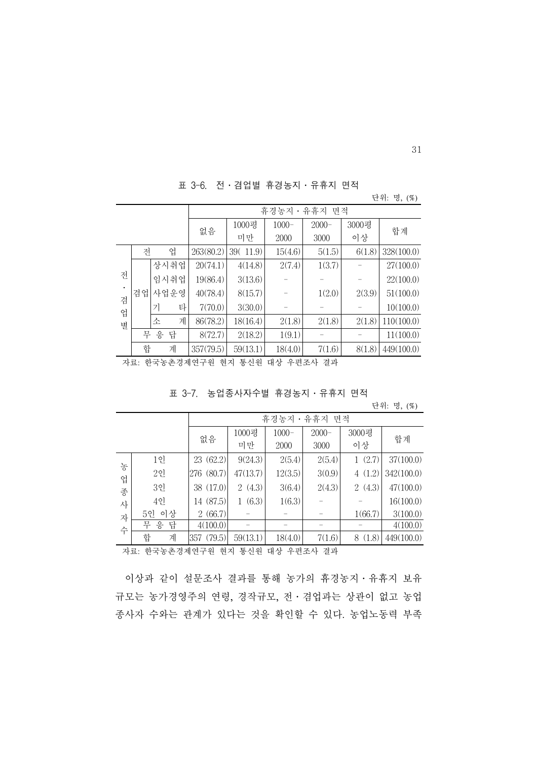표 3-6. 전·겸업별 휴경농지·유휴지 면적

단위: 명, (%)

| | | | 휴경농지·유휴지 면적 | | | | | |
|---|---|---|---|---|---|---|---|---|
| | | | 없음 | 1000평 미만 | 1000-2000 | 2000-3000 | 3000평 이상 | 합계 |
| 전·겸업별 | 전업 | | 263(80.2) | 39( 11.9) | 15(4.6) | 5(1.5) | 6(1.8) | 328(100.0) |
| | 겸업 | 상시취업 | 20(74.1) | 4(14.8) | 2(7.4) | 1(3.7) | - | 27(100.0) |
| | | 임시취업 | 19(86.4) | 3(13.6) | - | - | - | 22(100.0) |
| | | 사업운영 | 40(78.4) | 8(15.7) | - | 1(2.0) | 2(3.9) | 51(100.0) |
| | | 기타 | 7(70.0) | 3(30.0) | - | - | - | 10(100.0) |
| | | 소계 | 86(78.2) | 18(16.4) | 2(1.8) | 2(1.8) | 2(1.8) | 110(100.0) |
| | 무응답 | | 8(72.7) | 2(18.2) | 1(9.1) | - | - | 11(100.0) |
| | 합계 | | 357(79.5) | 59(13.1) | 18(4.0) | 7(1.6) | 8(1.8) | 449(100.0) |

자료: 한국농촌경제연구원 현지 통신원 대상 우편조사 결과

표 3-7. 농업종사자수별 휴경농지·유휴지 면적

단위: 명, (%)

| | | 휴경농지·유휴지 면적 | | | | | |
|---|---|---|---|---|---|---|---|
| | | 없음 | 1000평 미만 | 1000-2000 | 2000-3000 | 3000평 이상 | 합계 |
| 농업종사자수 | 1인 | 23 (62.2) | 9(24.3) | 2(5.4) | 2(5.4) | 1 (2.7) | 37(100.0) |
| | 2인 | 276 (80.7) | 47(13.7) | 12(3.5) | 3(0.9) | 4 (1.2) | 342(100.0) |
| | 3인 | 38 (17.0) | 2 (4.3) | 3(6.4) | 2(4.3) | 2 (4.3) | 47(100.0) |
| | 4인 | 14 (87.5) | 1 (6.3) | 1(6.3) | - | - | 16(100.0) |
| | 5인 이상 | 2 (66.7) | - | - | - | 1(66.7) | 3(100.0) |
| | 무응답 | 4(100.0) | - | - | - | - | 4(100.0) |
| | 합계 | 357 (79.5) | 59(13.1) | 18(4.0) | 7(1.6) | 8 (1.8) | 449(100.0) |

자료: 한국농촌경제연구원 현지 통신원 대상 우편조사 결과

이상과 같이 설문조사 결과를 통해 농가의 휴경농지·유휴지 보유 규모는 농가경영주의 연령, 경작규모, 전·겸업과는 상관이 없고 농업 종사자 수와는 관계가 있다는 것을 확인할 수 있다. 농업노동력 부족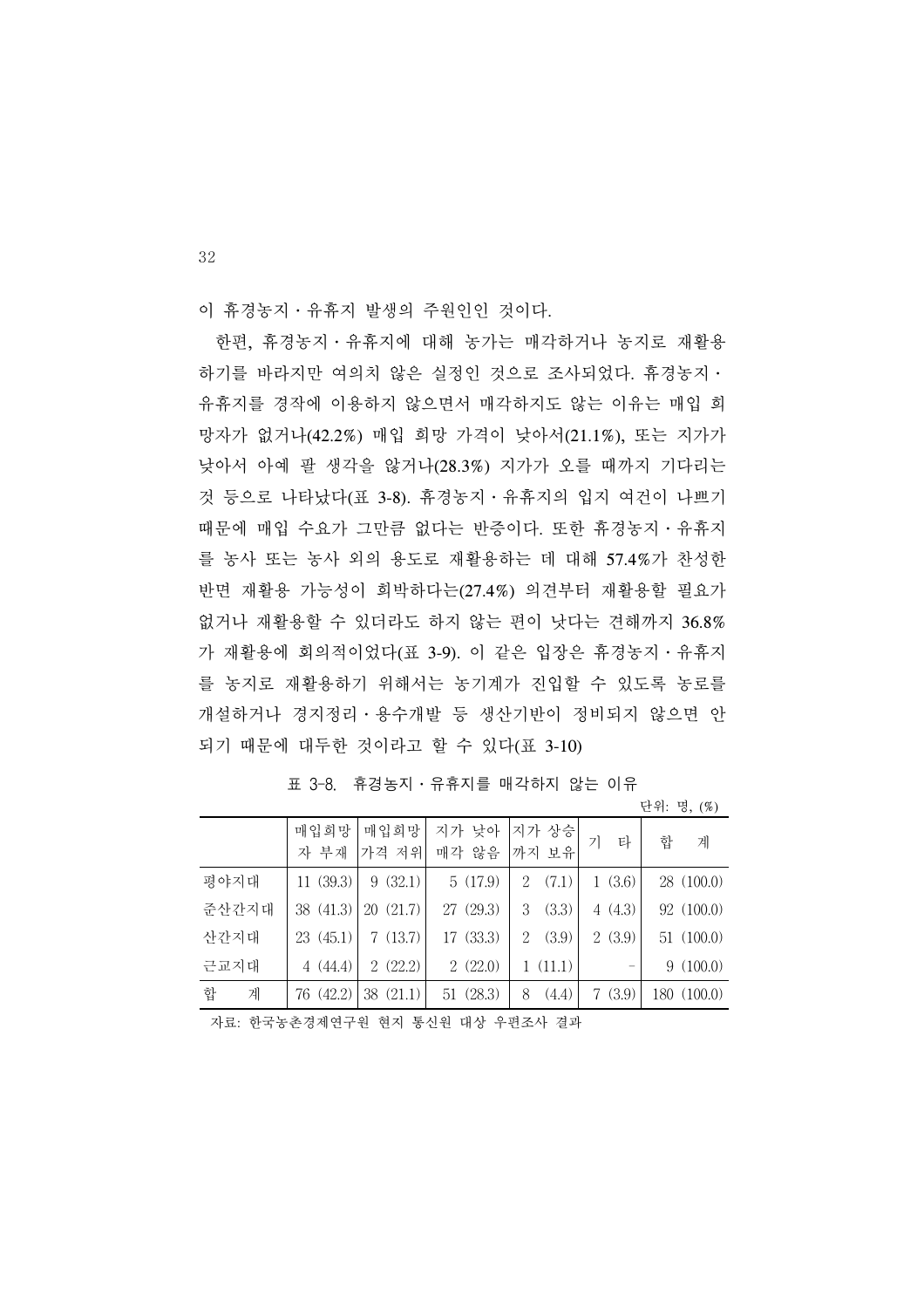이 휴경농지 · 유휴지 발생의 주원인인 것이다.

한편, 휴경농지 · 유휴지에 대해 농가는 매각하거나 농지로 재활용하기를 바라지만 여의치 않은 실정인 것으로 조사되었다. 휴경농지 · 유휴지를 경작에 이용하지 않으면서 매각하지도 않는 이유는 매입 희망자가 없거나(42.2%) 매입 희망 가격이 낮아서(21.1%), 또는 지가가 낮아서 아예 팔 생각을 않거나(28.3%) 지가가 오를 때까지 기다리는 것 등으로 나타났다(표 3-8). 휴경농지 · 유휴지의 입지 여건이 나쁘기 때문에 매입 수요가 그만큼 없다는 반증이다. 또한 휴경농지 · 유휴지를 농사 또는 농사 외의 용도로 재활용하는 데 대해 57.4%가 찬성한 반면 재활용 가능성이 희박하다는(27.4%) 의견부터 재활용할 필요가 없거나 재활용할 수 있더라도 하지 않는 편이 낫다는 견해까지 36.8%가 재활용에 회의적이었다(표 3-9). 이 같은 입장은 휴경농지 · 유휴지를 농지로 재활용하기 위해서는 농기계가 진입할 수 있도록 농로를 개설하거나 경지정리 · 용수개발 등 생산기반이 정비되지 않으면 안 되기 때문에 대두한 것이라고 할 수 있다(표 3-10)

표 3-8. 휴경농지 · 유휴지를 매각하지 않는 이유

단위: 명, (%)

| | 매입희망자 부재 | 매입희망가격 저위 | 지가 낮아 매각 않음 | 지가 상승까지 보유 | 기 타 | 합 계 |
|---|---|---|---|---|---|---|
| 평야지대 | 11 (39.3) | 9 (32.1) | 5 (17.9) | 2 (7.1) | 1 (3.6) | 28 (100.0) |
| 준산간지대 | 38 (41.3) | 20 (21.7) | 27 (29.3) | 3 (3.3) | 4 (4.3) | 92 (100.0) |
| 산간지대 | 23 (45.1) | 7 (13.7) | 17 (33.3) | 2 (3.9) | 2 (3.9) | 51 (100.0) |
| 근교지대 | 4 (44.4) | 2 (22.2) | 2 (22.0) | 1 (11.1) | - | 9 (100.0) |
| 합 계 | 76 (42.2) | 38 (21.1) | 51 (28.3) | 8 (4.4) | 7 (3.9) | 180 (100.0) |

자료: 한국농촌경제연구원 현지 통신원 대상 우편조사 결과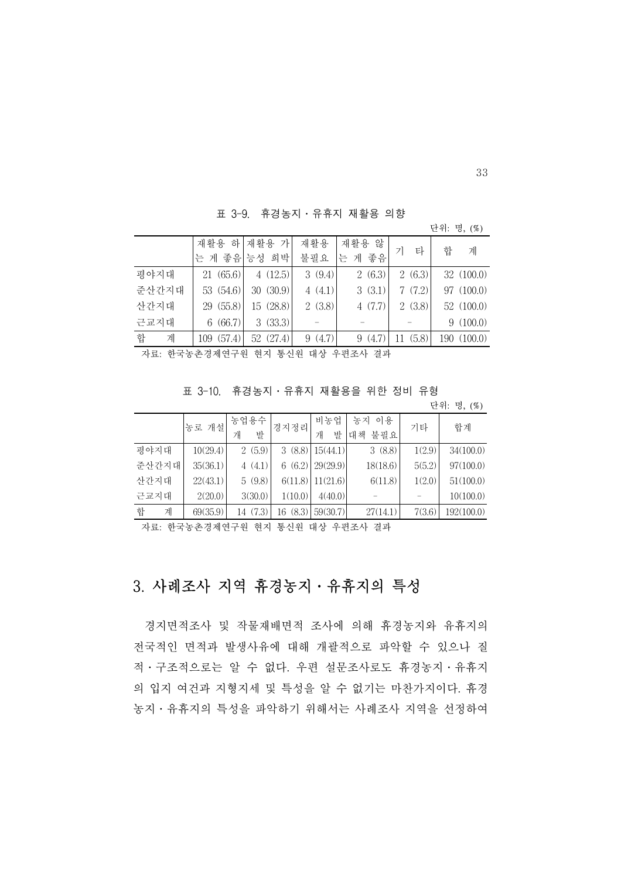표 3-9. 휴경농지·유휴지 재활용 의향

단위: 명, (%)

| | 재활용 하는 게 좋음 | 재활용 가능성 희박 | 재활용 불필요 | 재활용 않는 게 좋음 | 기 타 | 합 계 |
|---|---|---|---|---|---|---|
| 평야지대 | 21 (65.6) | 4 (12.5) | 3 (9.4) | 2 (6.3) | 2 (6.3) | 32 (100.0) |
| 준산간지대 | 53 (54.6) | 30 (30.9) | 4 (4.1) | 3 (3.1) | 7 (7.2) | 97 (100.0) |
| 산간지대 | 29 (55.8) | 15 (28.8) | 2 (3.8) | 4 (7.7) | 2 (3.8) | 52 (100.0) |
| 근교지대 | 6 (66.7) | 3 (33.3) | - | - | - | 9 (100.0) |
| 합 계 | 109 (57.4) | 52 (27.4) | 9 (4.7) | 9 (4.7) | 11 (5.8) | 190 (100.0) |

자료: 한국농촌경제연구원 현지 통신원 대상 우편조사 결과

표 3-10. 휴경농지·유휴지 재활용을 위한 정비 유형

단위: 명, (%)

| | 농로 개설 | 농업용수 개 발 | 경지정리 | 비농업 개 발 | 농지 이용 대책 불필요 | 기타 | 합계 |
|---|---|---|---|---|---|---|---|
| 평야지대 | 10(29.4) | 2 (5.9) | 3 (8.8) | 15(44.1) | 3 (8.8) | 1(2.9) | 34(100.0) |
| 준산간지대 | 35(36.1) | 4 (4.1) | 6 (6.2) | 29(29.9) | 18(18.6) | 5(5.2) | 97(100.0) |
| 산간지대 | 22(43.1) | 5 (9.8) | 6(11.8) | 11(21.6) | 6(11.8) | 1(2.0) | 51(100.0) |
| 근교지대 | 2(20.0) | 3(30.0) | 1(10.0) | 4(40.0) | - | - | 10(100.0) |
| 합 계 | 69(35.9) | 14 (7.3) | 16 (8.3) | 59(30.7) | 27(14.1) | 7(3.6) | 192(100.0) |

자료: 한국농촌경제연구원 현지 통신원 대상 우편조사 결과

## 3. 사례조사 지역 휴경농지·유휴지의 특성

경지면적조사 및 작물재배면적 조사에 의해 휴경농지와 유휴지의 전국적인 면적과 발생사유에 대해 개괄적으로 파악할 수 있으나 질적·구조적으로는 알 수 없다. 우편 설문조사로도 휴경농지·유휴지의 입지 여건과 지형지세 및 특성을 알 수 없기는 마찬가지이다. 휴경농지·유휴지의 특성을 파악하기 위해서는 사례조사 지역을 선정하여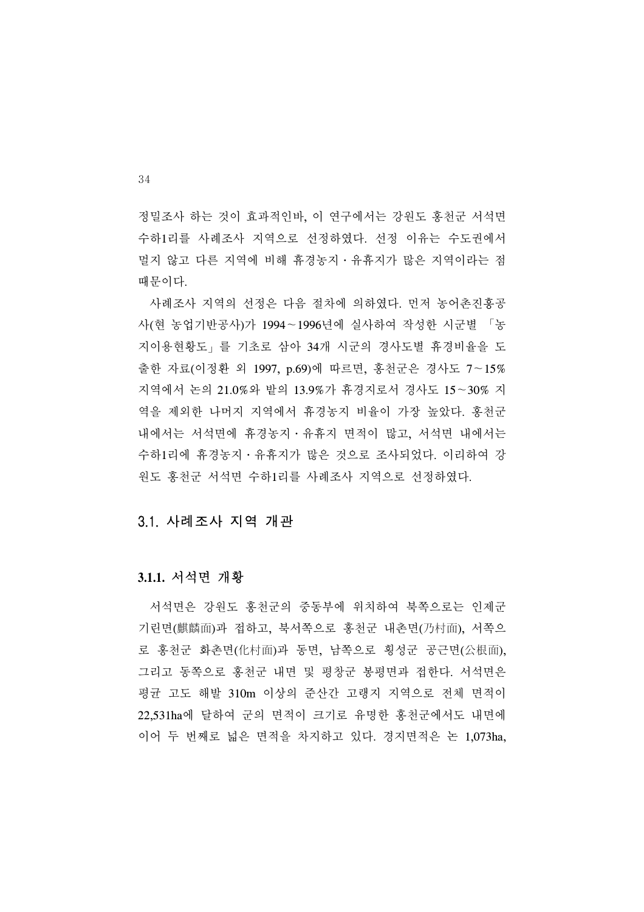정밀조사 하는 것이 효과적인바, 이 연구에서는 강원도 홍천군 서석면 수하1리를 사례조사 지역으로 선정하였다. 선정 이유는 수도권에서 멀지 않고 다른 지역에 비해 휴경농지·유휴지가 많은 지역이라는 점 때문이다.

사례조사 지역의 선정은 다음 절차에 의하였다. 먼저 농어촌진흥공사(현 농업기반공사)가 1994~1996년에 실사하여 작성한 시군별 「농지이용현황도」를 기초로 삼아 34개 시군의 경사도별 휴경비율을 도출한 자료(이정환 외 1997, p.69)에 따르면, 홍천군은 경사도 7~15% 지역에서 논의 21.0%와 밭의 13.9%가 휴경지로서 경사도 15~30% 지역을 제외한 나머지 지역에서 휴경농지 비율이 가장 높았다. 홍천군 내에서는 서석면에 휴경농지·유휴지 면적이 많고, 서석면 내에서는 수하1리에 휴경농지·유휴지가 많은 것으로 조사되었다. 이리하여 강원도 홍천군 서석면 수하1리를 사례조사 지역으로 선정하였다.

## 3.1. 사례조사 지역 개관

### 3.1.1. 서석면 개황

서석면은 강원도 홍천군의 중동부에 위치하여 북쪽으로는 인제군 기린면(麒麟面)과 접하고, 북서쪽으로 홍천군 내촌면(乃村面), 서쪽으로 홍천군 화촌면(化村面)과 동면, 남쪽으로 횡성군 공근면(公根面), 그리고 동쪽으로 홍천군 내면 및 평창군 봉평면과 접한다. 서석면은 평균 고도 해발 310m 이상의 준산간 고랭지 지역으로 전체 면적이 22,531ha에 달하여 군의 면적이 크기로 유명한 홍천군에서도 내면에 이어 두 번째로 넓은 면적을 차지하고 있다. 경지면적은 논 1,073ha,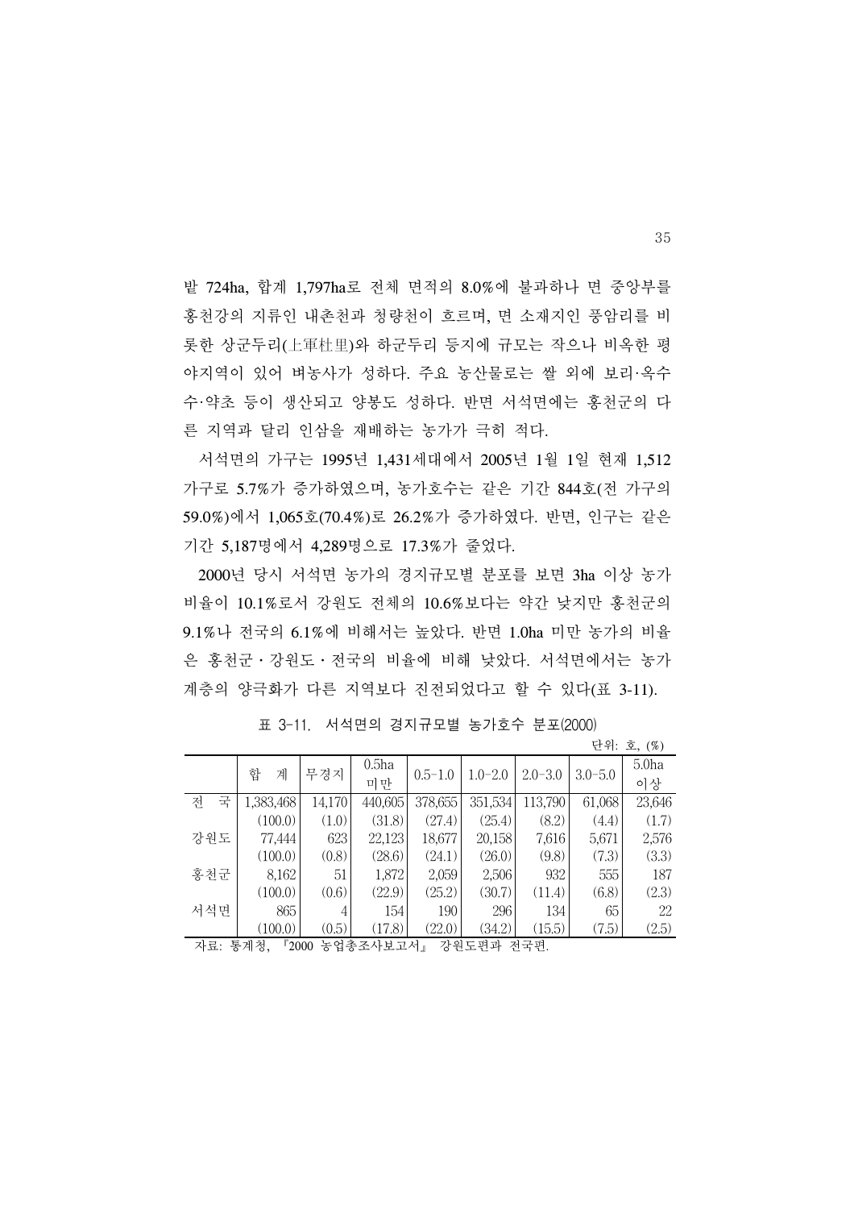밭 724ha, 합계 1,797ha로 전체 면적의 8.0%에 불과하나 면 중앙부를 홍천강의 지류인 내촌천과 청량천이 흐르며, 면 소재지인 풍암리를 비롯한 상군두리(上軍杜里)와 하군두리 등지에 규모는 작으나 비옥한 평야지역이 있어 벼농사가 성하다. 주요 농산물로는 쌀 외에 보리·옥수수·약초 등이 생산되고 양봉도 성하다. 반면 서석면에는 홍천군의 다른 지역과 달리 인삼을 재배하는 농가가 극히 적다.

서석면의 가구는 1995년 1,431세대에서 2005년 1월 1일 현재 1,512가구로 5.7%가 증가하였으며, 농가호수는 같은 기간 844호(전 가구의 59.0%)에서 1,065호(70.4%)로 26.2%가 증가하였다. 반면, 인구는 같은 기간 5,187명에서 4,289명으로 17.3%가 줄었다.

2000년 당시 서석면 농가의 경지규모별 분포를 보면 3ha 이상 농가 비율이 10.1%로서 강원도 전체의 10.6%보다는 약간 낮지만 홍천군의 9.1%나 전국의 6.1%에 비해서는 높았다. 반면 1.0ha 미만 농가의 비율은 홍천군·강원도·전국의 비율에 비해 낮았다. 서석면에서는 농가계층의 양극화가 다른 지역보다 진전되었다고 할 수 있다(표 3-11).

표 3-11. 서석면의 경지규모별 농가호수 분포(2000)

단위: 호, (%)

| | 합 계 | 무경지 | 0.5ha 미만 | 0.5-1.0 | 1.0-2.0 | 2.0-3.0 | 3.0-5.0 | 5.0ha 이상 |
|---|---|---|---|---|---|---|---|---|
| 전 국 | 1,383,468 | 14,170 | 440,605 | 378,655 | 351,534 | 113,790 | 61,068 | 23,646 |
| | (100.0) | (1.0) | (31.8) | (27.4) | (25.4) | (8.2) | (4.4) | (1.7) |
| 강원도 | 77,444 | 623 | 22,123 | 18,677 | 20,158 | 7,616 | 5,671 | 2,576 |
| | (100.0) | (0.8) | (28.6) | (24.1) | (26.0) | (9.8) | (7.3) | (3.3) |
| 홍천군 | 8,162 | 51 | 1,872 | 2,059 | 2,506 | 932 | 555 | 187 |
| | (100.0) | (0.6) | (22.9) | (25.2) | (30.7) | (11.4) | (6.8) | (2.3) |
| 서석면 | 865 | 4 | 154 | 190 | 296 | 134 | 65 | 22 |
| | (100.0) | (0.5) | (17.8) | (22.0) | (34.2) | (15.5) | (7.5) | (2.5) |

자료: 통계청, 『2000 농업총조사보고서』 강원도편과 전국편.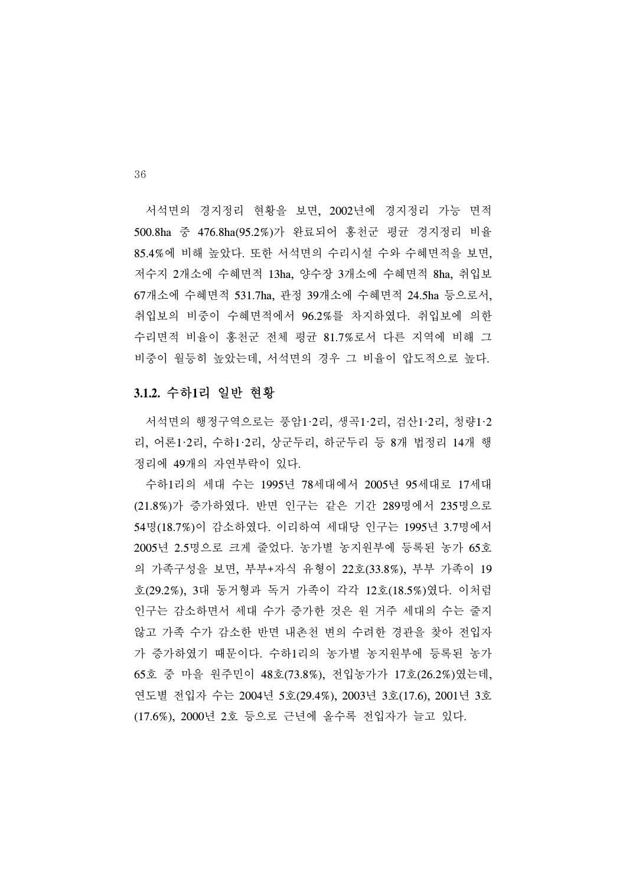서석면의 경지정리 현황을 보면, 2002년에 경지정리 가능 면적 500.8ha 중 476.8ha(95.2%)가 완료되어 홍천군 평균 경지정리 비율 85.4%에 비해 높았다. 또한 서석면의 수리시설 수와 수혜면적을 보면, 저수지 2개소에 수혜면적 13ha, 양수장 3개소에 수혜면적 8ha, 취입보 67개소에 수혜면적 531.7ha, 관정 39개소에 수혜면적 24.5ha 등으로서, 취입보의 비중이 수혜면적에서 96.2%를 차지하였다. 취입보에 의한 수리면적 비율이 홍천군 전체 평균 81.7%로서 다른 지역에 비해 그 비중이 월등히 높았는데, 서석면의 경우 그 비율이 압도적으로 높다.

### 3.1.2. 수하1리 일반 현황

서석면의 행정구역으로는 풍암1·2리, 생곡1·2리, 검산1·2리, 청량1·2리, 어론1·2리, 수하1·2리, 상군두리, 하군두리 등 8개 법정리 14개 행정리에 49개의 자연부락이 있다.

수하1리의 세대 수는 1995년 78세대에서 2005년 95세대로 17세대(21.8%)가 증가하였다. 반면 인구는 같은 기간 289명에서 235명으로 54명(18.7%)이 감소하였다. 이리하여 세대당 인구는 1995년 3.7명에서 2005년 2.5명으로 크게 줄었다. 농가별 농지원부에 등록된 농가 65호의 가족구성을 보면, 부부+자식 유형이 22호(33.8%), 부부 가족이 19호(29.2%), 3대 동거형과 독거 가족이 각각 12호(18.5%)였다. 이처럼 인구는 감소하면서 세대 수가 증가한 것은 원 거주 세대의 수는 줄지 않고 가족 수가 감소한 반면 내촌천 변의 수려한 경관을 찾아 전입자가 증가하였기 때문이다. 수하1리의 농가별 농지원부에 등록된 농가 65호 중 마을 원주민이 48호(73.8%), 전입농가가 17호(26.2%)였는데, 연도별 전입자 수는 2004년 5호(29.4%), 2003년 3호(17.6), 2001년 3호(17.6%), 2000년 2호 등으로 근년에 올수록 전입자가 늘고 있다.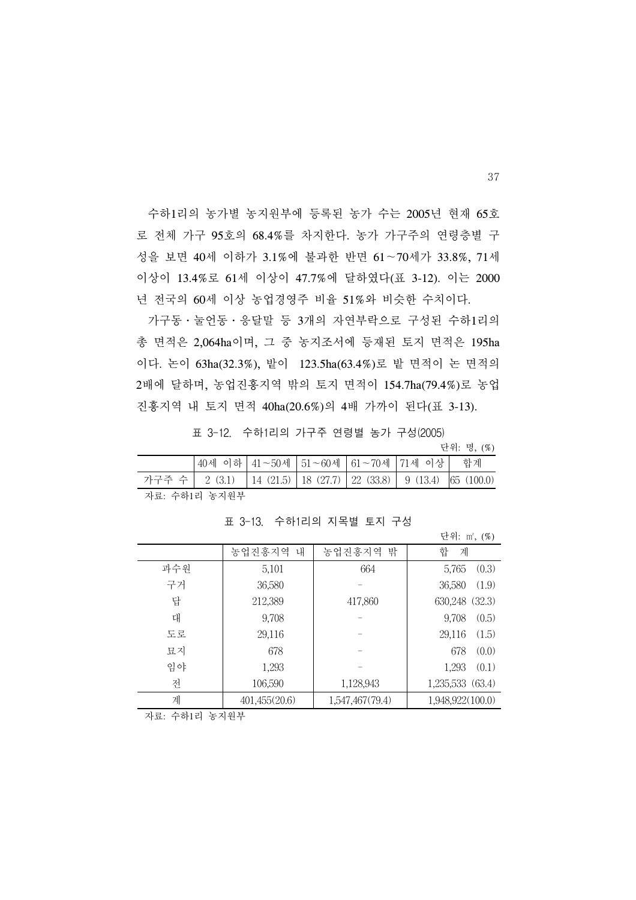수하1리의 농가별 농지원부에 등록된 농가 수는 2005년 현재 65호로 전체 가구 95호의 68.4%를 차지한다. 농가 가구주의 연령층별 구성을 보면 40세 이하가 3.1%에 불과한 반면 61~70세가 33.8%, 71세 이상이 13.4%로 61세 이상이 47.7%에 달하였다(표 3-12). 이는 2000년 전국의 60세 이상 농업경영주 비율 51%와 비슷한 수치이다.

가구동·눌언동·웅달말 등 3개의 자연부락으로 구성된 수하1리의 총 면적은 2,064ha이며, 그 중 농지조서에 등재된 토지 면적은 195ha이다. 논이 63ha(32.3%), 밭이 123.5ha(63.4%)로 밭 면적이 논 면적의 2배에 달하며, 농업진흥지역 밖의 토지 면적이 154.7ha(79.4%)로 농업진흥지역 내 토지 면적 40ha(20.6%)의 4배 가까이 된다(표 3-13).

표 3-12. 수하1리의 가구주 연령별 농가 구성(2005)

단위: 명, (%)

| | 40세 이하 | 41~50세 | 51~60세 | 61~70세 | 71세 이상 | 합계 |
|---|---|---|---|---|---|---|
| 가구주 수 | 2 (3.1) | 14 (21.5) | 18 (27.7) | 22 (33.8) | 9 (13.4) | 65 (100.0) |

자료: 수하1리 농지원부

표 3-13. 수하1리의 지목별 토지 구성

단위: ㎡, (%)

| | 농업진흥지역 내 | 농업진흥지역 밖 | 합 계 |
|---|---|---|---|
| 과수원 | 5,101 | 664 | 5,765 (0.3) |
| 구거 | 36,580 | - | 36,580 (1.9) |
| 답 | 212,389 | 417,860 | 630,248 (32.3) |
| 대 | 9,708 | - | 9,708 (0.5) |
| 도로 | 29,116 | - | 29,116 (1.5) |
| 묘지 | 678 | - | 678 (0.0) |
| 임야 | 1,293 | - | 1,293 (0.1) |
| 전 | 106,590 | 1,128,943 | 1,235,533 (63.4) |
| 계 | 401,455(20.6) | 1,547,467(79.4) | 1,948,922(100.0) |

자료: 수하1리 농지원부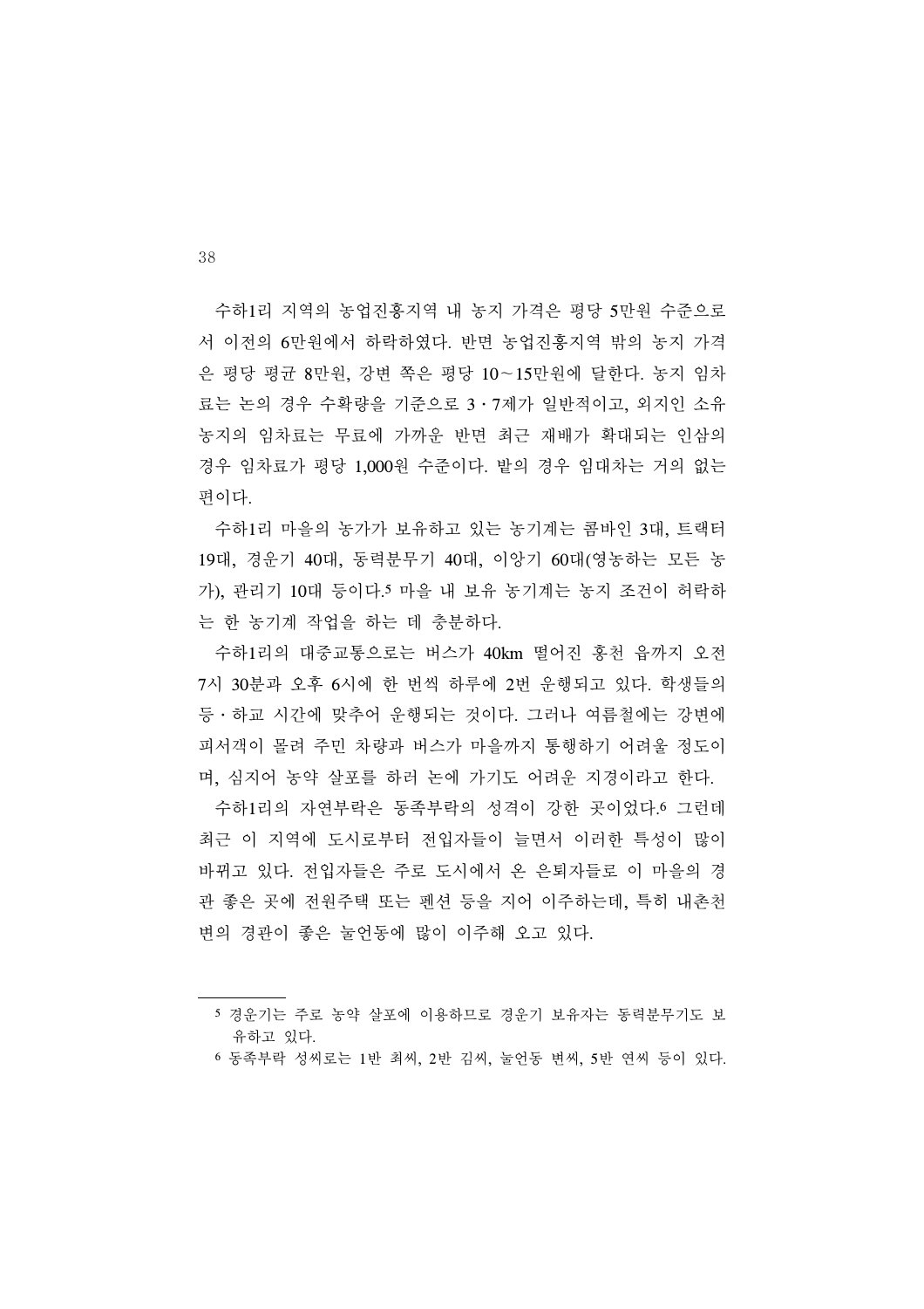수하1리 지역의 농업진흥지역 내 농지 가격은 평당 5만원 수준으로서 이전의 6만원에서 하락하였다. 반면 농업진흥지역 밖의 농지 가격은 평당 평균 8만원, 강변 쪽은 평당 10~15만원에 달한다. 농지 임차료는 논의 경우 수확량을 기준으로 3·7제가 일반적이고, 외지인 소유 농지의 임차료는 무료에 가까운 반면 최근 재배가 확대되는 인삼의 경우 임차료가 평당 1,000원 수준이다. 밭의 경우 임대차는 거의 없는 편이다.

수하1리 마을의 농가가 보유하고 있는 농기계는 콤바인 3대, 트랙터 19대, 경운기 40대, 동력분무기 40대, 이앙기 60대(영농하는 모든 농가), 관리기 10대 등이다.[5] 마을 내 보유 농기계는 농지 조건이 허락하는 한 농기계 작업을 하는 데 충분하다.

수하1리의 대중교통으로는 버스가 40km 떨어진 홍천 읍까지 오전 7시 30분과 오후 6시에 한 번씩 하루에 2번 운행되고 있다. 학생들의 등·하교 시간에 맞추어 운행되는 것이다. 그러나 여름철에는 강변에 피서객이 몰려 주민 차량과 버스가 마을까지 통행하기 어려울 정도이며, 심지어 농약 살포를 하러 논에 가기도 어려운 지경이라고 한다.

수하1리의 자연부락은 동족부락의 성격이 강한 곳이었다.[6] 그런데 최근 이 지역에 도시로부터 전입자들이 늘면서 이러한 특성이 많이 바뀌고 있다. 전입자들은 주로 도시에서 온 은퇴자들로 이 마을의 경관 좋은 곳에 전원주택 또는 펜션 등을 지어 이주하는데, 특히 내촌천변의 경관이 좋은 눌언동에 많이 이주해 오고 있다.

---

[5] 경운기는 주로 농약 살포에 이용하므로 경운기 보유자는 동력분무기도 보유하고 있다.

[6] 동족부락 성씨로는 1반 최씨, 2반 김씨, 눌언동 변씨, 5반 연씨 등이 있다.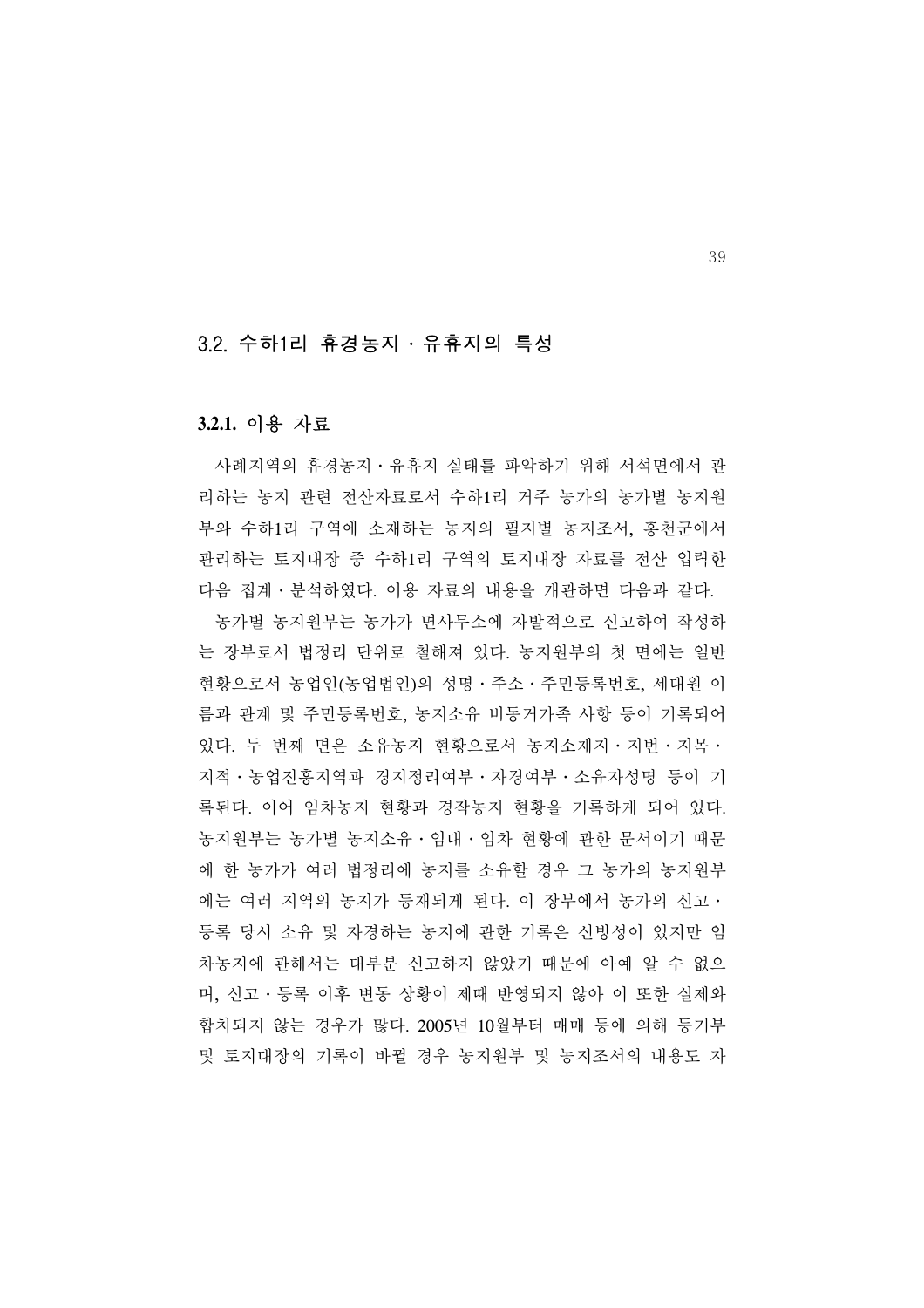## 3.2. 수하1리 휴경농지 · 유휴지의 특성

### 3.2.1. 이용 자료

사례지역의 휴경농지 · 유휴지 실태를 파악하기 위해 서석면에서 관리하는 농지 관련 전산자료로서 수하1리 거주 농가의 농가별 농지원부와 수하1리 구역에 소재하는 농지의 필지별 농지조서, 홍천군에서 관리하는 토지대장 중 수하1리 구역의 토지대장 자료를 전산 입력한 다음 집계 · 분석하였다. 이용 자료의 내용을 개관하면 다음과 같다.

농가별 농지원부는 농가가 면사무소에 자발적으로 신고하여 작성하는 장부로서 법정리 단위로 철해져 있다. 농지원부의 첫 면에는 일반현황으로서 농업인(농업법인)의 성명 · 주소 · 주민등록번호, 세대원 이름과 관계 및 주민등록번호, 농지소유 비동거가족 사항 등이 기록되어 있다. 두 번째 면은 소유농지 현황으로서 농지소재지 · 지번 · 지목 · 지적 · 농업진흥지역과 경지정리여부 · 자경여부 · 소유자성명 등이 기록된다. 이어 임차농지 현황과 경작농지 현황을 기록하게 되어 있다. 농지원부는 농가별 농지소유 · 임대 · 임차 현황에 관한 문서이기 때문에 한 농가가 여러 법정리에 농지를 소유할 경우 그 농가의 농지원부에는 여러 지역의 농지가 등재되게 된다. 이 장부에서 농가의 신고 · 등록 당시 소유 및 자경하는 농지에 관한 기록은 신빙성이 있지만 임차농지에 관해서는 대부분 신고하지 않았기 때문에 아예 알 수 없으며, 신고 · 등록 이후 변동 상황이 제때 반영되지 않아 이 또한 실제와 합치되지 않는 경우가 많다. 2005년 10월부터 매매 등에 의해 등기부 및 토지대장의 기록이 바뀔 경우 농지원부 및 농지조서의 내용도 자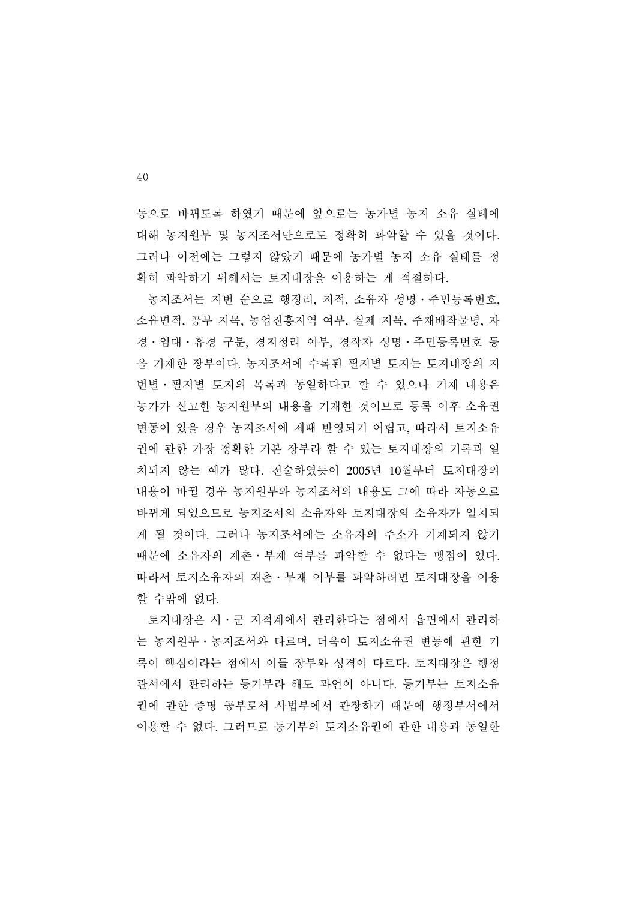동으로 바뀌도록 하였기 때문에 앞으로는 농가별 농지 소유 실태에 대해 농지원부 및 농지조서만으로도 정확히 파악할 수 있을 것이다. 그러나 이전에는 그렇지 않았기 때문에 농가별 농지 소유 실태를 정확히 파악하기 위해서는 토지대장을 이용하는 게 적절하다.

농지조서는 지번 순으로 행정리, 지적, 소유자 성명·주민등록번호, 소유면적, 공부 지목, 농업진흥지역 여부, 실제 지목, 주재배작물명, 자경·임대·휴경 구분, 경지정리 여부, 경작자 성명·주민등록번호 등을 기재한 장부이다. 농지조서에 수록된 필지별 토지는 토지대장의 지번별·필지별 토지의 목록과 동일하다고 할 수 있으나 기재 내용은 농가가 신고한 농지원부의 내용을 기재한 것이므로 등록 이후 소유권 변동이 있을 경우 농지조서에 제때 반영되기 어렵고, 따라서 토지소유권에 관한 가장 정확한 기본 장부라 할 수 있는 토지대장의 기록과 일치되지 않는 예가 많다. 전술하였듯이 2005년 10월부터 토지대장의 내용이 바뀔 경우 농지원부와 농지조서의 내용도 그에 따라 자동으로 바뀌게 되었으므로 농지조서의 소유자와 토지대장의 소유자가 일치되게 될 것이다. 그러나 농지조서에는 소유자의 주소가 기재되지 않기 때문에 소유자의 재촌·부재 여부를 파악할 수 없다는 맹점이 있다. 따라서 토지소유자의 재촌·부재 여부를 파악하려면 토지대장을 이용할 수밖에 없다.

토지대장은 시·군 지적계에서 관리한다는 점에서 읍면에서 관리하는 농지원부·농지조서와 다르며, 더욱이 토지소유권 변동에 관한 기록이 핵심이라는 점에서 이들 장부와 성격이 다르다. 토지대장은 행정관서에서 관리하는 등기부라 해도 과언이 아니다. 등기부는 토지소유권에 관한 증명 공부로서 사법부에서 관장하기 때문에 행정부서에서 이용할 수 없다. 그러므로 등기부의 토지소유권에 관한 내용과 동일한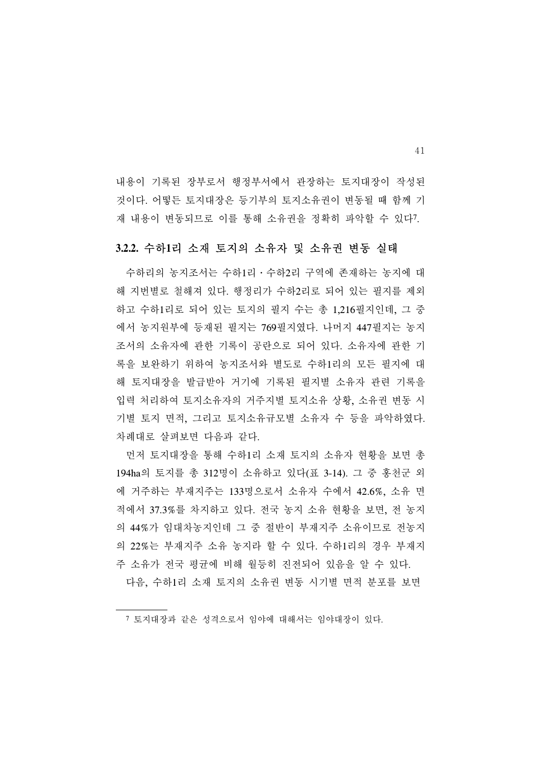내용이 기록된 장부로서 행정부서에서 관장하는 토지대장이 작성된 것이다. 어떻든 토지대장은 등기부의 토지소유권이 변동될 때 함께 기재 내용이 변동되므로 이를 통해 소유권을 정확히 파악할 수 있다[7].

### 3.2.2. 수하1리 소재 토지의 소유자 및 소유권 변동 실태

수하리의 농지조서는 수하1리・수하2리 구역에 존재하는 농지에 대해 지번별로 철해져 있다. 행정리가 수하2리로 되어 있는 필지를 제외하고 수하1리로 되어 있는 토지의 필지 수는 총 1,216필지인데, 그 중에서 농지원부에 등재된 필지는 769필지였다. 나머지 447필지는 농지조서의 소유자에 관한 기록이 공란으로 되어 있다. 소유자에 관한 기록을 보완하기 위하여 농지조서와 별도로 수하1리의 모든 필지에 대해 토지대장을 발급받아 거기에 기록된 필지별 소유자 관련 기록을 입력 처리하여 토지소유자의 거주지별 토지소유 상황, 소유권 변동 시기별 토지 면적, 그리고 토지소유규모별 소유자 수 등을 파악하였다. 차례대로 살펴보면 다음과 같다.

먼저 토지대장을 통해 수하1리 소재 토지의 소유자 현황을 보면 총 194ha의 토지를 총 312명이 소유하고 있다(표 3-14). 그 중 홍천군 외에 거주하는 부재지주는 133명으로서 소유자 수에서 42.6%, 소유 면적에서 37.3%를 차지하고 있다. 전국 농지 소유 현황을 보면, 전 농지의 44%가 임대차농지인데 그 중 절반이 부재지주 소유이므로 전농지의 22%는 부재지주 소유 농지라 할 수 있다. 수하1리의 경우 부재지주 소유가 전국 평균에 비해 월등히 진전되어 있음을 알 수 있다.

다음, 수하1리 소재 토지의 소유권 변동 시기별 면적 분포를 보면

---

[7] 토지대장과 같은 성격으로서 임야에 대해서는 임야대장이 있다.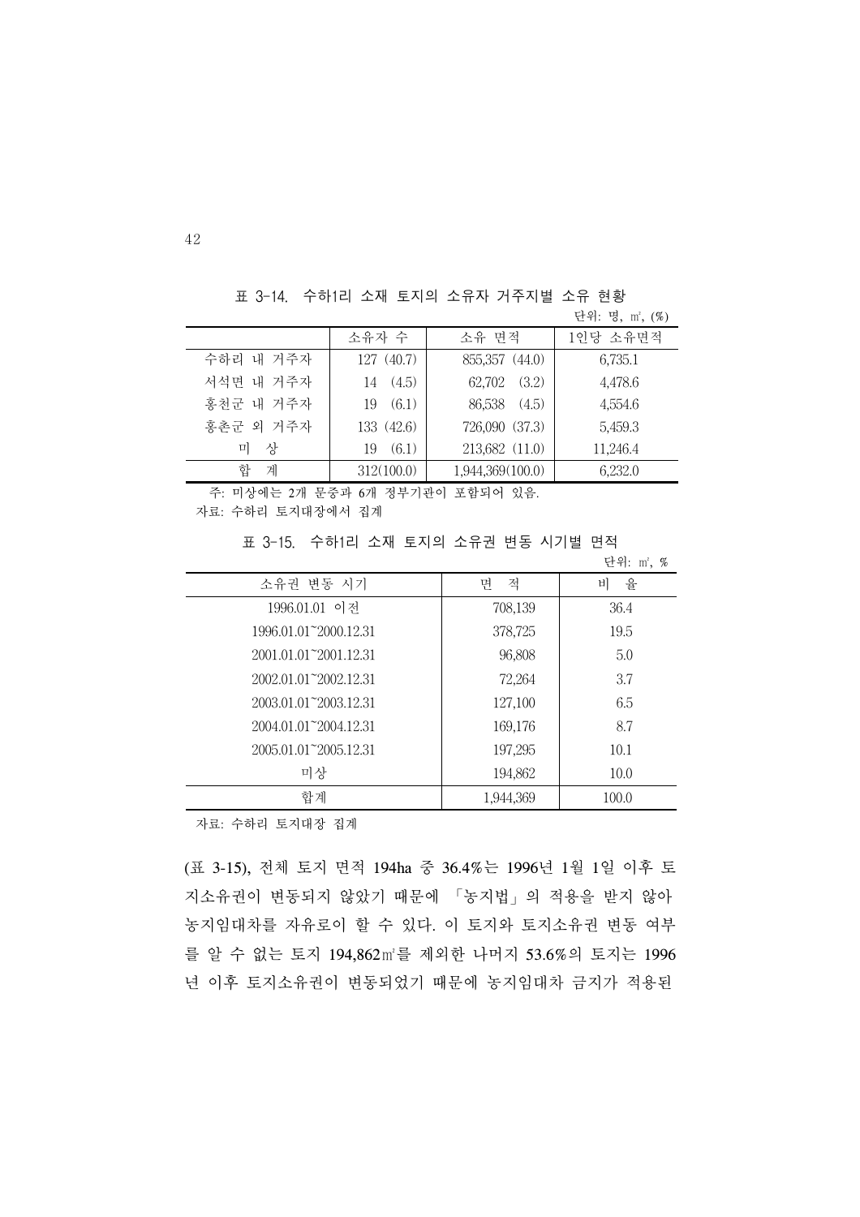표 3-14. 수하1리 소재 토지의 소유자 거주지별 소유 현황

단위: 명, ㎡, (%)

| | 소유자 수 | 소유 면적 | 1인당 소유면적 |
|---|---|---|---|
| 수하리 내 거주자 | 127 (40.7) | 855,357 (44.0) | 6,735.1 |
| 서석면 내 거주자 | 14 (4.5) | 62,702 (3.2) | 4,478.6 |
| 홍천군 내 거주자 | 19 (6.1) | 86,538 (4.5) | 4,554.6 |
| 홍촌군 외 거주자 | 133 (42.6) | 726,090 (37.3) | 5,459.3 |
| 미 상 | 19 (6.1) | 213,682 (11.0) | 11,246.4 |
| 합 계 | 312(100.0) | 1,944,369(100.0) | 6,232.0 |

주: 미상에는 2개 문중과 6개 정부기관이 포함되어 있음.
자료: 수하리 토지대장에서 집계

표 3-15. 수하1리 소재 토지의 소유권 변동 시기별 면적

단위: ㎡, %

| 소유권 변동 시기 | 면 적 | 비 율 |
|---|---|---|
| 1996.01.01 이전 | 708,139 | 36.4 |
| 1996.01.01~2000.12.31 | 378,725 | 19.5 |
| 2001.01.01~2001.12.31 | 96,808 | 5.0 |
| 2002.01.01~2002.12.31 | 72,264 | 3.7 |
| 2003.01.01~2003.12.31 | 127,100 | 6.5 |
| 2004.01.01~2004.12.31 | 169,176 | 8.7 |
| 2005.01.01~2005.12.31 | 197,295 | 10.1 |
| 미상 | 194,862 | 10.0 |
| 합계 | 1,944,369 | 100.0 |

자료: 수하리 토지대장 집계

(표 3-15), 전체 토지 면적 194ha 중 36.4%는 1996년 1월 1일 이후 토지소유권이 변동되지 않았기 때문에 「농지법」의 적용을 받지 않아 농지임대차를 자유로이 할 수 있다. 이 토지와 토지소유권 변동 여부를 알 수 없는 토지 194,862㎡를 제외한 나머지 53.6%의 토지는 1996년 이후 토지소유권이 변동되었기 때문에 농지임대차 금지가 적용된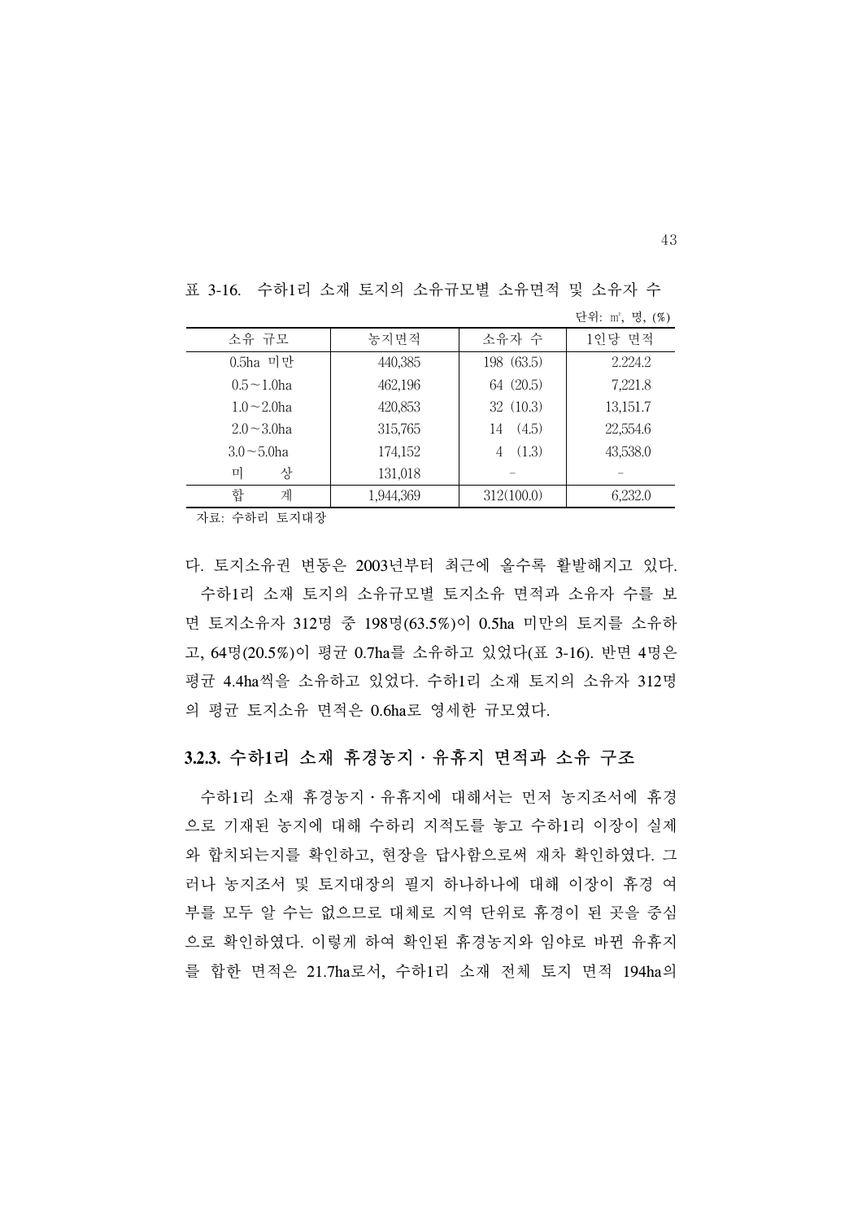표 3-16. 수하1리 소재 토지의 소유규모별 소유면적 및 소유자 수

단위: ㎡, 명, (%)

| 소유 규모 | 농지면적 | 소유자 수 | 1인당 면적 |
|---|---|---|---|
| 0.5ha 미만 | 440,385 | 198 (63.5) | 2,224.2 |
| 0.5～1.0ha | 462,196 | 64 (20.5) | 7,221.8 |
| 1.0～2.0ha | 420,853 | 32 (10.3) | 13,151.7 |
| 2.0～3.0ha | 315,765 | 14 (4.5) | 22,554.6 |
| 3.0～5.0ha | 174,152 | 4 (1.3) | 43,538.0 |
| 미 상 | 131,018 | - | - |
| 합 계 | 1,944,369 | 312(100.0) | 6,232.0 |

자료: 수하리 토지대장

다. 토지소유권 변동은 2003년부터 최근에 올수록 활발해지고 있다.

수하1리 소재 토지의 소유규모별 토지소유 면적과 소유자 수를 보면 토지소유자 312명 중 198명(63.5%)이 0.5ha 미만의 토지를 소유하고, 64명(20.5%)이 평균 0.7ha를 소유하고 있었다(표 3-16). 반면 4명은 평균 4.4ha씩을 소유하고 있었다. 수하1리 소재 토지의 소유자 312명의 평균 토지소유 면적은 0.6ha로 영세한 규모였다.

### 3.2.3. 수하1리 소재 휴경농지·유휴지 면적과 소유 구조

수하1리 소재 휴경농지·유휴지에 대해서는 먼저 농지조서에 휴경으로 기재된 농지에 대해 수하리 지적도를 놓고 수하1리 이장이 실제와 합치되는지를 확인하고, 현장을 답사함으로써 재차 확인하였다. 그러나 농지조서 및 토지대장의 필지 하나하나에 대해 이장이 휴경 여부를 모두 알 수는 없으므로 대체로 지역 단위로 휴경이 된 곳을 중심으로 확인하였다. 이렇게 하여 확인된 휴경농지와 임야로 바뀐 유휴지를 합한 면적은 21.7ha로서, 수하1리 소재 전체 토지 면적 194ha의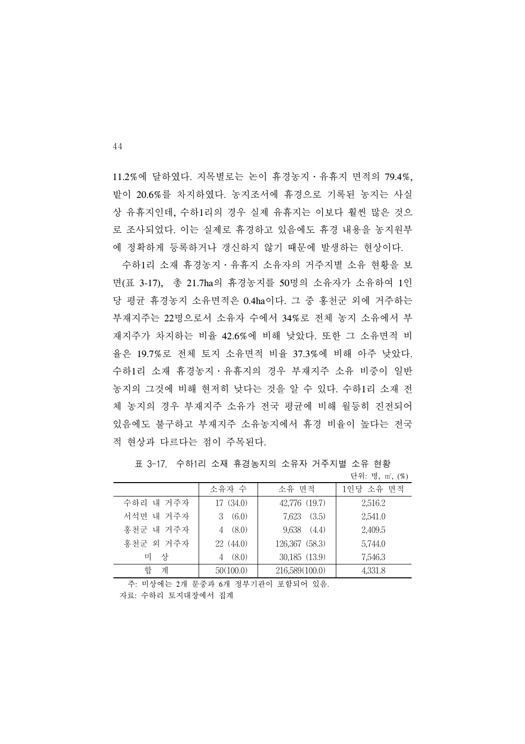11.2%에 달하였다. 지목별로는 논이 휴경농지 · 유휴지 면적의 79.4%, 밭이 20.6%를 차지하였다. 농지조서에 휴경으로 기록된 농지는 사실상 유휴지인데, 수하1리의 경우 실제 유휴지는 이보다 훨씬 많은 것으로 조사되었다. 이는 실제로 휴경하고 있음에도 휴경 내용을 농지원부에 정확하게 등록하거나 갱신하지 않기 때문에 발생하는 현상이다.

수하1리 소재 휴경농지 · 유휴지 소유자의 거주지별 소유 현황을 보면(표 3-17), 총 21.7ha의 휴경농지를 50명의 소유자가 소유하여 1인당 평균 휴경농지 소유면적은 0.4ha이다. 그 중 홍천군 외에 거주하는 부재지주는 22명으로서 소유자 수에서 34%로 전체 농지 소유에서 부재지주가 차지하는 비율 42.6%에 비해 낮았다. 또한 그 소유면적 비율은 19.7%로 전체 토지 소유면적 비율 37.3%에 비해 아주 낮았다. 수하1리 소재 휴경농지 · 유휴지의 경우 부재지주 소유 비중이 일반 농지의 그것에 비해 현저히 낮다는 것을 알 수 있다. 수하1리 소재 전체 농지의 경우 부재지주 소유가 전국 평균에 비해 월등히 진전되어 있음에도 불구하고 부재지주 소유농지에서 휴경 비율이 높다는 전국적 현상과 다르다는 점이 주목된다.

표 3-17. 수하1리 소재 휴경농지의 소유자 거주지별 소유 현황

단위: 명, ㎡, (%)

| | 소유자 수 | 소유 면적 | 1인당 소유 면적 |
|---|---|---|---|
| 수하리 내 거주자 | 17 (34.0) | 42,776 (19.7) | 2,516.2 |
| 서석면 내 거주자 | 3 (6.0) | 7,623 (3.5) | 2,541.0 |
| 홍천군 내 거주자 | 4 (8.0) | 9,638 (4.4) | 2,409.5 |
| 홍천군 외 거주자 | 22 (44.0) | 126,367 (58.3) | 5,744.0 |
| 미 상 | 4 (8.0) | 30,185 (13.9) | 7,546.3 |
| 합 계 | 50(100.0) | 216,589(100.0) | 4,331.8 |

주: 미상에는 2개 문중과 6개 정부기관이 포함되어 있음.

자료: 수하리 토지대장에서 집계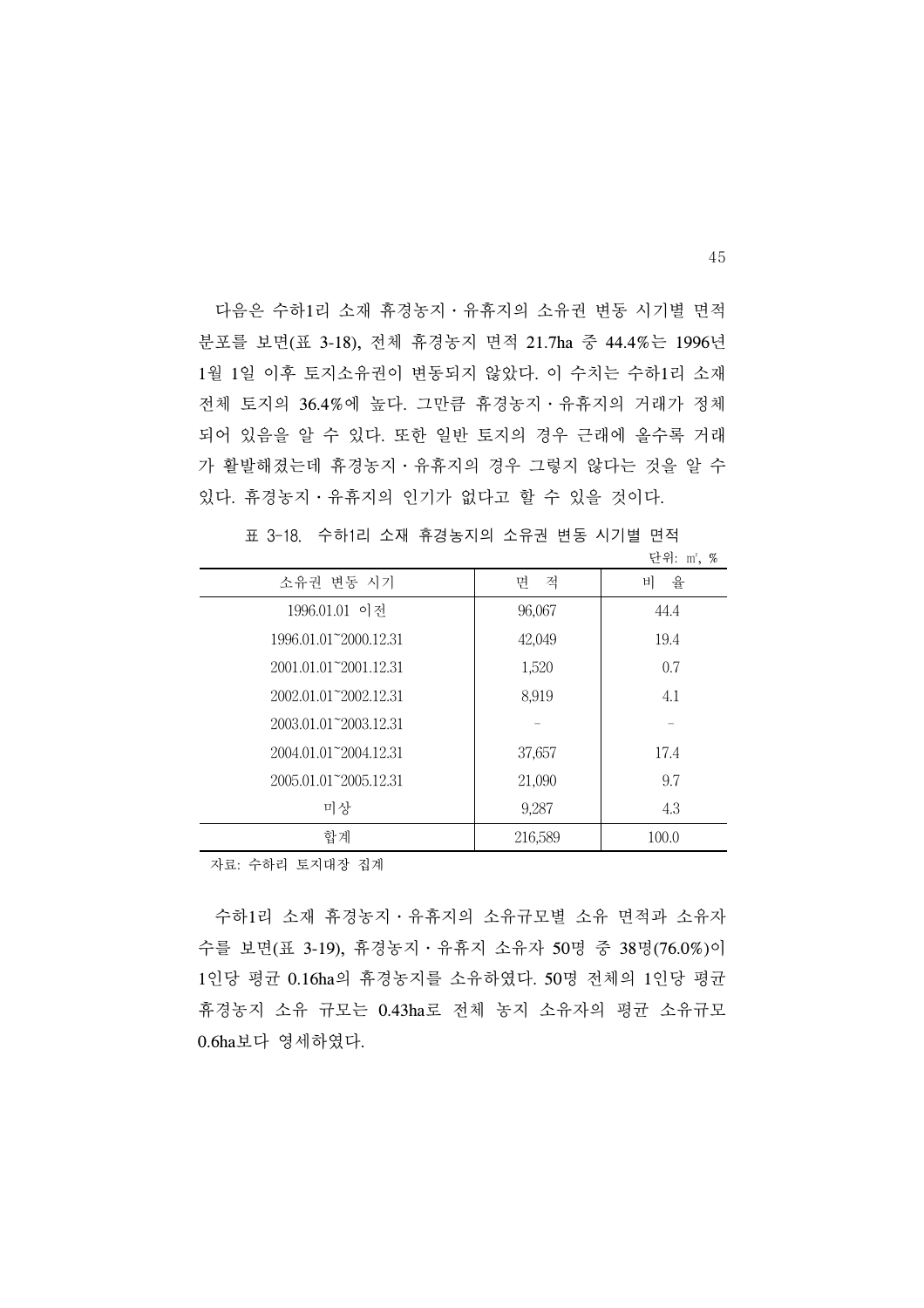다음은 수하1리 소재 휴경농지·유휴지의 소유권 변동 시기별 면적 분포를 보면(표 3-18), 전체 휴경농지 면적 21.7ha 중 44.4%는 1996년 1월 1일 이후 토지소유권이 변동되지 않았다. 이 수치는 수하1리 소재 전체 토지의 36.4%에 높다. 그만큼 휴경농지·유휴지의 거래가 정체되어 있음을 알 수 있다. 또한 일반 토지의 경우 근래에 올수록 거래가 활발해졌는데 휴경농지·유휴지의 경우 그렇지 않다는 것을 알 수 있다. 휴경농지·유휴지의 인기가 없다고 할 수 있을 것이다.

표 3-18. 수하1리 소재 휴경농지의 소유권 변동 시기별 면적

단위: ㎡, %

| 소유권 변동 시기 | 면 적 | 비 율 |
|---|---|---|
| 1996.01.01 이전 | 96,067 | 44.4 |
| 1996.01.01~2000.12.31 | 42,049 | 19.4 |
| 2001.01.01~2001.12.31 | 1,520 | 0.7 |
| 2002.01.01~2002.12.31 | 8,919 | 4.1 |
| 2003.01.01~2003.12.31 | - | - |
| 2004.01.01~2004.12.31 | 37,657 | 17.4 |
| 2005.01.01~2005.12.31 | 21,090 | 9.7 |
| 미상 | 9,287 | 4.3 |
| 합계 | 216,589 | 100.0 |

자료: 수하리 토지대장 집계

수하1리 소재 휴경농지·유휴지의 소유규모별 소유 면적과 소유자 수를 보면(표 3-19), 휴경농지·유휴지 소유자 50명 중 38명(76.0%)이 1인당 평균 0.16ha의 휴경농지를 소유하였다. 50명 전체의 1인당 평균 휴경농지 소유 규모는 0.43ha로 전체 농지 소유자의 평균 소유규모 0.6ha보다 영세하였다.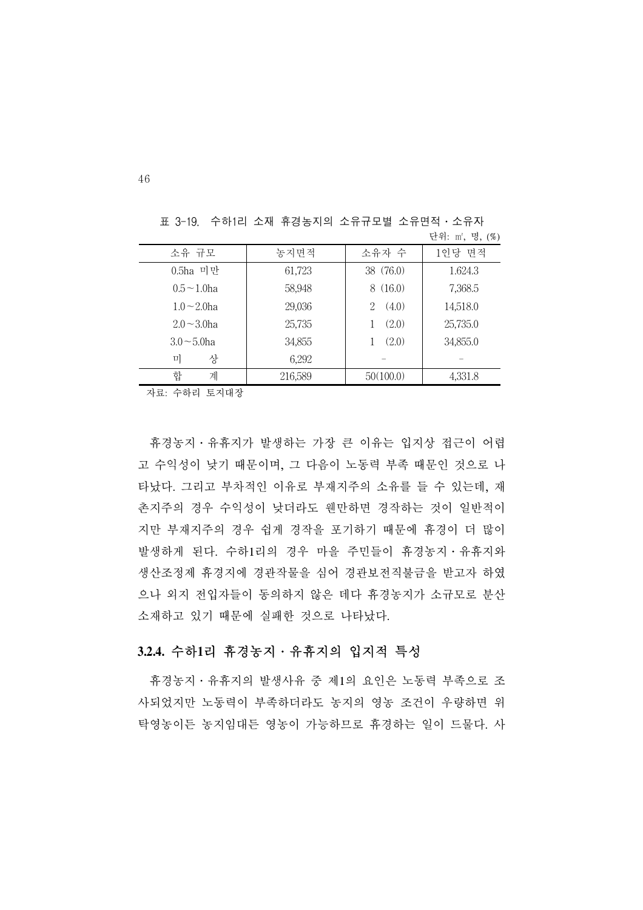표 3-19. 수하1리 소재 휴경농지의 소유규모별 소유면적 · 소유자

단위: ㎡, 명, (%)

| 소유 규모 | 농지면적 | 소유자 수 | 1인당 면적 |
|---|---|---|---|
| 0.5ha 미만 | 61,723 | 38 (76.0) | 1.624.3 |
| 0.5～1.0ha | 58,948 | 8 (16.0) | 7,368.5 |
| 1.0～2.0ha | 29,036 | 2 (4.0) | 14,518.0 |
| 2.0～3.0ha | 25,735 | 1 (2.0) | 25,735.0 |
| 3.0～5.0ha | 34,855 | 1 (2.0) | 34,855.0 |
| 미 상 | 6,292 | - | - |
| 합 계 | 216,589 | 50(100.0) | 4,331.8 |

자료: 수하리 토지대장

휴경농지 · 유휴지가 발생하는 가장 큰 이유는 입지상 접근이 어렵고 수익성이 낮기 때문이며, 그 다음이 노동력 부족 때문인 것으로 나타났다. 그리고 부차적인 이유로 부재지주의 소유를 들 수 있는데, 재촌지주의 경우 수익성이 낮더라도 웬만하면 경작하는 것이 일반적이지만 부재지주의 경우 쉽게 경작을 포기하기 때문에 휴경이 더 많이 발생하게 된다. 수하1리의 경우 마을 주민들이 휴경농지 · 유휴지와 생산조정제 휴경지에 경관작물을 심어 경관보전직불금을 받고자 하였으나 외지 전입자들이 동의하지 않은 데다 휴경농지가 소규모로 분산 소재하고 있기 때문에 실패한 것으로 나타났다.

### 3.2.4. 수하1리 휴경농지 · 유휴지의 입지적 특성

휴경농지 · 유휴지의 발생사유 중 제1의 요인은 노동력 부족으로 조사되었지만 노동력이 부족하더라도 농지의 영농 조건이 우량하면 위탁영농이든 농지임대든 영농이 가능하므로 휴경하는 일이 드물다. 사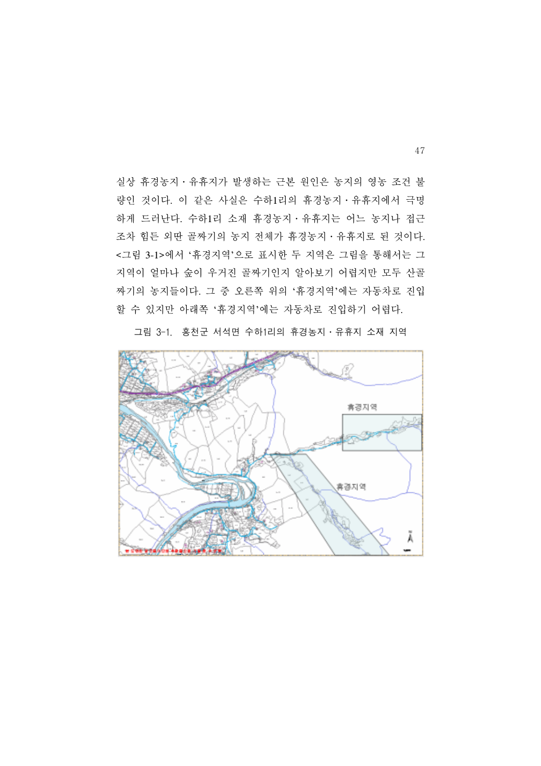실상 휴경농지·유휴지가 발생하는 근본 원인은 농지의 영농 조건 불량인 것이다. 이 같은 사실은 수하1리의 휴경농지·유휴지에서 극명하게 드러난다. 수하1리 소재 휴경농지·유휴지는 어느 농지나 접근조차 힘든 외딴 골짜기의 농지 전체가 휴경농지·유휴지로 된 것이다. <그림 3-1>에서 '휴경지역'으로 표시한 두 지역은 그림을 통해서는 그 지역이 얼마나 숲이 우거진 골짜기인지 알아보기 어렵지만 모두 산골짜기의 농지들이다. 그 중 오른쪽 위의 '휴경지역'에는 자동차로 진입할 수 있지만 아래쪽 '휴경지역'에는 자동차로 진입하기 어렵다.

그림 3-1. 홍천군 서석면 수하1리의 휴경농지·유휴지 소재 지역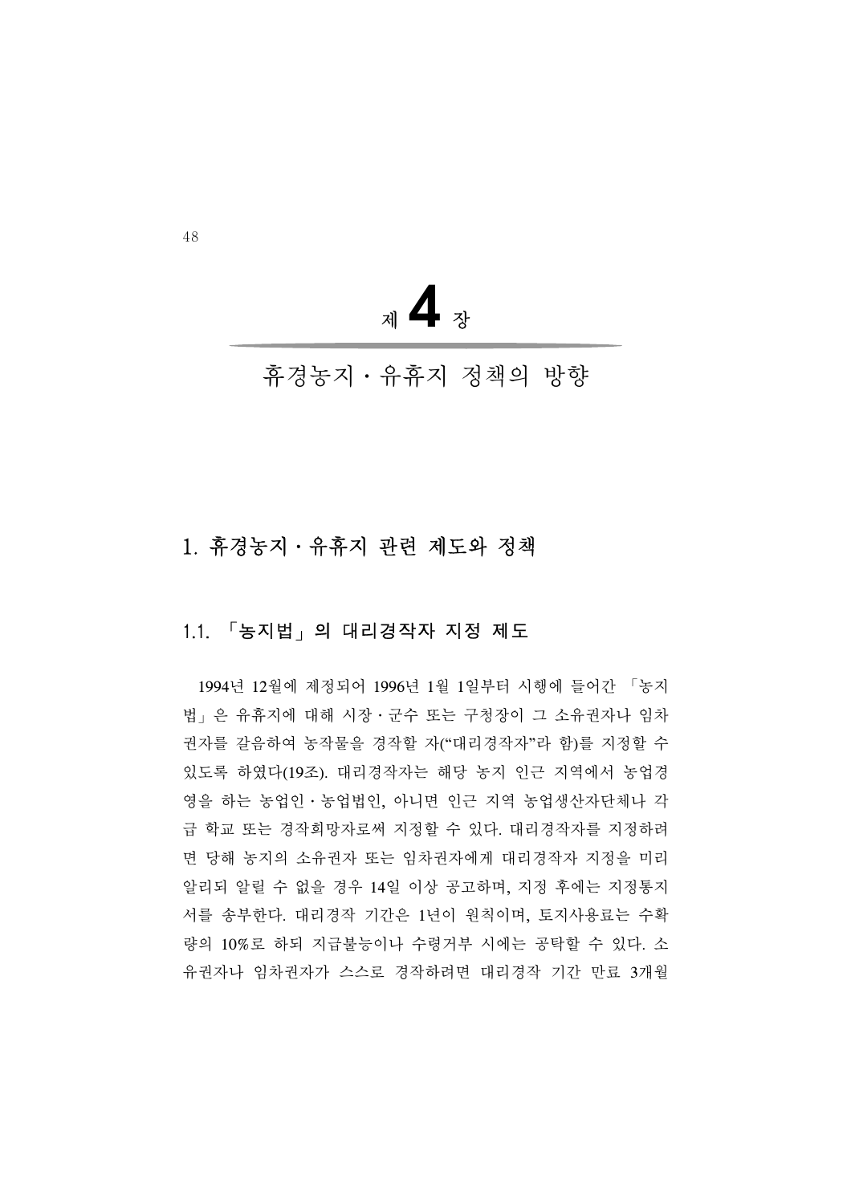# 제 4 장

# 휴경농지 · 유휴지 정책의 방향

## 1. 휴경농지 · 유휴지 관련 제도와 정책

### 1.1. 「농지법」의 대리경작자 지정 제도

1994년 12월에 제정되어 1996년 1월 1일부터 시행에 들어간 「농지법」은 유휴지에 대해 시장 · 군수 또는 구청장이 그 소유권자나 임차권자를 갈음하여 농작물을 경작할 자("대리경작자"라 함)를 지정할 수 있도록 하였다(19조). 대리경작자는 해당 농지 인근 지역에서 농업경영을 하는 농업인 · 농업법인, 아니면 인근 지역 농업생산자단체나 각급 학교 또는 경작희망자로써 지정할 수 있다. 대리경작자를 지정하려면 당해 농지의 소유권자 또는 임차권자에게 대리경작자 지정을 미리 알리되 알릴 수 없을 경우 14일 이상 공고하며, 지정 후에는 지정통지서를 송부한다. 대리경작 기간은 1년이 원칙이며, 토지사용료는 수확량의 10%로 하되 지급불능이나 수령거부 시에는 공탁할 수 있다. 소유권자나 임차권자가 스스로 경작하려면 대리경작 기간 만료 3개월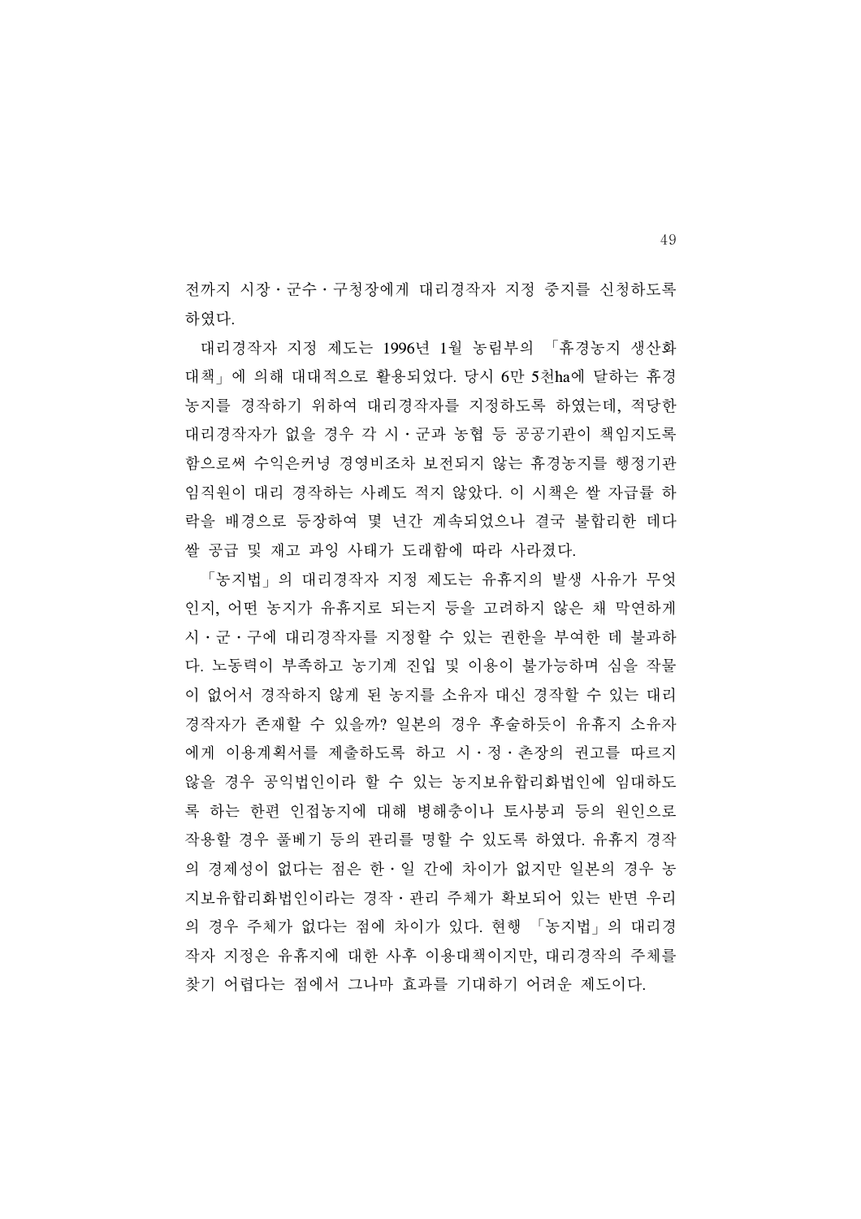전까지 시장·군수·구청장에게 대리경작자 지정 중지를 신청하도록 하였다.

대리경작자 지정 제도는 1996년 1월 농림부의 「휴경농지 생산화 대책」에 의해 대대적으로 활용되었다. 당시 6만 5천ha에 달하는 휴경농지를 경작하기 위하여 대리경작자를 지정하도록 하였는데, 적당한 대리경작자가 없을 경우 각 시·군과 농협 등 공공기관이 책임지도록 함으로써 수익은커녕 경영비조차 보전되지 않는 휴경농지를 행정기관 임직원이 대리 경작하는 사례도 적지 않았다. 이 시책은 쌀 자급률 하락을 배경으로 등장하여 몇 년간 계속되었으나 결국 불합리한 데다 쌀 공급 및 재고 과잉 사태가 도래함에 따라 사라졌다.

「농지법」의 대리경작자 지정 제도는 유휴지의 발생 사유가 무엇인지, 어떤 농지가 유휴지로 되는지 등을 고려하지 않은 채 막연하게 시·군·구에 대리경작자를 지정할 수 있는 권한을 부여한 데 불과하다. 노동력이 부족하고 농기계 진입 및 이용이 불가능하며 심을 작물이 없어서 경작하지 않게 된 농지를 소유자 대신 경작할 수 있는 대리경작자가 존재할 수 있을까? 일본의 경우 후술하듯이 유휴지 소유자에게 이용계획서를 제출하도록 하고 시·정·촌장의 권고를 따르지 않을 경우 공익법인이라 할 수 있는 농지보유합리화법인에 임대하도록 하는 한편 인접농지에 대해 병해충이나 토사붕괴 등의 원인으로 작용할 경우 풀베기 등의 관리를 명할 수 있도록 하였다. 유휴지 경작의 경제성이 없다는 점은 한·일 간에 차이가 없지만 일본의 경우 농지보유합리화법인이라는 경작·관리 주체가 확보되어 있는 반면 우리의 경우 주체가 없다는 점에 차이가 있다. 현행 「농지법」의 대리경작자 지정은 유휴지에 대한 사후 이용대책이지만, 대리경작의 주체를 찾기 어렵다는 점에서 그나마 효과를 기대하기 어려운 제도이다.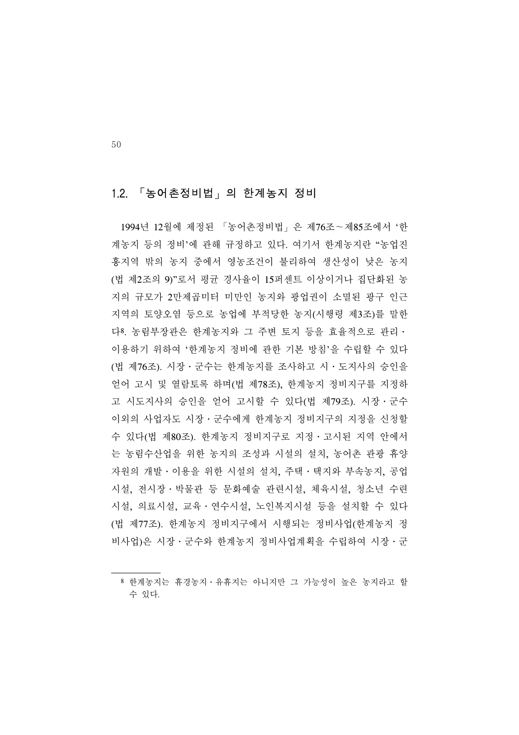## 1.2. 「농어촌정비법」의 한계농지 정비

1994년 12월에 제정된 「농어촌정비법」은 제76조∼제85조에서 '한계농지 등의 정비'에 관해 규정하고 있다. 여기서 한계농지란 "농업진흥지역 밖의 농지 중에서 영농조건이 불리하여 생산성이 낮은 농지(법 제2조의 9)"로서 평균 경사율이 15퍼센트 이상이거나 집단화된 농지의 규모가 2만제곱미터 미만인 농지와 광업권이 소멸된 광구 인근 지역의 토양오염 등으로 농업에 부적당한 농지(시행령 제3조)를 말한다[8]. 농림부장관은 한계농지와 그 주변 토지 등을 효율적으로 관리・이용하기 위하여 '한계농지 정비에 관한 기본 방침'을 수립할 수 있다(법 제76조). 시장・군수는 한계농지를 조사하고 시・도지사의 승인을 얻어 고시 및 열람토록 하며(법 제78조), 한계농지 정비지구를 지정하고 시도지사의 승인을 얻어 고시할 수 있다(법 제79조). 시장・군수 이외의 사업자도 시장・군수에게 한계농지 정비지구의 지정을 신청할 수 있다(법 제80조). 한계농지 정비지구로 지정・고시된 지역 안에서는 농림수산업을 위한 농지의 조성과 시설의 설치, 농어촌 관광 휴양자원의 개발・이용을 위한 시설의 설치, 주택・택지와 부속농지, 공업시설, 전시장・박물관 등 문화예술 관련시설, 체육시설, 청소년 수련시설, 의료시설, 교육・연수시설, 노인복지시설 등을 설치할 수 있다(법 제77조). 한계농지 정비지구에서 시행되는 정비사업(한계농지 정비사업)은 시장・군수와 한계농지 정비사업계획을 수립하여 시장・군

---

[8] 한계농지는 휴경농지・유휴지는 아니지만 그 가능성이 높은 농지라고 할 수 있다.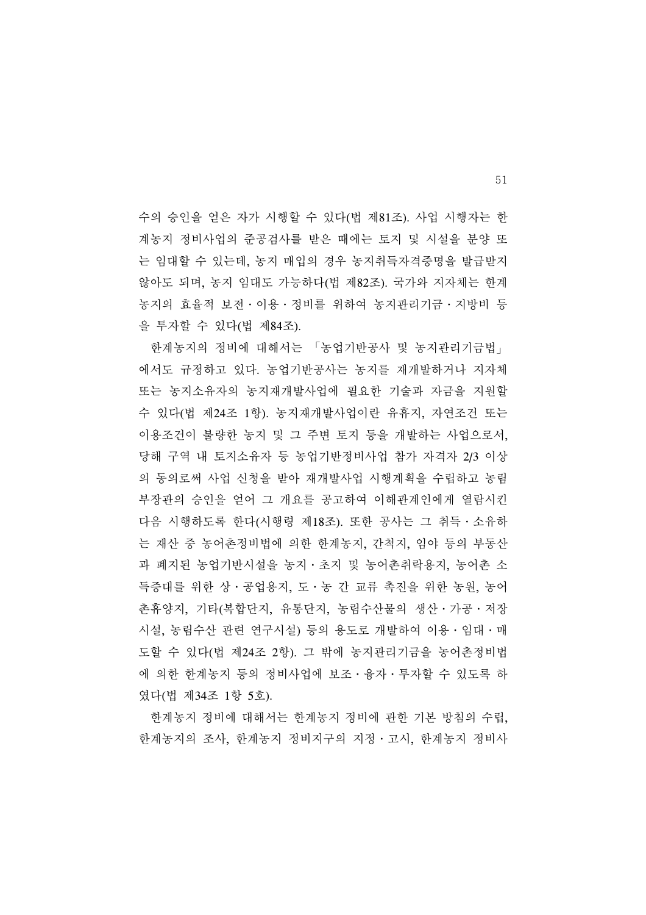수의 승인을 얻은 자가 시행할 수 있다(법 제81조). 사업 시행자는 한계농지 정비사업의 준공검사를 받은 때에는 토지 및 시설을 분양 또는 임대할 수 있는데, 농지 매입의 경우 농지취득자격증명을 발급받지 않아도 되며, 농지 임대도 가능하다(법 제82조). 국가와 지자체는 한계농지의 효율적 보전 · 이용 · 정비를 위하여 농지관리기금 · 지방비 등을 투자할 수 있다(법 제84조).

한계농지의 정비에 대해서는 「농업기반공사 및 농지관리기금법」에서도 규정하고 있다. 농업기반공사는 농지를 재개발하거나 지자체 또는 농지소유자의 농지재개발사업에 필요한 기술과 자금을 지원할 수 있다(법 제24조 1항). 농지재개발사업이란 유휴지, 자연조건 또는 이용조건이 불량한 농지 및 그 주변 토지 등을 개발하는 사업으로서, 당해 구역 내 토지소유자 등 농업기반정비사업 참가 자격자 2/3 이상의 동의로써 사업 신청을 받아 재개발사업 시행계획을 수립하고 농림부장관의 승인을 얻어 그 개요를 공고하여 이해관계인에게 열람시킨 다음 시행하도록 한다(시행령 제18조). 또한 공사는 그 취득 · 소유하는 재산 중 농어촌정비법에 의한 한계농지, 간척지, 임야 등의 부동산과 폐지된 농업기반시설을 농지 · 초지 및 농어촌취락용지, 농어촌 소득증대를 위한 상 · 공업용지, 도 · 농 간 교류 촉진을 위한 농원, 농어촌휴양지, 기타(복합단지, 유통단지, 농림수산물의 생산 · 가공 · 저장시설, 농림수산 관련 연구시설) 등의 용도로 개발하여 이용 · 임대 · 매도할 수 있다(법 제24조 2항). 그 밖에 농지관리기금을 농어촌정비법에 의한 한계농지 등의 정비사업에 보조 · 융자 · 투자할 수 있도록 하였다(법 제34조 1항 5호).

한계농지 정비에 대해서는 한계농지 정비에 관한 기본 방침의 수립, 한계농지의 조사, 한계농지 정비지구의 지정 · 고시, 한계농지 정비사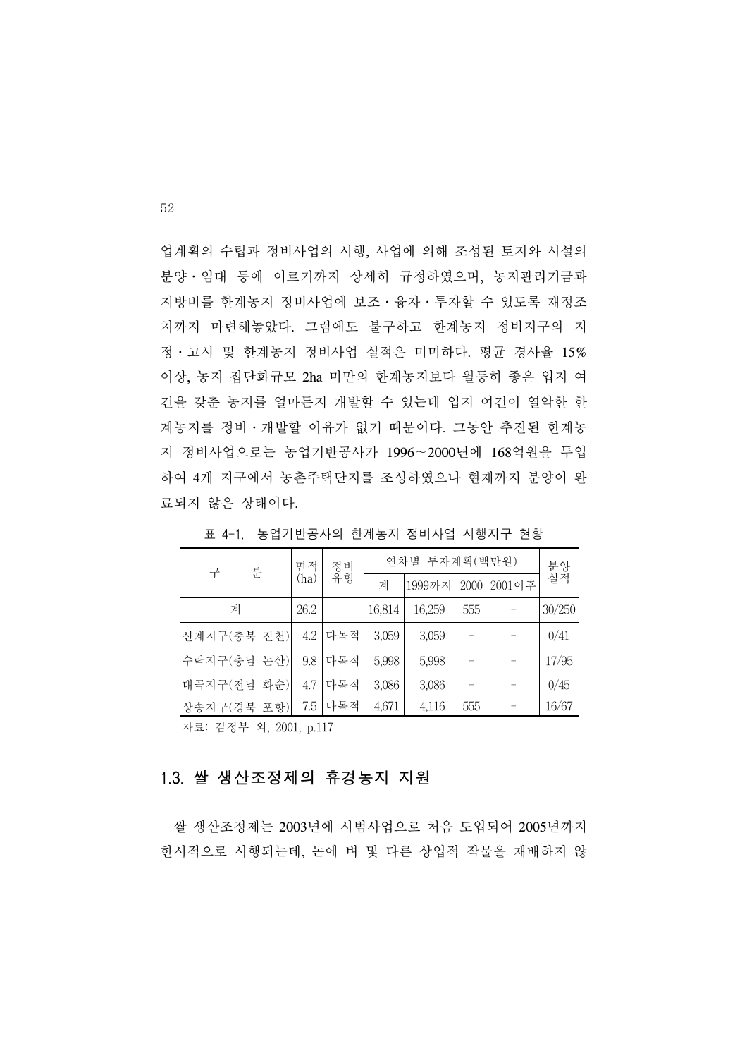업계획의 수립과 정비사업의 시행, 사업에 의해 조성된 토지와 시설의 분양·임대 등에 이르기까지 상세히 규정하였으며, 농지관리기금과 지방비를 한계농지 정비사업에 보조·융자·투자할 수 있도록 재정조치까지 마련해놓았다. 그럼에도 불구하고 한계농지 정비지구의 지정·고시 및 한계농지 정비사업 실적은 미미하다. 평균 경사율 15% 이상, 농지 집단화규모 2ha 미만의 한계농지보다 월등히 좋은 입지 여건을 갖춘 농지를 얼마든지 개발할 수 있는데 입지 여건이 열악한 한계농지를 정비·개발할 이유가 없기 때문이다. 그동안 추진된 한계농지 정비사업으로는 농업기반공사가 1996~2000년에 168억원을 투입하여 4개 지구에서 농촌주택단지를 조성하였으나 현재까지 분양이 완료되지 않은 상태이다.

표 4-1. 농업기반공사의 한계농지 정비사업 시행지구 현황

| 구 분 | 면적(ha) | 정비유형 | 연차별 투자계획(백만원) | | | | 분양실적 |
|---|---|---|---|---|---|---|---|
| | | | 계 | 1999까지 | 2000 | 2001이후 | |
| 계 | 26.2 | | 16,814 | 16,259 | 555 | - | 30/250 |
| 신계지구(충북 진천) | 4.2 | 다목적 | 3,059 | 3,059 | - | - | 0/41 |
| 수락지구(충남 논산) | 9.8 | 다목적 | 5,998 | 5,998 | - | - | 17/95 |
| 대곡지구(전남 화순) | 4.7 | 다목적 | 3,086 | 3,086 | - | - | 0/45 |
| 상송지구(경북 포항) | 7.5 | 다목적 | 4,671 | 4,116 | 555 | - | 16/67 |

자료: 김정부 외, 2001, p.117

## 1.3. 쌀 생산조정제의 휴경농지 지원

쌀 생산조정제는 2003년에 시범사업으로 처음 도입되어 2005년까지 한시적으로 시행되는데, 논에 벼 및 다른 상업적 작물을 재배하지 않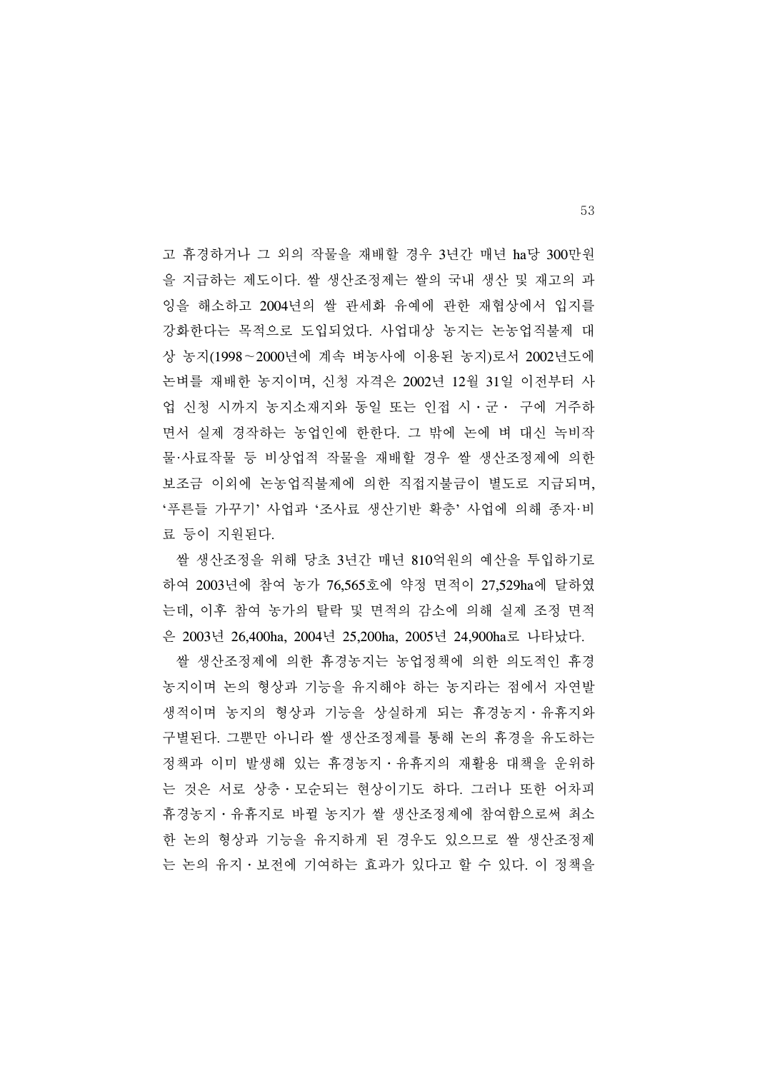고 휴경하거나 그 외의 작물을 재배할 경우 3년간 매년 ha당 300만원을 지급하는 제도이다. 쌀 생산조정제는 쌀의 국내 생산 및 재고의 과잉을 해소하고 2004년의 쌀 관세화 유예에 관한 재협상에서 입지를 강화한다는 목적으로 도입되었다. 사업대상 농지는 논농업직불제 대상 농지(1998～2000년에 계속 벼농사에 이용된 농지)로서 2002년도에 논벼를 재배한 농지이며, 신청 자격은 2002년 12월 31일 이전부터 사업 신청 시까지 농지소재지와 동일 또는 인접 시·군· 구에 거주하면서 실제 경작하는 농업인에 한한다. 그 밖에 논에 벼 대신 녹비작물·사료작물 등 비상업적 작물을 재배할 경우 쌀 생산조정제에 의한 보조금 이외에 논농업직불제에 의한 직접지불금이 별도로 지급되며, '푸른들 가꾸기' 사업과 '조사료 생산기반 확충' 사업에 의해 종자·비료 등이 지원된다.

쌀 생산조정을 위해 당초 3년간 매년 810억원의 예산을 투입하기로 하여 2003년에 참여 농가 76,565호에 약정 면적이 27,529ha에 달하였는데, 이후 참여 농가의 탈락 및 면적의 감소에 의해 실제 조정 면적은 2003년 26,400ha, 2004년 25,200ha, 2005년 24,900ha로 나타났다.

쌀 생산조정제에 의한 휴경농지는 농업정책에 의한 의도적인 휴경농지이며 논의 형상과 기능을 유지해야 하는 농지라는 점에서 자연발생적이며 농지의 형상과 기능을 상실하게 되는 휴경농지·유휴지와 구별된다. 그뿐만 아니라 쌀 생산조정제를 통해 논의 휴경을 유도하는 정책과 이미 발생해 있는 휴경농지·유휴지의 재활용 대책을 운위하는 것은 서로 상충·모순되는 현상이기도 하다. 그러나 또한 어차피 휴경농지·유휴지로 바뀔 농지가 쌀 생산조정제에 참여함으로써 최소한 논의 형상과 기능을 유지하게 된 경우도 있으므로 쌀 생산조정제는 논의 유지·보전에 기여하는 효과가 있다고 할 수 있다. 이 정책을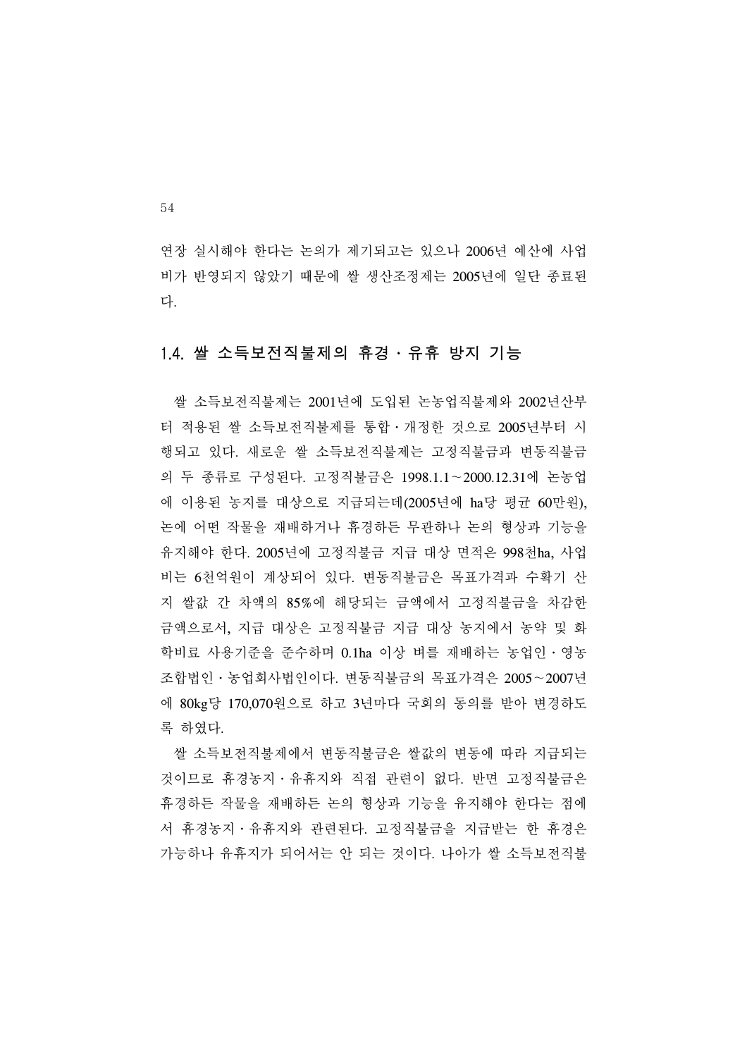연장 실시해야 한다는 논의가 제기되고는 있으나 2006년 예산에 사업비가 반영되지 않았기 때문에 쌀 생산조정제는 2005년에 일단 종료된다.

### 1.4. 쌀 소득보전직불제의 휴경 · 유휴 방지 기능

쌀 소득보전직불제는 2001년에 도입된 논농업직불제와 2002년산부터 적용된 쌀 소득보전직불제를 통합 · 개정한 것으로 2005년부터 시행되고 있다. 새로운 쌀 소득보전직불제는 고정직불금과 변동직불금의 두 종류로 구성된다. 고정직불금은 1998.1.1～2000.12.31에 논농업에 이용된 농지를 대상으로 지급되는데(2005년에 ha당 평균 60만원), 논에 어떤 작물을 재배하거나 휴경하든 무관하나 논의 형상과 기능을 유지해야 한다. 2005년에 고정직불금 지급 대상 면적은 998천ha, 사업비는 6천억원이 계상되어 있다. 변동직불금은 목표가격과 수확기 산지 쌀값 간 차액의 85%에 해당되는 금액에서 고정직불금을 차감한 금액으로서, 지급 대상은 고정직불금 지급 대상 농지에서 농약 및 화학비료 사용기준을 준수하며 0.1ha 이상 벼를 재배하는 농업인 · 영농조합법인 · 농업회사법인이다. 변동직불금의 목표가격은 2005～2007년에 80kg당 170,070원으로 하고 3년마다 국회의 동의를 받아 변경하도록 하였다.

쌀 소득보전직불제에서 변동직불금은 쌀값의 변동에 따라 지급되는 것이므로 휴경농지 · 유휴지와 직접 관련이 없다. 반면 고정직불금은 휴경하든 작물을 재배하든 논의 형상과 기능을 유지해야 한다는 점에서 휴경농지 · 유휴지와 관련된다. 고정직불금을 지급받는 한 휴경은 가능하나 유휴지가 되어서는 안 되는 것이다. 나아가 쌀 소득보전직불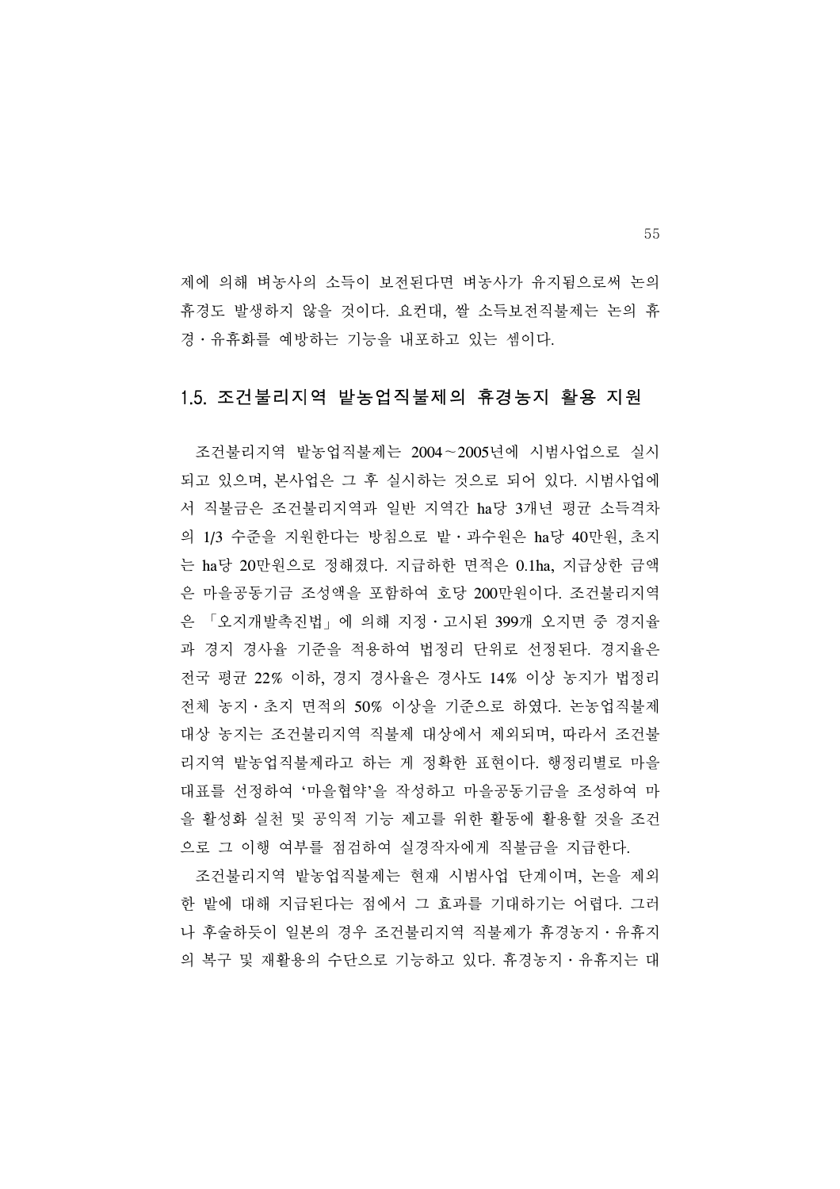제에 의해 벼농사의 소득이 보전된다면 벼농사가 유지됨으로써 논의 휴경도 발생하지 않을 것이다. 요컨대, 쌀 소득보전직불제는 논의 휴경·유휴화를 예방하는 기능을 내포하고 있는 셈이다.

### 1.5. 조건불리지역 밭농업직불제의 휴경농지 활용 지원

조건불리지역 밭농업직불제는 2004~2005년에 시범사업으로 실시되고 있으며, 본사업은 그 후 실시하는 것으로 되어 있다. 시범사업에서 직불금은 조건불리지역과 일반 지역간 ha당 3개년 평균 소득격차의 1/3 수준을 지원한다는 방침으로 밭·과수원은 ha당 40만원, 초지는 ha당 20만원으로 정해졌다. 지급하한 면적은 0.1ha, 지급상한 금액은 마을공동기금 조성액을 포함하여 호당 200만원이다. 조건불리지역은 「오지개발촉진법」에 의해 지정·고시된 399개 오지면 중 경지율과 경지 경사율 기준을 적용하여 법정리 단위로 선정된다. 경지율은 전국 평균 22% 이하, 경지 경사율은 경사도 14% 이상 농지가 법정리 전체 농지·초지 면적의 50% 이상을 기준으로 하였다. 논농업직불제 대상 농지는 조건불리지역 직불제 대상에서 제외되며, 따라서 조건불리지역 밭농업직불제라고 하는 게 정확한 표현이다. 행정리별로 마을대표를 선정하여 '마을협약'을 작성하고 마을공동기금을 조성하여 마을 활성화 실천 및 공익적 기능 제고를 위한 활동에 활용할 것을 조건으로 그 이행 여부를 점검하여 실경작자에게 직불금을 지급한다.

조건불리지역 밭농업직불제는 현재 시범사업 단계이며, 논을 제외한 밭에 대해 지급된다는 점에서 그 효과를 기대하기는 어렵다. 그러나 후술하듯이 일본의 경우 조건불리지역 직불제가 휴경농지·유휴지의 복구 및 재활용의 수단으로 기능하고 있다. 휴경농지·유휴지는 대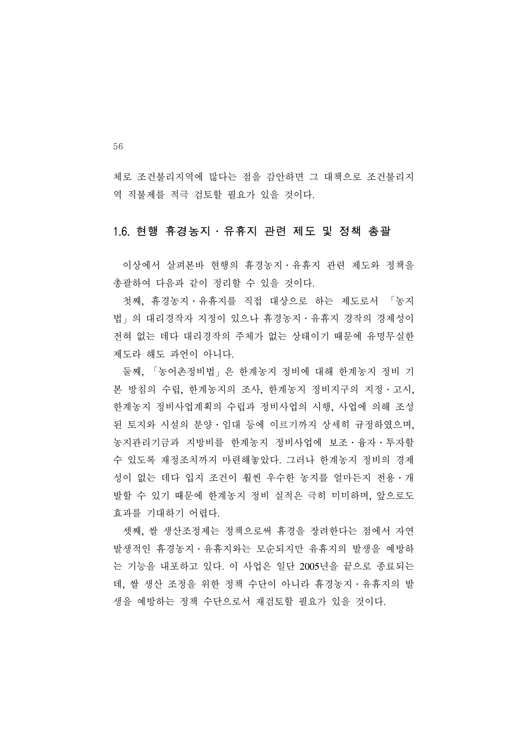체로 조건불리지역에 많다는 점을 감안하면 그 대책으로 조건불리지역 직불제를 적극 검토할 필요가 있을 것이다.

## 1.6. 현행 휴경농지 · 유휴지 관련 제도 및 정책 총괄

이상에서 살펴본바 현행의 휴경농지 · 유휴지 관련 제도와 정책을 총괄하여 다음과 같이 정리할 수 있을 것이다.

첫째, 휴경농지 · 유휴지를 직접 대상으로 하는 제도로서 「농지법」의 대리경작자 지정이 있으나 휴경농지 · 유휴지 경작의 경제성이 전혀 없는 데다 대리경작의 주체가 없는 상태이기 때문에 유명무실한 제도라 해도 과언이 아니다.

둘째, 「농어촌정비법」은 한계농지 정비에 대해 한계농지 정비 기본 방침의 수립, 한계농지의 조사, 한계농지 정비지구의 지정 · 고시, 한계농지 정비사업계획의 수립과 정비사업의 시행, 사업에 의해 조성된 토지와 시설의 분양 · 임대 등에 이르기까지 상세히 규정하였으며, 농지관리기금과 지방비를 한계농지 정비사업에 보조 · 융자 · 투자할 수 있도록 재정조치까지 마련해놓았다. 그러나 한계농지 정비의 경제성이 없는 데다 입지 조건이 훨씬 우수한 농지를 얼마든지 전용 · 개발할 수 있기 때문에 한계농지 정비 실적은 극히 미미하며, 앞으로도 효과를 기대하기 어렵다.

셋째, 쌀 생산조정제는 정책으로써 휴경을 장려한다는 점에서 자연발생적인 휴경농지 · 유휴지와는 모순되지만 유휴지의 발생을 예방하는 기능을 내포하고 있다. 이 사업은 일단 2005년을 끝으로 종료되는데, 쌀 생산 조정을 위한 정책 수단이 아니라 휴경농지 · 유휴지의 발생을 예방하는 정책 수단으로서 재검토할 필요가 있을 것이다.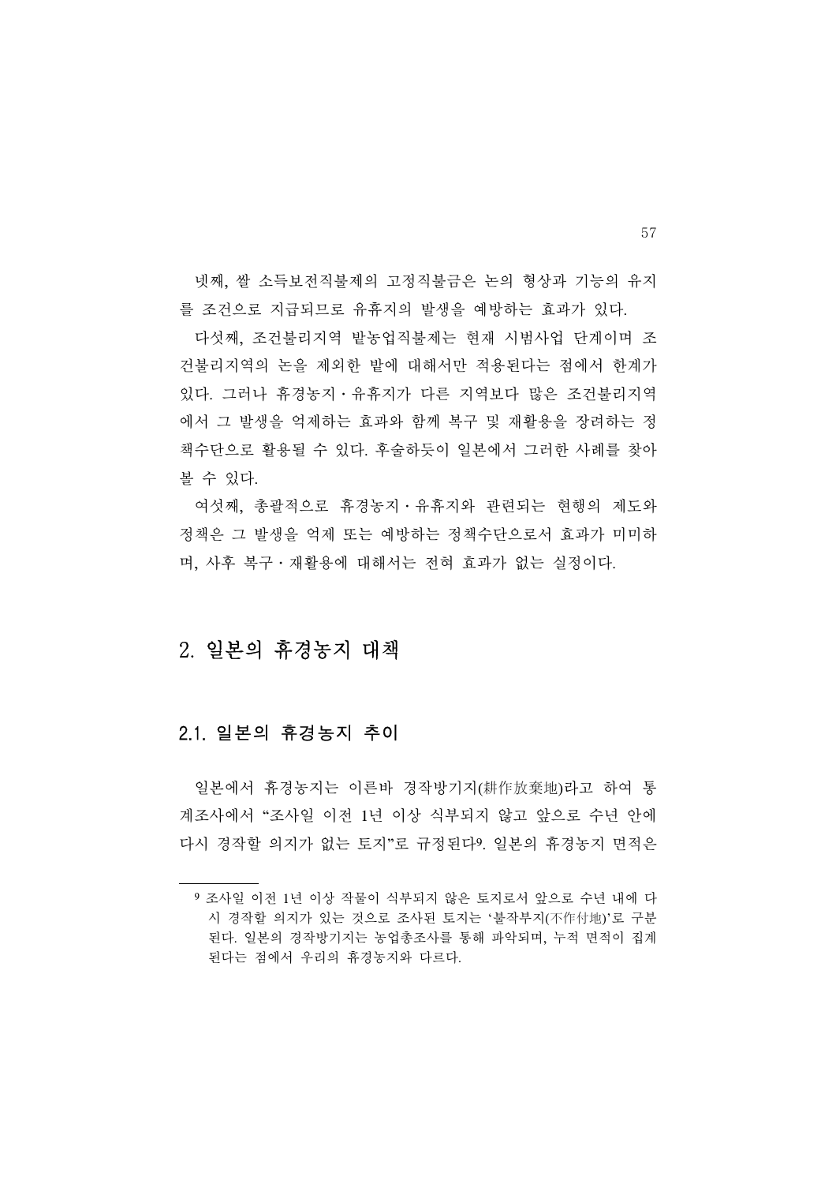넷째, 쌀 소득보전직불제의 고정직불금은 논의 형상과 기능의 유지를 조건으로 지급되므로 유휴지의 발생을 예방하는 효과가 있다.

다섯째, 조건불리지역 밭농업직불제는 현재 시범사업 단계이며 조건불리지역의 논을 제외한 밭에 대해서만 적용된다는 점에서 한계가 있다. 그러나 휴경농지·유휴지가 다른 지역보다 많은 조건불리지역에서 그 발생을 억제하는 효과와 함께 복구 및 재활용을 장려하는 정책수단으로 활용될 수 있다. 후술하듯이 일본에서 그러한 사례를 찾아볼 수 있다.

여섯째, 총괄적으로 휴경농지·유휴지와 관련되는 현행의 제도와 정책은 그 발생을 억제 또는 예방하는 정책수단으로서 효과가 미미하며, 사후 복구·재활용에 대해서는 전혀 효과가 없는 실정이다.

## 2. 일본의 휴경농지 대책

### 2.1. 일본의 휴경농지 추이

일본에서 휴경농지는 이른바 경작방기지(耕作放棄地)라고 하여 통계조사에서 "조사일 이전 1년 이상 식부되지 않고 앞으로 수년 안에 다시 경작할 의지가 없는 토지"로 규정된다[9]. 일본의 휴경농지 면적은

---

[9] 조사일 이전 1년 이상 작물이 식부되지 않은 토지로서 앞으로 수년 내에 다시 경작할 의지가 있는 것으로 조사된 토지는 '불작부지(不作付地)'로 구분된다. 일본의 경작방기지는 농업총조사를 통해 파악되며, 누적 면적이 집계된다는 점에서 우리의 휴경농지와 다르다.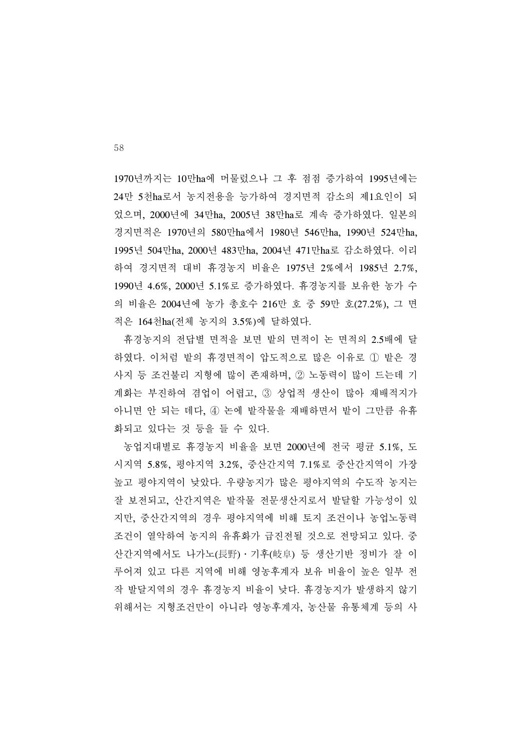1970년까지는 10만ha에 머물렀으나 그 후 점점 증가하여 1995년에는 24만 5천ha로서 농지전용을 능가하여 경지면적 감소의 제1요인이 되었으며, 2000년에 34만ha, 2005년 38만ha로 계속 증가하였다. 일본의 경지면적은 1970년의 580만ha에서 1980년 546만ha, 1990년 524만ha, 1995년 504만ha, 2000년 483만ha, 2004년 471만ha로 감소하였다. 이리하여 경지면적 대비 휴경농지 비율은 1975년 2%에서 1985년 2.7%, 1990년 4.6%, 2000년 5.1%로 증가하였다. 휴경농지를 보유한 농가 수의 비율은 2004년에 농가 총호수 216만 호 중 59만 호(27.2%), 그 면적은 164천ha(전체 농지의 3.5%)에 달하였다.

휴경농지의 전답별 면적을 보면 밭의 면적이 논 면적의 2.5배에 달하였다. 이처럼 밭의 휴경면적이 압도적으로 많은 이유로 ① 밭은 경사지 등 조건불리 지형에 많이 존재하며, ② 노동력이 많이 드는데 기계화는 부진하여 겸업이 어렵고, ③ 상업적 생산이 많아 재배적지가 아니면 안 되는 데다, ④ 논에 밭작물을 재배하면서 밭이 그만큼 유휴화되고 있다는 것 등을 들 수 있다.

농업지대별로 휴경농지 비율을 보면 2000년에 전국 평균 5.1%, 도시지역 5.8%, 평야지역 3.2%, 중산간지역 7.1%로 중산간지역이 가장 높고 평야지역이 낮았다. 우량농지가 많은 평야지역의 수도작 농지는 잘 보전되고, 산간지역은 밭작물 전문생산지로서 발달할 가능성이 있지만, 중산간지역의 경우 평야지역에 비해 토지 조건이나 농업노동력 조건이 열악하여 농지의 유휴화가 급진전될 것으로 전망되고 있다. 중산간지역에서도 나가노(長野)・기후(岐阜) 등 생산기반 정비가 잘 이루어져 있고 다른 지역에 비해 영농후계자 보유 비율이 높은 일부 전작 발달지역의 경우 휴경농지 비율이 낮다. 휴경농지가 발생하지 않기 위해서는 지형조건만이 아니라 영농후계자, 농산물 유통체계 등의 사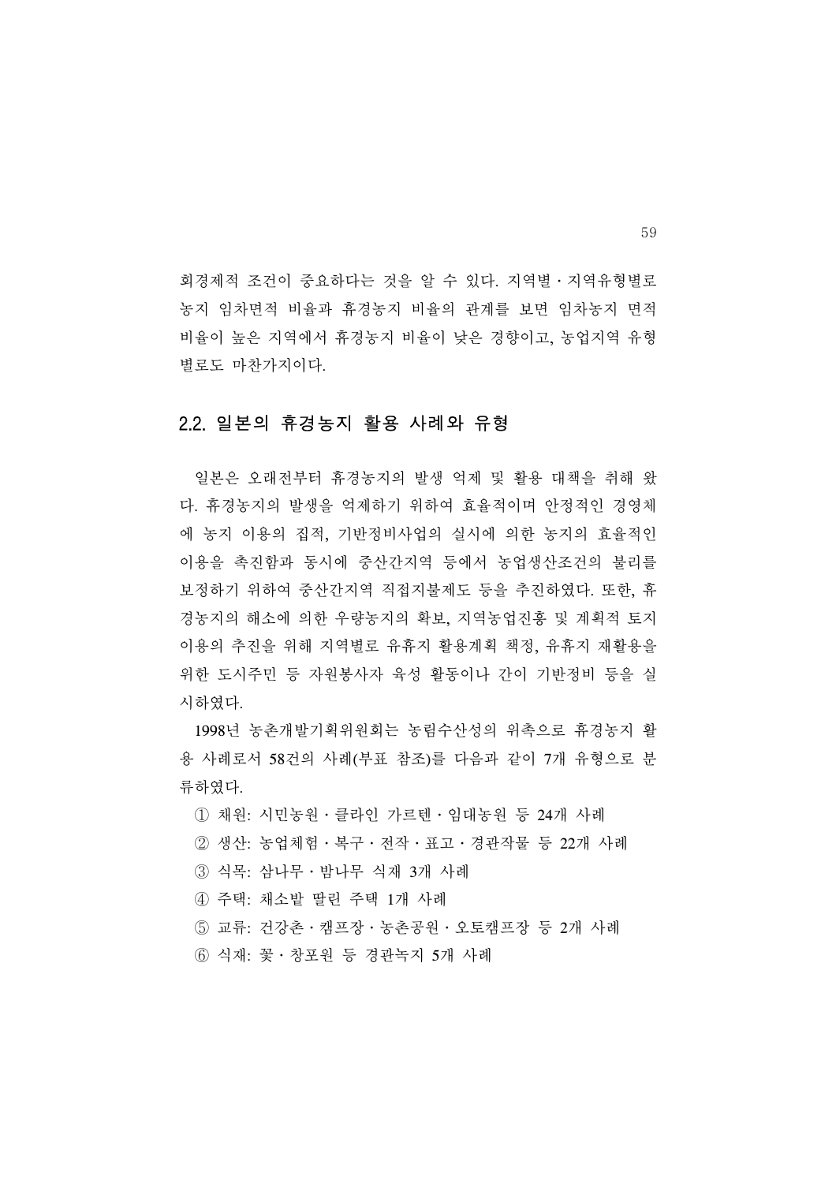회경제적 조건이 중요하다는 것을 알 수 있다. 지역별・지역유형별로 농지 임차면적 비율과 휴경농지 비율의 관계를 보면 임차농지 면적 비율이 높은 지역에서 휴경농지 비율이 낮은 경향이고, 농업지역 유형별로도 마찬가지이다.

## 2.2. 일본의 휴경농지 활용 사례와 유형

일본은 오래전부터 휴경농지의 발생 억제 및 활용 대책을 취해 왔다. 휴경농지의 발생을 억제하기 위하여 효율적이며 안정적인 경영체에 농지 이용의 집적, 기반정비사업의 실시에 의한 농지의 효율적인 이용을 촉진함과 동시에 중산간지역 등에서 농업생산조건의 불리를 보정하기 위하여 중산간지역 직접지불제도 등을 추진하였다. 또한, 휴경농지의 해소에 의한 우량농지의 확보, 지역농업진흥 및 계획적 토지이용의 추진을 위해 지역별로 유휴지 활용계획 책정, 유휴지 재활용을 위한 도시주민 등 자원봉사자 육성 활동이나 간이 기반정비 등을 실시하였다.

1998년 농촌개발기획위원회는 농림수산성의 위촉으로 휴경농지 활용 사례로서 58건의 사례(부표 참조)를 다음과 같이 7개 유형으로 분류하였다.

① 채원: 시민농원・클라인 가르텐・임대농원 등 24개 사례

② 생산: 농업체험・복구・전작・표고・경관작물 등 22개 사례

③ 식목: 삼나무・밤나무 식재 3개 사례

④ 주택: 채소밭 딸린 주택 1개 사례

⑤ 교류: 건강촌・캠프장・농촌공원・오토캠프장 등 2개 사례

⑥ 식재: 꽃・창포원 등 경관녹지 5개 사례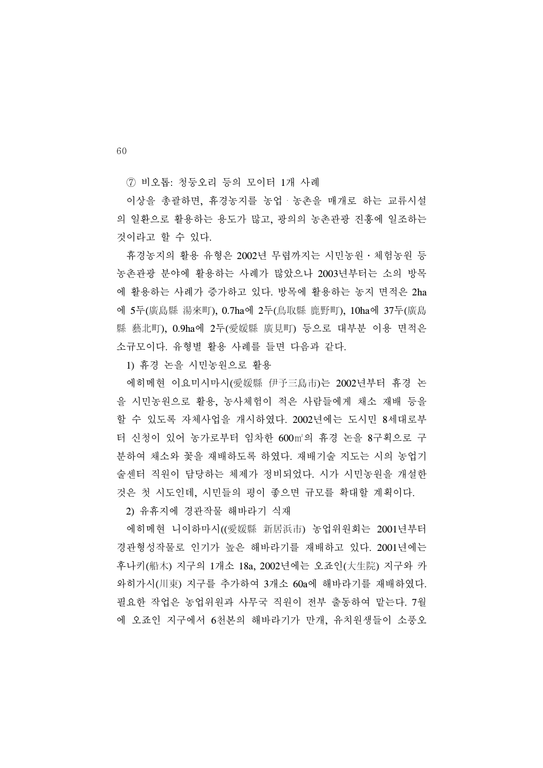⑦ 비오톱: 청둥오리 등의 모이터 1개 사례

이상을 총괄하면, 휴경농지를 농업ㆍ농촌을 매개로 하는 교류시설의 일환으로 활용하는 용도가 많고, 광의의 농촌관광 진흥에 일조하는 것이라고 할 수 있다.

휴경농지의 활용 유형은 2002년 무렵까지는 시민농원・체험농원 등 농촌관광 분야에 활용하는 사례가 많았으나 2003년부터는 소의 방목에 활용하는 사례가 증가하고 있다. 방목에 활용하는 농지 면적은 2ha에 5두(廣島縣 湯來町), 0.7ha에 2두(鳥取縣 鹿野町), 10ha에 37두(廣島縣 藝北町), 0.9ha에 2두(愛媛縣 廣見町) 등으로 대부분 이용 면적은 소규모이다. 유형별 활용 사례를 들면 다음과 같다.

1) 휴경 논을 시민농원으로 활용

에히메현 이요미시마시(愛媛縣 伊予三島市)는 2002년부터 휴경 논을 시민농원으로 활용, 농사체험이 적은 사람들에게 채소 재배 등을 할 수 있도록 자체사업을 개시하였다. 2002년에는 도시민 8세대로부터 신청이 있어 농가로부터 임차한 600㎡의 휴경 논을 8구획으로 구분하여 채소와 꽃을 재배하도록 하였다. 재배기술 지도는 시의 농업기술센터 직원이 담당하는 체제가 정비되었다. 시가 시민농원을 개설한 것은 첫 시도인데, 시민들의 평이 좋으면 규모를 확대할 계획이다.

2) 유휴지에 경관작물 해바라기 식재

에히메현 니이하마시((愛媛縣 新居浜市) 농업위원회는 2001년부터 경관형성작물로 인기가 높은 해바라기를 재배하고 있다. 2001년에는 후나키(船木) 지구의 1개소 18a, 2002년에는 오쵸인(大生院) 지구와 카와히가시(川東) 지구를 추가하여 3개소 60a에 해바라기를 재배하였다. 필요한 작업은 농업위원과 사무국 직원이 전부 출동하여 맡는다. 7월에 오쵸인 지구에서 6천본의 해바라기가 만개, 유치원생들이 소풍오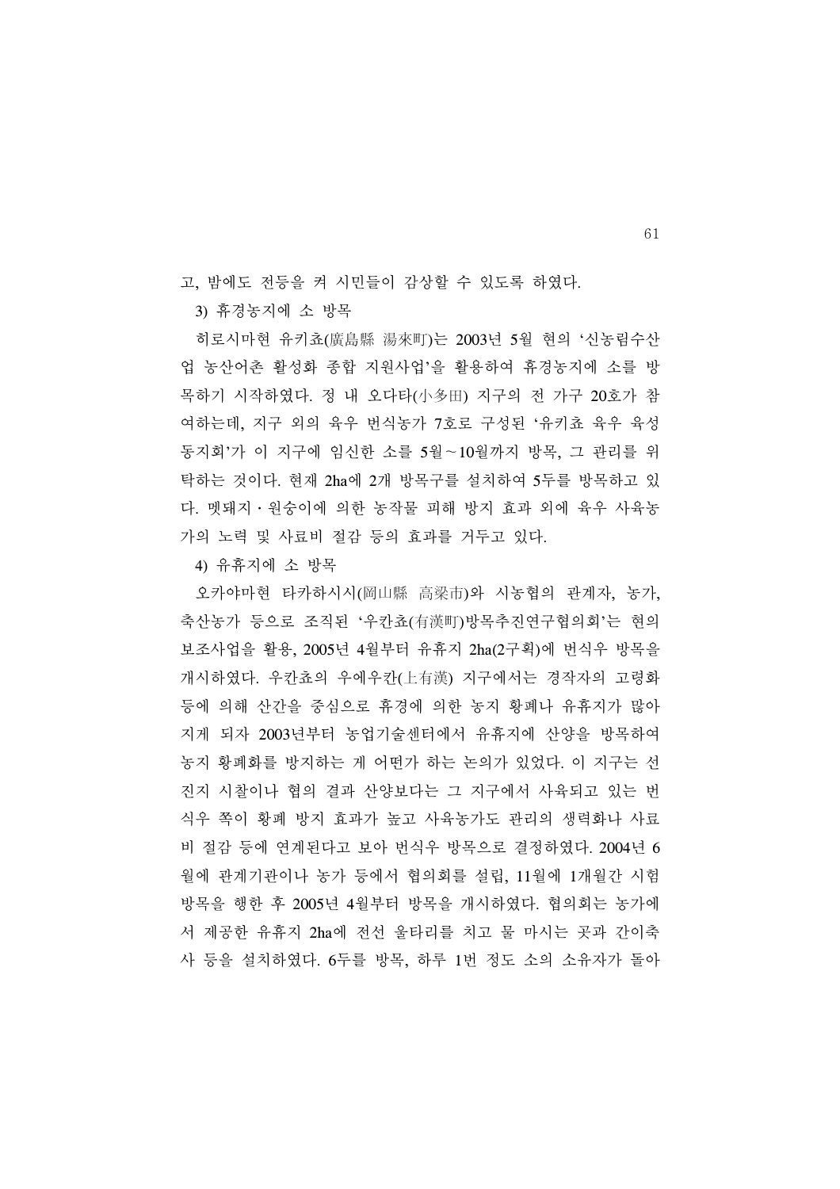고, 밤에도 전등을 켜 시민들이 감상할 수 있도록 하였다.

3) 휴경농지에 소 방목

히로시마현 유키쵸(廣島縣 湯來町)는 2003년 5월 현의 '신농림수산업 농산어촌 활성화 종합 지원사업'을 활용하여 휴경농지에 소를 방목하기 시작하였다. 정 내 오다타(小多田) 지구의 전 가구 20호가 참여하는데, 지구 외의 육우 번식농가 7호로 구성된 '유키쵸 육우 육성동지회'가 이 지구에 임신한 소를 5월~10월까지 방목, 그 관리를 위탁하는 것이다. 현재 2ha에 2개 방목구를 설치하여 5두를 방목하고 있다. 멧돼지 · 원숭이에 의한 농작물 피해 방지 효과 외에 육우 사육농가의 노력 및 사료비 절감 등의 효과를 거두고 있다.

4) 유휴지에 소 방목

오카야마현 타카하시시(岡山縣 高梁市)와 시농협의 관계자, 농가, 축산농가 등으로 조직된 '우칸쵸(有漢町)방목추진연구협의회'는 현의 보조사업을 활용, 2005년 4월부터 유휴지 2ha(2구획)에 번식우 방목을 개시하였다. 우칸쵸의 우에우칸(上有漢) 지구에서는 경작자의 고령화 등에 의해 산간을 중심으로 휴경에 의한 농지 황폐나 유휴지가 많아지게 되자 2003년부터 농업기술센터에서 유휴지에 산양을 방목하여 농지 황폐화를 방지하는 게 어떤가 하는 논의가 있었다. 이 지구는 선진지 시찰이나 협의 결과 산양보다는 그 지구에서 사육되고 있는 번식우 쪽이 황폐 방지 효과가 높고 사육농가도 관리의 생력화나 사료비 절감 등에 연계된다고 보아 번식우 방목으로 결정하였다. 2004년 6월에 관계기관이나 농가 등에서 협의회를 설립, 11월에 1개월간 시험방목을 행한 후 2005년 4월부터 방목을 개시하였다. 협의회는 농가에서 제공한 유휴지 2ha에 전선 울타리를 치고 물 마시는 곳과 간이축사 등을 설치하였다. 6두를 방목, 하루 1번 정도 소의 소유자가 돌아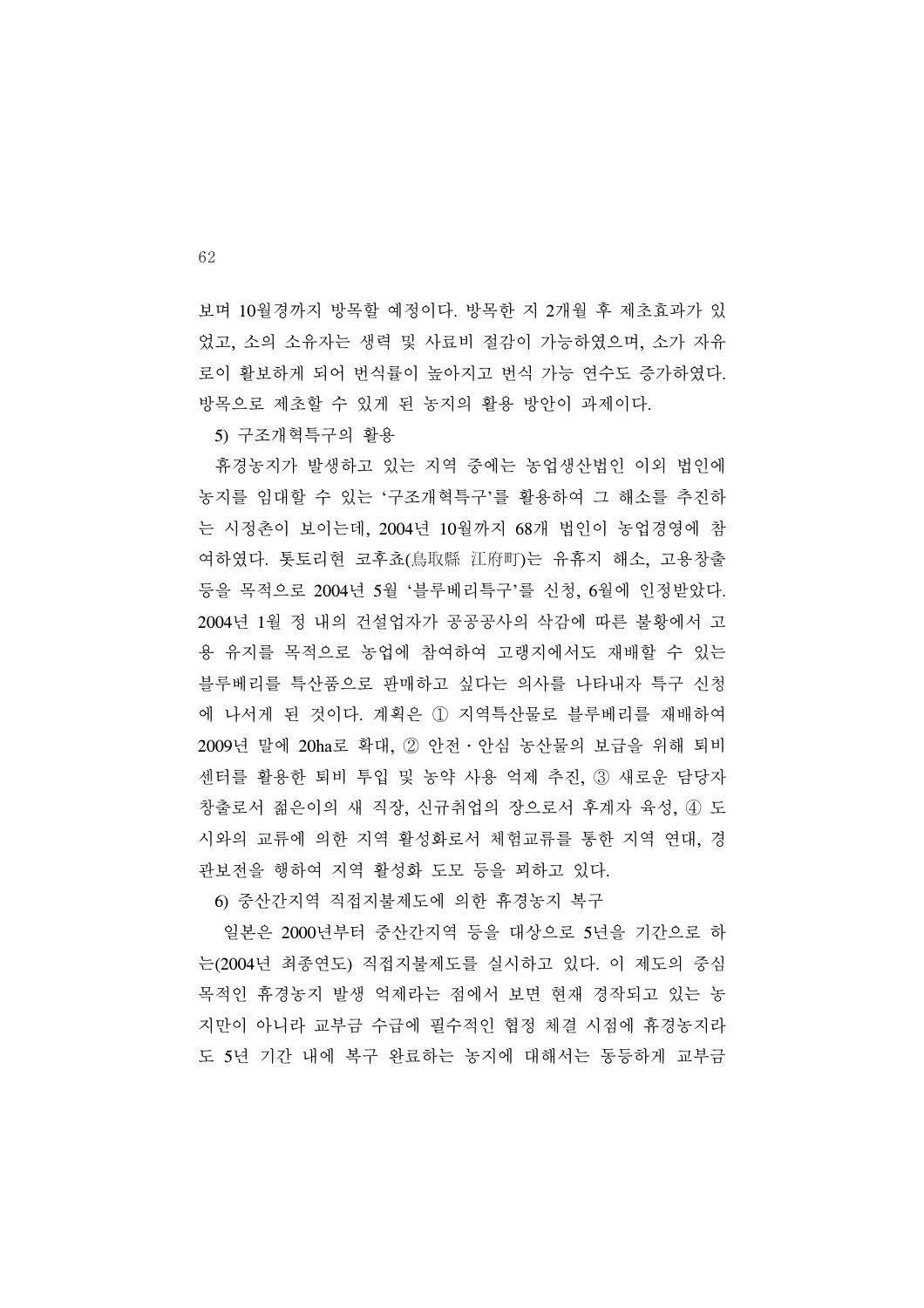보며 10월경까지 방목할 예정이다. 방목한 지 2개월 후 제초효과가 있었고, 소의 소유자는 생력 및 사료비 절감이 가능하였으며, 소가 자유로이 활보하게 되어 번식률이 높아지고 번식 가능 연수도 증가하였다. 방목으로 제초할 수 있게 된 농지의 활용 방안이 과제이다.

5) 구조개혁특구의 활용

휴경농지가 발생하고 있는 지역 중에는 농업생산법인 이외 법인에 농지를 임대할 수 있는 '구조개혁특구'를 활용하여 그 해소를 추진하는 시정촌이 보이는데, 2004년 10월까지 68개 법인이 농업경영에 참여하였다. 돗토리현 코후쵸(鳥取縣 江府町)는 유휴지 해소, 고용창출 등을 목적으로 2004년 5월 '블루베리특구'를 신청, 6월에 인정받았다. 2004년 1월 정 내의 건설업자가 공공공사의 삭감에 따른 불황에서 고용 유지를 목적으로 농업에 참여하여 고랭지에서도 재배할 수 있는 블루베리를 특산품으로 판매하고 싶다는 의사를 나타내자 특구 신청에 나서게 된 것이다. 계획은 ① 지역특산물로 블루베리를 재배하여 2009년 말에 20ha로 확대, ② 안전·안심 농산물의 보급을 위해 퇴비센터를 활용한 퇴비 투입 및 농약 사용 억제 추진, ③ 새로운 담당자 창출로서 젊은이의 새 직장, 신규취업의 장으로서 후계자 육성, ④ 도시와의 교류에 의한 지역 활성화로서 체험교류를 통한 지역 연대, 경관보전을 행하여 지역 활성화 도모 등을 꾀하고 있다.

6) 중산간지역 직접지불제도에 의한 휴경농지 복구

일본은 2000년부터 중산간지역 등을 대상으로 5년을 기간으로 하는(2004년 최종연도) 직접지불제도를 실시하고 있다. 이 제도의 중심 목적인 휴경농지 발생 억제라는 점에서 보면 현재 경작되고 있는 농지만이 아니라 교부금 수급에 필수적인 협정 체결 시점에 휴경농지라도 5년 기간 내에 복구 완료하는 농지에 대해서는 동등하게 교부금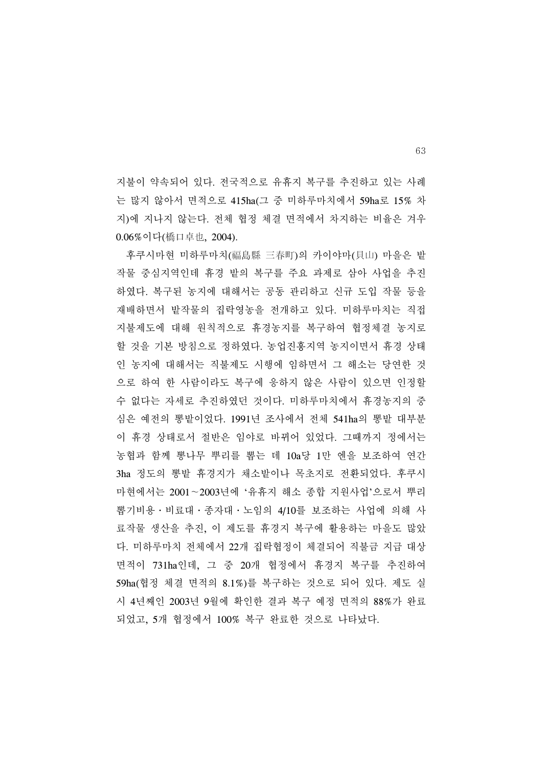지불이 약속되어 있다. 전국적으로 유휴지 복구를 추진하고 있는 사례는 많지 않아서 면적으로 415ha(그 중 미하루마치에서 59ha로 15% 차지)에 지나지 않는다. 전체 협정 체결 면적에서 차지하는 비율은 겨우 0.06%이다(橋口卓也, 2004).

후쿠시마현 미하루마치(福島縣 三春町)의 카이야마(貝山) 마을은 밭작물 중심지역인데 휴경 밭의 복구를 주요 과제로 삼아 사업을 추진하였다. 복구된 농지에 대해서는 공동 관리하고 신규 도입 작물 등을 재배하면서 밭작물의 집락영농을 전개하고 있다. 미하루마치는 직접지불제도에 대해 원칙적으로 휴경농지를 복구하여 협정체결 농지로 할 것을 기본 방침으로 정하였다. 농업진흥지역 농지이면서 휴경 상태인 농지에 대해서는 직불제도 시행에 임하면서 그 해소는 당연한 것으로 하여 한 사람이라도 복구에 응하지 않은 사람이 있으면 인정할 수 없다는 자세로 추진하였던 것이다. 미하루마치에서 휴경농지의 중심은 예전의 뽕밭이었다. 1991년 조사에서 전체 541ha의 뽕밭 대부분이 휴경 상태로서 절반은 임야로 바뀌어 있었다. 그때까지 정에서는 농협과 함께 뽕나무 뿌리를 뽑는 데 10a당 1만 엔을 보조하여 연간 3ha 정도의 뽕밭 휴경지가 채소밭이나 목초지로 전환되었다. 후쿠시마현에서는 2001~2003년에 '유휴지 해소 종합 지원사업'으로서 뿌리뽑기비용 · 비료대 · 종자대 · 노임의 4/10를 보조하는 사업에 의해 사료작물 생산을 추진, 이 제도를 휴경지 복구에 활용하는 마을도 많았다. 미하루마치 전체에서 22개 집락협정이 체결되어 직불금 지급 대상 면적이 731ha인데, 그 중 20개 협정에서 휴경지 복구를 추진하여 59ha(협정 체결 면적의 8.1%)를 복구하는 것으로 되어 있다. 제도 실시 4년째인 2003년 9월에 확인한 결과 복구 예정 면적의 88%가 완료되었고, 5개 협정에서 100% 복구 완료한 것으로 나타났다.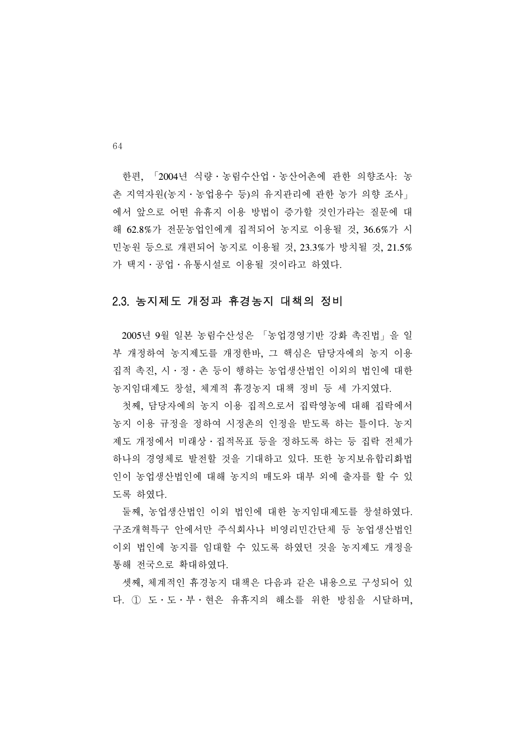한편, 「2004년 식량·농림수산업·농산어촌에 관한 의향조사: 농촌 지역자원(농지·농업용수 등)의 유지관리에 관한 농가 의향 조사」에서 앞으로 어떤 유휴지 이용 방법이 증가할 것인가라는 질문에 대해 62.8%가 전문농업인에게 집적되어 농지로 이용될 것, 36.6%가 시민농원 등으로 개편되어 농지로 이용될 것, 23.3%가 방치될 것, 21.5%가 택지·공업·유통시설로 이용될 것이라고 하였다.

## 2.3. 농지제도 개정과 휴경농지 대책의 정비

2005년 9월 일본 농림수산성은 「농업경영기반 강화 촉진법」을 일부 개정하여 농지제도를 개정한바, 그 핵심은 담당자에의 농지 이용 집적 촉진, 시·정·촌 등이 행하는 농업생산법인 이외의 법인에 대한 농지임대제도 창설, 체계적 휴경농지 대책 정비 등 세 가지였다.

첫째, 담당자에의 농지 이용 집적으로서 집락영농에 대해 집락에서 농지 이용 규정을 정하여 시정촌의 인정을 받도록 하는 틀이다. 농지제도 개정에서 미래상·집적목표 등을 정하도록 하는 등 집락 전체가 하나의 경영체로 발전할 것을 기대하고 있다. 또한 농지보유합리화법인이 농업생산법인에 대해 농지의 매도와 대부 외에 출자를 할 수 있도록 하였다.

둘째, 농업생산법인 이외 법인에 대한 농지임대제도를 창설하였다. 구조개혁특구 안에서만 주식회사나 비영리민간단체 등 농업생산법인 이외 법인에 농지를 임대할 수 있도록 하였던 것을 농지제도 개정을 통해 전국으로 확대하였다.

셋째, 체계적인 휴경농지 대책은 다음과 같은 내용으로 구성되어 있다. ① 도·도·부·현은 유휴지의 해소를 위한 방침을 시달하며,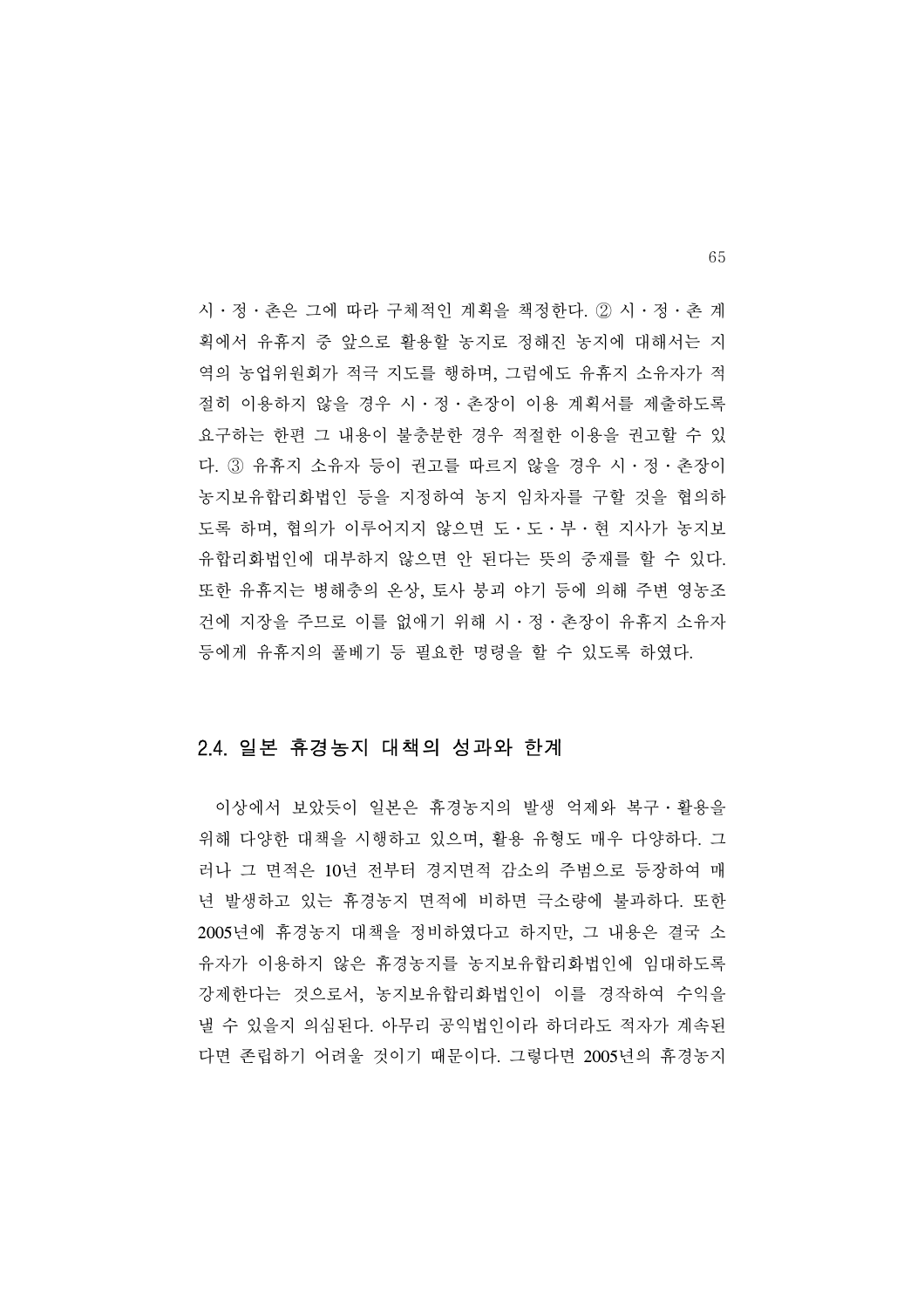시・정・촌은 그에 따라 구체적인 계획을 책정한다. ② 시・정・촌 계획에서 유휴지 중 앞으로 활용할 농지로 정해진 농지에 대해서는 지역의 농업위원회가 적극 지도를 행하며, 그럼에도 유휴지 소유자가 적절히 이용하지 않을 경우 시・정・촌장이 이용 계획서를 제출하도록 요구하는 한편 그 내용이 불충분한 경우 적절한 이용을 권고할 수 있다. ③ 유휴지 소유자 등이 권고를 따르지 않을 경우 시・정・촌장이 농지보유합리화법인 등을 지정하여 농지 임차자를 구할 것을 협의하도록 하며, 협의가 이루어지지 않으면 도・도・부・현 지사가 농지보유합리화법인에 대부하지 않으면 안 된다는 뜻의 중재를 할 수 있다. 또한 유휴지는 병해충의 온상, 토사 붕괴 야기 등에 의해 주변 영농조건에 지장을 주므로 이를 없애기 위해 시・정・촌장이 유휴지 소유자 등에게 유휴지의 풀베기 등 필요한 명령을 할 수 있도록 하였다.

## 2.4. 일본 휴경농지 대책의 성과와 한계

이상에서 보았듯이 일본은 휴경농지의 발생 억제와 복구・활용을 위해 다양한 대책을 시행하고 있으며, 활용 유형도 매우 다양하다. 그러나 그 면적은 10년 전부터 경지면적 감소의 주범으로 등장하여 매년 발생하고 있는 휴경농지 면적에 비하면 극소량에 불과하다. 또한 2005년에 휴경농지 대책을 정비하였다고 하지만, 그 내용은 결국 소유자가 이용하지 않은 휴경농지를 농지보유합리화법인에 임대하도록 강제한다는 것으로서, 농지보유합리화법인이 이를 경작하여 수익을 낼 수 있을지 의심된다. 아무리 공익법인이라 하더라도 적자가 계속된다면 존립하기 어려울 것이기 때문이다. 그렇다면 2005년의 휴경농지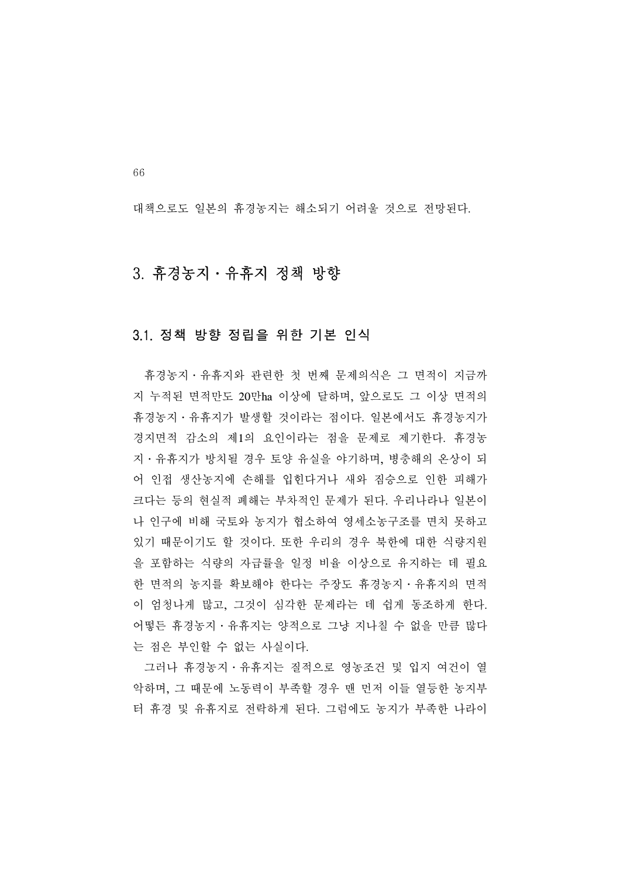대책으로도 일본의 휴경농지는 해소되기 어려울 것으로 전망된다.

## 3. 휴경농지・유휴지 정책 방향

### 3.1. 정책 방향 정립을 위한 기본 인식

휴경농지・유휴지와 관련한 첫 번째 문제의식은 그 면적이 지금까지 누적된 면적만도 20만ha 이상에 달하며, 앞으로도 그 이상 면적의 휴경농지・유휴지가 발생할 것이라는 점이다. 일본에서도 휴경농지가 경지면적 감소의 제1의 요인이라는 점을 문제로 제기한다. 휴경농지・유휴지가 방치될 경우 토양 유실을 야기하며, 병충해의 온상이 되어 인접 생산농지에 손해를 입힌다거나 새와 짐승으로 인한 피해가 크다는 등의 현실적 폐해는 부차적인 문제가 된다. 우리나라나 일본이나 인구에 비해 국토와 농지가 협소하여 영세소농구조를 면치 못하고 있기 때문이기도 할 것이다. 또한 우리의 경우 북한에 대한 식량지원을 포함하는 식량의 자급률을 일정 비율 이상으로 유지하는 데 필요한 면적의 농지를 확보해야 한다는 주장도 휴경농지・유휴지의 면적이 엄청나게 많고, 그것이 심각한 문제라는 데 쉽게 동조하게 한다. 어떻든 휴경농지・유휴지는 양적으로 그냥 지나칠 수 없을 만큼 많다는 점은 부인할 수 없는 사실이다.

그러나 휴경농지・유휴지는 질적으로 영농조건 및 입지 여건이 열악하며, 그 때문에 노동력이 부족할 경우 맨 먼저 이들 열등한 농지부터 휴경 및 유휴지로 전락하게 된다. 그럼에도 농지가 부족한 나라이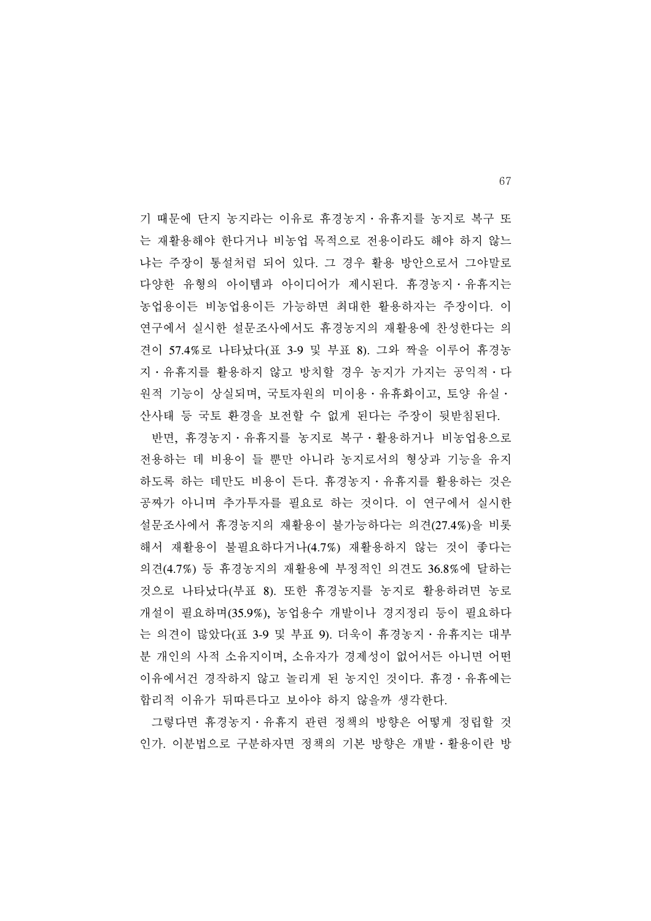기 때문에 단지 농지라는 이유로 휴경농지・유휴지를 농지로 복구 또는 재활용해야 한다거나 비농업 목적으로 전용이라도 해야 하지 않느냐는 주장이 통설처럼 되어 있다. 그 경우 활용 방안으로서 그야말로 다양한 유형의 아이템과 아이디어가 제시된다. 휴경농지・유휴지는 농업용이든 비농업용이든 가능하면 최대한 활용하자는 주장이다. 이 연구에서 실시한 설문조사에서도 휴경농지의 재활용에 찬성한다는 의견이 57.4%로 나타났다(표 3-9 및 부표 8). 그와 짝을 이루어 휴경농지・유휴지를 활용하지 않고 방치할 경우 농지가 가지는 공익적・다원적 기능이 상실되며, 국토자원의 미이용・유휴화이고, 토양 유실・산사태 등 국토 환경을 보전할 수 없게 된다는 주장이 뒷받침된다.

반면, 휴경농지・유휴지를 농지로 복구・활용하거나 비농업용으로 전용하는 데 비용이 들 뿐만 아니라 농지로서의 형상과 기능을 유지하도록 하는 데만도 비용이 든다. 휴경농지・유휴지를 활용하는 것은 공짜가 아니며 추가투자를 필요로 하는 것이다. 이 연구에서 실시한 설문조사에서 휴경농지의 재활용이 불가능하다는 의견(27.4%)을 비롯해서 재활용이 불필요하다거나(4.7%) 재활용하지 않는 것이 좋다는 의견(4.7%) 등 휴경농지의 재활용에 부정적인 의견도 36.8%에 달하는 것으로 나타났다(부표 8). 또한 휴경농지를 농지로 활용하려면 농로 개설이 필요하며(35.9%), 농업용수 개발이나 경지정리 등이 필요하다는 의견이 많았다(표 3-9 및 부표 9). 더욱이 휴경농지・유휴지는 대부분 개인의 사적 소유지이며, 소유자가 경제성이 없어서든 아니면 어떤 이유에서건 경작하지 않고 놀리게 된 농지인 것이다. 휴경・유휴에는 합리적 이유가 뒤따른다고 보아야 하지 않을까 생각한다.

그렇다면 휴경농지・유휴지 관련 정책의 방향은 어떻게 정립할 것인가. 이분법으로 구분하자면 정책의 기본 방향은 개발・활용이란 방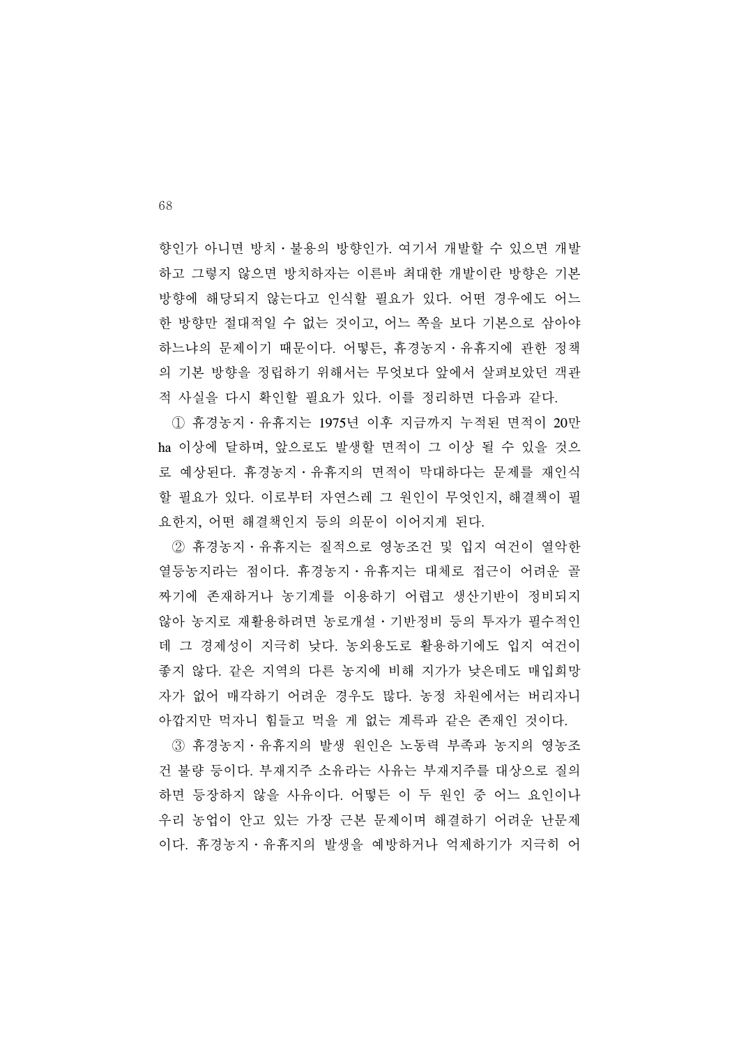향인가 아니면 방치 · 불용의 방향인가. 여기서 개발할 수 있으면 개발하고 그렇지 않으면 방치하자는 이른바 최대한 개발이란 방향은 기본 방향에 해당되지 않는다고 인식할 필요가 있다. 어떤 경우에도 어느 한 방향만 절대적일 수 없는 것이고, 어느 쪽을 보다 기본으로 삼아야 하느냐의 문제이기 때문이다. 어떻든, 휴경농지 · 유휴지에 관한 정책의 기본 방향을 정립하기 위해서는 무엇보다 앞에서 살펴보았던 객관적 사실을 다시 확인할 필요가 있다. 이를 정리하면 다음과 같다.

① 휴경농지 · 유휴지는 1975년 이후 지금까지 누적된 면적이 20만 ha 이상에 달하며, 앞으로도 발생할 면적이 그 이상 될 수 있을 것으로 예상된다. 휴경농지 · 유휴지의 면적이 막대하다는 문제를 재인식할 필요가 있다. 이로부터 자연스레 그 원인이 무엇인지, 해결책이 필요한지, 어떤 해결책인지 등의 의문이 이어지게 된다.

② 휴경농지 · 유휴지는 질적으로 영농조건 및 입지 여건이 열악한 열등농지라는 점이다. 휴경농지 · 유휴지는 대체로 접근이 어려운 골짜기에 존재하거나 농기계를 이용하기 어렵고 생산기반이 정비되지 않아 농지로 재활용하려면 농로개설 · 기반정비 등의 투자가 필수적인데 그 경제성이 지극히 낮다. 농외용도로 활용하기에도 입지 여건이 좋지 않다. 같은 지역의 다른 농지에 비해 지가가 낮은데도 매입희망자가 없어 매각하기 어려운 경우도 많다. 농정 차원에서는 버리자니 아깝지만 먹자니 힘들고 먹을 게 없는 계륵과 같은 존재인 것이다.

③ 휴경농지 · 유휴지의 발생 원인은 노동력 부족과 농지의 영농조건 불량 등이다. 부재지주 소유라는 사유는 부재지주를 대상으로 질의하면 등장하지 않을 사유이다. 어떻든 이 두 원인 중 어느 요인이나 우리 농업이 안고 있는 가장 근본 문제이며 해결하기 어려운 난문제이다. 휴경농지 · 유휴지의 발생을 예방하거나 억제하기가 지극히 어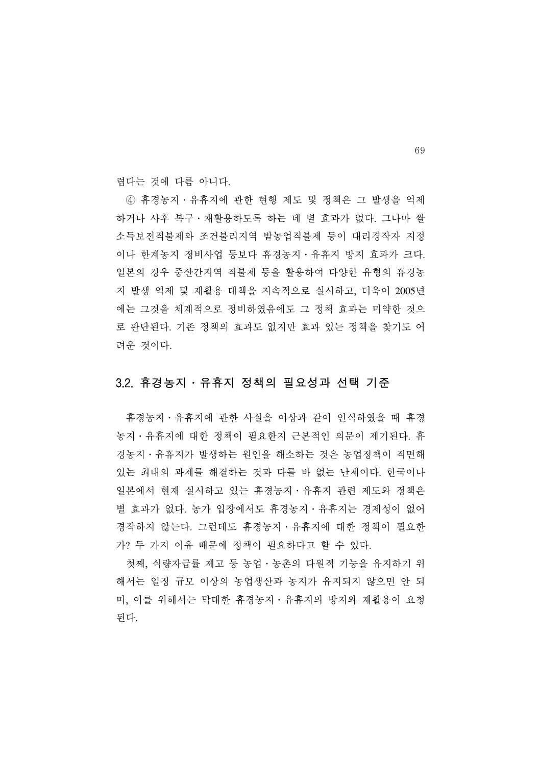렵다는 것에 다름 아니다.

④ 휴경농지·유휴지에 관한 현행 제도 및 정책은 그 발생을 억제하거나 사후 복구·재활용하도록 하는 데 별 효과가 없다. 그나마 쌀소득보전직불제와 조건불리지역 밭농업직불제 등이 대리경작자 지정이나 한계농지 정비사업 등보다 휴경농지·유휴지 방지 효과가 크다. 일본의 경우 중산간지역 직불제 등을 활용하여 다양한 유형의 휴경농지 발생 억제 및 재활용 대책을 지속적으로 실시하고, 더욱이 2005년에는 그것을 체계적으로 정비하였음에도 그 정책 효과는 미약한 것으로 판단된다. 기존 정책의 효과도 없지만 효과 있는 정책을 찾기도 어려운 것이다.

## 3.2. 휴경농지·유휴지 정책의 필요성과 선택 기준

휴경농지·유휴지에 관한 사실을 이상과 같이 인식하였을 때 휴경농지·유휴지에 대한 정책이 필요한지 근본적인 의문이 제기된다. 휴경농지·유휴지가 발생하는 원인을 해소하는 것은 농업정책이 직면해 있는 최대의 과제를 해결하는 것과 다를 바 없는 난제이다. 한국이나 일본에서 현재 실시하고 있는 휴경농지·유휴지 관련 제도와 정책은 별 효과가 없다. 농가 입장에서도 휴경농지·유휴지는 경제성이 없어 경작하지 않는다. 그런데도 휴경농지·유휴지에 대한 정책이 필요한가? 두 가지 이유 때문에 정책이 필요하다고 할 수 있다.

첫째, 식량자급률 제고 등 농업·농촌의 다원적 기능을 유지하기 위해서는 일정 규모 이상의 농업생산과 농지가 유지되지 않으면 안 되며, 이를 위해서는 막대한 휴경농지·유휴지의 방지와 재활용이 요청된다.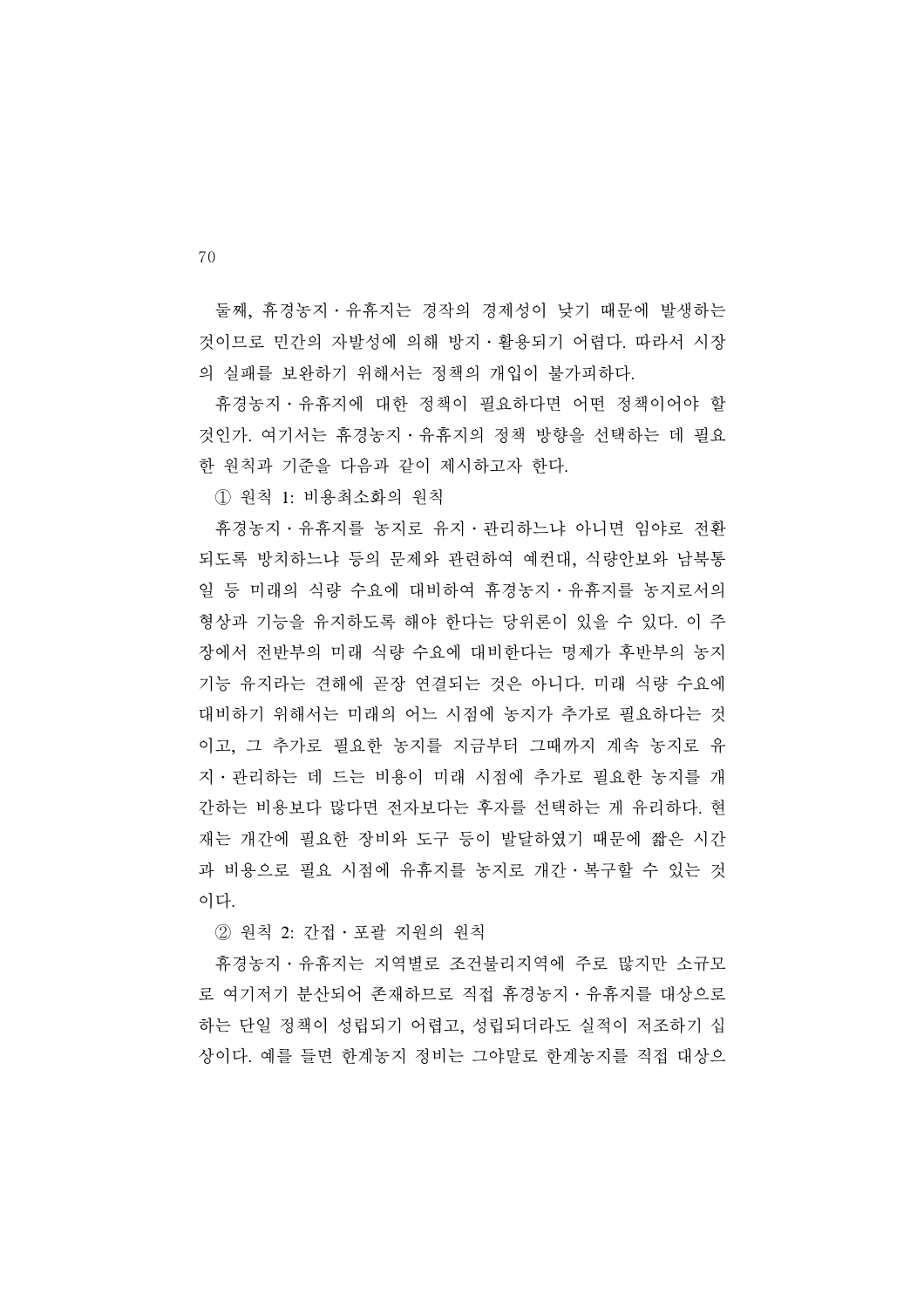둘째, 휴경농지·유휴지는 경작의 경제성이 낮기 때문에 발생하는 것이므로 민간의 자발성에 의해 방지·활용되기 어렵다. 따라서 시장의 실패를 보완하기 위해서는 정책의 개입이 불가피하다.

휴경농지·유휴지에 대한 정책이 필요하다면 어떤 정책이어야 할 것인가. 여기서는 휴경농지·유휴지의 정책 방향을 선택하는 데 필요한 원칙과 기준을 다음과 같이 제시하고자 한다.

① 원칙 1: 비용최소화의 원칙

휴경농지·유휴지를 농지로 유지·관리하느냐 아니면 임야로 전환되도록 방치하느냐 등의 문제와 관련하여 예컨대, 식량안보와 남북통일 등 미래의 식량 수요에 대비하여 휴경농지·유휴지를 농지로서의 형상과 기능을 유지하도록 해야 한다는 당위론이 있을 수 있다. 이 주장에서 전반부의 미래 식량 수요에 대비한다는 명제가 후반부의 농지 기능 유지라는 견해에 곧장 연결되는 것은 아니다. 미래 식량 수요에 대비하기 위해서는 미래의 어느 시점에 농지가 추가로 필요하다는 것이고, 그 추가로 필요한 농지를 지금부터 그때까지 계속 농지로 유지·관리하는 데 드는 비용이 미래 시점에 추가로 필요한 농지를 개간하는 비용보다 많다면 전자보다는 후자를 선택하는 게 유리하다. 현재는 개간에 필요한 장비와 도구 등이 발달하였기 때문에 짧은 시간과 비용으로 필요 시점에 유휴지를 농지로 개간·복구할 수 있는 것이다.

② 원칙 2: 간접·포괄 지원의 원칙

휴경농지·유휴지는 지역별로 조건불리지역에 주로 많지만 소규모로 여기저기 분산되어 존재하므로 직접 휴경농지·유휴지를 대상으로 하는 단일 정책이 성립되기 어렵고, 성립되더라도 실적이 저조하기 십상이다. 예를 들면 한계농지 정비는 그야말로 한계농지를 직접 대상으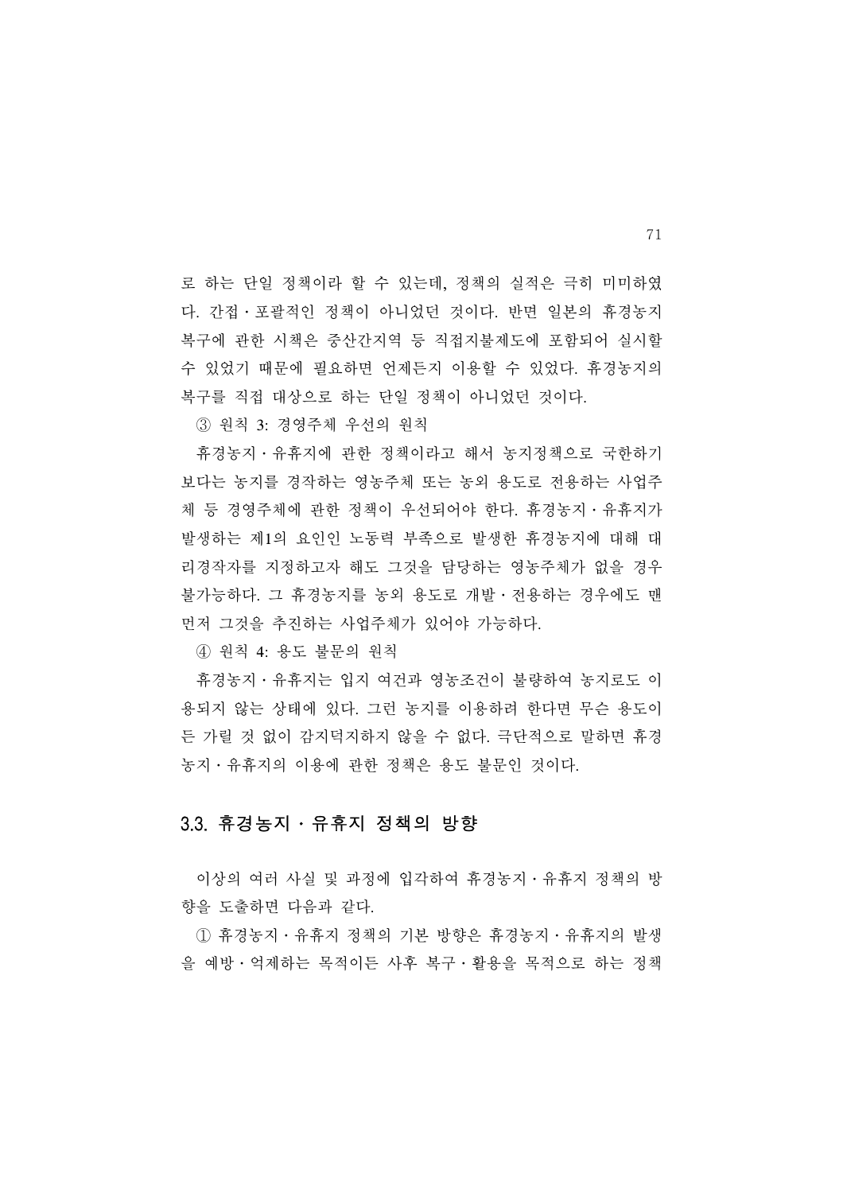로 하는 단일 정책이라 할 수 있는데, 정책의 실적은 극히 미미하였다. 간접･포괄적인 정책이 아니었던 것이다. 반면 일본의 휴경농지 복구에 관한 시책은 중산간지역 등 직접지불제도에 포함되어 실시할 수 있었기 때문에 필요하면 언제든지 이용할 수 있었다. 휴경농지의 복구를 직접 대상으로 하는 단일 정책이 아니었던 것이다.

③ 원칙 3: 경영주체 우선의 원칙

휴경농지･유휴지에 관한 정책이라고 해서 농지정책으로 국한하기보다는 농지를 경작하는 영농주체 또는 농외 용도로 전용하는 사업주체 등 경영주체에 관한 정책이 우선되어야 한다. 휴경농지･유휴지가 발생하는 제1의 요인인 노동력 부족으로 발생한 휴경농지에 대해 대리경작자를 지정하고자 해도 그것을 담당하는 영농주체가 없을 경우 불가능하다. 그 휴경농지를 농외 용도로 개발･전용하는 경우에도 맨 먼저 그것을 추진하는 사업주체가 있어야 가능하다.

④ 원칙 4: 용도 불문의 원칙

휴경농지･유휴지는 입지 여건과 영농조건이 불량하여 농지로도 이용되지 않는 상태에 있다. 그런 농지를 이용하려 한다면 무슨 용도이든 가릴 것 없이 감지덕지하지 않을 수 없다. 극단적으로 말하면 휴경농지･유휴지의 이용에 관한 정책은 용도 불문인 것이다.

## 3.3. 휴경농지･유휴지 정책의 방향

이상의 여러 사실 및 과정에 입각하여 휴경농지･유휴지 정책의 방향을 도출하면 다음과 같다.

① 휴경농지･유휴지 정책의 기본 방향은 휴경농지･유휴지의 발생을 예방･억제하는 목적이든 사후 복구･활용을 목적으로 하는 정책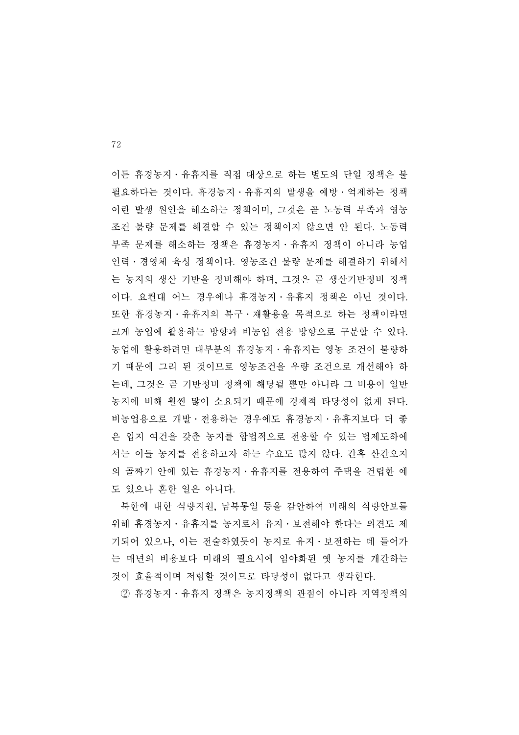이든 휴경농지·유휴지를 직접 대상으로 하는 별도의 단일 정책은 불필요하다는 것이다. 휴경농지·유휴지의 발생을 예방·억제하는 정책이란 발생 원인을 해소하는 정책이며, 그것은 곧 노동력 부족과 영농조건 불량 문제를 해결할 수 있는 정책이지 않으면 안 된다. 노동력 부족 문제를 해소하는 정책은 휴경농지·유휴지 정책이 아니라 농업 인력·경영체 육성 정책이다. 영농조건 불량 문제를 해결하기 위해서는 농지의 생산 기반을 정비해야 하며, 그것은 곧 생산기반정비 정책이다. 요컨대 어느 경우에나 휴경농지·유휴지 정책은 아닌 것이다. 또한 휴경농지·유휴지의 복구·재활용을 목적으로 하는 정책이라면 크게 농업에 활용하는 방향과 비농업 전용 방향으로 구분할 수 있다. 농업에 활용하려면 대부분의 휴경농지·유휴지는 영농 조건이 불량하기 때문에 그리 된 것이므로 영농조건을 우량 조건으로 개선해야 하는데, 그것은 곧 기반정비 정책에 해당될 뿐만 아니라 그 비용이 일반 농지에 비해 훨씬 많이 소요되기 때문에 경제적 타당성이 없게 된다. 비농업용으로 개발·전용하는 경우에도 휴경농지·유휴지보다 더 좋은 입지 여건을 갖춘 농지를 합법적으로 전용할 수 있는 법제도하에서는 이들 농지를 전용하고자 하는 수요도 많지 않다. 간혹 산간오지의 골짜기 안에 있는 휴경농지·유휴지를 전용하여 주택을 건립한 예도 있으나 흔한 일은 아니다.

북한에 대한 식량지원, 남북통일 등을 감안하여 미래의 식량안보를 위해 휴경농지·유휴지를 농지로서 유지·보전해야 한다는 의견도 제기되어 있으나, 이는 전술하였듯이 농지로 유지·보전하는 데 들어가는 매년의 비용보다 미래의 필요시에 임야화된 옛 농지를 개간하는 것이 효율적이며 저렴할 것이므로 타당성이 없다고 생각한다.

② 휴경농지·유휴지 정책은 농지정책의 관점이 아니라 지역정책의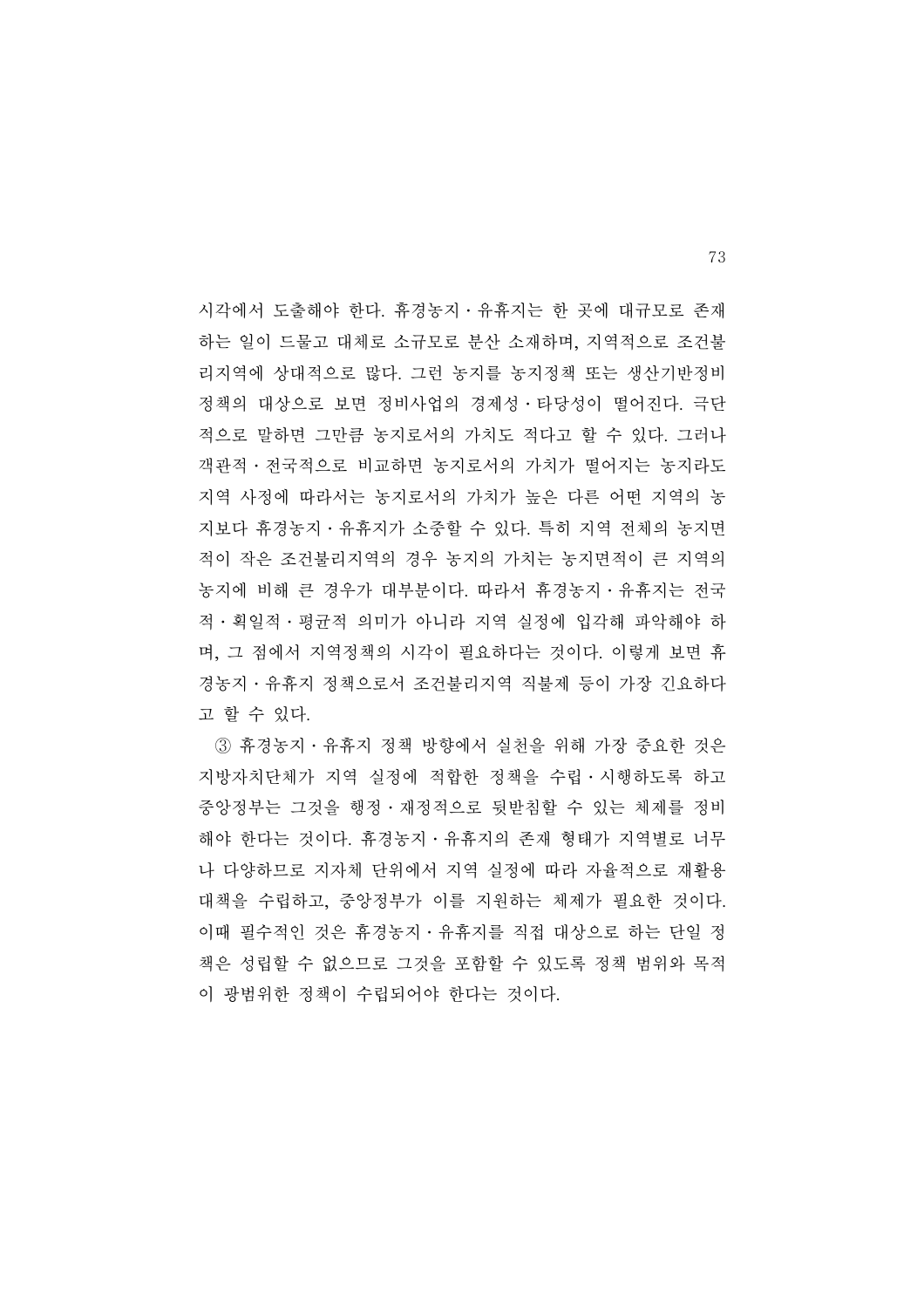시각에서 도출해야 한다. 휴경농지·유휴지는 한 곳에 대규모로 존재하는 일이 드물고 대체로 소규모로 분산 소재하며, 지역적으로 조건불리지역에 상대적으로 많다. 그런 농지를 농지정책 또는 생산기반정비정책의 대상으로 보면 정비사업의 경제성·타당성이 떨어진다. 극단적으로 말하면 그만큼 농지로서의 가치도 적다고 할 수 있다. 그러나 객관적·전국적으로 비교하면 농지로서의 가치가 떨어지는 농지라도 지역 사정에 따라서는 농지로서의 가치가 높은 다른 어떤 지역의 농지보다 휴경농지·유휴지가 소중할 수 있다. 특히 지역 전체의 농지면적이 작은 조건불리지역의 경우 농지의 가치는 농지면적이 큰 지역의 농지에 비해 큰 경우가 대부분이다. 따라서 휴경농지·유휴지는 전국적·획일적·평균적 의미가 아니라 지역 실정에 입각해 파악해야 하며, 그 점에서 지역정책의 시각이 필요하다는 것이다. 이렇게 보면 휴경농지·유휴지 정책으로서 조건불리지역 직불제 등이 가장 긴요하다고 할 수 있다.

③ 휴경농지·유휴지 정책 방향에서 실천을 위해 가장 중요한 것은 지방자치단체가 지역 실정에 적합한 정책을 수립·시행하도록 하고 중앙정부는 그것을 행정·재정적으로 뒷받침할 수 있는 체제를 정비해야 한다는 것이다. 휴경농지·유휴지의 존재 형태가 지역별로 너무나 다양하므로 지자체 단위에서 지역 실정에 따라 자율적으로 재활용 대책을 수립하고, 중앙정부가 이를 지원하는 체제가 필요한 것이다. 이때 필수적인 것은 휴경농지·유휴지를 직접 대상으로 하는 단일 정책은 성립할 수 없으므로 그것을 포함할 수 있도록 정책 범위와 목적이 광범위한 정책이 수립되어야 한다는 것이다.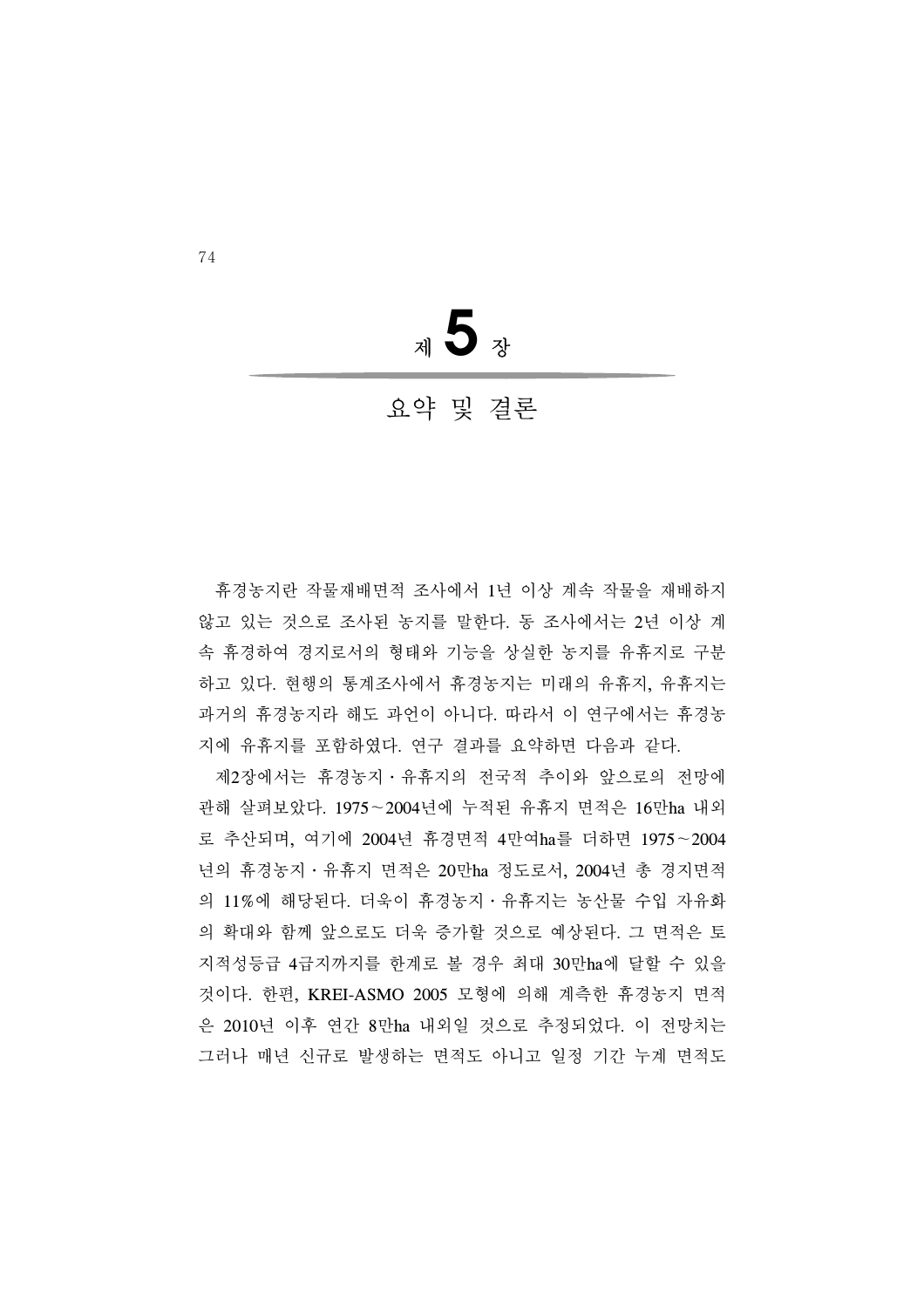# 제 5 장

## 요약 및 결론

휴경농지란 작물재배면적 조사에서 1년 이상 계속 작물을 재배하지 않고 있는 것으로 조사된 농지를 말한다. 동 조사에서는 2년 이상 계속 휴경하여 경지로서의 형태와 기능을 상실한 농지를 유휴지로 구분하고 있다. 현행의 통계조사에서 휴경농지는 미래의 유휴지, 유휴지는 과거의 휴경농지라 해도 과언이 아니다. 따라서 이 연구에서는 휴경농지에 유휴지를 포함하였다. 연구 결과를 요약하면 다음과 같다.

제2장에서는 휴경농지･유휴지의 전국적 추이와 앞으로의 전망에 관해 살펴보았다. 1975~2004년에 누적된 유휴지 면적은 16만ha 내외로 추산되며, 여기에 2004년 휴경면적 4만여ha를 더하면 1975~2004년의 휴경농지･유휴지 면적은 20만ha 정도로서, 2004년 총 경지면적의 11%에 해당된다. 더욱이 휴경농지･유휴지는 농산물 수입 자유화의 확대와 함께 앞으로도 더욱 증가할 것으로 예상된다. 그 면적은 토지적성등급 4급지까지를 한계로 볼 경우 최대 30만ha에 달할 수 있을 것이다. 한편, KREI-ASMO 2005 모형에 의해 계측한 휴경농지 면적은 2010년 이후 연간 8만ha 내외일 것으로 추정되었다. 이 전망치는 그러나 매년 신규로 발생하는 면적도 아니고 일정 기간 누계 면적도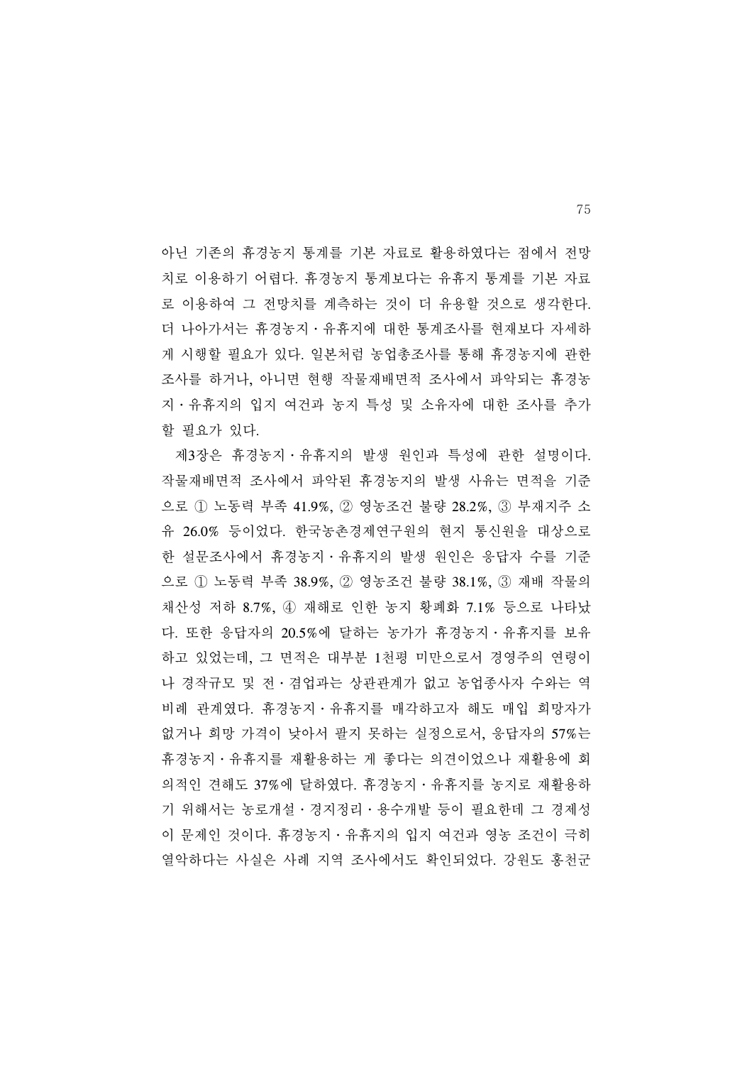아닌 기존의 휴경농지 통계를 기본 자료로 활용하였다는 점에서 전망치로 이용하기 어렵다. 휴경농지 통계보다는 유휴지 통계를 기본 자료로 이용하여 그 전망치를 계측하는 것이 더 유용할 것으로 생각한다. 더 나아가서는 휴경농지·유휴지에 대한 통계조사를 현재보다 자세하게 시행할 필요가 있다. 일본처럼 농업총조사를 통해 휴경농지에 관한 조사를 하거나, 아니면 현행 작물재배면적 조사에서 파악되는 휴경농지·유휴지의 입지 여건과 농지 특성 및 소유자에 대한 조사를 추가할 필요가 있다.

제3장은 휴경농지·유휴지의 발생 원인과 특성에 관한 설명이다. 작물재배면적 조사에서 파악된 휴경농지의 발생 사유는 면적을 기준으로 ① 노동력 부족 41.9%, ② 영농조건 불량 28.2%, ③ 부재지주 소유 26.0% 등이었다. 한국농촌경제연구원의 현지 통신원을 대상으로 한 설문조사에서 휴경농지·유휴지의 발생 원인은 응답자 수를 기준으로 ① 노동력 부족 38.9%, ② 영농조건 불량 38.1%, ③ 재배 작물의 채산성 저하 8.7%, ④ 재해로 인한 농지 황폐화 7.1% 등으로 나타났다. 또한 응답자의 20.5%에 달하는 농가가 휴경농지·유휴지를 보유하고 있었는데, 그 면적은 대부분 1천평 미만으로서 경영주의 연령이나 경작규모 및 전·겸업과는 상관관계가 없고 농업종사자 수와는 역비례 관계였다. 휴경농지·유휴지를 매각하고자 해도 매입 희망자가 없거나 희망 가격이 낮아서 팔지 못하는 실정으로서, 응답자의 57%는 휴경농지·유휴지를 재활용하는 게 좋다는 의견이었으나 재활용에 회의적인 견해도 37%에 달하였다. 휴경농지·유휴지를 농지로 재활용하기 위해서는 농로개설·경지정리·용수개발 등이 필요한데 그 경제성이 문제인 것이다. 휴경농지·유휴지의 입지 여건과 영농 조건이 극히 열악하다는 사실은 사례 지역 조사에서도 확인되었다. 강원도 홍천군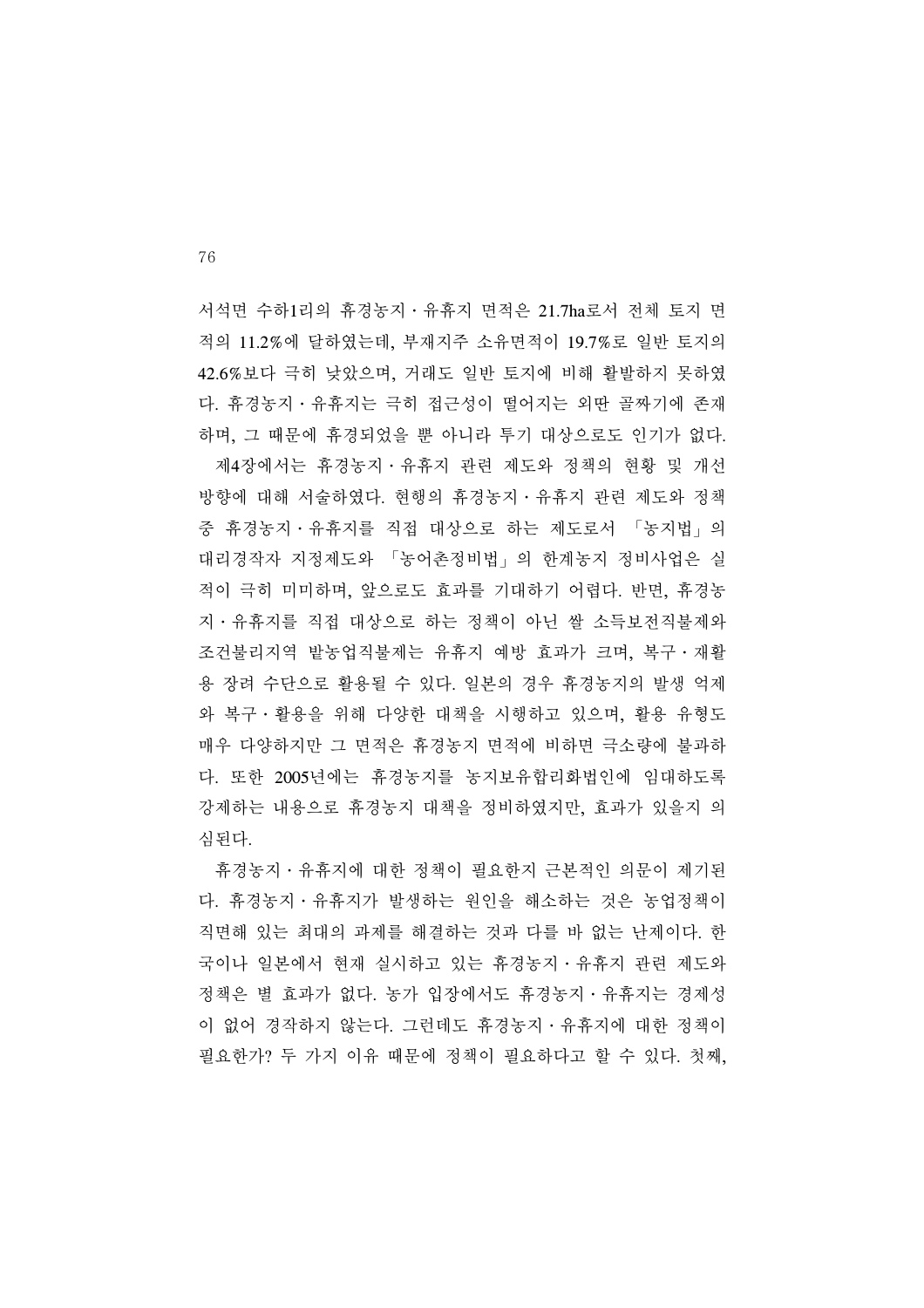서석면 수하1리의 휴경농지 · 유휴지 면적은 21.7ha로서 전체 토지 면적의 11.2%에 달하였는데, 부재지주 소유면적이 19.7%로 일반 토지의 42.6%보다 극히 낮았으며, 거래도 일반 토지에 비해 활발하지 못하였다. 휴경농지 · 유휴지는 극히 접근성이 떨어지는 외딴 골짜기에 존재하며, 그 때문에 휴경되었을 뿐 아니라 투기 대상으로도 인기가 없다.

제4장에서는 휴경농지 · 유휴지 관련 제도와 정책의 현황 및 개선 방향에 대해 서술하였다. 현행의 휴경농지 · 유휴지 관련 제도와 정책 중 휴경농지 · 유휴지를 직접 대상으로 하는 제도로서 「농지법」의 대리경작자 지정제도와 「농어촌정비법」의 한계농지 정비사업은 실적이 극히 미미하며, 앞으로도 효과를 기대하기 어렵다. 반면, 휴경농지 · 유휴지를 직접 대상으로 하는 정책이 아닌 쌀 소득보전직불제와 조건불리지역 밭농업직불제는 유휴지 예방 효과가 크며, 복구 · 재활용 장려 수단으로 활용될 수 있다. 일본의 경우 휴경농지의 발생 억제와 복구 · 활용을 위해 다양한 대책을 시행하고 있으며, 활용 유형도 매우 다양하지만 그 면적은 휴경농지 면적에 비하면 극소량에 불과하다. 또한 2005년에는 휴경농지를 농지보유합리화법인에 임대하도록 강제하는 내용으로 휴경농지 대책을 정비하였지만, 효과가 있을지 의심된다.

휴경농지 · 유휴지에 대한 정책이 필요한지 근본적인 의문이 제기된다. 휴경농지 · 유휴지가 발생하는 원인을 해소하는 것은 농업정책이 직면해 있는 최대의 과제를 해결하는 것과 다를 바 없는 난제이다. 한국이나 일본에서 현재 실시하고 있는 휴경농지 · 유휴지 관련 제도와 정책은 별 효과가 없다. 농가 입장에서도 휴경농지 · 유휴지는 경제성이 없어 경작하지 않는다. 그런데도 휴경농지 · 유휴지에 대한 정책이 필요한가? 두 가지 이유 때문에 정책이 필요하다고 할 수 있다. 첫째,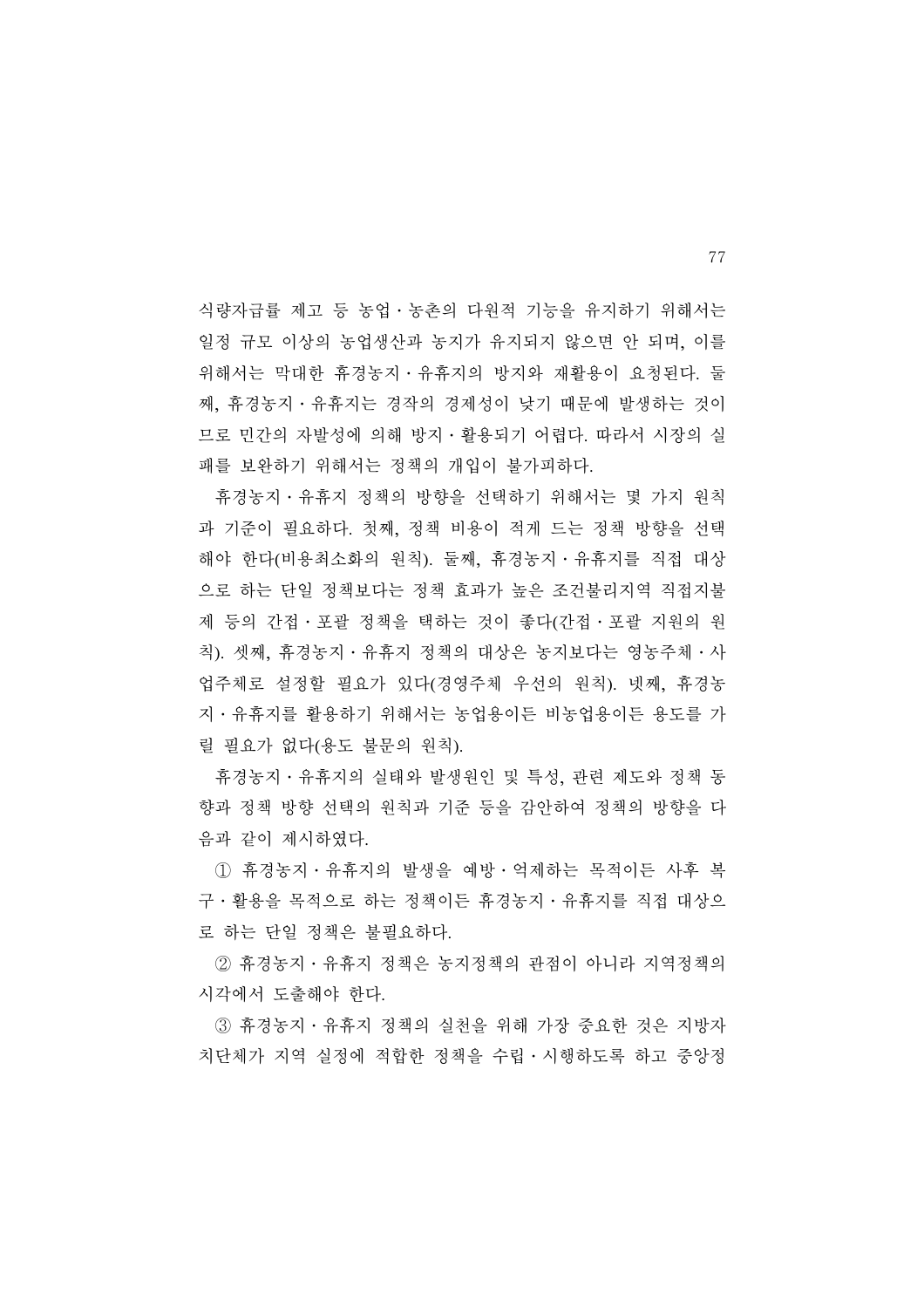식량자급률 제고 등 농업·농촌의 다원적 기능을 유지하기 위해서는 일정 규모 이상의 농업생산과 농지가 유지되지 않으면 안 되며, 이를 위해서는 막대한 휴경농지·유휴지의 방지와 재활용이 요청된다. 둘째, 휴경농지·유휴지는 경작의 경제성이 낮기 때문에 발생하는 것이므로 민간의 자발성에 의해 방지·활용되기 어렵다. 따라서 시장의 실패를 보완하기 위해서는 정책의 개입이 불가피하다.

휴경농지·유휴지 정책의 방향을 선택하기 위해서는 몇 가지 원칙과 기준이 필요하다. 첫째, 정책 비용이 적게 드는 정책 방향을 선택해야 한다(비용최소화의 원칙). 둘째, 휴경농지·유휴지를 직접 대상으로 하는 단일 정책보다는 정책 효과가 높은 조건불리지역 직접지불제 등의 간접·포괄 정책을 택하는 것이 좋다(간접·포괄 지원의 원칙). 셋째, 휴경농지·유휴지 정책의 대상은 농지보다는 영농주체·사업주체로 설정할 필요가 있다(경영주체 우선의 원칙). 넷째, 휴경농지·유휴지를 활용하기 위해서는 농업용이든 비농업용이든 용도를 가릴 필요가 없다(용도 불문의 원칙).

휴경농지·유휴지의 실태와 발생원인 및 특성, 관련 제도와 정책 동향과 정책 방향 선택의 원칙과 기준 등을 감안하여 정책의 방향을 다음과 같이 제시하였다.

① 휴경농지·유휴지의 발생을 예방·억제하는 목적이든 사후 복구·활용을 목적으로 하는 정책이든 휴경농지·유휴지를 직접 대상으로 하는 단일 정책은 불필요하다.

② 휴경농지·유휴지 정책은 농지정책의 관점이 아니라 지역정책의 시각에서 도출해야 한다.

③ 휴경농지·유휴지 정책의 실천을 위해 가장 중요한 것은 지방자치단체가 지역 실정에 적합한 정책을 수립·시행하도록 하고 중앙정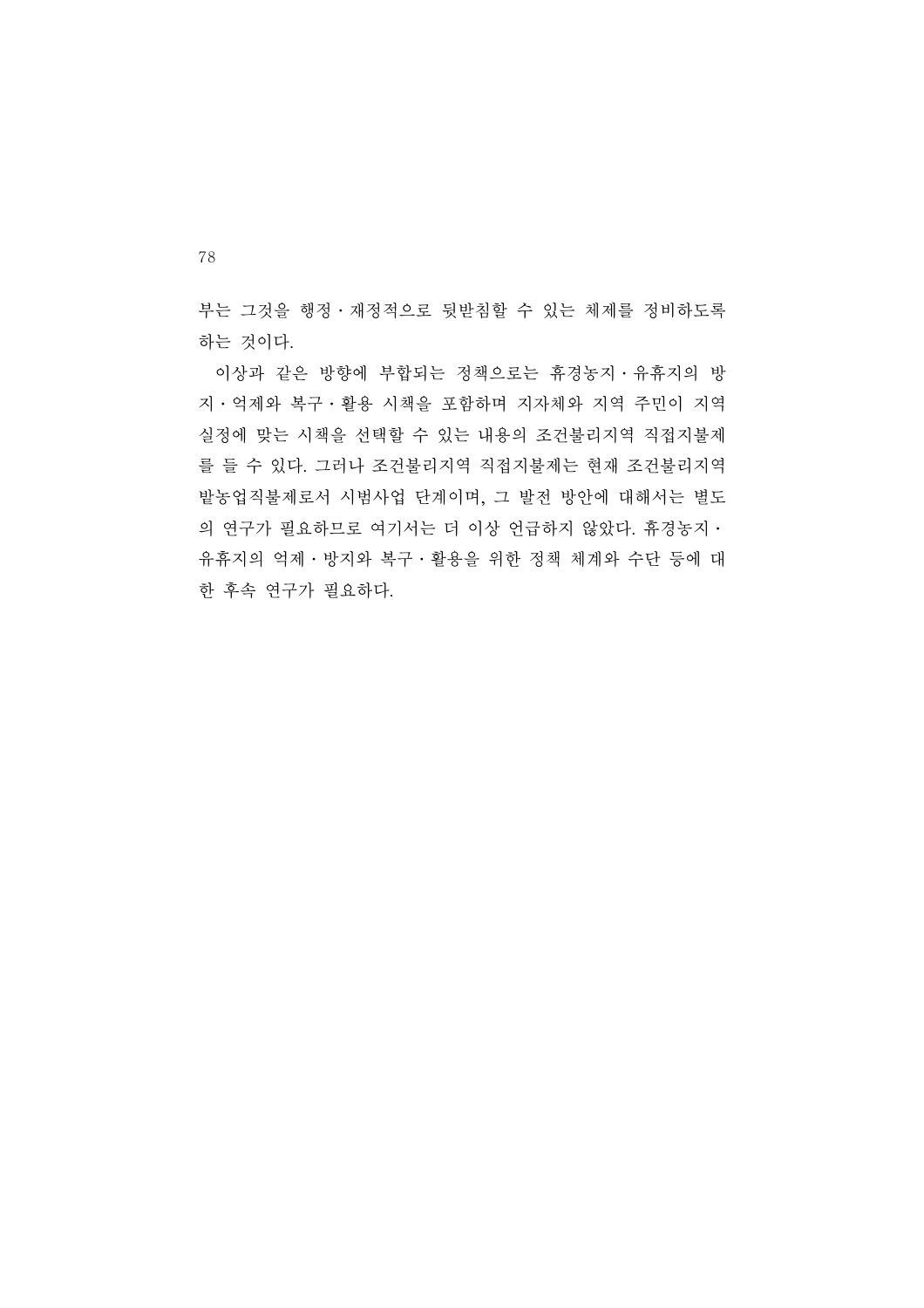부는 그것을 행정·재정적으로 뒷받침할 수 있는 체제를 정비하도록 하는 것이다.

이상과 같은 방향에 부합되는 정책으로는 휴경농지·유휴지의 방지·억제와 복구·활용 시책을 포함하며 지자체와 지역 주민이 지역 실정에 맞는 시책을 선택할 수 있는 내용의 조건불리지역 직접지불제를 들 수 있다. 그러나 조건불리지역 직접지불제는 현재 조건불리지역 밭농업직불제로서 시범사업 단계이며, 그 발전 방안에 대해서는 별도의 연구가 필요하므로 여기서는 더 이상 언급하지 않았다. 휴경농지·유휴지의 억제·방지와 복구·활용을 위한 정책 체계와 수단 등에 대한 후속 연구가 필요하다.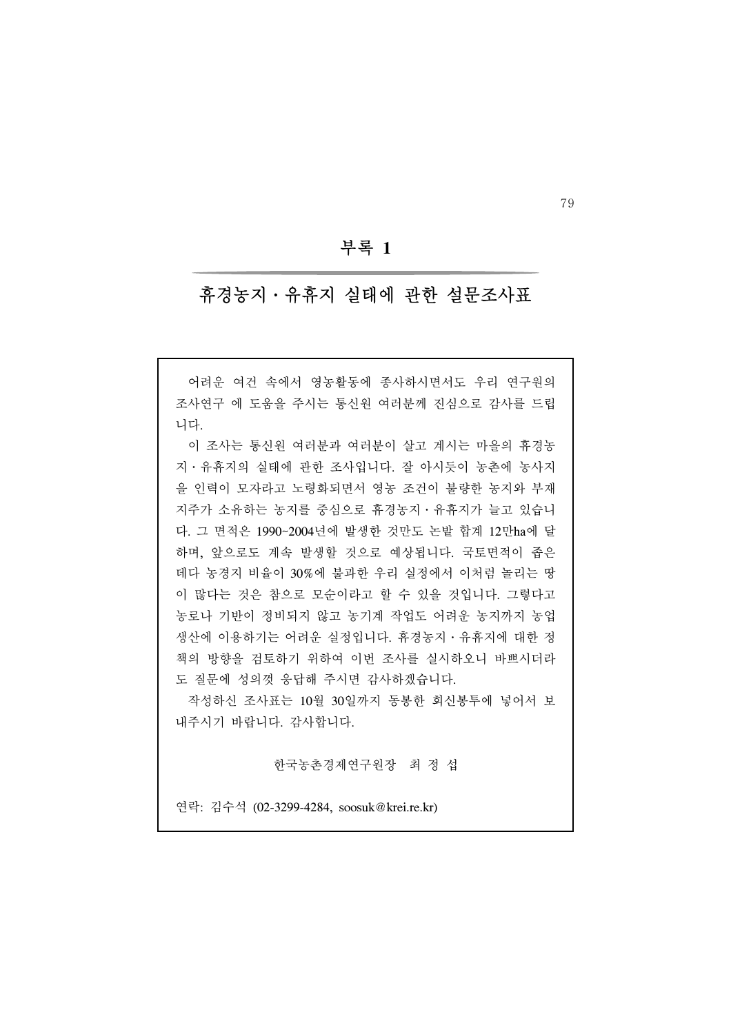# 부록 1

## 휴경농지·유휴지 실태에 관한 설문조사표

어려운 여건 속에서 영농활동에 종사하시면서도 우리 연구원의 조사연구 에 도움을 주시는 통신원 여러분께 진심으로 감사를 드립니다.

이 조사는 통신원 여러분과 여러분이 살고 계시는 마을의 휴경농지·유휴지의 실태에 관한 조사입니다. 잘 아시듯이 농촌에 농사지을 인력이 모자라고 노령화되면서 영농 조건이 불량한 농지와 부재지주가 소유하는 농지를 중심으로 휴경농지·유휴지가 늘고 있습니다. 그 면적은 1990~2004년에 발생한 것만도 논밭 합계 12만ha에 달하며, 앞으로도 계속 발생할 것으로 예상됩니다. 국토면적이 좁은데다 농경지 비율이 30%에 불과한 우리 실정에서 이처럼 놀리는 땅이 많다는 것은 참으로 모순이라고 할 수 있을 것입니다. 그렇다고 농로나 기반이 정비되지 않고 농기계 작업도 어려운 농지까지 농업생산에 이용하기는 어려운 실정입니다. 휴경농지·유휴지에 대한 정책의 방향을 검토하기 위하여 이번 조사를 실시하오니 바쁘시더라도 질문에 성의껏 응답해 주시면 감사하겠습니다.

작성하신 조사표는 10월 30일까지 동봉한 회신봉투에 넣어서 보내주시기 바랍니다. 감사합니다.

한국농촌경제연구원장 최 정 섭

연락: 김수석 (02-3299-4284, soosuk@krei.re.kr)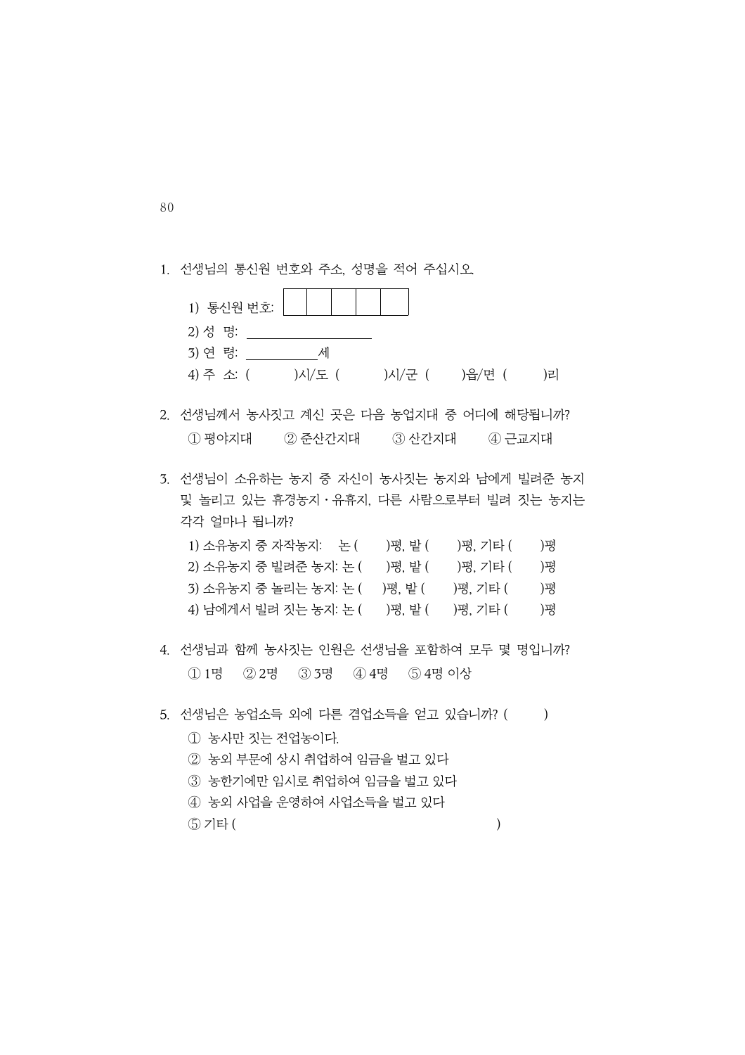1. 선생님의 통신원 번호와 주소, 성명을 적어 주십시오.

   1) 통신원 번호: | | | | | |

   2) 성 명: ____________________

   3) 연 령: ____________세

   4) 주 소: (　　　)시/도 (　　　)시/군 (　　　)읍/면 (　　　)리

2. 선생님께서 농사짓고 계신 곳은 다음 농업지대 중 어디에 해당됩니까?

   ① 평야지대　　② 준산간지대　　③ 산간지대　　④ 근교지대

3. 선생님이 소유하는 농지 중 자신이 농사짓는 농지와 남에게 빌려준 농지 및 놀리고 있는 휴경농지·유휴지, 다른 사람으로부터 빌려 짓는 농지는 각각 얼마나 됩니까?

   1) 소유농지 중 자작농지: 논 (　　)평, 밭 (　　)평, 기타 (　　)평
   2) 소유농지 중 빌려준 농지: 논 (　　)평, 밭 (　　)평, 기타 (　　)평
   3) 소유농지 중 놀리는 농지: 논 (　　)평, 밭 (　　)평, 기타 (　　)평
   4) 남에게서 빌려 짓는 농지: 논 (　　)평, 밭 (　　)평, 기타 (　　)평

4. 선생님과 함께 농사짓는 인원은 선생님을 포함하여 모두 몇 명입니까?

   ① 1명　② 2명　③ 3명　④ 4명　⑤ 4명 이상

5. 선생님은 농업소득 외에 다른 겸업소득을 얻고 있습니까? (　　)

   ① 농사만 짓는 전업농이다.
   ② 농외 부문에 상시 취업하여 임금을 벌고 있다
   ③ 농한기에만 임시로 취업하여 임금을 벌고 있다
   ④ 농외 사업을 운영하여 사업소득을 벌고 있다
   ⑤ 기타 (　　　　　　　　　　　　　　　　)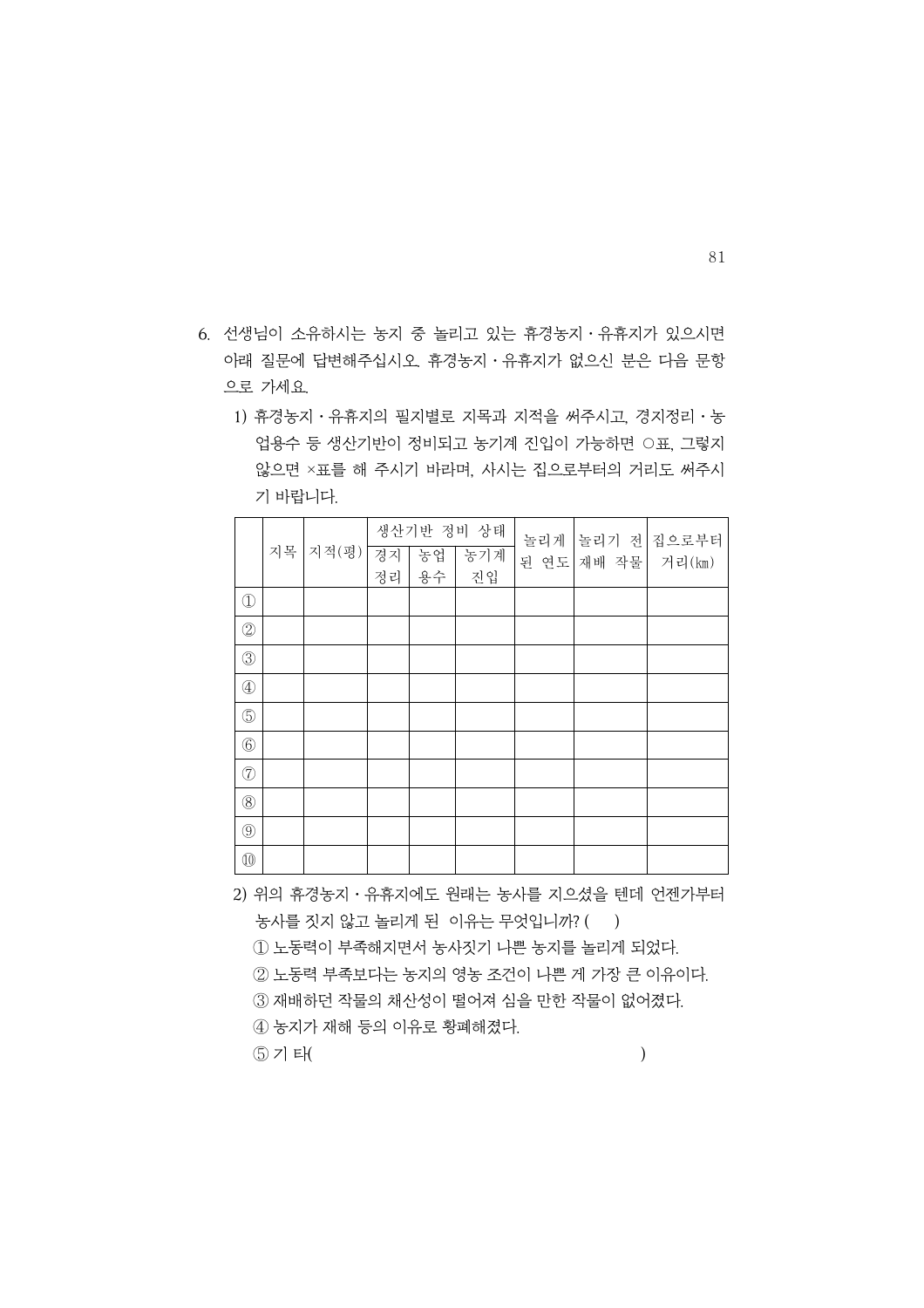6. 선생님이 소유하시는 농지 중 놀리고 있는 휴경농지·유휴지가 있으시면 아래 질문에 답변해주십시오. 휴경농지·유휴지가 없으신 분은 다음 문항으로 가세요.

   1) 휴경농지·유휴지의 필지별로 지목과 지적을 써주시고, 경지정리·농업용수 등 생산기반이 정비되고 농기계 진입이 가능하면 ○표, 그렇지 않으면 ×표를 해 주시기 바라며, 사시는 집으로부터의 거리도 써주시기 바랍니다.

| | 지목 | 지적(평) | 생산기반 정비 상태 | | | 놀리게 된 연도 | 놀리기 전 재배 작물 | 집으로부터 거리(㎞) |
|---|---|---|---|---|---|---|---|---|
| | | | 경지정리 | 농업용수 | 농기계 진입 | | | |
| ① | | | | | | | | |
| ② | | | | | | | | |
| ③ | | | | | | | | |
| ④ | | | | | | | | |
| ⑤ | | | | | | | | |
| ⑥ | | | | | | | | |
| ⑦ | | | | | | | | |
| ⑧ | | | | | | | | |
| ⑨ | | | | | | | | |
| ⑩ | | | | | | | | |

   2) 위의 휴경농지·유휴지에도 원래는 농사를 지으셨을 텐데 언젠가부터 농사를 짓지 않고 놀리게 된 이유는 무엇입니까? (　　)

      ① 노동력이 부족해지면서 농사짓기 나쁜 농지를 놀리게 되었다.
      ② 노동력 부족보다는 농지의 영농 조건이 나쁜 게 가장 큰 이유이다.
      ③ 재배하던 작물의 채산성이 떨어져 심을 만한 작물이 없어졌다.
      ④ 농지가 재해 등의 이유로 황폐해졌다.
      ⑤ 기 타(　　　　　　　　　　　　　　　　　　　　　　　　)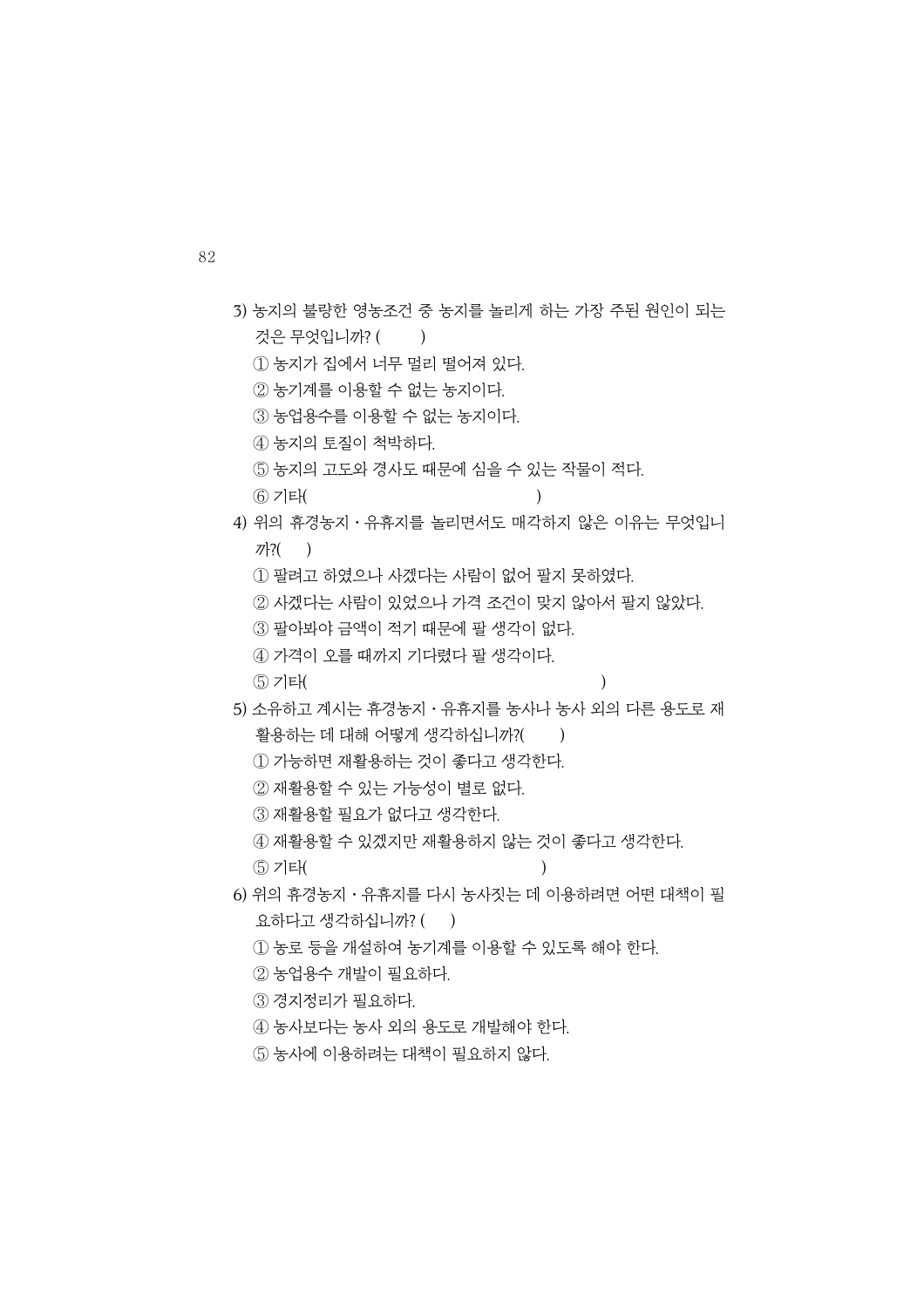3) 농지의 불량한 영농조건 중 농지를 놀리게 하는 가장 주된 원인이 되는 것은 무엇입니까? (　　)

① 농지가 집에서 너무 멀리 떨어져 있다.

② 농기계를 이용할 수 없는 농지이다.

③ 농업용수를 이용할 수 없는 농지이다.

④ 농지의 토질이 척박하다.

⑤ 농지의 고도와 경사도 때문에 심을 수 있는 작물이 적다.

⑥ 기타(　　　　　　　　　　　　　　　　　)

4) 위의 휴경농지・유휴지를 놀리면서도 매각하지 않은 이유는 무엇입니까?(　　)

① 팔려고 하였으나 사겠다는 사람이 없어 팔지 못하였다.

② 사겠다는 사람이 있었으나 가격 조건이 맞지 않아서 팔지 않았다.

③ 팔아봐야 금액이 적기 때문에 팔 생각이 없다.

④ 가격이 오를 때까지 기다렸다 팔 생각이다.

⑤ 기타(　　　　　　　　　　　　　　　　　　　　　)

5) 소유하고 계시는 휴경농지・유휴지를 농사나 농사 외의 다른 용도로 재활용하는 데 대해 어떻게 생각하십니까?(　　)

① 가능하면 재활용하는 것이 좋다고 생각한다.

② 재활용할 수 있는 가능성이 별로 없다.

③ 재활용할 필요가 없다고 생각한다.

④ 재활용할 수 있겠지만 재활용하지 않는 것이 좋다고 생각한다.

⑤ 기타(　　　　　　　　　　　　　　　　　)

6) 위의 휴경농지・유휴지를 다시 농사짓는 데 이용하려면 어떤 대책이 필요하다고 생각하십니까? (　　)

① 농로 등을 개설하여 농기계를 이용할 수 있도록 해야 한다.

② 농업용수 개발이 필요하다.

③ 경지정리가 필요하다.

④ 농사보다는 농사 외의 용도로 개발해야 한다.

⑤ 농사에 이용하려는 대책이 필요하지 않다.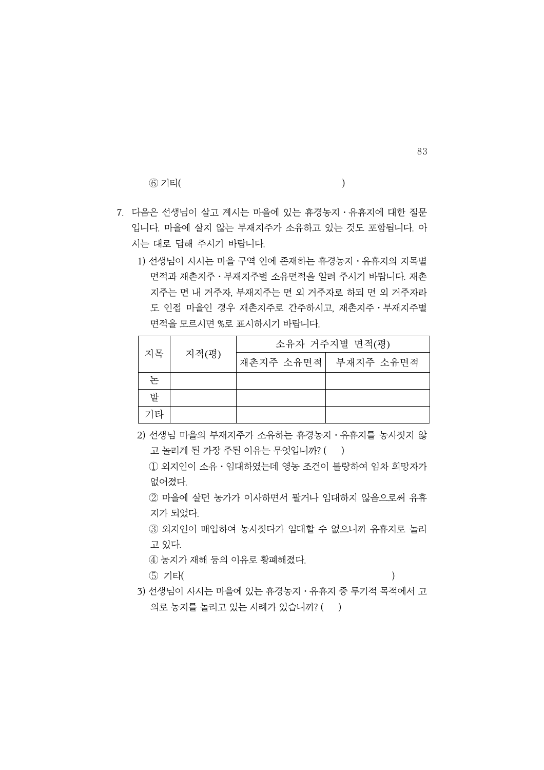⑥ 기타(                                        )

7. 다음은 선생님이 살고 계시는 마을에 있는 휴경농지・유휴지에 대한 질문입니다. 마을에 살지 않는 부재지주가 소유하고 있는 것도 포함됩니다. 아시는 대로 답해 주시기 바랍니다.

   1) 선생님이 사시는 마을 구역 안에 존재하는 휴경농지・유휴지의 지목별 면적과 재촌지주・부재지주별 소유면적을 알려 주시기 바랍니다. 재촌지주는 면 내 거주자, 부재지주는 면 외 거주자로 하되 면 외 거주자라도 인접 마을인 경우 재촌지주로 간주하시고, 재촌지주・부재지주별 면적을 모르시면 %로 표시하시기 바랍니다.

| 지목 | 지적(평) | 소유자 거주지별 면적(평) | |
|---|---|---|---|
| | | 재촌지주 소유면적 | 부재지주 소유면적 |
| 논 | | | |
| 밭 | | | |
| 기타 | | | |

   2) 선생님 마을의 부재지주가 소유하는 휴경농지・유휴지를 농사짓지 않고 놀리게 된 가장 주된 이유는 무엇입니까? (    )

      ① 외지인이 소유・임대하였는데 영농 조건이 불량하여 임차 희망자가 없어졌다.

      ② 마을에 살던 농가가 이사하면서 팔거나 임대하지 않음으로써 유휴지가 되었다.

      ③ 외지인이 매입하여 농사짓다가 임대할 수 없으니까 유휴지로 놀리고 있다.

      ④ 농지가 재해 등의 이유로 황폐해졌다.

      ⑤ 기타(                                        )

   3) 선생님이 사시는 마을에 있는 휴경농지・유휴지 중 투기적 목적에서 고의로 농지를 놀리고 있는 사례가 있습니까? (    )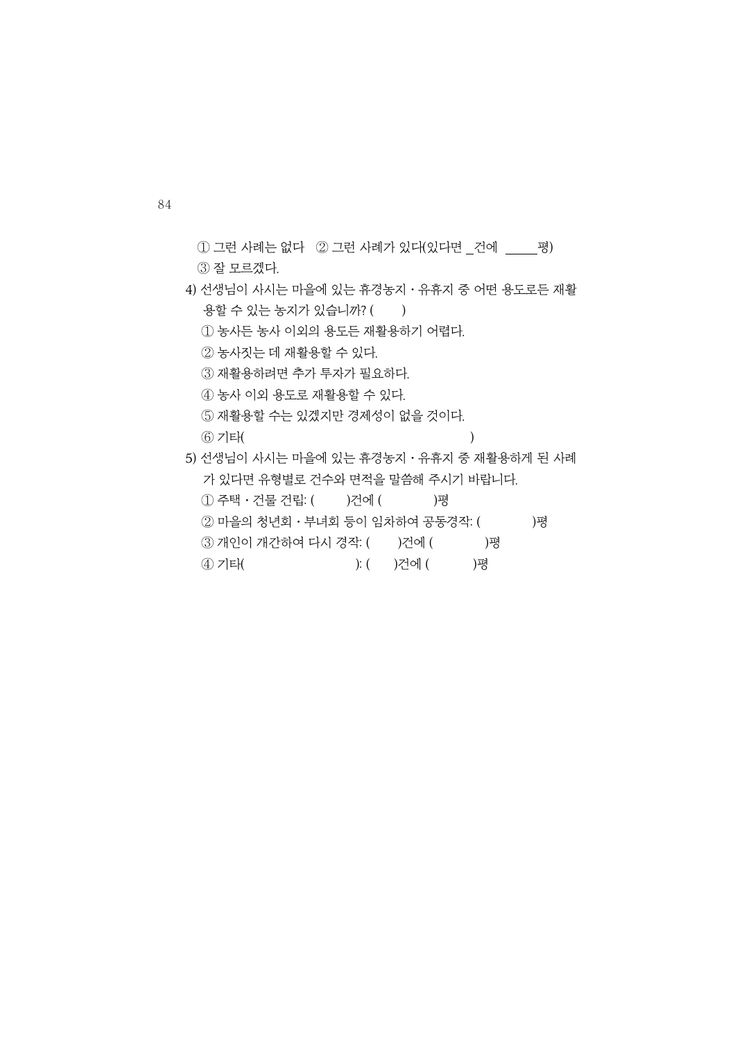① 그런 사례는 없다　② 그런 사례가 있다(있다면 _건에 _____평)
③ 잘 모르겠다.

4) 선생님이 사시는 마을에 있는 휴경농지・유휴지 중 어떤 용도로든 재활용할 수 있는 농지가 있습니까? (　　)
   ① 농사든 농사 이외의 용도든 재활용하기 어렵다.
   ② 농사짓는 데 재활용할 수 있다.
   ③ 재활용하려면 추가 투자가 필요하다.
   ④ 농사 이외 용도로 재활용할 수 있다.
   ⑤ 재활용할 수는 있겠지만 경제성이 없을 것이다.
   ⑥ 기타(　　　　　　　　　　　　　　　　　　)

5) 선생님이 사시는 마을에 있는 휴경농지・유휴지 중 재활용하게 된 사례가 있다면 유형별로 건수와 면적을 말씀해 주시기 바랍니다.
   ① 주택・건물 건립: (　　　)건에 (　　　　)평
   ② 마을의 청년회・부녀회 등이 임차하여 공동경작: (　　　　)평
   ③ 개인이 개간하여 다시 경작: (　　　)건에 (　　　　)평
   ④ 기타(　　　　　　　　　): (　　)건에 (　　　　)평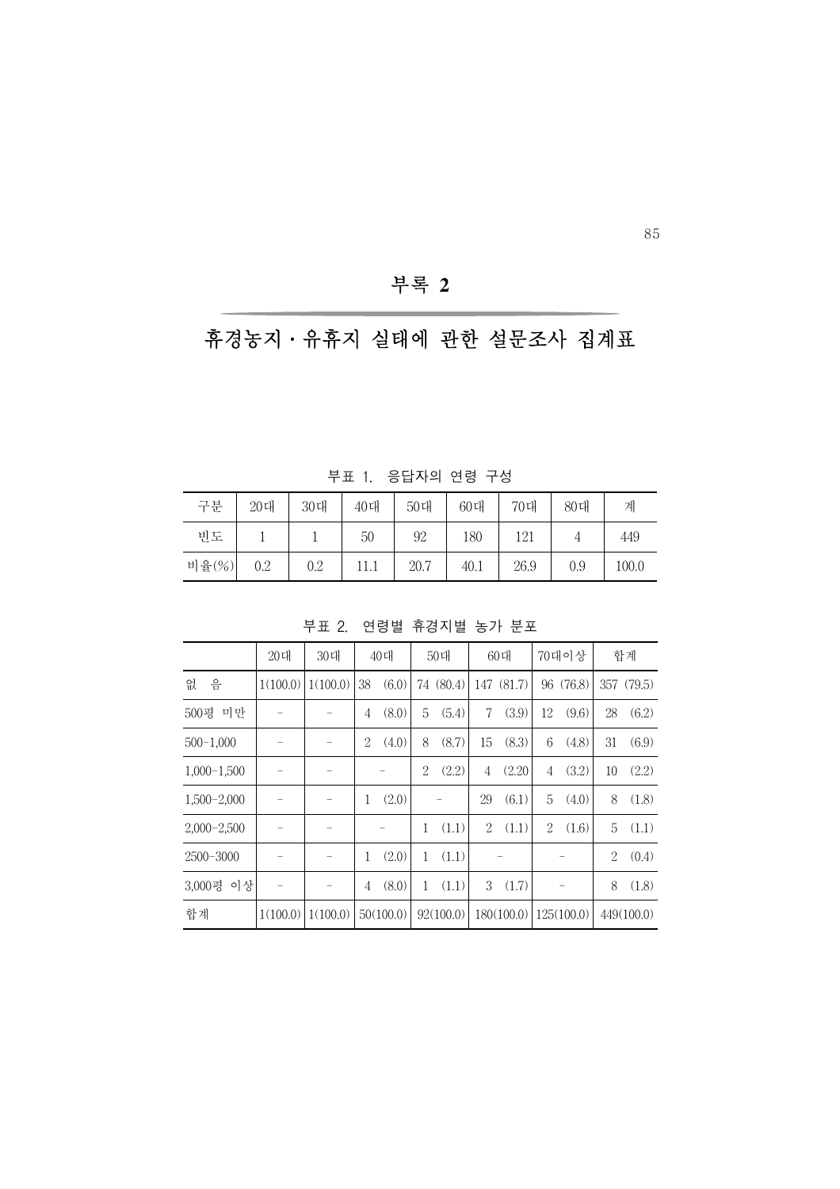## 부록 2

# 휴경농지·유휴지 실태에 관한 설문조사 집계표

부표 1. 응답자의 연령 구성

| 구분 | 20대 | 30대 | 40대 | 50대 | 60대 | 70대 | 80대 | 계 |
|---|---|---|---|---|---|---|---|---|
| 빈도 | 1 | 1 | 50 | 92 | 180 | 121 | 4 | 449 |
| 비율(%) | 0.2 | 0.2 | 11.1 | 20.7 | 40.1 | 26.9 | 0.9 | 100.0 |

부표 2. 연령별 휴경지별 농가 분포

| | 20대 | 30대 | 40대 | 50대 | 60대 | 70대이상 | 합계 |
|---|---|---|---|---|---|---|---|
| 없 음 | 1(100.0) | 1(100.0) | 38 (6.0) | 74 (80.4) | 147 (81.7) | 96 (76.8) | 357 (79.5) |
| 500평 미만 | - | - | 4 (8.0) | 5 (5.4) | 7 (3.9) | 12 (9.6) | 28 (6.2) |
| 500-1,000 | - | - | 2 (4.0) | 8 (8.7) | 15 (8.3) | 6 (4.8) | 31 (6.9) |
| 1,000-1,500 | - | - | - | 2 (2.2) | 4 (2.20 | 4 (3.2) | 10 (2.2) |
| 1,500-2,000 | - | - | 1 (2.0) | - | 29 (6.1) | 5 (4.0) | 8 (1.8) |
| 2,000-2,500 | - | - | - | 1 (1.1) | 2 (1.1) | 2 (1.6) | 5 (1.1) |
| 2500-3000 | - | - | 1 (2.0) | 1 (1.1) | - | - | 2 (0.4) |
| 3,000평 이상 | - | - | 4 (8.0) | 1 (1.1) | 3 (1.7) | - | 8 (1.8) |
| 합계 | 1(100.0) | 1(100.0) | 50(100.0) | 92(100.0) | 180(100.0) | 125(100.0) | 449(100.0) |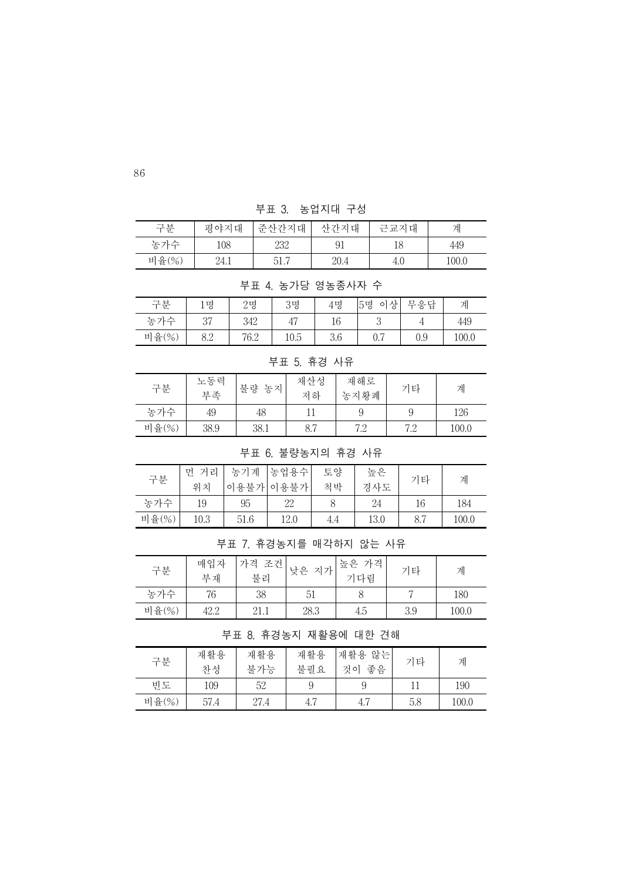부표 3. 농업지대 구성

| 구분 | 평야지대 | 준산간지대 | 산간지대 | 근교지대 | 계 |
|---|---|---|---|---|---|
| 농가수 | 108 | 232 | 91 | 18 | 449 |
| 비율(%) | 24.1 | 51.7 | 20.4 | 4.0 | 100.0 |

부표 4. 농가당 영농종사자 수

| 구분 | 1명 | 2명 | 3명 | 4명 | 5명 이상 | 무응답 | 계 |
|---|---|---|---|---|---|---|---|
| 농가수 | 37 | 342 | 47 | 16 | 3 | 4 | 449 |
| 비율(%) | 8.2 | 76.2 | 10.5 | 3.6 | 0.7 | 0.9 | 100.0 |

부표 5. 휴경 사유

| 구분 | 노동력 부족 | 불량 농지 | 채산성 저하 | 재해로 농지황폐 | 기타 | 계 |
|---|---|---|---|---|---|---|
| 농가수 | 49 | 48 | 11 | 9 | 9 | 126 |
| 비율(%) | 38.9 | 38.1 | 8.7 | 7.2 | 7.2 | 100.0 |

부표 6. 불량농지의 휴경 사유

| 구분 | 먼 거리 위치 | 농기계 이용불가 | 농업용수 이용불가 | 토양 척박 | 높은 경사도 | 기타 | 계 |
|---|---|---|---|---|---|---|---|
| 농가수 | 19 | 95 | 22 | 8 | 24 | 16 | 184 |
| 비율(%) | 10.3 | 51.6 | 12.0 | 4.4 | 13.0 | 8.7 | 100.0 |

부표 7. 휴경농지를 매각하지 않는 사유

| 구분 | 매입자 부재 | 가격 조건 불리 | 낮은 지가 | 높은 가격 기다림 | 기타 | 계 |
|---|---|---|---|---|---|---|
| 농가수 | 76 | 38 | 51 | 8 | 7 | 180 |
| 비율(%) | 42.2 | 21.1 | 28.3 | 4.5 | 3.9 | 100.0 |

부표 8. 휴경농지 재활용에 대한 견해

| 구분 | 재활용 찬성 | 재활용 불가능 | 재활용 불필요 | 재활용 않는 것이 좋음 | 기타 | 계 |
|---|---|---|---|---|---|---|
| 빈도 | 109 | 52 | 9 | 9 | 11 | 190 |
| 비율(%) | 57.4 | 27.4 | 4.7 | 4.7 | 5.8 | 100.0 |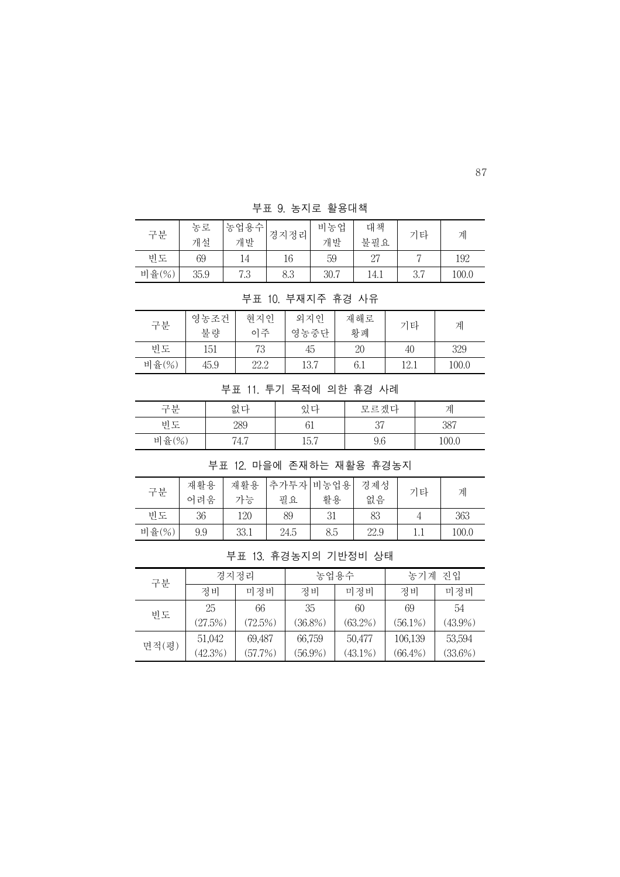부표 9. 농지로 활용대책

| 구분 | 농로 개설 | 농업용수 개발 | 경지정리 | 비농업 개발 | 대책 불필요 | 기타 | 계 |
|---|---|---|---|---|---|---|---|
| 빈도 | 69 | 14 | 16 | 59 | 27 | 7 | 192 |
| 비율(%) | 35.9 | 7.3 | 8.3 | 30.7 | 14.1 | 3.7 | 100.0 |

부표 10. 부재지주 휴경 사유

| 구분 | 영농조건 불량 | 현지인 이주 | 외지인 영농중단 | 재해로 황폐 | 기타 | 계 |
|---|---|---|---|---|---|---|
| 빈도 | 151 | 73 | 45 | 20 | 40 | 329 |
| 비율(%) | 45.9 | 22.2 | 13.7 | 6.1 | 12.1 | 100.0 |

부표 11. 투기 목적에 의한 휴경 사례

| 구분 | 없다 | 있다 | 모르겠다 | 계 |
|---|---|---|---|---|
| 빈도 | 289 | 61 | 37 | 387 |
| 비율(%) | 74.7 | 15.7 | 9.6 | 100.0 |

부표 12. 마을에 존재하는 재활용 휴경농지

| 구분 | 재활용 어려움 | 재활용 가능 | 추가투자 필요 | 비농업용 활용 | 경제성 없음 | 기타 | 계 |
|---|---|---|---|---|---|---|---|
| 빈도 | 36 | 120 | 89 | 31 | 83 | 4 | 363 |
| 비율(%) | 9.9 | 33.1 | 24.5 | 8.5 | 22.9 | 1.1 | 100.0 |

부표 13. 휴경농지의 기반정비 상태

| 구분 | 경지정리 | | 농업용수 | | 농기계 진입 | |
|---|---|---|---|---|---|---|
| | 정비 | 미정비 | 정비 | 미정비 | 정비 | 미정비 |
| 빈도 | 25 (27.5%) | 66 (72.5%) | 35 (36.8%) | 60 (63.2%) | 69 (56.1%) | 54 (43.9%) |
| 면적(평) | 51,042 (42.3%) | 69,487 (57.7%) | 66,759 (56.9%) | 50,477 (43.1%) | 106,139 (66.4%) | 53,594 (33.6%) |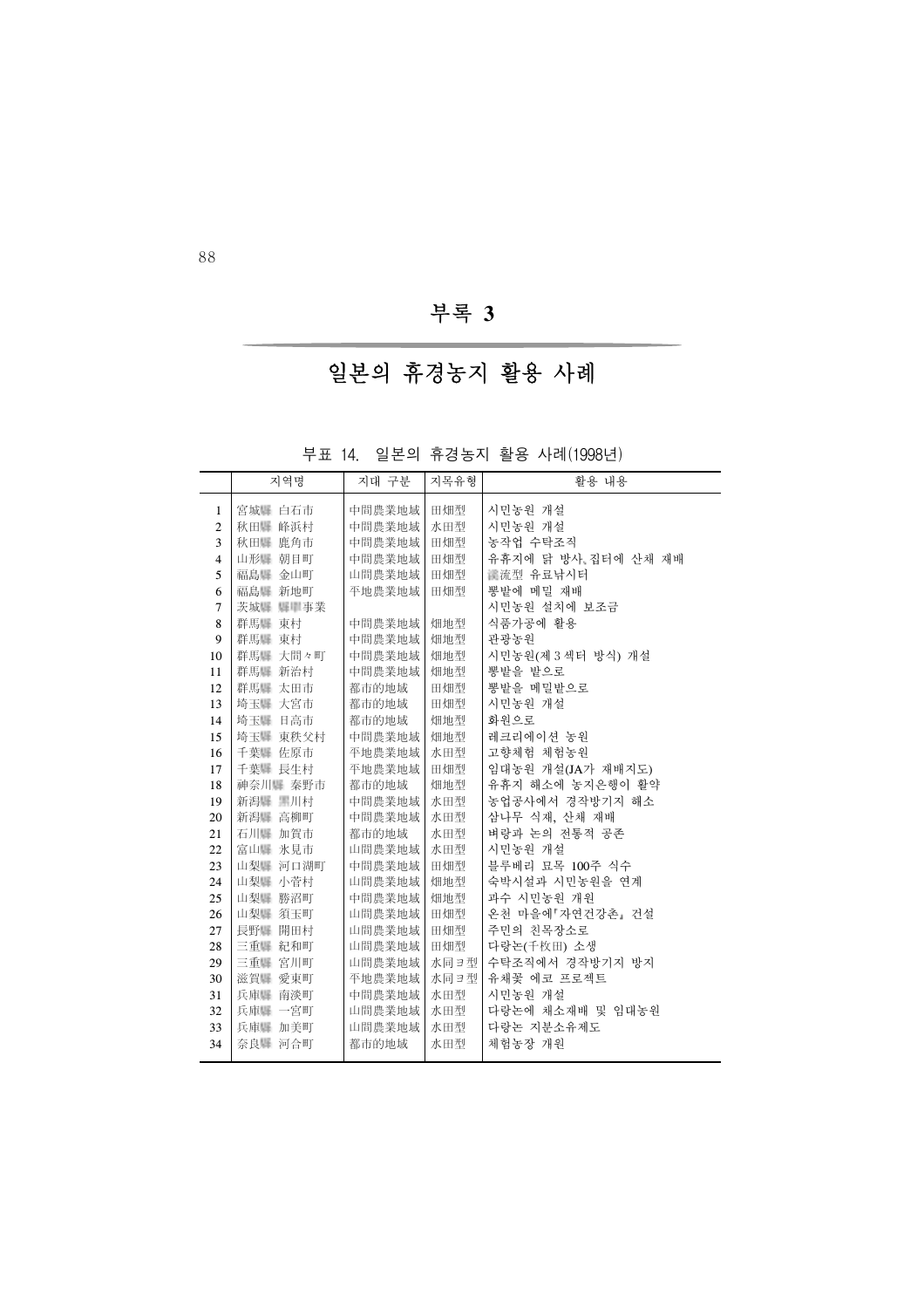# 부록 3

## 일본의 휴경농지 활용 사례

부표 14. 일본의 휴경농지 활용 사례(1998년)

| | 지역명 | 지대 구분 | 지목유형 | 활용 내용 |
|---|---|---|---|---|
| 1 | 宮城縣 白石市 | 中間農業地域 | 田畑型 | 시민농원 개설 |
| 2 | 秋田縣 峰浜村 | 中間農業地域 | 水田型 | 시민농원 개설 |
| 3 | 秋田縣 鹿角市 | 中間農業地域 | 田畑型 | 농작업 수탁조직 |
| 4 | 山形縣 朝日町 | 中間農業地域 | 田畑型 | 유휴지에 닭 방사, 집터에 산채 재배 |
| 5 | 福島縣 金山町 | 山間農業地域 | 田畑型 | 溪流型 유료낚시터 |
| 6 | 福島縣 新地町 | 平地農業地域 | 田畑型 | 뽕밭에 메밀 재배 |
| 7 | 茨城縣 縣單事業 | | | 시민농원 설치에 보조금 |
| 8 | 群馬縣 東村 | 中間農業地域 | 畑地型 | 식품가공에 활용 |
| 9 | 群馬縣 東村 | 中間農業地域 | 畑地型 | 관광농원 |
| 10 | 群馬縣 大間々町 | 中間農業地域 | 畑地型 | 시민농원(제 3 섹터 방식) 개설 |
| 11 | 群馬縣 新治村 | 中間農業地域 | 畑地型 | 뽕밭을 밭으로 |
| 12 | 群馬縣 太田市 | 都市的地域 | 田畑型 | 뽕밭을 메밀밭으로 |
| 13 | 埼玉縣 大宮市 | 都市的地域 | 田畑型 | 시민농원 개설 |
| 14 | 埼玉縣 日高市 | 都市的地域 | 畑地型 | 화원으로 |
| 15 | 埼玉縣 東秩父村 | 中間農業地域 | 畑地型 | 레크리에이션 농원 |
| 16 | 千葉縣 佐原市 | 平地農業地域 | 水田型 | 고향체험 체험농원 |
| 17 | 千葉縣 長生村 | 平地農業地域 | 田畑型 | 임대농원 개설(JA가 재배지도) |
| 18 | 神奈川縣 秦野市 | 都市的地域 | 畑地型 | 유휴지 해소에 농지은행이 활약 |
| 19 | 新潟縣 黑川村 | 中間農業地域 | 水田型 | 농업공사에서 경작방기지 해소 |
| 20 | 新潟縣 高柳町 | 中間農業地域 | 水田型 | 삼나무 식재, 산채 재배 |
| 21 | 石川縣 加賀市 | 都市的地域 | 水田型 | 벼랑과 논의 전통적 공존 |
| 22 | 富山縣 氷見市 | 山間農業地域 | 水田型 | 시민농원 개설 |
| 23 | 山梨縣 河口湖町 | 中間農業地域 | 田畑型 | 블루베리 묘목 100주 식수 |
| 24 | 山梨縣 小菅村 | 山間農業地域 | 畑地型 | 숙박시설과 시민농원을 연계 |
| 25 | 山梨縣 勝沼町 | 中間農業地域 | 畑地型 | 과수 시민농원 개원 |
| 26 | 山梨縣 須玉町 | 山間農業地域 | 田畑型 | 온천 마을에『자연건강촌』건설 |
| 27 | 長野縣 開田村 | 山間農業地域 | 田畑型 | 주민의 친목장소로 |
| 28 | 三重縣 紀和町 | 山間農業地域 | 田畑型 | 다랑논(千枚田) 소생 |
| 29 | 三重縣 宮川町 | 山間農業地域 | 水同ヨ型 | 수탁조직에서 경작방기지 방지 |
| 30 | 滋賀縣 愛東町 | 平地農業地域 | 水同ヨ型 | 유채꽃 에코 프로젝트 |
| 31 | 兵庫縣 南淡町 | 中間農業地域 | 水田型 | 시민농원 개설 |
| 32 | 兵庫縣 一宮町 | 山間農業地域 | 水田型 | 다랑논에 채소재배 및 임대농원 |
| 33 | 兵庫縣 加美町 | 山間農業地域 | 水田型 | 다랑논 지분소유제도 |
| 34 | 奈良縣 河合町 | 都市的地域 | 水田型 | 체험농장 개원 |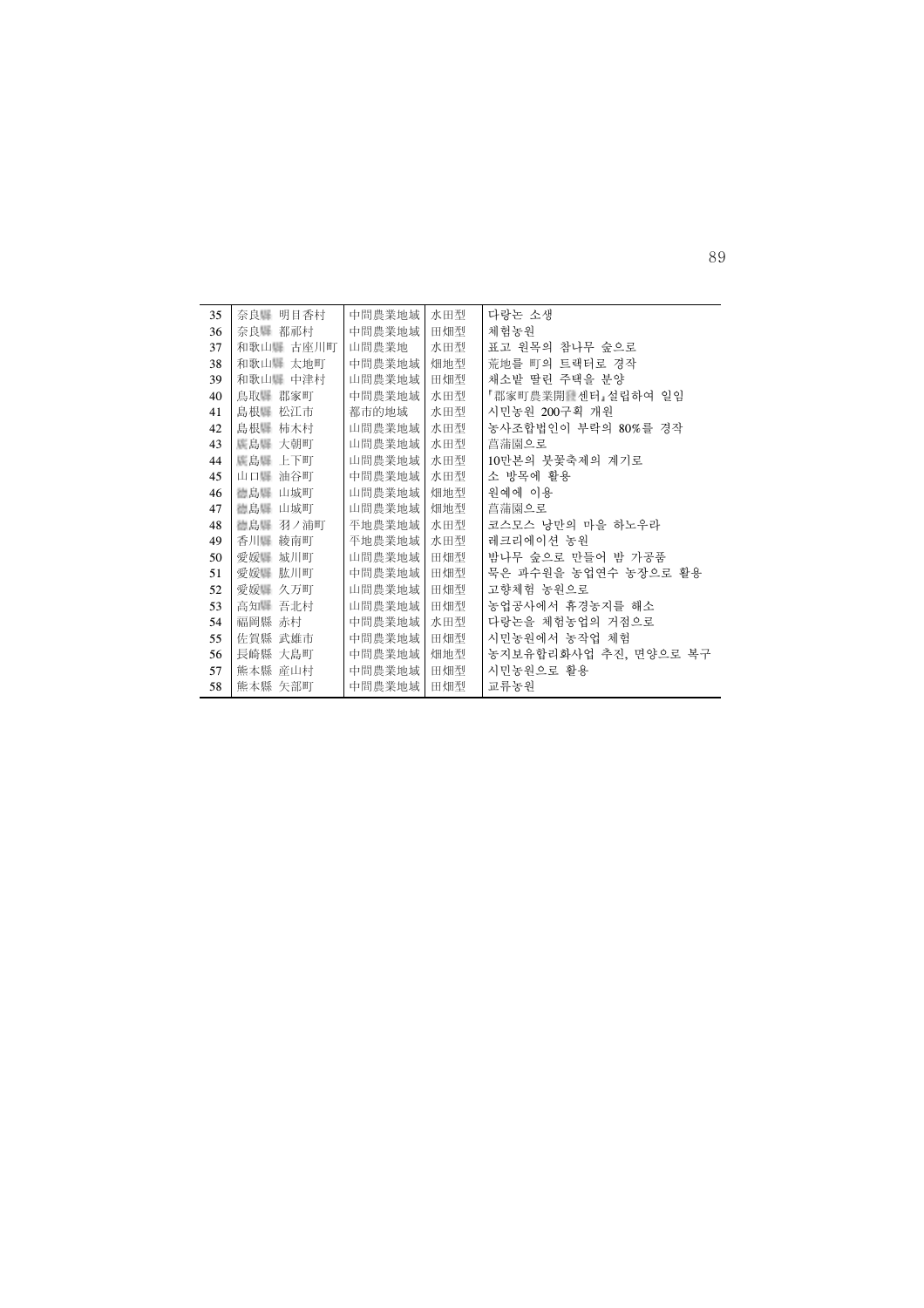| 35 | 奈良縣 明日香村 | 中間農業地域 | 水田型 | 다랑논 소생 |
|---|---|---|---|---|
| 36 | 奈良縣 都祁村 | 中間農業地域 | 田畑型 | 체험농원 |
| 37 | 和歌山縣 古座川町 | 山間農業地 | 水田型 | 표고 원목의 참나무 숲으로 |
| 38 | 和歌山縣 太地町 | 中間農業地域 | 畑地型 | 荒地를 町의 트랙터로 경작 |
| 39 | 和歌山縣 中津村 | 山間農業地域 | 田畑型 | 채소밭 딸린 주택을 분양 |
| 40 | 鳥取縣 郡家町 | 中間農業地域 | 水田型 | 『郡家町農業開發센터』설립하여 일임 |
| 41 | 島根縣 松江市 | 都市的地域 | 水田型 | 시민농원 200구획 개원 |
| 42 | 島根縣 柿木村 | 山間農業地域 | 水田型 | 농사조합법인이 부락의 80%를 경작 |
| 43 | 廣島縣 大朝町 | 山間農業地域 | 水田型 | 菖蒲園으로 |
| 44 | 廣島縣 上下町 | 山間農業地域 | 水田型 | 10만본의 붓꽃축제의 계기로 |
| 45 | 山口縣 油谷町 | 中間農業地域 | 水田型 | 소 방목에 활용 |
| 46 | 德島縣 山城町 | 山間農業地域 | 畑地型 | 원예에 이용 |
| 47 | 德島縣 山城町 | 山間農業地域 | 畑地型 | 菖蒲園으로 |
| 48 | 德島縣 羽ノ浦町 | 平地農業地域 | 水田型 | 코스모스 낭만의 마을 하노우라 |
| 49 | 香川縣 綾南町 | 平地農業地域 | 水田型 | 레크리에이션 농원 |
| 50 | 愛媛縣 城川町 | 山間農業地域 | 田畑型 | 밤나무 숲으로 만들어 밤 가공품 |
| 51 | 愛媛縣 肱川町 | 中間農業地域 | 田畑型 | 묵은 과수원을 농업연수 농장으로 활용 |
| 52 | 愛媛縣 久万町 | 山間農業地域 | 田畑型 | 고향체험 농원으로 |
| 53 | 高知縣 吾北村 | 山間農業地域 | 田畑型 | 농업공사에서 휴경농지를 해소 |
| 54 | 福岡縣 赤村 | 中間農業地域 | 水田型 | 다랑논을 체험농업의 거점으로 |
| 55 | 佐賀縣 武雄市 | 中間農業地域 | 田畑型 | 시민농원에서 농작업 체험 |
| 56 | 長崎縣 大島町 | 中間農業地域 | 畑地型 | 농지보유합리화사업 추진, 면양으로 복구 |
| 57 | 熊本縣 産山村 | 中間農業地域 | 田畑型 | 시민농원으로 활용 |
| 58 | 熊本縣 矢部町 | 中間農業地域 | 田畑型 | 교류농원 |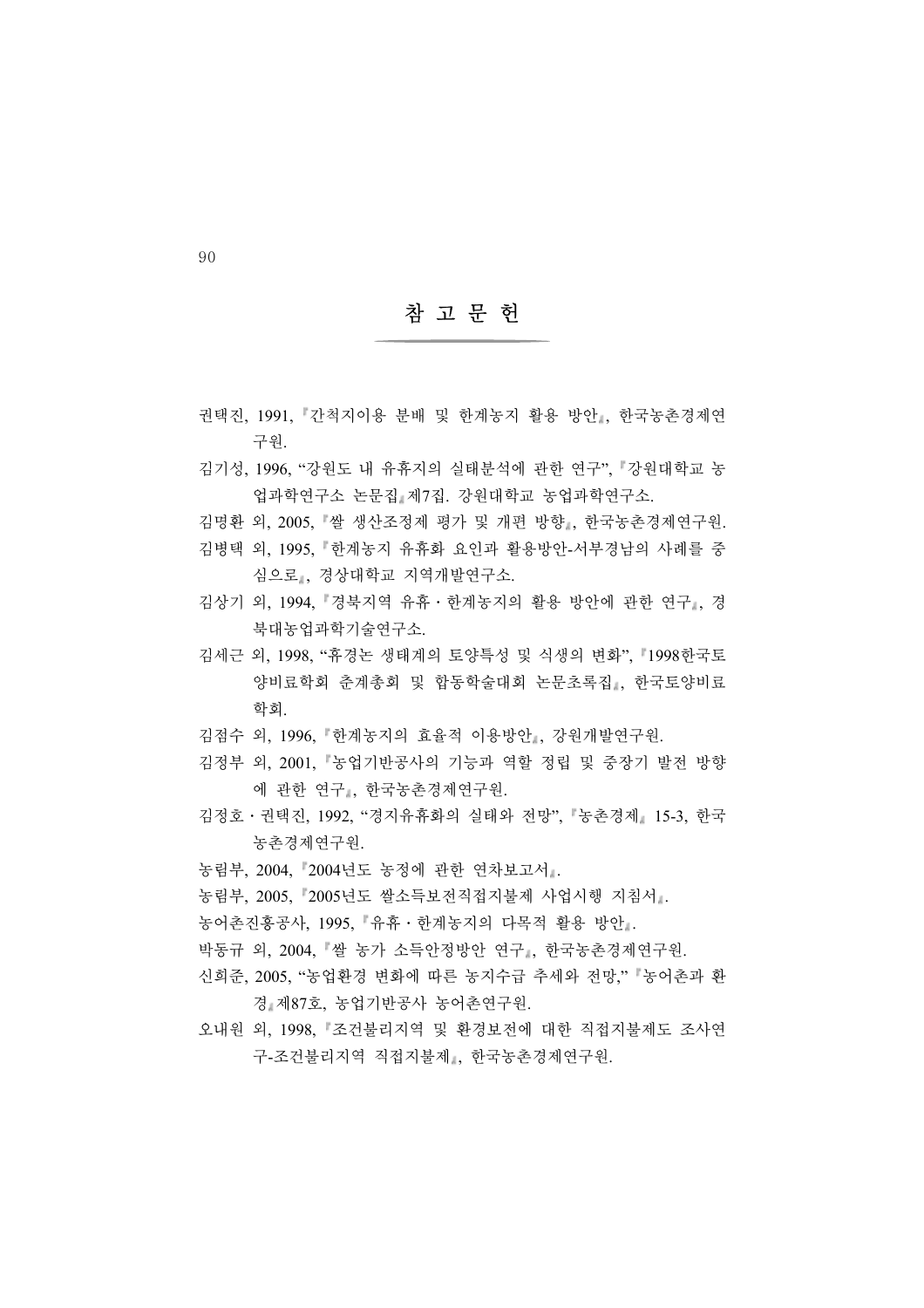# 참 고 문 헌

권택진, 1991, 『간척지이용 분배 및 한계농지 활용 방안』, 한국농촌경제연구원.

김기성, 1996, “강원도 내 유휴지의 실태분석에 관한 연구”, 『강원대학교 농업과학연구소 논문집』 제7집. 강원대학교 농업과학연구소.

김명환 외, 2005, 『쌀 생산조정제 평가 및 개편 방향』, 한국농촌경제연구원.

김병택 외, 1995, 『한계농지 유휴화 요인과 활용방안-서부경남의 사례를 중심으로』, 경상대학교 지역개발연구소.

김상기 외, 1994, 『경북지역 유휴・한계농지의 활용 방안에 관한 연구』, 경북대농업과학기술연구소.

김세근 외, 1998, “휴경논 생태계의 토양특성 및 식생의 변화”, 『1998한국토양비료학회 춘계총회 및 합동학술대회 논문초록집』, 한국토양비료학회.

김점수 외, 1996, 『한계농지의 효율적 이용방안』, 강원개발연구원.

김정부 외, 2001, 『농업기반공사의 기능과 역할 정립 및 중장기 발전 방향에 관한 연구』, 한국농촌경제연구원.

김정호・권택진, 1992, “경지유휴화의 실태와 전망”, 『농촌경제』 15-3, 한국농촌경제연구원.

농림부, 2004, 『2004년도 농정에 관한 연차보고서』.

농림부, 2005, 『2005년도 쌀소득보전직접지불제 사업시행 지침서』.

농어촌진흥공사, 1995, 『유휴・한계농지의 다목적 활용 방안』.

박동규 외, 2004, 『쌀 농가 소득안정방안 연구』, 한국농촌경제연구원.

신희준, 2005, “농업환경 변화에 따른 농지수급 추세와 전망,” 『농어촌과 환경』 제87호, 농업기반공사 농어촌연구원.

오내원 외, 1998, 『조건불리지역 및 환경보전에 대한 직접지불제도 조사연구-조건불리지역 직접지불제』, 한국농촌경제연구원.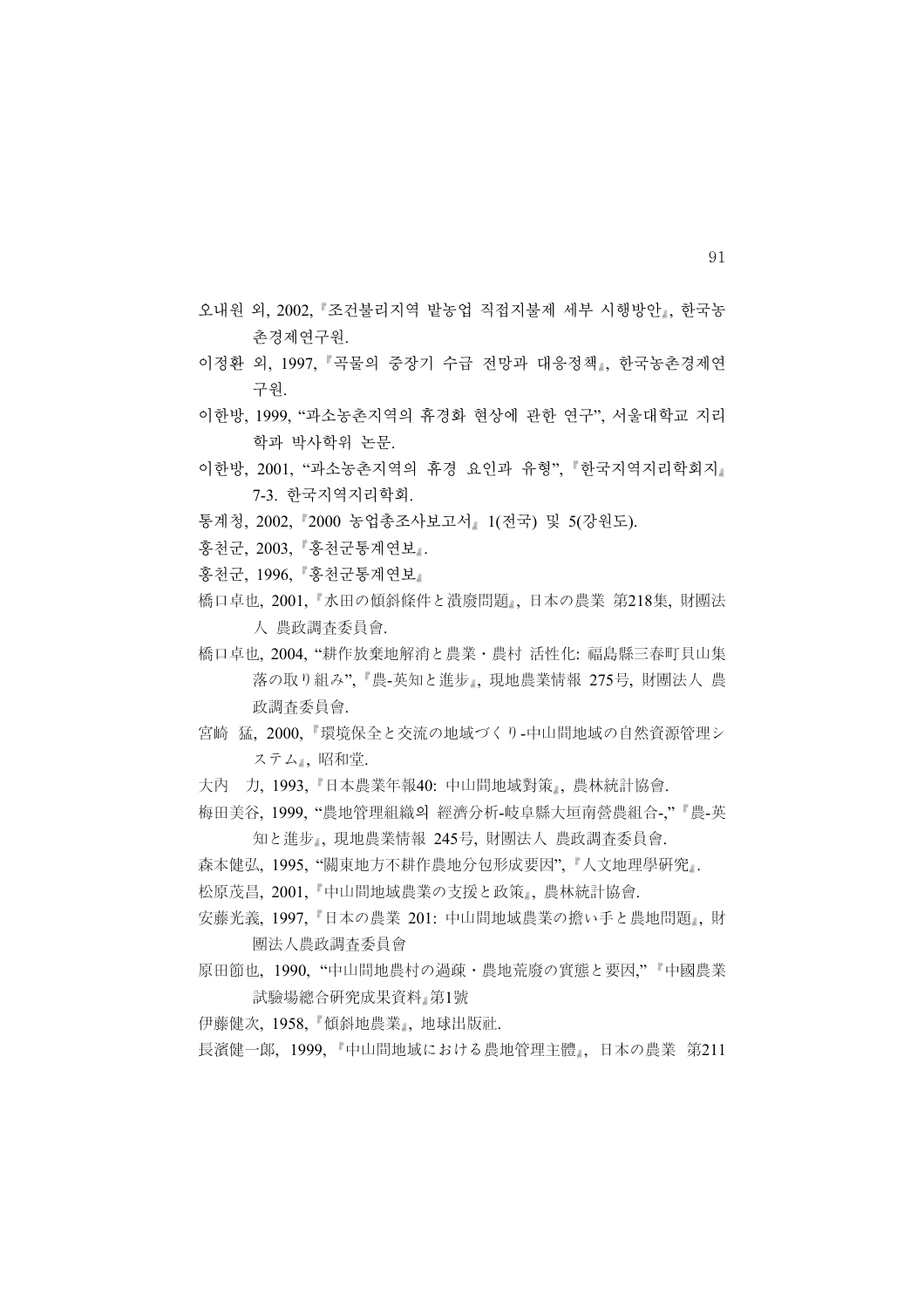오내원 외, 2002, 『조건불리지역 밭농업 직접지불제 세부 시행방안』, 한국농촌경제연구원.

이정환 외, 1997, 『곡물의 중장기 수급 전망과 대응정책』, 한국농촌경제연구원.

이한방, 1999, “과소농촌지역의 휴경화 현상에 관한 연구”, 서울대학교 지리학과 박사학위 논문.

이한방, 2001, “과소농촌지역의 휴경 요인과 유형”, 『한국지역지리학회지』 7-3. 한국지역지리학회.

통계청, 2002, 『2000 농업총조사보고서』 1(전국) 및 5(강원도).

홍천군, 2003, 『홍천군통계연보』.

홍천군, 1996, 『홍천군통계연보』

橋口卓也, 2001, 『水田の傾斜條件と潰廢問題』, 日本の農業 第218集, 財團法人 農政調査委員會.

橋口卓也, 2004, “耕作放棄地解消と農業・農村 活性化: 福島縣三春町貝山集落の取り組み”, 『農-英知と進步』, 現地農業情報 275号, 財團法人 農政調査委員會.

宮崎 猛, 2000, 『環境保全と交流の地域づくり-中山間地域の自然資源管理システム』, 昭和堂.

大内 力, 1993, 『日本農業年報40: 中山間地域對策』, 農林統計協會.

梅田美谷, 1999, “農地管理組織의 經濟分析-岐阜縣大垣南營農組合-,” 『農-英知と進步』, 現地農業情報 245号, 財團法人 農政調査委員會.

森本健弘, 1995, “關東地方不耕作農地分包形成要因”, 『人文地理學研究』.

松原茂昌, 2001, 『中山間地域農業の支援と政策』, 農林統計協會.

安藤光義, 1997, 『日本の農業 201: 中山間地域農業の擔い手と農地問題』, 財團法人農政調査委員會

原田節也, 1990, “中山間地農村の過疎・農地荒廢の實態と要因,” 『中國農業試驗場總合研究成果資料』第1號

伊藤健次, 1958, 『傾斜地農業』, 地球出版社.

長濱健一郎, 1999, 『中山間地域における農地管理主體』, 日本の農業 第211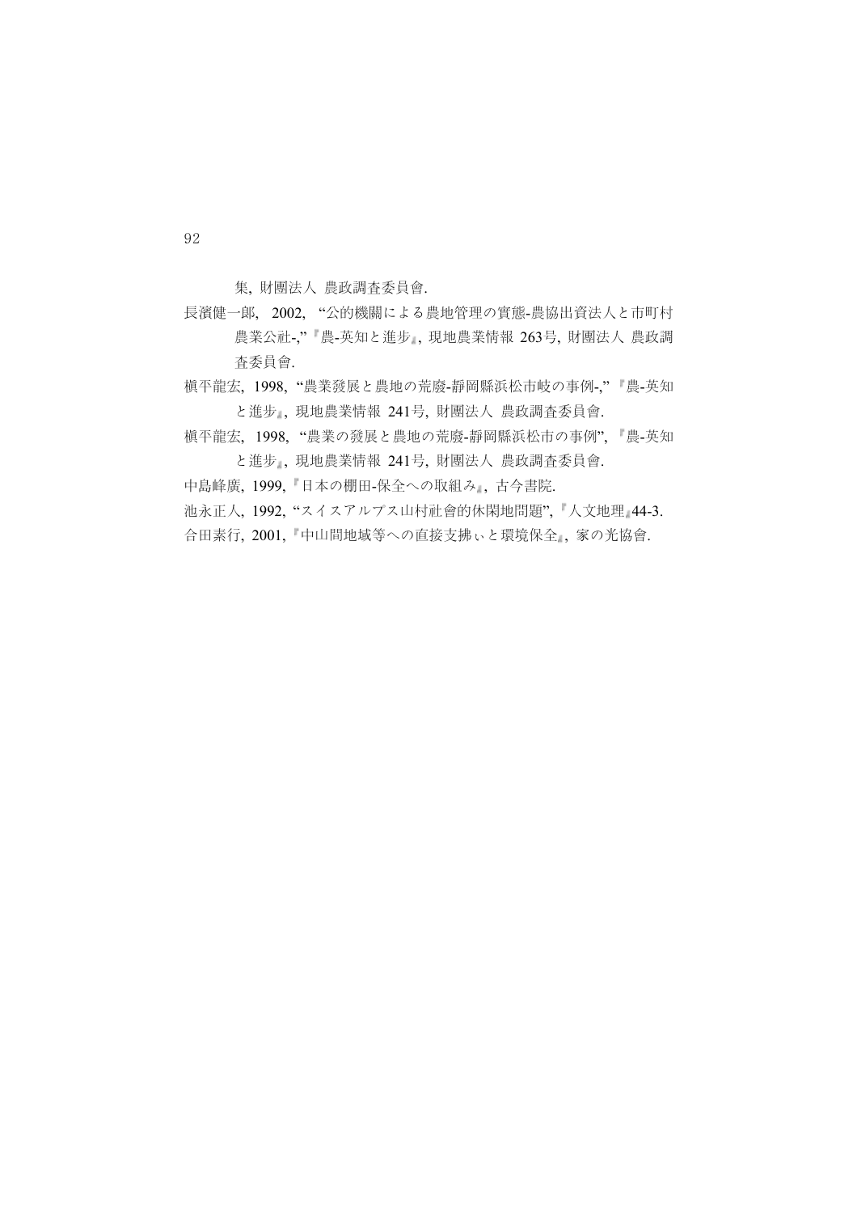集, 財團法人 農政調査委員會.

長濱健一郎, 2002, "公的機關による農地管理の實態-農協出資法人と市町村農業公社-,"『農-英知と進歩』, 現地農業情報 263号, 財團法人 農政調査委員會.

槇平龍宏, 1998, "農業發展と農地の荒廢-靜岡縣浜松市岐の事例-,"『農-英知と進歩』, 現地農業情報 241号, 財團法人 農政調査委員會.

槇平龍宏, 1998, "農業の發展と農地の荒廢-靜岡縣浜松市の事例",『農-英知と進歩』, 現地農業情報 241号, 財團法人 農政調査委員會.

中島峰廣, 1999,『日本の棚田-保全への取組み』, 古今書院.

池永正人, 1992, "スイスアルプス山村社會的休閑地問題",『人文地理』44-3.

合田素行, 2001,『中山間地域等への直接支拂ぃと環境保全』, 家の光協會.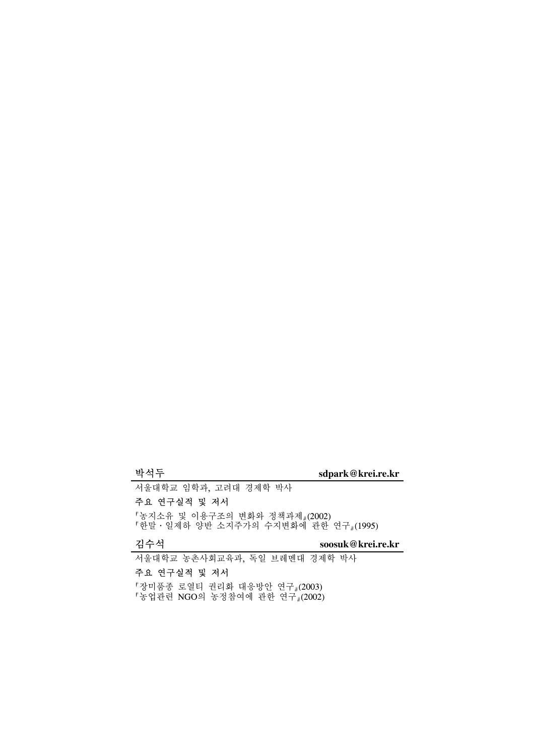**박석두** **sdpark@krei.re.kr**

서울대학교 임학과, 고려대 경제학 박사

**주요 연구실적 및 저서**

『농지소유 및 이용구조의 변화와 정책과제』(2002)
『한말·일제하 양반 소지주가의 수지변화에 관한 연구』(1995)

**김수석** **soosuk@krei.re.kr**

서울대학교 농촌사회교육과, 독일 브레멘대 경제학 박사

**주요 연구실적 및 저서**

『장미품종 로열티 권리화 대응방안 연구』(2003)
『농업관련 NGO의 농정참여에 관한 연구』(2002)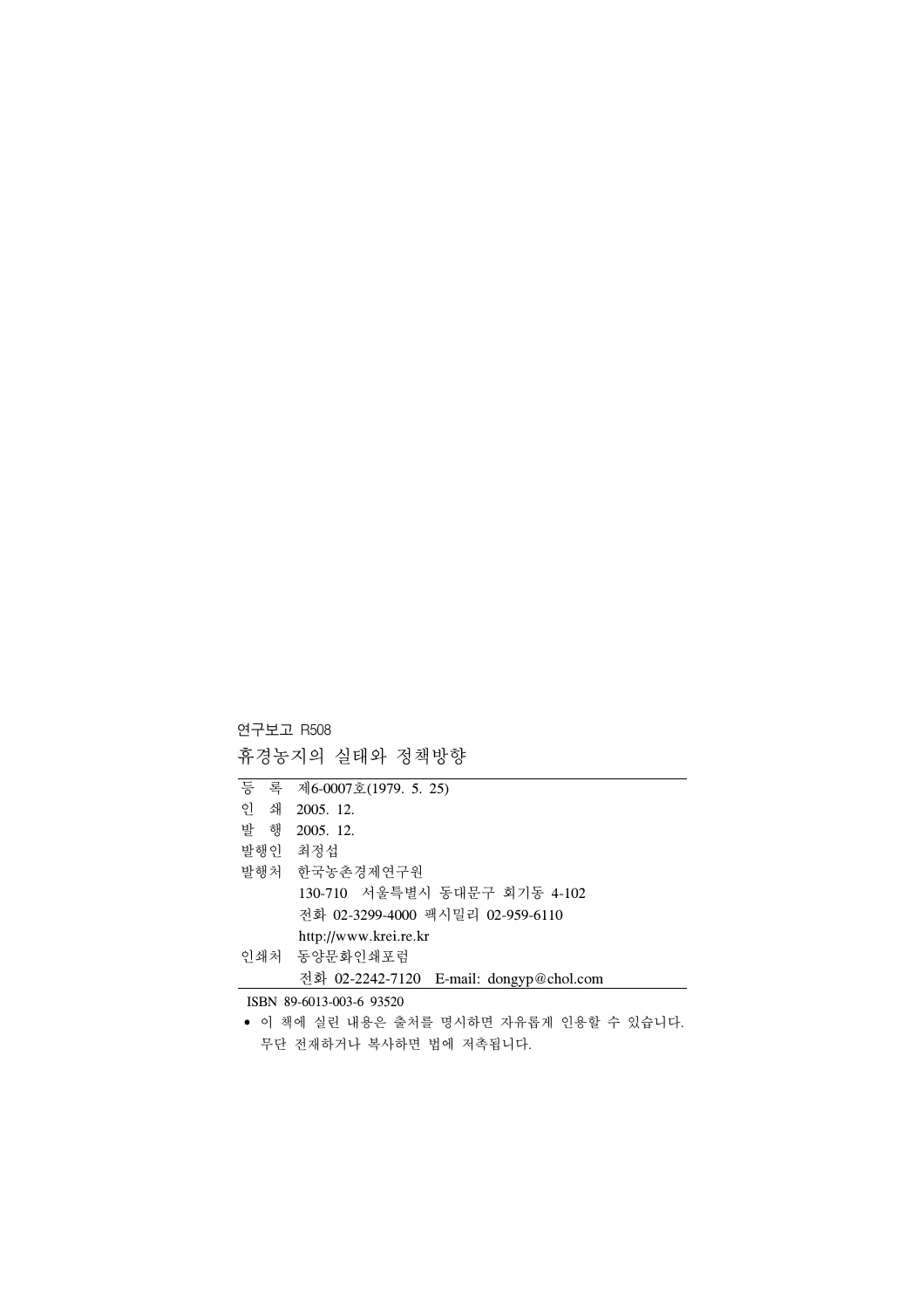연구보고 R508

휴경농지의 실태와 정책방향

| | |
|---|---|
| 등 록 | 제6-0007호(1979. 5. 25) |
| 인 쇄 | 2005. 12. |
| 발 행 | 2005. 12. |
| 발행인 | 최정섭 |
| 발행처 | 한국농촌경제연구원 |
| | 130-710 서울특별시 동대문구 회기동 4-102 |
| | 전화 02-3299-4000 팩시밀리 02-959-6110 |
| | http://www.krei.re.kr |
| 인쇄처 | 동양문화인쇄포럼 |
| | 전화 02-2242-7120 E-mail: dongyp@chol.com |

ISBN 89-6013-003-6 93520

- 이 책에 실린 내용은 출처를 명시하면 자유롭게 인용할 수 있습니다. 무단 전재하거나 복사하면 법에 저촉됩니다.